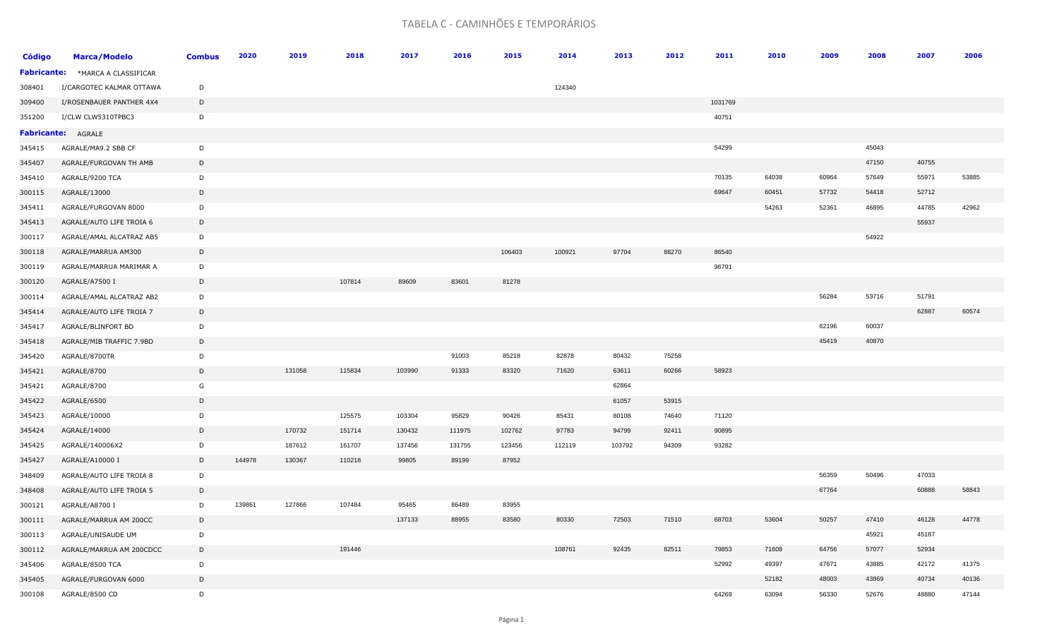# TABELA C - CAMINHÕES E TEMPORÁRIOS

| Código | Marca/Modelo | Combus | 2020 | 2019 | 2018 | 2017 | 2016 | 2015 | 2014 | 2013 | 2012 | 2011 | 2010 | 2009 | 2008 | 2007 | 2006 |
|---|---|---|---|---|---|---|---|---|---|---|---|---|---|---|---|---|---|
| **Fabricante:** | *MARCA A CLASSIFICAR | | | | | | | | | | | | | | | | |
| 308401 | I/CARGOTEC KALMAR OTTAWA | D | | | | | | | 124340 | | | | | | | | |
| 309400 | I/ROSENBAUER PANTHER 4X4 | D | | | | | | | | | | 1031769 | | | | | |
| 351200 | I/CLW CLW5310TPBC3 | D | | | | | | | | | | 40751 | | | | | |
| **Fabricante:** | AGRALE | | | | | | | | | | | | | | | | |
| 345415 | AGRALE/MA9.2 SBB CF | D | | | | | | | | | | 54299 | | | 45043 | | |
| 345407 | AGRALE/FURGOVAN TH AMB | D | | | | | | | | | | | | | 47150 | 40755 | |
| 345410 | AGRALE/9200 TCA | D | | | | | | | | | | 70135 | 64038 | 60964 | 57649 | 55971 | 53885 |
| 300115 | AGRALE/13000 | D | | | | | | | | | | 69647 | 60451 | 57732 | 54418 | 52712 | |
| 345411 | AGRALE/FURGOVAN 8000 | D | | | | | | | | | | | 54263 | 52361 | 46895 | 44785 | 42962 |
| 345413 | AGRALE/AUTO LIFE TROIA 6 | D | | | | | | | | | | | | | | 55937 | |
| 300117 | AGRALE/AMAL ALCATRAZ AB5 | D | | | | | | | | | | | | | 54922 | | |
| 300118 | AGRALE/MARRUA AM300 | D | | | | | | 106403 | 100921 | 97704 | 88270 | 86540 | | | | | |
| 300119 | AGRALE/MARRUA MARIMAR A | D | | | | | | | | | | 96791 | | | | | |
| 300120 | AGRALE/A7500 I | D | | | 107814 | 89609 | 83601 | 81278 | | | | | | | | | |
| 300114 | AGRALE/AMAL ALCATRAZ AB2 | D | | | | | | | | | | | | 56284 | 53716 | 51791 | |
| 345414 | AGRALE/AUTO LIFE TROIA 7 | D | | | | | | | | | | | | | | 62887 | 60574 |
| 345417 | AGRALE/BLINFORT BD | D | | | | | | | | | | | | 62196 | 60037 | | |
| 345418 | AGRALE/MIB TRAFFIC 7.9BD | D | | | | | | | | | | | | 45419 | 40870 | | |
| 345420 | AGRALE/8700TR | D | | | | | 91003 | 85218 | 82878 | 80432 | 75258 | | | | | | |
| 345421 | AGRALE/8700 | D | | 131058 | 115834 | 103990 | 91333 | 83320 | 71620 | 63611 | 60266 | 58923 | | | | | |
| 345421 | AGRALE/8700 | G | | | | | | | | 62864 | | | | | | | |
| 345422 | AGRALE/6500 | D | | | | | | | | 61057 | 53915 | | | | | | |
| 345423 | AGRALE/10000 | D | | | 125575 | 103304 | 95829 | 90426 | 85431 | 80108 | 74640 | 71120 | | | | | |
| 345424 | AGRALE/14000 | D | | 170732 | 151714 | 130432 | 111975 | 102762 | 97783 | 94799 | 92411 | 90895 | | | | | |
| 345425 | AGRALE/140006X2 | D | | 187612 | 161707 | 137456 | 131755 | 123456 | 112119 | 103792 | 94309 | 93282 | | | | | |
| 345427 | AGRALE/A10000 I | D | 144978 | 130367 | 110218 | 99805 | 89199 | 87952 | | | | | | | | | |
| 348409 | AGRALE/AUTO LIFE TROIA 8 | D | | | | | | | | | | | | 56359 | 50496 | 47033 | |
| 348408 | AGRALE/AUTO LIFE TROIA 5 | D | | | | | | | | | | | | 67764 | | 60888 | 58843 |
| 300121 | AGRALE/A8700 I | D | 139861 | 127866 | 107484 | 95465 | 86489 | 83955 | | | | | | | | | |
| 300111 | AGRALE/MARRUA AM 200CC | D | | | | 137133 | 88955 | 83580 | 80330 | 72503 | 71510 | 68703 | 53604 | 50257 | 47410 | 46128 | 44778 |
| 300113 | AGRALE/UNISAUDE UM | D | | | | | | | | | | | | | 45921 | 45187 | |
| 300112 | AGRALE/MARRUA AM 200CDCC | D | | | 191446 | | | | 108761 | 92435 | 82511 | 79853 | 71608 | 64756 | 57077 | 52934 | |
| 345406 | AGRALE/8500 TCA | D | | | | | | | | | | 52992 | 49397 | 47671 | 43885 | 42172 | 41375 |
| 345405 | AGRALE/FURGOVAN 6000 | D | | | | | | | | | | | 52182 | 48003 | 43869 | 40734 | 40136 |
| 300108 | AGRALE/8500 CD | D | | | | | | | | | | 64269 | 63094 | 56330 | 52676 | 48880 | 47144 |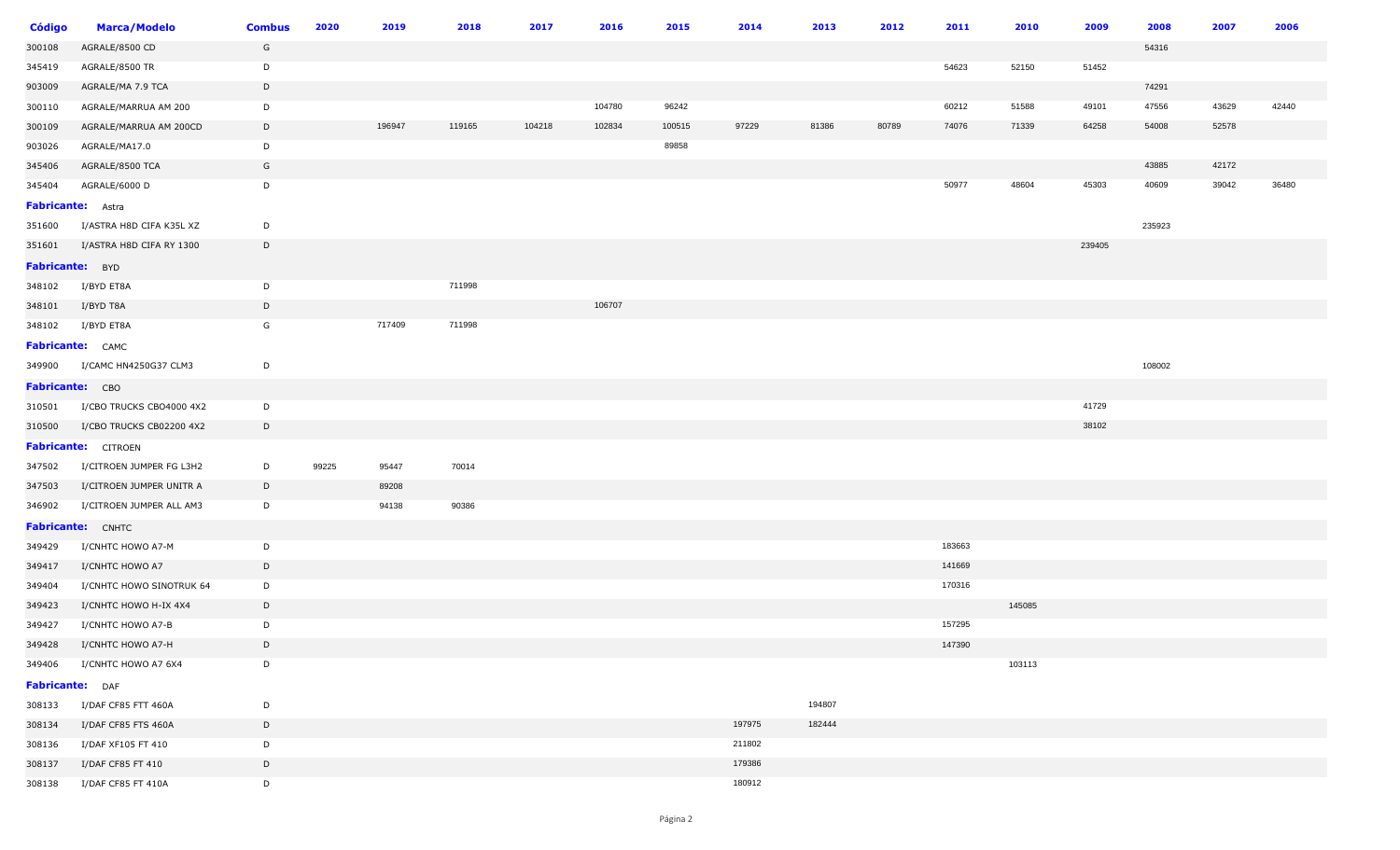| Código | Marca/Modelo | Combus | 2020 | 2019 | 2018 | 2017 | 2016 | 2015 | 2014 | 2013 | 2012 | 2011 | 2010 | 2009 | 2008 | 2007 | 2006 |
|---|---|---|---|---|---|---|---|---|---|---|---|---|---|---|---|---|---|
| 300108 | AGRALE/8500 CD | G | | | | | | | | | | | | | 54316 | | |
| 345419 | AGRALE/8500 TR | D | | | | | | | | | | 54623 | 52150 | 51452 | | | |
| 903009 | AGRALE/MA 7.9 TCA | D | | | | | | | | | | | | | 74291 | | |
| 300110 | AGRALE/MARRUA AM 200 | D | | | | | 104780 | 96242 | | | | 60212 | 51588 | 49101 | 47556 | 43629 | 42440 |
| 300109 | AGRALE/MARRUA AM 200CD | D | | 196947 | 119165 | 104218 | 102834 | 100515 | 97229 | 81386 | 80789 | 74076 | 71339 | 64258 | 54008 | 52578 | |
| 903026 | AGRALE/MA17.0 | D | | | | | | 89858 | | | | | | | | | |
| 345406 | AGRALE/8500 TCA | G | | | | | | | | | | | | | 43885 | 42172 | |
| 345404 | AGRALE/6000 D | D | | | | | | | | | | 50977 | 48604 | 45303 | 40609 | 39042 | 36480 |
| **Fabricante:** Astra | | | | | | | | | | | | | | | | | |
| 351600 | I/ASTRA H8D CIFA K35L XZ | D | | | | | | | | | | | | | 235923 | | |
| 351601 | I/ASTRA H8D CIFA RY 1300 | D | | | | | | | | | | | | 239405 | | | |
| **Fabricante:** BYD | | | | | | | | | | | | | | | | | |
| 348102 | I/BYD ET8A | D | | | 711998 | | | | | | | | | | | | |
| 348101 | I/BYD T8A | D | | | | | 106707 | | | | | | | | | | |
| 348102 | I/BYD ET8A | G | | 717409 | 711998 | | | | | | | | | | | | |
| **Fabricante:** CAMC | | | | | | | | | | | | | | | | | |
| 349900 | I/CAMC HN4250G37 CLM3 | D | | | | | | | | | | | | | 108002 | | |
| **Fabricante:** CBO | | | | | | | | | | | | | | | | | |
| 310501 | I/CBO TRUCKS CBO4000 4X2 | D | | | | | | | | | | | | 41729 | | | |
| 310500 | I/CBO TRUCKS CB02200 4X2 | D | | | | | | | | | | | | 38102 | | | |
| **Fabricante:** CITROEN | | | | | | | | | | | | | | | | | |
| 347502 | I/CITROEN JUMPER FG L3H2 | D | 99225 | 95447 | 70014 | | | | | | | | | | | | |
| 347503 | I/CITROEN JUMPER UNITR A | D | | 89208 | | | | | | | | | | | | | |
| 346902 | I/CITROEN JUMPER ALL AM3 | D | | 94138 | 90386 | | | | | | | | | | | | |
| **Fabricante:** CNHTC | | | | | | | | | | | | | | | | | |
| 349429 | I/CNHTC HOWO A7-M | D | | | | | | | | | | 183663 | | | | | |
| 349417 | I/CNHTC HOWO A7 | D | | | | | | | | | | 141669 | | | | | |
| 349404 | I/CNHTC HOWO SINOTRUK 64 | D | | | | | | | | | | 170316 | | | | | |
| 349423 | I/CNHTC HOWO H-IX 4X4 | D | | | | | | | | | | | 145085 | | | | |
| 349427 | I/CNHTC HOWO A7-B | D | | | | | | | | | | 157295 | | | | | |
| 349428 | I/CNHTC HOWO A7-H | D | | | | | | | | | | 147390 | | | | | |
| 349406 | I/CNHTC HOWO A7 6X4 | D | | | | | | | | | | | 103113 | | | | |
| **Fabricante:** DAF | | | | | | | | | | | | | | | | | |
| 308133 | I/DAF CF85 FTT 460A | D | | | | | | | | 194807 | | | | | | | |
| 308134 | I/DAF CF85 FTS 460A | D | | | | | | | 197975 | 182444 | | | | | | | |
| 308136 | I/DAF XF105 FT 410 | D | | | | | | | 211802 | | | | | | | | |
| 308137 | I/DAF CF85 FT 410 | D | | | | | | | 179386 | | | | | | | | |
| 308138 | I/DAF CF85 FT 410A | D | | | | | | | 180912 | | | | | | | | |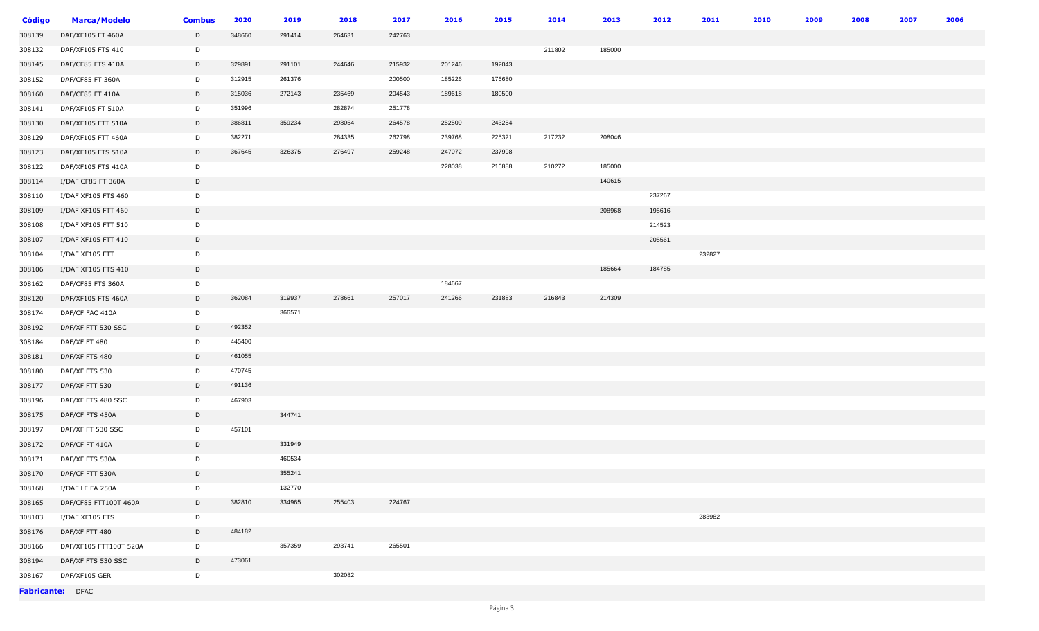| Código | Marca/Modelo | Combus | 2020 | 2019 | 2018 | 2017 | 2016 | 2015 | 2014 | 2013 | 2012 | 2011 | 2010 | 2009 | 2008 | 2007 | 2006 |
|---|---|---|---|---|---|---|---|---|---|---|---|---|---|---|---|---|---|
| 308139 | DAF/XF105 FT 460A | D | 348660 | 291414 | 264631 | 242763 | | | | | | | | | | | |
| 308132 | DAF/XF105 FTS 410 | D | | | | | | | 211802 | 185000 | | | | | | | |
| 308145 | DAF/CF85 FTS 410A | D | 329891 | 291101 | 244646 | 215932 | 201246 | 192043 | | | | | | | | | |
| 308152 | DAF/CF85 FT 360A | D | 312915 | 261376 | | 200500 | 185226 | 176680 | | | | | | | | | |
| 308160 | DAF/CF85 FT 410A | D | 315036 | 272143 | 235469 | 204543 | 189618 | 180500 | | | | | | | | | |
| 308141 | DAF/XF105 FT 510A | D | 351996 | | 282874 | 251778 | | | | | | | | | | | |
| 308130 | DAF/XF105 FTT 510A | D | 386811 | 359234 | 298054 | 264578 | 252509 | 243254 | | | | | | | | | |
| 308129 | DAF/XF105 FTT 460A | D | 382271 | | 284335 | 262798 | 239768 | 225321 | 217232 | 208046 | | | | | | | |
| 308123 | DAF/XF105 FTS 510A | D | 367645 | 326375 | 276497 | 259248 | 247072 | 237998 | | | | | | | | | |
| 308122 | DAF/XF105 FTS 410A | D | | | | | 228038 | 216888 | 210272 | 185000 | | | | | | | |
| 308114 | I/DAF CF85 FT 360A | D | | | | | | | | 140615 | | | | | | | |
| 308110 | I/DAF XF105 FTS 460 | D | | | | | | | | | 237267 | | | | | | |
| 308109 | I/DAF XF105 FTT 460 | D | | | | | | | | 208968 | 195616 | | | | | | |
| 308108 | I/DAF XF105 FTT 510 | D | | | | | | | | | 214523 | | | | | | |
| 308107 | I/DAF XF105 FTT 410 | D | | | | | | | | | 205561 | | | | | | |
| 308104 | I/DAF XF105 FTT | D | | | | | | | | | | 232827 | | | | | |
| 308106 | I/DAF XF105 FTS 410 | D | | | | | | | | 185664 | 184785 | | | | | | |
| 308162 | DAF/CF85 FTS 360A | D | | | | | 184667 | | | | | | | | | | |
| 308120 | DAF/XF105 FTS 460A | D | 362084 | 319937 | 278661 | 257017 | 241266 | 231883 | 216843 | 214309 | | | | | | | |
| 308174 | DAF/CF FAC 410A | D | | 366571 | | | | | | | | | | | | | |
| 308192 | DAF/XF FTT 530 SSC | D | 492352 | | | | | | | | | | | | | | |
| 308184 | DAF/XF FT 480 | D | 445400 | | | | | | | | | | | | | | |
| 308181 | DAF/XF FTS 480 | D | 461055 | | | | | | | | | | | | | | |
| 308180 | DAF/XF FTS 530 | D | 470745 | | | | | | | | | | | | | | |
| 308177 | DAF/XF FTT 530 | D | 491136 | | | | | | | | | | | | | | |
| 308196 | DAF/XF FTS 480 SSC | D | 467903 | | | | | | | | | | | | | | |
| 308175 | DAF/CF FTS 450A | D | | 344741 | | | | | | | | | | | | | |
| 308197 | DAF/XF FT 530 SSC | D | 457101 | | | | | | | | | | | | | | |
| 308172 | DAF/CF FT 410A | D | | 331949 | | | | | | | | | | | | | |
| 308171 | DAF/XF FTS 530A | D | | 460534 | | | | | | | | | | | | | |
| 308170 | DAF/CF FTT 530A | D | | 355241 | | | | | | | | | | | | | |
| 308168 | I/DAF LF FA 250A | D | | 132770 | | | | | | | | | | | | | |
| 308165 | DAF/CF85 FTT100T 460A | D | 382810 | 334965 | 255403 | 224767 | | | | | | | | | | | |
| 308103 | I/DAF XF105 FTS | D | | | | | | | | | | 283982 | | | | | |
| 308176 | DAF/XF FTT 480 | D | 484182 | | | | | | | | | | | | | | |
| 308166 | DAF/XF105 FTT100T 520A | D | | 357359 | 293741 | 265501 | | | | | | | | | | | |
| 308194 | DAF/XF FTS 530 SSC | D | 473061 | | | | | | | | | | | | | | |
| 308167 | DAF/XF105 GER | D | | | 302082 | | | | | | | | | | | | |

**Fabricante:** DFAC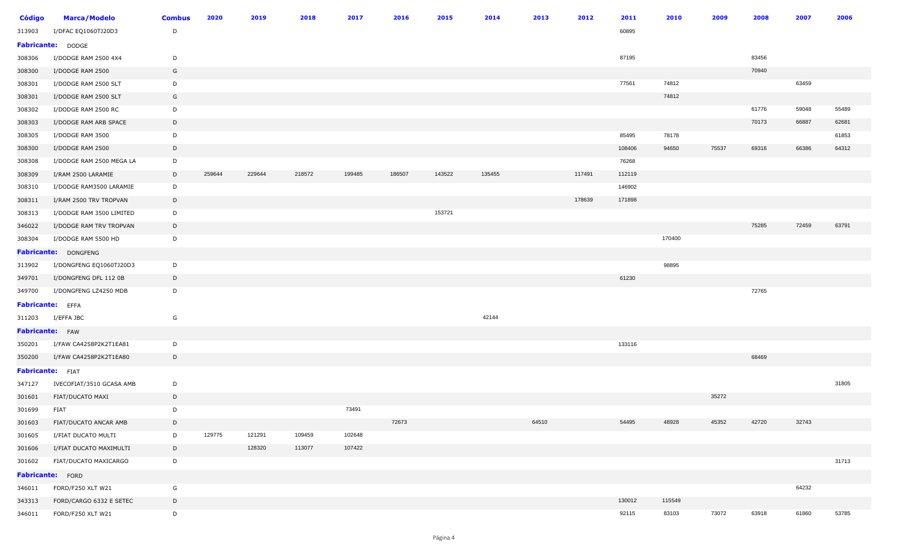| Código | Marca/Modelo | Combus | 2020 | 2019 | 2018 | 2017 | 2016 | 2015 | 2014 | 2013 | 2012 | 2011 | 2010 | 2009 | 2008 | 2007 | 2006 |
|---|---|---|---|---|---|---|---|---|---|---|---|---|---|---|---|---|---|
| 313903 | I/DFAC EQ1060TJ20D3 | D | | | | | | | | | | 60895 | | | | | |
| **Fabricante:** DODGE | | | | | | | | | | | | | | | | | |
| 308306 | I/DODGE RAM 2500 4X4 | D | | | | | | | | | | 87195 | | | 83456 | | |
| 308300 | I/DODGE RAM 2500 | G | | | | | | | | | | | | | 70940 | | |
| 308301 | I/DODGE RAM 2500 SLT | D | | | | | | | | | | 77561 | 74812 | | | 63459 | |
| 308301 | I/DODGE RAM 2500 SLT | G | | | | | | | | | | | 74812 | | | | |
| 308302 | I/DODGE RAM 2500 RC | D | | | | | | | | | | | | | 61776 | 59048 | 55489 |
| 308303 | I/DODGE RAM ARB SPACE | D | | | | | | | | | | | | | 70173 | 66887 | 62681 |
| 308305 | I/DODGE RAM 3500 | D | | | | | | | | | | 85495 | 78178 | | | | 61853 |
| 308300 | I/DODGE RAM 2500 | D | | | | | | | | | | 108406 | 94650 | 75537 | 69316 | 66386 | 64312 |
| 308308 | I/DODGE RAM 2500 MEGA LA | D | | | | | | | | | | 76268 | | | | | |
| 308309 | I/RAM 2500 LARAMIE | D | 259644 | 229644 | 218572 | 199485 | 186507 | 143522 | 135455 | | 117491 | 112119 | | | | | |
| 308310 | I/DODGE RAM3500 LARAMIE | D | | | | | | | | | | 146902 | | | | | |
| 308311 | I/RAM 2500 TRV TROPVAN | D | | | | | | | | | 178639 | 171898 | | | | | |
| 308313 | I/DODGE RAM 3500 LIMITED | D | | | | | | 153721 | | | | | | | | | |
| 346022 | I/DODGE RAM TRV TROPVAN | D | | | | | | | | | | | | | 75285 | 72459 | 63791 |
| 308304 | I/DODGE RAM 5500 HD | D | | | | | | | | | | | 170400 | | | | |
| **Fabricante:** DONGFENG | | | | | | | | | | | | | | | | | |
| 313902 | I/DONGFENG EQ1060TJ20D3 | D | | | | | | | | | | | 98895 | | | | |
| 349701 | I/DONGFENG DFL 112 0B | D | | | | | | | | | | 61230 | | | | | |
| 349700 | I/DONGFENG LZ4250 MDB | D | | | | | | | | | | | | | 72765 | | |
| **Fabricante:** EFFA | | | | | | | | | | | | | | | | | |
| 311203 | I/EFFA JBC | G | | | | | | | 42144 | | | | | | | | |
| **Fabricante:** FAW | | | | | | | | | | | | | | | | | |
| 350201 | I/FAW CA4258P2K2T1EA81 | D | | | | | | | | | | 133116 | | | | | |
| 350200 | I/FAW CA4258P2K2T1EA80 | D | | | | | | | | | | | | | 68469 | | |
| **Fabricante:** FIAT | | | | | | | | | | | | | | | | | |
| 347127 | IVECOFIAT/3510 GCASA AMB | D | | | | | | | | | | | | | | | 31805 |
| 301601 | FIAT/DUCATO MAXI | D | | | | | | | | | | | | 35272 | | | |
| 301699 | FIAT | D | | | | 73491 | | | | | | | | | | | |
| 301603 | FIAT/DUCATO ANCAR AMB | D | | | | | 72673 | | | 64510 | | 54495 | 48928 | 45352 | 42720 | 32743 | |
| 301605 | I/FIAT DUCATO MULTI | D | 129775 | 121291 | 109459 | 102648 | | | | | | | | | | | |
| 301606 | I/FIAT DUCATO MAXIMULTI | D | | 128320 | 113077 | 107422 | | | | | | | | | | | |
| 301602 | FIAT/DUCATO MAXICARGO | D | | | | | | | | | | | | | | | 31713 |
| **Fabricante:** FORD | | | | | | | | | | | | | | | | | |
| 346011 | FORD/F250 XLT W21 | G | | | | | | | | | | | | | | 64232 | |
| 343313 | FORD/CARGO 6332 E SETEC | D | | | | | | | | | | 130012 | 115549 | | | | |
| 346011 | FORD/F250 XLT W21 | D | | | | | | | | | | 92115 | 83103 | 73072 | 63918 | 61860 | 53785 |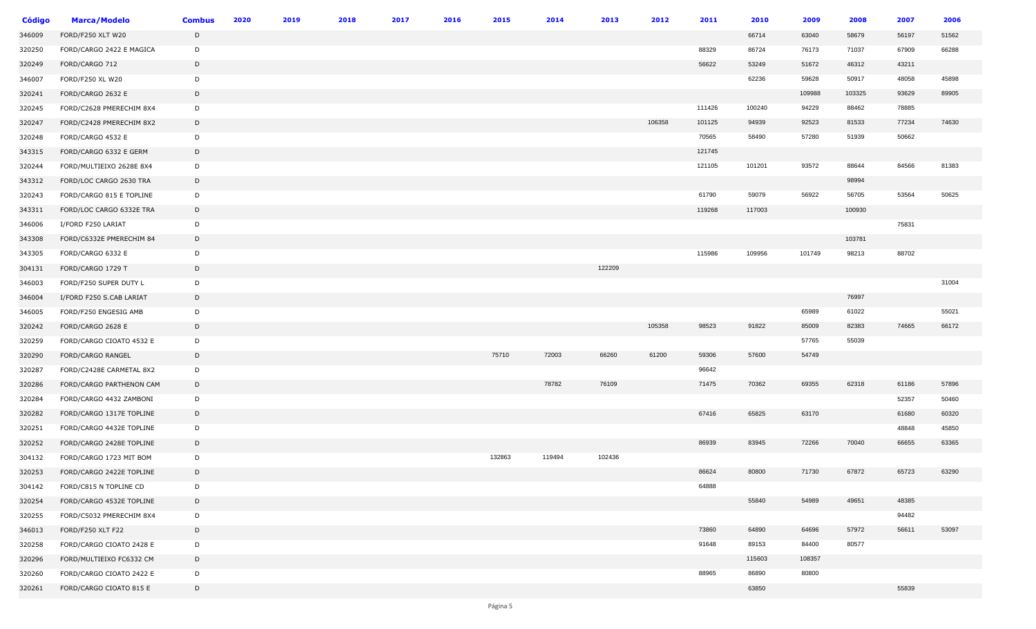| Código | Marca/Modelo | Combus | 2020 | 2019 | 2018 | 2017 | 2016 | 2015 | 2014 | 2013 | 2012 | 2011 | 2010 | 2009 | 2008 | 2007 | 2006 |
|---|---|---|---|---|---|---|---|---|---|---|---|---|---|---|---|---|---|
| 346009 | FORD/F250 XLT W20 | D | | | | | | | | | | | 66714 | 63040 | 58679 | 56197 | 51562 |
| 320250 | FORD/CARGO 2422 E MAGICA | D | | | | | | | | | | 88329 | 86724 | 76173 | 71037 | 67909 | 66288 |
| 320249 | FORD/CARGO 712 | D | | | | | | | | | | 56622 | 53249 | 51672 | 46312 | 43211 | |
| 346007 | FORD/F250 XL W20 | D | | | | | | | | | | | 62236 | 59628 | 50917 | 48058 | 45898 |
| 320241 | FORD/CARGO 2632 E | D | | | | | | | | | | | | 109988 | 103325 | 93629 | 89905 |
| 320245 | FORD/C2628 PMERECHIM 8X4 | D | | | | | | | | | | 111426 | 100240 | 94229 | 88462 | 78885 | |
| 320247 | FORD/C2428 PMERECHIM 8X2 | D | | | | | | | | | 106358 | 101125 | 94939 | 92523 | 81533 | 77234 | 74630 |
| 320248 | FORD/CARGO 4532 E | D | | | | | | | | | | 70565 | 58490 | 57280 | 51939 | 50662 | |
| 343315 | FORD/CARGO 6332 E GERM | D | | | | | | | | | | 121745 | | | | | |
| 320244 | FORD/MULTIEIXO 2628E 8X4 | D | | | | | | | | | | 121105 | 101201 | 93572 | 88644 | 84566 | 81383 |
| 343312 | FORD/LOC CARGO 2630 TRA | D | | | | | | | | | | | | | 98994 | | |
| 320243 | FORD/CARGO 815 E TOPLINE | D | | | | | | | | | | 61790 | 59079 | 56922 | 56705 | 53564 | 50625 |
| 343311 | FORD/LOC CARGO 6332E TRA | D | | | | | | | | | | 119268 | 117003 | | 100930 | | |
| 346006 | I/FORD F250 LARIAT | D | | | | | | | | | | | | | | 75831 | |
| 343308 | FORD/C6332E PMERECHIM 84 | D | | | | | | | | | | | | | 103781 | | |
| 343305 | FORD/CARGO 6332 E | D | | | | | | | | | | 115986 | 109956 | 101749 | 98213 | 88702 | |
| 304131 | FORD/CARGO 1729 T | D | | | | | | | | 122209 | | | | | | | |
| 346003 | FORD/F250 SUPER DUTY L | D | | | | | | | | | | | | | | | 31004 |
| 346004 | I/FORD F250 S.CAB LARIAT | D | | | | | | | | | | | | | 76997 | | |
| 346005 | FORD/F250 ENGESIG AMB | D | | | | | | | | | | | | 65989 | 61022 | | 55021 |
| 320242 | FORD/CARGO 2628 E | D | | | | | | | | | 105358 | 98523 | 91822 | 85009 | 82383 | 74665 | 66172 |
| 320259 | FORD/CARGO CIOATO 4532 E | D | | | | | | | | | | | | 57765 | 55039 | | |
| 320290 | FORD/CARGO RANGEL | D | | | | | | 75710 | 72003 | 66260 | 61200 | 59306 | 57600 | 54749 | | | |
| 320287 | FORD/C2428E CARMETAL 8X2 | D | | | | | | | | | | 96642 | | | | | |
| 320286 | FORD/CARGO PARTHENON CAM | D | | | | | | | 78782 | 76109 | | 71475 | 70362 | 69355 | 62318 | 61186 | 57896 |
| 320284 | FORD/CARGO 4432 ZAMBONI | D | | | | | | | | | | | | | | 52357 | 50460 |
| 320282 | FORD/CARGO 1317E TOPLINE | D | | | | | | | | | | 67416 | 65825 | 63170 | | 61680 | 60320 |
| 320251 | FORD/CARGO 4432E TOPLINE | D | | | | | | | | | | | | | | 48848 | 45850 |
| 320252 | FORD/CARGO 2428E TOPLINE | D | | | | | | | | | | 86939 | 83945 | 72266 | 70040 | 66655 | 63365 |
| 304132 | FORD/CARGO 1723 MIT BOM | D | | | | | | 132863 | 119494 | 102436 | | | | | | | |
| 320253 | FORD/CARGO 2422E TOPLINE | D | | | | | | | | | | 86624 | 80800 | 71730 | 67872 | 65723 | 63290 |
| 304142 | FORD/C815 N TOPLINE CD | D | | | | | | | | | | 64888 | | | | | |
| 320254 | FORD/CARGO 4532E TOPLINE | D | | | | | | | | | | | 55840 | 54989 | 49651 | 48385 | |
| 320255 | FORD/C5032 PMERECHIM 8X4 | D | | | | | | | | | | | | | | 94482 | |
| 346013 | FORD/F250 XLT F22 | D | | | | | | | | | | 73860 | 64890 | 64696 | 57972 | 56611 | 53097 |
| 320258 | FORD/CARGO CIOATO 2428 E | D | | | | | | | | | | 91648 | 89153 | 84400 | 80577 | | |
| 320296 | FORD/MULTIEIXO FC6332 CM | D | | | | | | | | | | | 115603 | 108357 | | | |
| 320260 | FORD/CARGO CIOATO 2422 E | D | | | | | | | | | | 88965 | 86890 | 80800 | | | |
| 320261 | FORD/CARGO CIOATO 815 E | D | | | | | | | | | | | 63850 | | | 55839 | |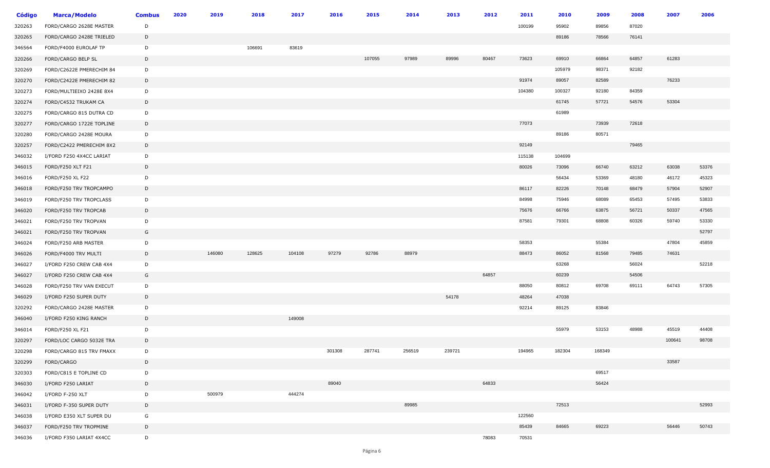| Código | Marca/Modelo | Combus | 2020 | 2019 | 2018 | 2017 | 2016 | 2015 | 2014 | 2013 | 2012 | 2011 | 2010 | 2009 | 2008 | 2007 | 2006 |
|---|---|---|---|---|---|---|---|---|---|---|---|---|---|---|---|---|---|
| 320263 | FORD/CARGO 2628E MASTER | D | | | | | | | | | | 100199 | 95902 | 89856 | 87020 | | |
| 320265 | FORD/CARGO 2428E TRIELED | D | | | | | | | | | | | 89186 | 78566 | 76141 | | |
| 346564 | FORD/F4000 EUROLAF TP | D | | | 106691 | 83619 | | | | | | | | | | | |
| 320266 | FORD/CARGO BELP SL | D | | | | | | 107055 | 97989 | 89996 | 80467 | 73623 | 69910 | 66864 | 64857 | 61283 | |
| 320269 | FORD/C2622E PMERECHIM 84 | D | | | | | | | | | | | 105979 | 98371 | 92182 | | |
| 320270 | FORD/C2422E PMERECHIM 82 | D | | | | | | | | | | 91974 | 89057 | 82589 | | 76233 | |
| 320273 | FORD/MULTIEIXO 2428E 8X4 | D | | | | | | | | | | 104380 | 100327 | 92180 | 84359 | | |
| 320274 | FORD/C4532 TRUKAM CA | D | | | | | | | | | | | 61745 | 57721 | 54576 | 53304 | |
| 320275 | FORD/CARGO 815 DUTRA CD | D | | | | | | | | | | | 61989 | | | | |
| 320277 | FORD/CARGO 1722E TOPLINE | D | | | | | | | | | | 77073 | | 73939 | 72618 | | |
| 320280 | FORD/CARGO 2428E MOURA | D | | | | | | | | | | | 89186 | 80571 | | | |
| 320257 | FORD/C2422 PMERECHIM 8X2 | D | | | | | | | | | | 92149 | | | 79465 | | |
| 346032 | I/FORD F250 4X4CC LARIAT | D | | | | | | | | | | 115138 | 104699 | | | | |
| 346015 | FORD/F250 XLT F21 | D | | | | | | | | | | 80026 | 73096 | 66740 | 63212 | 63038 | 53376 |
| 346016 | FORD/F250 XL F22 | D | | | | | | | | | | | 56434 | 53369 | 48180 | 46172 | 45323 |
| 346018 | FORD/F250 TRV TROPCAMPO | D | | | | | | | | | | 86117 | 82226 | 70148 | 68479 | 57904 | 52907 |
| 346019 | FORD/F250 TRV TROPCLASS | D | | | | | | | | | | 84998 | 75946 | 68089 | 65453 | 57495 | 53833 |
| 346020 | FORD/F250 TRV TROPCAB | D | | | | | | | | | | 75676 | 66766 | 63875 | 56721 | 50337 | 47565 |
| 346021 | FORD/F250 TRV TROPVAN | D | | | | | | | | | | 87581 | 79301 | 68808 | 60326 | 59740 | 53330 |
| 346021 | FORD/F250 TRV TROPVAN | G | | | | | | | | | | | | | | | 52797 |
| 346024 | FORD/F250 ARB MASTER | D | | | | | | | | | | 58353 | | 55384 | | 47804 | 45859 |
| 346026 | FORD/F4000 TRV MULTI | D | | 146080 | 128625 | 104108 | 97279 | 92786 | 88979 | | | 88473 | 86052 | 81568 | 79485 | 74631 | |
| 346027 | I/FORD F250 CREW CAB 4X4 | D | | | | | | | | | | | 63268 | | 56024 | | 52218 |
| 346027 | I/FORD F250 CREW CAB 4X4 | G | | | | | | | | | 64857 | | 60239 | | 54506 | | |
| 346028 | FORD/F250 TRV VAN EXECUT | D | | | | | | | | | | 88050 | 80812 | 69708 | 69111 | 64743 | 57305 |
| 346029 | I/FORD F250 SUPER DUTY | D | | | | | | | | 54178 | | 48264 | 47038 | | | | |
| 320292 | FORD/CARGO 2428E MASTER | D | | | | | | | | | | 92214 | 89125 | 83846 | | | |
| 346040 | I/FORD F250 KING RANCH | D | | | | 149008 | | | | | | | | | | | |
| 346014 | FORD/F250 XL F21 | D | | | | | | | | | | | 55979 | 53153 | 48988 | 45519 | 44408 |
| 320297 | FORD/LOC CARGO 5032E TRA | D | | | | | | | | | | | | | | 100641 | 98708 |
| 320298 | FORD/CARGO 815 TRV FMAXX | D | | | | | 301308 | 287741 | 256519 | 239721 | | 194965 | 182304 | 168349 | | | |
| 320299 | FORD/CARGO | D | | | | | | | | | | | | | | 33587 | |
| 320303 | FORD/C815 E TOPLINE CD | D | | | | | | | | | | | | 69517 | | | |
| 346030 | I/FORD F250 LARIAT | D | | | | | 89040 | | | | 64833 | | | 56424 | | | |
| 346042 | I/FORD F-250 XLT | D | | 500979 | | 444274 | | | | | | | | | | | |
| 346031 | I/FORD F-350 SUPER DUTY | D | | | | | | | 89985 | | | | 72513 | | | | 52993 |
| 346038 | I/FORD E350 XLT SUPER DU | G | | | | | | | | | | 122560 | | | | | |
| 346037 | FORD/F250 TRV TROPMINE | D | | | | | | | | | | 85439 | 84665 | 69223 | | 56446 | 50743 |
| 346036 | I/FORD F350 LARIAT 4X4CC | D | | | | | | | | | 78083 | 70531 | | | | | |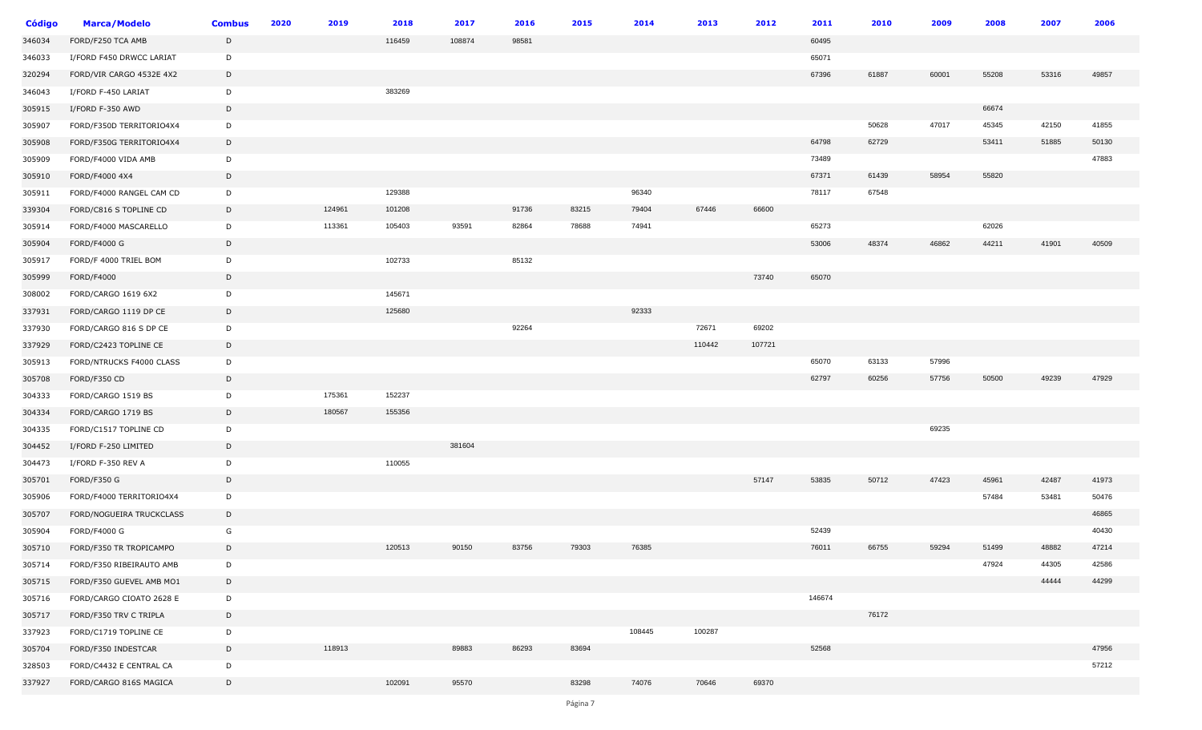| Código | Marca/Modelo | Combus | 2020 | 2019 | 2018 | 2017 | 2016 | 2015 | 2014 | 2013 | 2012 | 2011 | 2010 | 2009 | 2008 | 2007 | 2006 |
|---|---|---|---|---|---|---|---|---|---|---|---|---|---|---|---|---|---|
| 346034 | FORD/F250 TCA AMB | D | | | 116459 | 108874 | 98581 | | | | | 60495 | | | | | |
| 346033 | I/FORD F450 DRWCC LARIAT | D | | | | | | | | | | 65071 | | | | | |
| 320294 | FORD/VIR CARGO 4532E 4X2 | D | | | | | | | | | | 67396 | 61887 | 60001 | 55208 | 53316 | 49857 |
| 346043 | I/FORD F-450 LARIAT | D | | | 383269 | | | | | | | | | | | | |
| 305915 | I/FORD F-350 AWD | D | | | | | | | | | | | | | 66674 | | |
| 305907 | FORD/F350D TERRITORIO4X4 | D | | | | | | | | | | | 50628 | 47017 | 45345 | 42150 | 41855 |
| 305908 | FORD/F350G TERRITORIO4X4 | D | | | | | | | | | | 64798 | 62729 | | 53411 | 51885 | 50130 |
| 305909 | FORD/F4000 VIDA AMB | D | | | | | | | | | | 73489 | | | | | 47883 |
| 305910 | FORD/F4000 4X4 | D | | | | | | | | | | 67371 | 61439 | 58954 | 55820 | | |
| 305911 | FORD/F4000 RANGEL CAM CD | D | | | 129388 | | | | 96340 | | | 78117 | 67548 | | | | |
| 339304 | FORD/C816 S TOPLINE CD | D | | 124961 | 101208 | | 91736 | 83215 | 79404 | 67446 | 66600 | | | | | | |
| 305914 | FORD/F4000 MASCARELLO | D | | 113361 | 105403 | 93591 | 82864 | 78688 | 74941 | | | 65273 | | | 62026 | | |
| 305904 | FORD/F4000 G | D | | | | | | | | | | 53006 | 48374 | 46862 | 44211 | 41901 | 40509 |
| 305917 | FORD/F 4000 TRIEL BOM | D | | | 102733 | | 85132 | | | | | | | | | | |
| 305999 | FORD/F4000 | D | | | | | | | | | 73740 | 65070 | | | | | |
| 308002 | FORD/CARGO 1619 6X2 | D | | | 145671 | | | | | | | | | | | | |
| 337931 | FORD/CARGO 1119 DP CE | D | | | 125680 | | | | 92333 | | | | | | | | |
| 337930 | FORD/CARGO 816 S DP CE | D | | | | | 92264 | | | 72671 | 69202 | | | | | | |
| 337929 | FORD/C2423 TOPLINE CE | D | | | | | | | | 110442 | 107721 | | | | | | |
| 305913 | FORD/NTRUCKS F4000 CLASS | D | | | | | | | | | | 65070 | 63133 | 57996 | | | |
| 305708 | FORD/F350 CD | D | | | | | | | | | | 62797 | 60256 | 57756 | 50500 | 49239 | 47929 |
| 304333 | FORD/CARGO 1519 BS | D | | 175361 | 152237 | | | | | | | | | | | | |
| 304334 | FORD/CARGO 1719 BS | D | | 180567 | 155356 | | | | | | | | | | | | |
| 304335 | FORD/C1517 TOPLINE CD | D | | | | | | | | | | | | 69235 | | | |
| 304452 | I/FORD F-250 LIMITED | D | | | | 381604 | | | | | | | | | | | |
| 304473 | I/FORD F-350 REV A | D | | | 110055 | | | | | | | | | | | | |
| 305701 | FORD/F350 G | D | | | | | | | | | 57147 | 53835 | 50712 | 47423 | 45961 | 42487 | 41973 |
| 305906 | FORD/F4000 TERRITORIO4X4 | D | | | | | | | | | | | | | 57484 | 53481 | 50476 |
| 305707 | FORD/NOGUEIRA TRUCKCLASS | D | | | | | | | | | | | | | | | 46865 |
| 305904 | FORD/F4000 G | G | | | | | | | | | | 52439 | | | | | 40430 |
| 305710 | FORD/F350 TR TROPICAMPO | D | | | 120513 | 90150 | 83756 | 79303 | 76385 | | | 76011 | 66755 | 59294 | 51499 | 48882 | 47214 |
| 305714 | FORD/F350 RIBEIRAUTO AMB | D | | | | | | | | | | | | | 47924 | 44305 | 42586 |
| 305715 | FORD/F350 GUEVEL AMB MO1 | D | | | | | | | | | | | | | | 44444 | 44299 |
| 305716 | FORD/CARGO CIOATO 2628 E | D | | | | | | | | | | 146674 | | | | | |
| 305717 | FORD/F350 TRV C TRIPLA | D | | | | | | | | | | | 76172 | | | | |
| 337923 | FORD/C1719 TOPLINE CE | D | | | | | | | 108445 | 100287 | | | | | | | |
| 305704 | FORD/F350 INDESTCAR | D | | 118913 | | 89883 | 86293 | 83694 | | | | 52568 | | | | | 47956 |
| 328503 | FORD/C4432 E CENTRAL CA | D | | | | | | | | | | | | | | | 57212 |
| 337927 | FORD/CARGO 816S MAGICA | D | | | 102091 | 95570 | | 83298 | 74076 | 70646 | 69370 | | | | | | |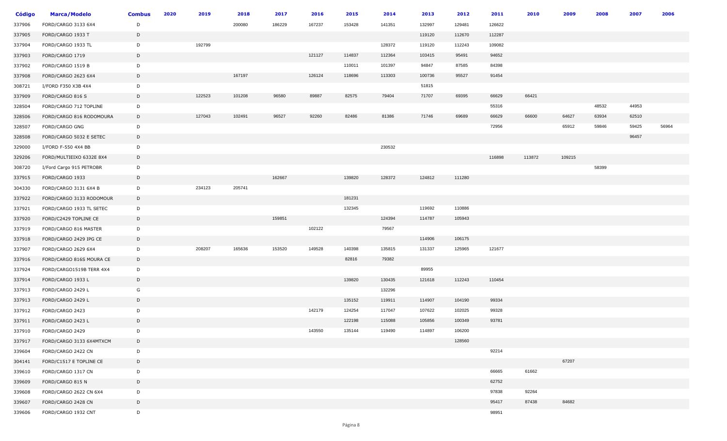| Código | Marca/Modelo | Combus | 2020 | 2019 | 2018 | 2017 | 2016 | 2015 | 2014 | 2013 | 2012 | 2011 | 2010 | 2009 | 2008 | 2007 | 2006 |
|---|---|---|---|---|---|---|---|---|---|---|---|---|---|---|---|---|---|
| 337906 | FORD/CARGO 3133 6X4 | D | | | 200080 | 186229 | 167237 | 153428 | 141351 | 132997 | 129481 | 126622 | | | | | |
| 337905 | FORD/CARGO 1933 T | D | | | | | | | | 119120 | 112670 | 112287 | | | | | |
| 337904 | FORD/CARGO 1933 TL | D | | 192799 | | | | | 128372 | 119120 | 112243 | 109082 | | | | | |
| 337903 | FORD/CARGO 1719 | D | | | | | 121127 | 114837 | 112364 | 103415 | 95491 | 94652 | | | | | |
| 337902 | FORD/CARGO 1519 B | D | | | | | | 110011 | 101397 | 94847 | 87585 | 84398 | | | | | |
| 337908 | FORD/CARGO 2623 6X4 | D | | | 167197 | | 126124 | 118696 | 113303 | 100736 | 95527 | 91454 | | | | | |
| 308721 | I/FORD F350 X3B 4X4 | D | | | | | | | | 51815 | | | | | | | |
| 337909 | FORD/CARGO 816 S | D | | 122523 | 101208 | 96580 | 89887 | 82575 | 79404 | 71707 | 69395 | 66629 | 66421 | | | | |
| 328504 | FORD/CARGO 712 TOPLINE | D | | | | | | | | | | 55316 | | | 48532 | 44953 | |
| 328506 | FORD/CARGO 816 RODOMOURA | D | | 127043 | 102491 | 96527 | 92260 | 82486 | 81386 | 71746 | 69689 | 66629 | 66600 | 64627 | 63934 | 62510 | |
| 328507 | FORD/CARGO GNG | D | | | | | | | | | | 72956 | | 65912 | 59846 | 59425 | 56964 |
| 328508 | FORD/CARGO 5032 E SETEC | D | | | | | | | | | | | | | | 96457 | |
| 329000 | I/FORD F-550 4X4 BB | D | | | | | | | 230532 | | | | | | | | |
| 329206 | FORD/MULTIEIXO 6332E 8X4 | D | | | | | | | | | | 116898 | 113872 | 109215 | | | |
| 308720 | I/Ford Cargo 915 PETROBR | D | | | | | | | | | | | | | 58399 | | |
| 337915 | FORD/CARGO 1933 | D | | | | 162667 | | 139820 | 128372 | 124812 | 111280 | | | | | | |
| 304330 | FORD/CARGO 3131 6X4 B | D | | 234123 | 205741 | | | | | | | | | | | | |
| 337922 | FORD/CARGO 3133 RODOMOUR | D | | | | | | 181231 | | | | | | | | | |
| 337921 | FORD/CARGO 1933 TL SETEC | D | | | | | | 132345 | | 119692 | 110886 | | | | | | |
| 337920 | FORD/C2429 TOPLINE CE | D | | | | 159851 | | | 124394 | 114787 | 105943 | | | | | | |
| 337919 | FORD/CARGO 816 MASTER | D | | | | | 102122 | | 79567 | | | | | | | | |
| 337918 | FORD/CARGO 2429 IPG CE | D | | | | | | | | 114906 | 106175 | | | | | | |
| 337907 | FORD/CARGO 2629 6X4 | D | | 208207 | 165636 | 153520 | 149528 | 140398 | 135815 | 131337 | 125965 | 121677 | | | | | |
| 337916 | FORD/CARGO 816S MOURA CE | D | | | | | | 82816 | 79382 | | | | | | | | |
| 337924 | FORD/CARGO1519B TERR 4X4 | D | | | | | | | | 89955 | | | | | | | |
| 337914 | FORD/CARGO 1933 L | D | | | | | | 139820 | 130435 | 121618 | 112243 | 110454 | | | | | |
| 337913 | FORD/CARGO 2429 L | G | | | | | | | 132296 | | | | | | | | |
| 337913 | FORD/CARGO 2429 L | D | | | | | | 135152 | 119911 | 114907 | 104190 | 99334 | | | | | |
| 337912 | FORD/CARGO 2423 | D | | | | | 142179 | 124254 | 117047 | 107622 | 102025 | 99328 | | | | | |
| 337911 | FORD/CARGO 2423 L | D | | | | | | 122198 | 115088 | 105856 | 100349 | 93781 | | | | | |
| 337910 | FORD/CARGO 2429 | D | | | | | 143550 | 135144 | 119490 | 114897 | 106200 | | | | | | |
| 337917 | FORD/CARGO 3133 6X4MTXCM | D | | | | | | | | | 128560 | | | | | | |
| 339604 | FORD/CARGO 2422 CN | D | | | | | | | | | | 92214 | | | | | |
| 304141 | FORD/C1517 E TOPLINE CE | D | | | | | | | | | | | | 67207 | | | |
| 339610 | FORD/CARGO 1317 CN | D | | | | | | | | | | 66665 | 61662 | | | | |
| 339609 | FORD/CARGO 815 N | D | | | | | | | | | | 62752 | | | | | |
| 339608 | FORD/CARGO 2622 CN 6X4 | D | | | | | | | | | | 97838 | 92264 | | | | |
| 339607 | FORD/CARGO 2428 CN | D | | | | | | | | | | 95417 | 87438 | 84682 | | | |
| 339606 | FORD/CARGO 1932 CNT | D | | | | | | | | | | 98951 | | | | | |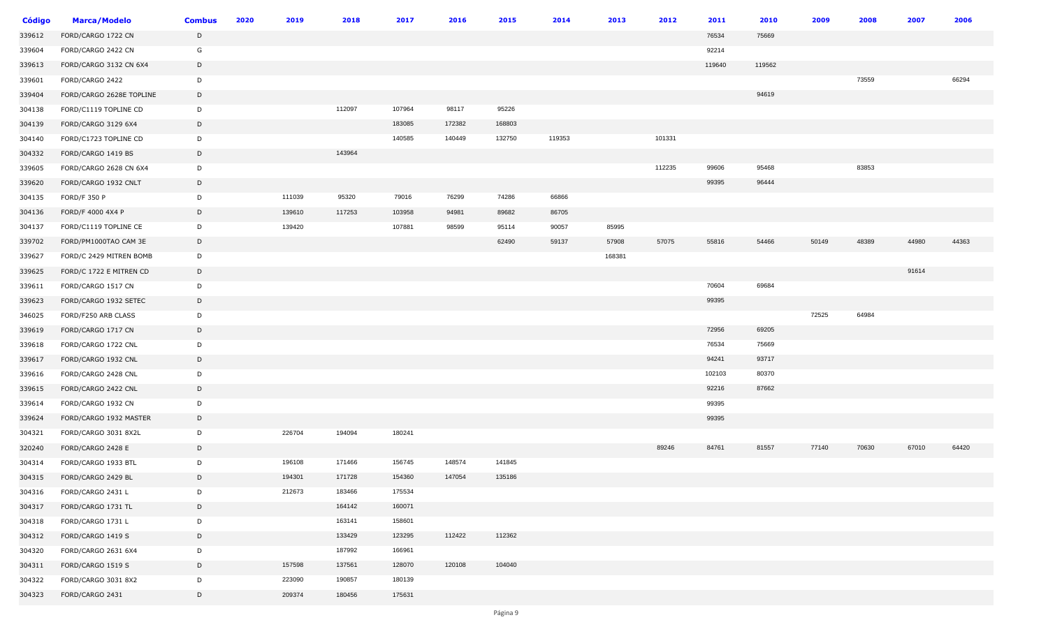| Código | Marca/Modelo | Combus | 2020 | 2019 | 2018 | 2017 | 2016 | 2015 | 2014 | 2013 | 2012 | 2011 | 2010 | 2009 | 2008 | 2007 | 2006 |
|---|---|---|---|---|---|---|---|---|---|---|---|---|---|---|---|---|---|
| 339612 | FORD/CARGO 1722 CN | D | | | | | | | | | | 76534 | 75669 | | | | |
| 339604 | FORD/CARGO 2422 CN | G | | | | | | | | | | 92214 | | | | | |
| 339613 | FORD/CARGO 3132 CN 6X4 | D | | | | | | | | | | 119640 | 119562 | | | | |
| 339601 | FORD/CARGO 2422 | D | | | | | | | | | | | | | 73559 | | 66294 |
| 339404 | FORD/CARGO 2628E TOPLINE | D | | | | | | | | | | | 94619 | | | | |
| 304138 | FORD/C1119 TOPLINE CD | D | | | 112097 | 107964 | 98117 | 95226 | | | | | | | | | |
| 304139 | FORD/CARGO 3129 6X4 | D | | | | 183085 | 172382 | 168803 | | | | | | | | | |
| 304140 | FORD/C1723 TOPLINE CD | D | | | | 140585 | 140449 | 132750 | 119353 | | 101331 | | | | | | |
| 304332 | FORD/CARGO 1419 BS | D | | | 143964 | | | | | | | | | | | | |
| 339605 | FORD/CARGO 2628 CN 6X4 | D | | | | | | | | | 112235 | 99606 | 95468 | | 83853 | | |
| 339620 | FORD/CARGO 1932 CNLT | D | | | | | | | | | | 99395 | 96444 | | | | |
| 304135 | FORD/F 350 P | D | | 111039 | 95320 | 79016 | 76299 | 74286 | 66866 | | | | | | | | |
| 304136 | FORD/F 4000 4X4 P | D | | 139610 | 117253 | 103958 | 94981 | 89682 | 86705 | | | | | | | | |
| 304137 | FORD/C1119 TOPLINE CE | D | | 139420 | | 107881 | 98599 | 95114 | 90057 | 85995 | | | | | | | |
| 339702 | FORD/PM1000TAO CAM 3E | D | | | | | | 62490 | 59137 | 57908 | 57075 | 55816 | 54466 | 50149 | 48389 | 44980 | 44363 |
| 339627 | FORD/C 2429 MITREN BOMB | D | | | | | | | | 168381 | | | | | | | |
| 339625 | FORD/C 1722 E MITREN CD | D | | | | | | | | | | | | | | 91614 | |
| 339611 | FORD/CARGO 1517 CN | D | | | | | | | | | | 70604 | 69684 | | | | |
| 339623 | FORD/CARGO 1932 SETEC | D | | | | | | | | | | 99395 | | | | | |
| 346025 | FORD/F250 ARB CLASS | D | | | | | | | | | | | | 72525 | 64984 | | |
| 339619 | FORD/CARGO 1717 CN | D | | | | | | | | | | 72956 | 69205 | | | | |
| 339618 | FORD/CARGO 1722 CNL | D | | | | | | | | | | 76534 | 75669 | | | | |
| 339617 | FORD/CARGO 1932 CNL | D | | | | | | | | | | 94241 | 93717 | | | | |
| 339616 | FORD/CARGO 2428 CNL | D | | | | | | | | | | 102103 | 80370 | | | | |
| 339615 | FORD/CARGO 2422 CNL | D | | | | | | | | | | 92216 | 87662 | | | | |
| 339614 | FORD/CARGO 1932 CN | D | | | | | | | | | | 99395 | | | | | |
| 339624 | FORD/CARGO 1932 MASTER | D | | | | | | | | | | 99395 | | | | | |
| 304321 | FORD/CARGO 3031 8X2L | D | | 226704 | 194094 | 180241 | | | | | | | | | | | |
| 320240 | FORD/CARGO 2428 E | D | | | | | | | | | 89246 | 84761 | 81557 | 77140 | 70630 | 67010 | 64420 |
| 304314 | FORD/CARGO 1933 BTL | D | | 196108 | 171466 | 156745 | 148574 | 141845 | | | | | | | | | |
| 304315 | FORD/CARGO 2429 BL | D | | 194301 | 171728 | 154360 | 147054 | 135186 | | | | | | | | | |
| 304316 | FORD/CARGO 2431 L | D | | 212673 | 183466 | 175534 | | | | | | | | | | | |
| 304317 | FORD/CARGO 1731 TL | D | | | 164142 | 160071 | | | | | | | | | | | |
| 304318 | FORD/CARGO 1731 L | D | | | 163141 | 158601 | | | | | | | | | | | |
| 304312 | FORD/CARGO 1419 S | D | | | 133429 | 123295 | 112422 | 112362 | | | | | | | | | |
| 304320 | FORD/CARGO 2631 6X4 | D | | | 187992 | 166961 | | | | | | | | | | | |
| 304311 | FORD/CARGO 1519 S | D | | 157598 | 137561 | 128070 | 120108 | 104040 | | | | | | | | | |
| 304322 | FORD/CARGO 3031 8X2 | D | | 223090 | 190857 | 180139 | | | | | | | | | | | |
| 304323 | FORD/CARGO 2431 | D | | 209374 | 180456 | 175631 | | | | | | | | | | | |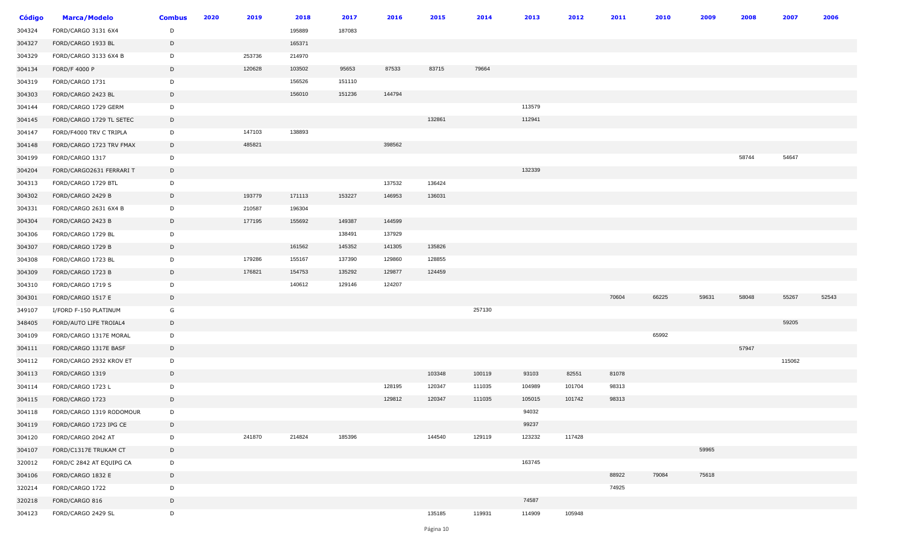| Código | Marca/Modelo | Combus | 2020 | 2019 | 2018 | 2017 | 2016 | 2015 | 2014 | 2013 | 2012 | 2011 | 2010 | 2009 | 2008 | 2007 | 2006 |
|---|---|---|---|---|---|---|---|---|---|---|---|---|---|---|---|---|---|
| 304324 | FORD/CARGO 3131 6X4 | D | | | 195889 | 187083 | | | | | | | | | | | |
| 304327 | FORD/CARGO 1933 BL | D | | | 165371 | | | | | | | | | | | | |
| 304329 | FORD/CARGO 3133 6X4 B | D | | 253736 | 214970 | | | | | | | | | | | | |
| 304134 | FORD/F 4000 P | D | | 120628 | 103502 | 95653 | 87533 | 83715 | 79664 | | | | | | | | |
| 304319 | FORD/CARGO 1731 | D | | | 156526 | 151110 | | | | | | | | | | | |
| 304303 | FORD/CARGO 2423 BL | D | | | 156010 | 151236 | 144794 | | | | | | | | | | |
| 304144 | FORD/CARGO 1729 GERM | D | | | | | | | | 113579 | | | | | | | |
| 304145 | FORD/CARGO 1729 TL SETEC | D | | | | | | 132861 | | 112941 | | | | | | | |
| 304147 | FORD/F4000 TRV C TRIPLA | D | | 147103 | 138893 | | | | | | | | | | | | |
| 304148 | FORD/CARGO 1723 TRV FMAX | D | | 485821 | | | 398562 | | | | | | | | | | |
| 304199 | FORD/CARGO 1317 | D | | | | | | | | | | | | | 58744 | 54647 | |
| 304204 | FORD/CARGO2631 FERRARI T | D | | | | | | | | 132339 | | | | | | | |
| 304313 | FORD/CARGO 1729 BTL | D | | | | | 137532 | 136424 | | | | | | | | | |
| 304302 | FORD/CARGO 2429 B | D | | 193779 | 171113 | 153227 | 146953 | 136031 | | | | | | | | | |
| 304331 | FORD/CARGO 2631 6X4 B | D | | 210587 | 196304 | | | | | | | | | | | | |
| 304304 | FORD/CARGO 2423 B | D | | 177195 | 155692 | 149387 | 144599 | | | | | | | | | | |
| 304306 | FORD/CARGO 1729 BL | D | | | | 138491 | 137929 | | | | | | | | | | |
| 304307 | FORD/CARGO 1729 B | D | | | 161562 | 145352 | 141305 | 135826 | | | | | | | | | |
| 304308 | FORD/CARGO 1723 BL | D | | 179286 | 155167 | 137390 | 129860 | 128855 | | | | | | | | | |
| 304309 | FORD/CARGO 1723 B | D | | 176821 | 154753 | 135292 | 129877 | 124459 | | | | | | | | | |
| 304310 | FORD/CARGO 1719 S | D | | | 140612 | 129146 | 124207 | | | | | | | | | | |
| 304301 | FORD/CARGO 1517 E | D | | | | | | | | | | 70604 | 66225 | 59631 | 58048 | 55267 | 52543 |
| 349107 | I/FORD F-150 PLATINUM | G | | | | | | | 257130 | | | | | | | | |
| 348405 | FORD/AUTO LIFE TROIAL4 | D | | | | | | | | | | | | | | 59205 | |
| 304109 | FORD/CARGO 1317E MORAL | D | | | | | | | | | | | 65992 | | | | |
| 304111 | FORD/CARGO 1317E BASF | D | | | | | | | | | | | | | 57947 | | |
| 304112 | FORD/CARGO 2932 KROV ET | D | | | | | | | | | | | | | | 115062 | |
| 304113 | FORD/CARGO 1319 | D | | | | | | 103348 | 100119 | 93103 | 82551 | 81078 | | | | | |
| 304114 | FORD/CARGO 1723 L | D | | | | | 128195 | 120347 | 111035 | 104989 | 101704 | 98313 | | | | | |
| 304115 | FORD/CARGO 1723 | D | | | | | 129812 | 120347 | 111035 | 105015 | 101742 | 98313 | | | | | |
| 304118 | FORD/CARGO 1319 RODOMOUR | D | | | | | | | | 94032 | | | | | | | |
| 304119 | FORD/CARGO 1723 IPG CE | D | | | | | | | | 99237 | | | | | | | |
| 304120 | FORD/CARGO 2042 AT | D | | 241870 | 214824 | 185396 | | 144540 | 129119 | 123232 | 117428 | | | | | | |
| 304107 | FORD/C1317E TRUKAM CT | D | | | | | | | | | | | | 59965 | | | |
| 320012 | FORD/C 2842 AT EQUIPG CA | D | | | | | | | | 163745 | | | | | | | |
| 304106 | FORD/CARGO 1832 E | D | | | | | | | | | | 88922 | 79084 | 75618 | | | |
| 320214 | FORD/CARGO 1722 | D | | | | | | | | | | 74925 | | | | | |
| 320218 | FORD/CARGO 816 | D | | | | | | | | 74587 | | | | | | | |
| 304123 | FORD/CARGO 2429 SL | D | | | | | | 135185 | 119931 | 114909 | 105948 | | | | | | |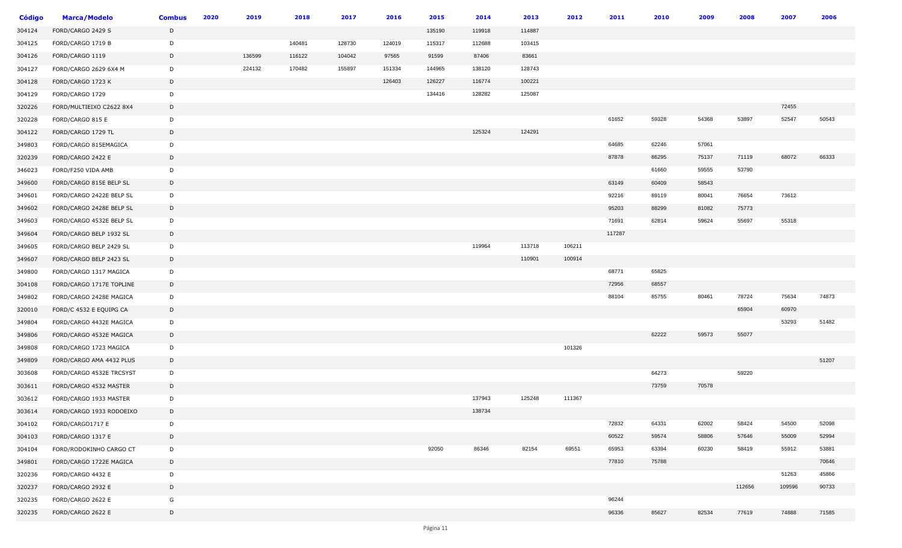| Código | Marca/Modelo | Combus | 2020 | 2019 | 2018 | 2017 | 2016 | 2015 | 2014 | 2013 | 2012 | 2011 | 2010 | 2009 | 2008 | 2007 | 2006 |
|---|---|---|---|---|---|---|---|---|---|---|---|---|---|---|---|---|---|
| 304124 | FORD/CARGO 2429 S | D | | | | | | 135190 | 119918 | 114887 | | | | | | | |
| 304125 | FORD/CARGO 1719 B | D | | | 140481 | 128730 | 124019 | 115317 | 112688 | 103415 | | | | | | | |
| 304126 | FORD/CARGO 1119 | D | | 136599 | 116122 | 104042 | 97565 | 91599 | 87406 | 83661 | | | | | | | |
| 304127 | FORD/CARGO 2629 6X4 M | D | | 224132 | 170482 | 155897 | 151334 | 144965 | 138120 | 128743 | | | | | | | |
| 304128 | FORD/CARGO 1723 K | D | | | | | 126403 | 126227 | 116774 | 100221 | | | | | | | |
| 304129 | FORD/CARGO 1729 | D | | | | | | 134416 | 128282 | 125087 | | | | | | | |
| 320226 | FORD/MULTIEIXO C2622 8X4 | D | | | | | | | | | | | | | | 72455 | |
| 320228 | FORD/CARGO 815 E | D | | | | | | | | | | 61652 | 59328 | 54368 | 53897 | 52547 | 50543 |
| 304122 | FORD/CARGO 1729 TL | D | | | | | | | 125324 | 124291 | | | | | | | |
| 349803 | FORD/CARGO 815EMAGICA | D | | | | | | | | | | 64685 | 62246 | 57061 | | | |
| 320239 | FORD/CARGO 2422 E | D | | | | | | | | | | 87878 | 86295 | 75137 | 71119 | 68072 | 66333 |
| 346023 | FORD/F250 VIDA AMB | D | | | | | | | | | | | 61660 | 59555 | 53790 | | |
| 349600 | FORD/CARGO 815E BELP SL | D | | | | | | | | | | 63149 | 60409 | 58543 | | | |
| 349601 | FORD/CARGO 2422E BELP SL | D | | | | | | | | | | 92216 | 89119 | 80041 | 76654 | 73612 | |
| 349602 | FORD/CARGO 2428E BELP SL | D | | | | | | | | | | 95203 | 88299 | 81082 | 75773 | | |
| 349603 | FORD/CARGO 4532E BELP SL | D | | | | | | | | | | 71691 | 62814 | 59624 | 55697 | 55318 | |
| 349604 | FORD/CARGO BELP 1932 SL | D | | | | | | | | | | 117287 | | | | | |
| 349605 | FORD/CARGO BELP 2429 SL | D | | | | | | | 119964 | 113718 | 106211 | | | | | | |
| 349607 | FORD/CARGO BELP 2423 SL | D | | | | | | | | 110901 | 100914 | | | | | | |
| 349800 | FORD/CARGO 1317 MAGICA | D | | | | | | | | | | 68771 | 65825 | | | | |
| 304108 | FORD/CARGO 1717E TOPLINE | D | | | | | | | | | | 72956 | 68557 | | | | |
| 349802 | FORD/CARGO 2428E MAGICA | D | | | | | | | | | | 88104 | 85755 | 80461 | 78724 | 75634 | 74873 |
| 320010 | FORD/C 4532 E EQUIPG CA | D | | | | | | | | | | | | | 65904 | 60970 | |
| 349804 | FORD/CARGO 4432E MAGICA | D | | | | | | | | | | | | | | 53293 | 51482 |
| 349806 | FORD/CARGO 4532E MAGICA | D | | | | | | | | | | | 62222 | 59573 | 55077 | | |
| 349808 | FORD/CARGO 1723 MAGICA | D | | | | | | | | | 101326 | | | | | | |
| 349809 | FORD/CARGO AMA 4432 PLUS | D | | | | | | | | | | | | | | | 51207 |
| 303608 | FORD/CARGO 4532E TRCSYST | D | | | | | | | | | | | 64273 | | 59220 | | |
| 303611 | FORD/CARGO 4532 MASTER | D | | | | | | | | | | | 73759 | 70578 | | | |
| 303612 | FORD/CARGO 1933 MASTER | D | | | | | | | 137943 | 125248 | 111367 | | | | | | |
| 303614 | FORD/CARGO 1933 RODOEIXO | D | | | | | | | 138734 | | | | | | | | |
| 304102 | FORD/CARGO1717 E | D | | | | | | | | | | 72832 | 64331 | 62002 | 58424 | 54500 | 52098 |
| 304103 | FORD/CARGO 1317 E | D | | | | | | | | | | 60522 | 59574 | 58806 | 57646 | 55009 | 52994 |
| 304104 | FORD/RODOKINHO CARGO CT | D | | | | | | 92050 | 86346 | 82154 | 69551 | 65953 | 63394 | 60230 | 58419 | 55912 | 53881 |
| 349801 | FORD/CARGO 1722E MAGICA | D | | | | | | | | | | 77810 | 75788 | | | | 70646 |
| 320236 | FORD/CARGO 4432 E | D | | | | | | | | | | | | | | 51263 | 45866 |
| 320237 | FORD/CARGO 2932 E | D | | | | | | | | | | | | | 112656 | 109596 | 90733 |
| 320235 | FORD/CARGO 2622 E | G | | | | | | | | | | 96244 | | | | | |
| 320235 | FORD/CARGO 2622 E | D | | | | | | | | | | 96336 | 85627 | 82534 | 77619 | 74888 | 71585 |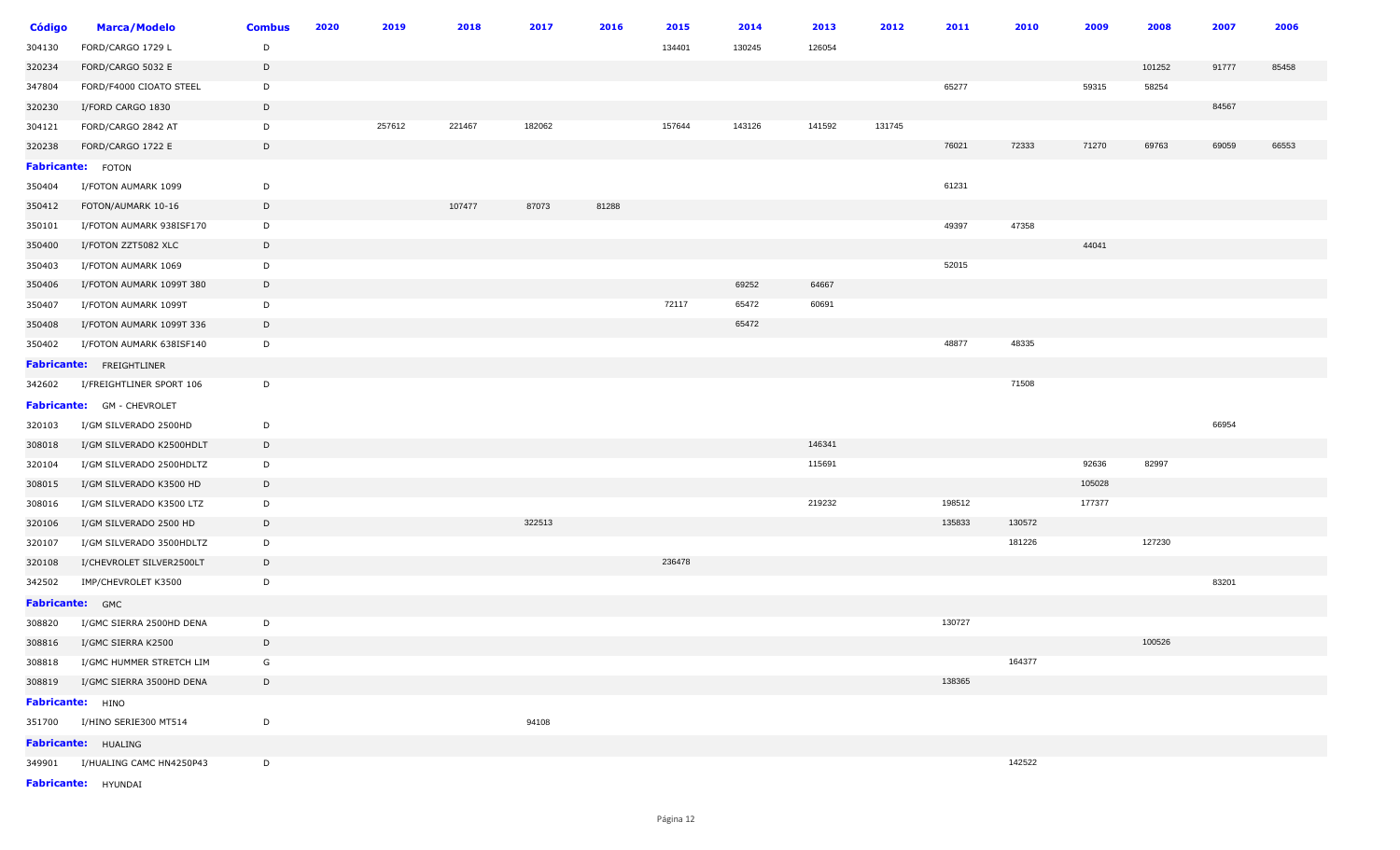| Código | Marca/Modelo | Combus | 2020 | 2019 | 2018 | 2017 | 2016 | 2015 | 2014 | 2013 | 2012 | 2011 | 2010 | 2009 | 2008 | 2007 | 2006 |
|---|---|---|---|---|---|---|---|---|---|---|---|---|---|---|---|---|---|
| 304130 | FORD/CARGO 1729 L | D | | | | | | 134401 | 130245 | 126054 | | | | | | | |
| 320234 | FORD/CARGO 5032 E | D | | | | | | | | | | | | | 101252 | 91777 | 85458 |
| 347804 | FORD/F4000 CIOATO STEEL | D | | | | | | | | | | 65277 | | 59315 | 58254 | | |
| 320230 | I/FORD CARGO 1830 | D | | | | | | | | | | | | | | 84567 | |
| 304121 | FORD/CARGO 2842 AT | D | | 257612 | 221467 | 182062 | | 157644 | 143126 | 141592 | 131745 | | | | | | |
| 320238 | FORD/CARGO 1722 E | D | | | | | | | | | | 76021 | 72333 | 71270 | 69763 | 69059 | 66553 |
| **Fabricante:** | FOTON | | | | | | | | | | | | | | | | |
| 350404 | I/FOTON AUMARK 1099 | D | | | | | | | | | | 61231 | | | | | |
| 350412 | FOTON/AUMARK 10-16 | D | | | 107477 | 87073 | 81288 | | | | | | | | | | |
| 350101 | I/FOTON AUMARK 938ISF170 | D | | | | | | | | | | 49397 | 47358 | | | | |
| 350400 | I/FOTON ZZT5082 XLC | D | | | | | | | | | | | | 44041 | | | |
| 350403 | I/FOTON AUMARK 1069 | D | | | | | | | | | | 52015 | | | | | |
| 350406 | I/FOTON AUMARK 1099T 380 | D | | | | | | | 69252 | 64667 | | | | | | | |
| 350407 | I/FOTON AUMARK 1099T | D | | | | | | 72117 | 65472 | 60691 | | | | | | | |
| 350408 | I/FOTON AUMARK 1099T 336 | D | | | | | | | 65472 | | | | | | | | |
| 350402 | I/FOTON AUMARK 638ISF140 | D | | | | | | | | | | 48877 | 48335 | | | | |
| **Fabricante:** | FREIGHTLINER | | | | | | | | | | | | | | | | |
| 342602 | I/FREIGHTLINER SPORT 106 | D | | | | | | | | | | | 71508 | | | | |
| **Fabricante:** | GM - CHEVROLET | | | | | | | | | | | | | | | | |
| 320103 | I/GM SILVERADO 2500HD | D | | | | | | | | | | | | | | 66954 | |
| 308018 | I/GM SILVERADO K2500HDLT | D | | | | | | | | 146341 | | | | | | | |
| 320104 | I/GM SILVERADO 2500HDLTZ | D | | | | | | | | 115691 | | | | 92636 | 82997 | | |
| 308015 | I/GM SILVERADO K3500 HD | D | | | | | | | | | | | | 105028 | | | |
| 308016 | I/GM SILVERADO K3500 LTZ | D | | | | | | | | 219232 | | 198512 | | 177377 | | | |
| 320106 | I/GM SILVERADO 2500 HD | D | | | | 322513 | | | | | | 135833 | 130572 | | | | |
| 320107 | I/GM SILVERADO 3500HDLTZ | D | | | | | | | | | | | 181226 | | 127230 | | |
| 320108 | I/CHEVROLET SILVER2500LT | D | | | | | | 236478 | | | | | | | | | |
| 342502 | IMP/CHEVROLET K3500 | D | | | | | | | | | | | | | | 83201 | |
| **Fabricante:** | GMC | | | | | | | | | | | | | | | | |
| 308820 | I/GMC SIERRA 2500HD DENA | D | | | | | | | | | | 130727 | | | | | |
| 308816 | I/GMC SIERRA K2500 | D | | | | | | | | | | | | | 100526 | | |
| 308818 | I/GMC HUMMER STRETCH LIM | G | | | | | | | | | | | 164377 | | | | |
| 308819 | I/GMC SIERRA 3500HD DENA | D | | | | | | | | | | 138365 | | | | | |
| **Fabricante:** | HINO | | | | | | | | | | | | | | | | |
| 351700 | I/HINO SERIE300 MT514 | D | | | | 94108 | | | | | | | | | | | |
| **Fabricante:** | HUALING | | | | | | | | | | | | | | | | |
| 349901 | I/HUALING CAMC HN4250P43 | D | | | | | | | | | | | 142522 | | | | |
| **Fabricante:** | HYUNDAI | | | | | | | | | | | | | | | | |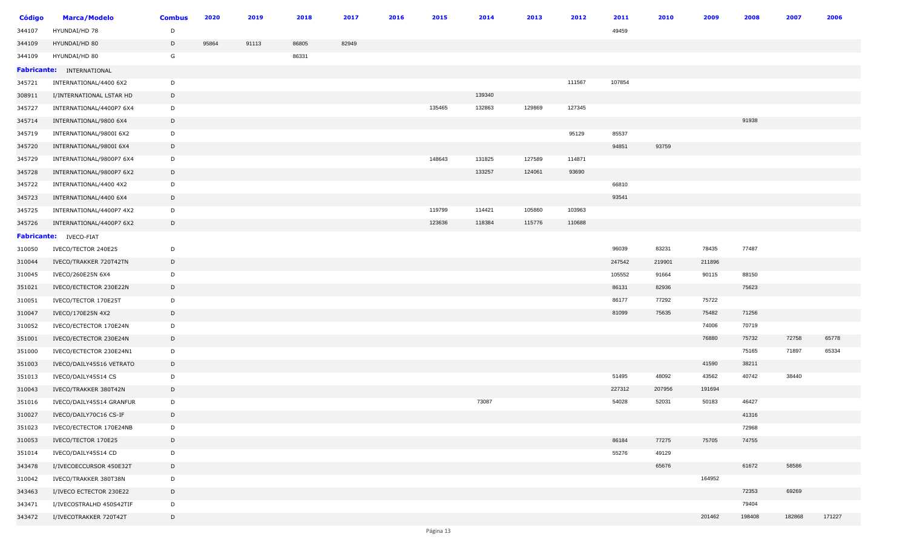| Código | Marca/Modelo | Combus | 2020 | 2019 | 2018 | 2017 | 2016 | 2015 | 2014 | 2013 | 2012 | 2011 | 2010 | 2009 | 2008 | 2007 | 2006 |
|---|---|---|---|---|---|---|---|---|---|---|---|---|---|---|---|---|---|
| 344107 | HYUNDAI/HD 78 | D | | | | | | | | | | 49459 | | | | | |
| 344109 | HYUNDAI/HD 80 | D | 95864 | 91113 | 86805 | 82949 | | | | | | | | | | | |
| 344109 | HYUNDAI/HD 80 | G | | | 86331 | | | | | | | | | | | | |
| **Fabricante:** INTERNATIONAL | | | | | | | | | | | | | | | | | |
| 345721 | INTERNATIONAL/4400 6X2 | D | | | | | | | | | 111567 | 107854 | | | | | |
| 308911 | I/INTERNATIONAL LSTAR HD | D | | | | | | | 139340 | | | | | | | | |
| 345727 | INTERNATIONAL/4400P7 6X4 | D | | | | | | 135465 | 132863 | 129869 | 127345 | | | | | | |
| 345714 | INTERNATIONAL/9800 6X4 | D | | | | | | | | | | | | | 91938 | | |
| 345719 | INTERNATIONAL/9800I 6X2 | D | | | | | | | | | 95129 | 85537 | | | | | |
| 345720 | INTERNATIONAL/9800I 6X4 | D | | | | | | | | | | 94851 | 93759 | | | | |
| 345729 | INTERNATIONAL/9800P7 6X4 | D | | | | | | 148643 | 131825 | 127589 | 114871 | | | | | | |
| 345728 | INTERNATIONAL/9800P7 6X2 | D | | | | | | | 133257 | 124061 | 93690 | | | | | | |
| 345722 | INTERNATIONAL/4400 4X2 | D | | | | | | | | | | 66810 | | | | | |
| 345723 | INTERNATIONAL/4400 6X4 | D | | | | | | | | | | 93541 | | | | | |
| 345725 | INTERNATIONAL/4400P7 4X2 | D | | | | | | 119799 | 114421 | 105860 | 103963 | | | | | | |
| 345726 | INTERNATIONAL/4400P7 6X2 | D | | | | | | 123636 | 118384 | 115776 | 110688 | | | | | | |
| **Fabricante:** IVECO-FIAT | | | | | | | | | | | | | | | | | |
| 310050 | IVECO/TECTOR 240E25 | D | | | | | | | | | | 96039 | 83231 | 78435 | 77487 | | |
| 310044 | IVECO/TRAKKER 720T42TN | D | | | | | | | | | | 247542 | 219901 | 211896 | | | |
| 310045 | IVECO/260E25N 6X4 | D | | | | | | | | | | 105552 | 91664 | 90115 | 88150 | | |
| 351021 | IVECO/ECTECTOR 230E22N | D | | | | | | | | | | 86131 | 82936 | | 75623 | | |
| 310051 | IVECO/TECTOR 170E25T | D | | | | | | | | | | 86177 | 77292 | 75722 | | | |
| 310047 | IVECO/170E25N 4X2 | D | | | | | | | | | | 81099 | 75635 | 75482 | 71256 | | |
| 310052 | IVECO/ECTECTOR 170E24N | D | | | | | | | | | | | | 74006 | 70719 | | |
| 351001 | IVECO/ECTECTOR 230E24N | D | | | | | | | | | | | | 76880 | 75732 | 72758 | 65778 |
| 351000 | IVECO/ECTECTOR 230E24N1 | D | | | | | | | | | | | | | 75165 | 71897 | 65334 |
| 351003 | IVECO/DAILY45S16 VETRATO | D | | | | | | | | | | | | 41590 | 38211 | | |
| 351013 | IVECO/DAILY45S14 CS | D | | | | | | | | | | 51495 | 48092 | 43562 | 40742 | 38440 | |
| 310043 | IVECO/TRAKKER 380T42N | D | | | | | | | | | | 227312 | 207956 | 191694 | | | |
| 351016 | IVECO/DAILY45S14 GRANFUR | D | | | | | | | 73087 | | | 54028 | 52031 | 50183 | 46427 | | |
| 310027 | IVECO/DAILY70C16 CS-IF | D | | | | | | | | | | | | | 41316 | | |
| 351023 | IVECO/ECTECTOR 170E24NB | D | | | | | | | | | | | | | 72968 | | |
| 310053 | IVECO/TECTOR 170E25 | D | | | | | | | | | | 86184 | 77275 | 75705 | 74755 | | |
| 351014 | IVECO/DAILY45S14 CD | D | | | | | | | | | | 55276 | 49129 | | | | |
| 343478 | I/IVECOECCURSOR 450E32T | D | | | | | | | | | | | 65676 | | 61672 | 58586 | |
| 310042 | IVECO/TRAKKER 380T38N | D | | | | | | | | | | | | 164952 | | | |
| 343463 | I/IVECO ECTECTOR 230E22 | D | | | | | | | | | | | | | 72353 | 69269 | |
| 343471 | I/IVECOSTRALHD 450S42TIF | D | | | | | | | | | | | | | 79404 | | |
| 343472 | I/IVECOTRAKKER 720T42T | D | | | | | | | | | | | | 201462 | 198408 | 182868 | 171227 |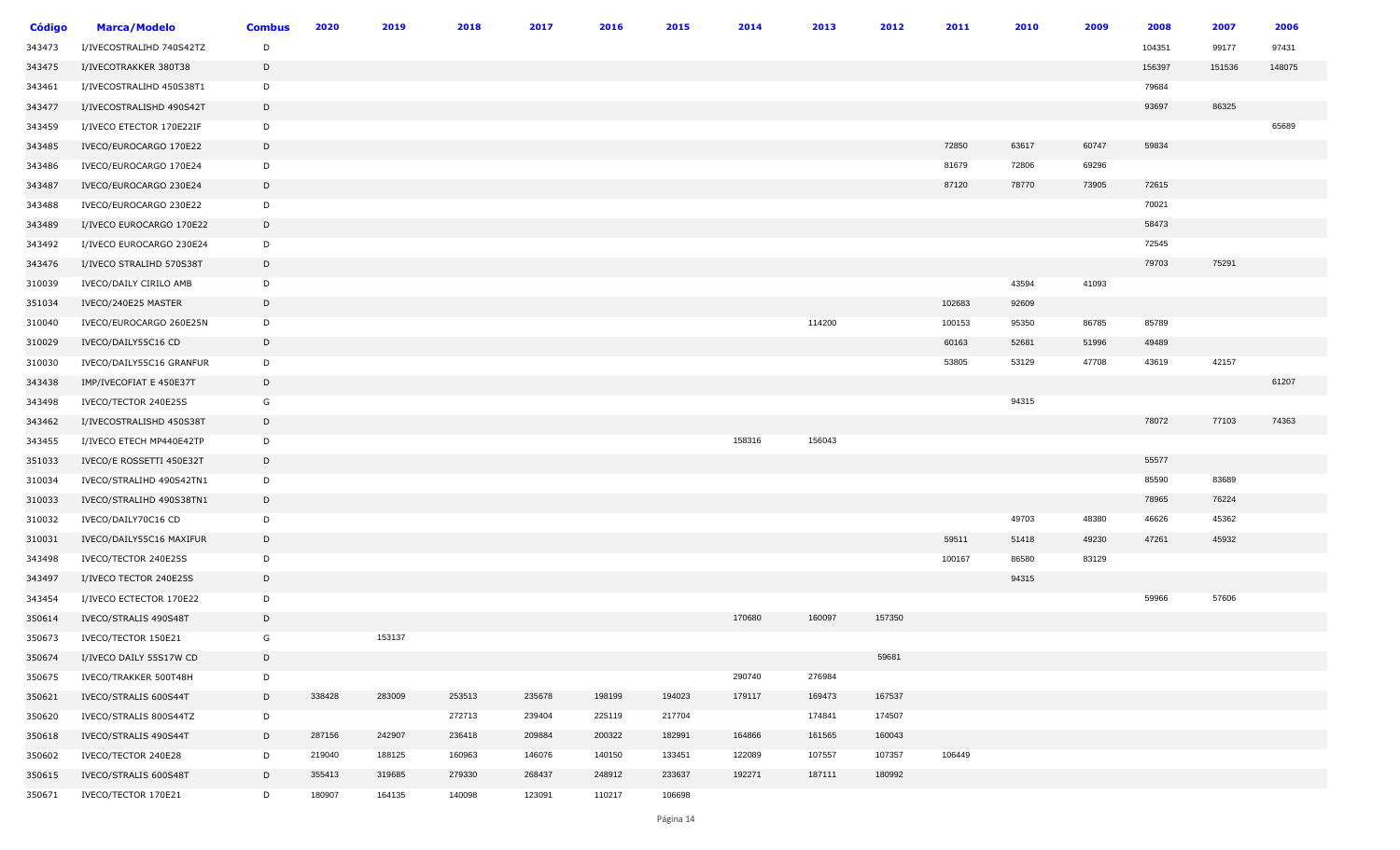| Código | Marca/Modelo | Combus | 2020 | 2019 | 2018 | 2017 | 2016 | 2015 | 2014 | 2013 | 2012 | 2011 | 2010 | 2009 | 2008 | 2007 | 2006 |
|---|---|---|---|---|---|---|---|---|---|---|---|---|---|---|---|---|---|
| 343473 | I/IVECOSTRALIHD 740S42TZ | D | | | | | | | | | | | | | 104351 | 99177 | 97431 |
| 343475 | I/IVECOTRAKKER 380T38 | D | | | | | | | | | | | | | 156397 | 151536 | 148075 |
| 343461 | I/IVECOSTRALIHD 450S38T1 | D | | | | | | | | | | | | | 79684 | | |
| 343477 | I/IVECOSTRALISHD 490S42T | D | | | | | | | | | | | | | 93697 | 86325 | |
| 343459 | I/IVECO ETECTOR 170E22IF | D | | | | | | | | | | | | | | | 65689 |
| 343485 | IVECO/EUROCARGO 170E22 | D | | | | | | | | | | 72850 | 63617 | 60747 | 59834 | | |
| 343486 | IVECO/EUROCARGO 170E24 | D | | | | | | | | | | 81679 | 72806 | 69296 | | | |
| 343487 | IVECO/EUROCARGO 230E24 | D | | | | | | | | | | 87120 | 78770 | 73905 | 72615 | | |
| 343488 | IVECO/EUROCARGO 230E22 | D | | | | | | | | | | | | | 70021 | | |
| 343489 | I/IVECO EUROCARGO 170E22 | D | | | | | | | | | | | | | 58473 | | |
| 343492 | I/IVECO EUROCARGO 230E24 | D | | | | | | | | | | | | | 72545 | | |
| 343476 | I/IVECO STRALIHD 570S38T | D | | | | | | | | | | | | | 79703 | 75291 | |
| 310039 | IVECO/DAILY CIRILO AMB | D | | | | | | | | | | | 43594 | 41093 | | | |
| 351034 | IVECO/240E25 MASTER | D | | | | | | | | | | 102683 | 92609 | | | | |
| 310040 | IVECO/EUROCARGO 260E25N | D | | | | | | | | 114200 | | 100153 | 95350 | 86785 | 85789 | | |
| 310029 | IVECO/DAILY55C16 CD | D | | | | | | | | | | 60163 | 52681 | 51996 | 49489 | | |
| 310030 | IVECO/DAILY55C16 GRANFUR | D | | | | | | | | | | 53805 | 53129 | 47708 | 43619 | 42157 | |
| 343438 | IMP/IVECOFIAT E 450E37T | D | | | | | | | | | | | | | | | 61207 |
| 343498 | IVECO/TECTOR 240E25S | G | | | | | | | | | | | 94315 | | | | |
| 343462 | I/IVECOSTRALISHD 450S38T | D | | | | | | | | | | | | | 78072 | 77103 | 74363 |
| 343455 | I/IVECO ETECH MP440E42TP | D | | | | | | | 158316 | 156043 | | | | | | | |
| 351033 | IVECO/E ROSSETTI 450E32T | D | | | | | | | | | | | | | 55577 | | |
| 310034 | IVECO/STRALIHD 490S42TN1 | D | | | | | | | | | | | | | 85590 | 83689 | |
| 310033 | IVECO/STRALIHD 490S38TN1 | D | | | | | | | | | | | | | 78965 | 76224 | |
| 310032 | IVECO/DAILY70C16 CD | D | | | | | | | | | | | 49703 | 48380 | 46626 | 45362 | |
| 310031 | IVECO/DAILY55C16 MAXIFUR | D | | | | | | | | | | 59511 | 51418 | 49230 | 47261 | 45932 | |
| 343498 | IVECO/TECTOR 240E25S | D | | | | | | | | | | 100167 | 86580 | 83129 | | | |
| 343497 | I/IVECO TECTOR 240E25S | D | | | | | | | | | | | 94315 | | | | |
| 343454 | I/IVECO ECTECTOR 170E22 | D | | | | | | | | | | | | | 59966 | 57606 | |
| 350614 | IVECO/STRALIS 490S48T | D | | | | | | | 170680 | 160097 | 157350 | | | | | | |
| 350673 | IVECO/TECTOR 150E21 | G | | 153137 | | | | | | | | | | | | | |
| 350674 | I/IVECO DAILY 55S17W CD | D | | | | | | | | | 59681 | | | | | | |
| 350675 | IVECO/TRAKKER 500T48H | D | | | | | | | 290740 | 276984 | | | | | | | |
| 350621 | IVECO/STRALIS 600S44T | D | 338428 | 283009 | 253513 | 235678 | 198199 | 194023 | 179117 | 169473 | 167537 | | | | | | |
| 350620 | IVECO/STRALIS 800S44TZ | D | | | 272713 | 239404 | 225119 | 217704 | | 174841 | 174507 | | | | | | |
| 350618 | IVECO/STRALIS 490S44T | D | 287156 | 242907 | 236418 | 209884 | 200322 | 182991 | 164866 | 161565 | 160043 | | | | | | |
| 350602 | IVECO/TECTOR 240E28 | D | 219040 | 188125 | 160963 | 146076 | 140150 | 133451 | 122089 | 107557 | 107357 | 106449 | | | | | |
| 350615 | IVECO/STRALIS 600S48T | D | 355413 | 319685 | 279330 | 268437 | 248912 | 233637 | 192271 | 187111 | 180992 | | | | | | |
| 350671 | IVECO/TECTOR 170E21 | D | 180907 | 164135 | 140098 | 123091 | 110217 | 106698 | | | | | | | | | |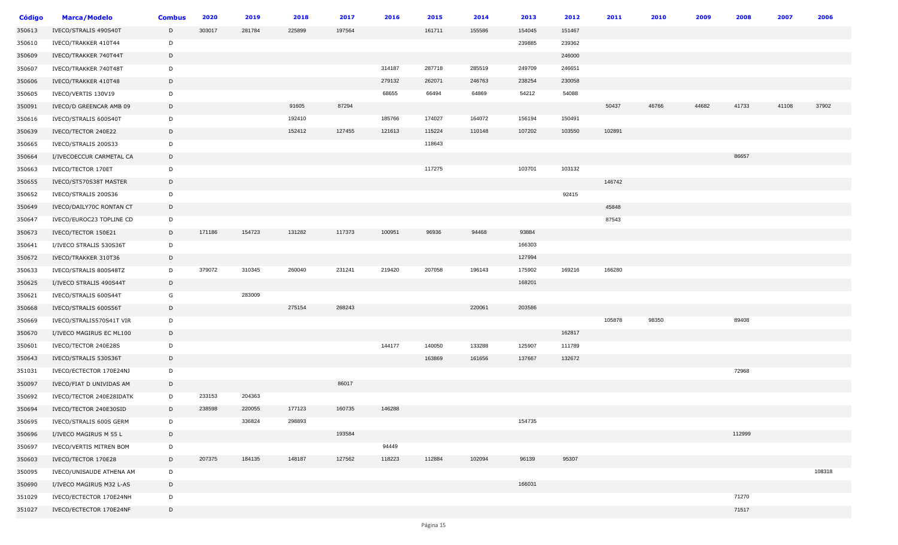| Código | Marca/Modelo | Combus | 2020 | 2019 | 2018 | 2017 | 2016 | 2015 | 2014 | 2013 | 2012 | 2011 | 2010 | 2009 | 2008 | 2007 | 2006 |
|---|---|---|---|---|---|---|---|---|---|---|---|---|---|---|---|---|---|
| 350613 | IVECO/STRALIS 490S40T | D | 303017 | 281784 | 225899 | 197564 | | 161711 | 155586 | 154045 | 151467 | | | | | | |
| 350610 | IVECO/TRAKKER 410T44 | D | | | | | | | | 239885 | 239362 | | | | | | |
| 350609 | IVECO/TRAKKER 740T44T | D | | | | | | | | | 246000 | | | | | | |
| 350607 | IVECO/TRAKKER 740T48T | D | | | | | 314187 | 287718 | 285519 | 249709 | 246651 | | | | | | |
| 350606 | IVECO/TRAKKER 410T48 | D | | | | | 279132 | 262071 | 246763 | 238254 | 230058 | | | | | | |
| 350605 | IVECO/VERTIS 130V19 | D | | | | | 68655 | 66494 | 64869 | 54212 | 54088 | | | | | | |
| 350091 | IVECO/D GREENCAR AMB 09 | D | | | 91605 | 87294 | | | | | | 50437 | 46766 | 44682 | 41733 | 41108 | 37902 |
| 350616 | IVECO/STRALIS 600S40T | D | | | 192410 | | 185766 | 174027 | 164072 | 156194 | 150491 | | | | | | |
| 350639 | IVECO/TECTOR 240E22 | D | | | 152412 | 127455 | 121613 | 115224 | 110148 | 107202 | 103550 | 102891 | | | | | |
| 350665 | IVECO/STRALIS 200S33 | D | | | | | | 118643 | | | | | | | | | |
| 350664 | I/IVECOECCUR CARMETAL CA | D | | | | | | | | | | | | | 86657 | | |
| 350663 | IVECO/TECTOR 170ET | D | | | | | | 117275 | | 103701 | 103132 | | | | | | |
| 350655 | IVECO/ST570S38T MASTER | D | | | | | | | | | | 146742 | | | | | |
| 350652 | IVECO/STRALIS 200S36 | D | | | | | | | | | 92415 | | | | | | |
| 350649 | IVECO/DAILY70C RONTAN CT | D | | | | | | | | | | 45848 | | | | | |
| 350647 | IVECO/EUROC23 TOPLINE CD | D | | | | | | | | | | 87543 | | | | | |
| 350673 | IVECO/TECTOR 150E21 | D | 171186 | 154723 | 131282 | 117373 | 100951 | 96936 | 94468 | 93884 | | | | | | | |
| 350641 | I/IVECO STRALIS 530S36T | D | | | | | | | | 166303 | | | | | | | |
| 350672 | IVECO/TRAKKER 310T36 | D | | | | | | | | 127994 | | | | | | | |
| 350633 | IVECO/STRALIS 800S48TZ | D | 379072 | 310345 | 260040 | 231241 | 219420 | 207058 | 196143 | 175902 | 169216 | 166280 | | | | | |
| 350625 | I/IVECO STRALIS 490S44T | D | | | | | | | | 168201 | | | | | | | |
| 350621 | IVECO/STRALIS 600S44T | G | | 283009 | | | | | | | | | | | | | |
| 350668 | IVECO/STRALIS 600S56T | D | | | 275154 | 268243 | | | 220061 | 203586 | | | | | | | |
| 350669 | IVECO/STRALIS570S41T VIR | D | | | | | | | | | | 105878 | 98350 | | 89408 | | |
| 350670 | I/IVECO MAGIRUS EC ML100 | D | | | | | | | | | 162817 | | | | | | |
| 350601 | IVECO/TECTOR 240E28S | D | | | | | 144177 | 140050 | 133288 | 125907 | 111789 | | | | | | |
| 350643 | IVECO/STRALIS 530S36T | D | | | | | | 163869 | 161656 | 137667 | 132672 | | | | | | |
| 351031 | IVECO/ECTECTOR 170E24NJ | D | | | | | | | | | | | | | 72968 | | |
| 350097 | IVECO/FIAT D UNIVIDAS AM | D | | | | 86017 | | | | | | | | | | | |
| 350692 | IVECO/TECTOR 240E28IDATK | D | 233153 | 204363 | | | | | | | | | | | | | |
| 350694 | IVECO/TECTOR 240E30SID | D | 238598 | 220055 | 177123 | 160735 | 146288 | | | | | | | | | | |
| 350695 | IVECO/STRALIS 600S GERM | D | | 336824 | 298893 | | | | | 154735 | | | | | | | |
| 350696 | I/IVECO MAGIRUS M 55 L | D | | | | 193584 | | | | | | | | | 112999 | | |
| 350697 | IVECO/VERTIS MITREN BOM | D | | | | | 94449 | | | | | | | | | | |
| 350603 | IVECO/TECTOR 170E28 | D | 207375 | 184135 | 148187 | 127562 | 118223 | 112884 | 102094 | 96139 | 95307 | | | | | | |
| 350095 | IVECO/UNISAUDE ATHENA AM | D | | | | | | | | | | | | | | | 108318 |
| 350690 | I/IVECO MAGIRUS M32 L-AS | D | | | | | | | | 166031 | | | | | | | |
| 351029 | IVECO/ECTECTOR 170E24NH | D | | | | | | | | | | | | | 71270 | | |
| 351027 | IVECO/ECTECTOR 170E24NF | D | | | | | | | | | | | | | 71517 | | |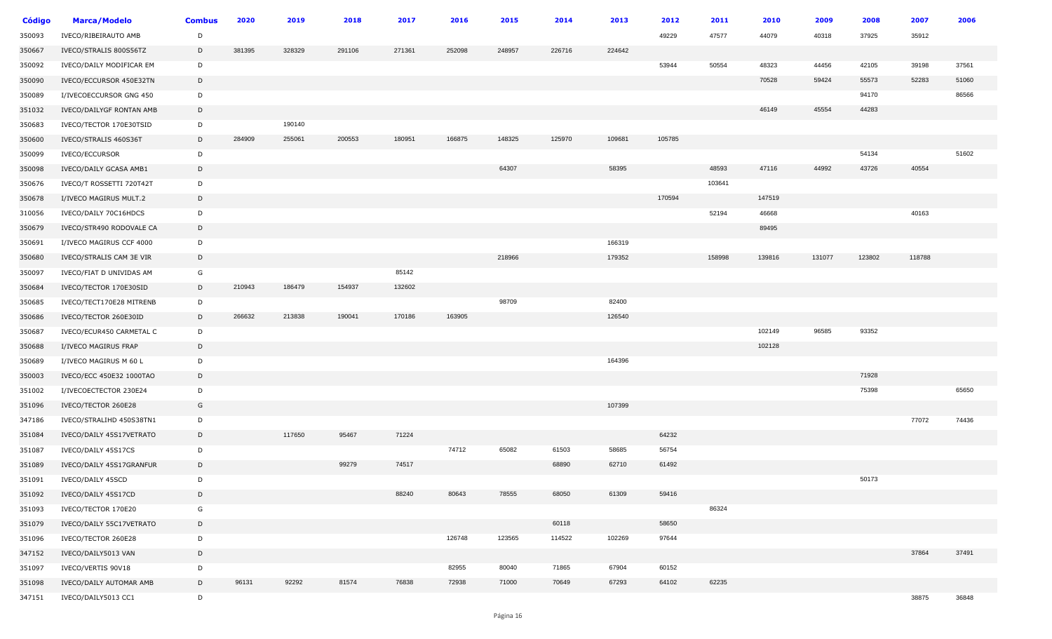| Código | Marca/Modelo | Combus | 2020 | 2019 | 2018 | 2017 | 2016 | 2015 | 2014 | 2013 | 2012 | 2011 | 2010 | 2009 | 2008 | 2007 | 2006 |
|---|---|---|---|---|---|---|---|---|---|---|---|---|---|---|---|---|---|
| 350093 | IVECO/RIBEIRAUTO AMB | D | | | | | | | | | 49229 | 47577 | 44079 | 40318 | 37925 | 35912 | |
| 350667 | IVECO/STRALIS 800S56TZ | D | 381395 | 328329 | 291106 | 271361 | 252098 | 248957 | 226716 | 224642 | | | | | | | |
| 350092 | IVECO/DAILY MODIFICAR EM | D | | | | | | | | | 53944 | 50554 | 48323 | 44456 | 42105 | 39198 | 37561 |
| 350090 | IVECO/ECCURSOR 450E32TN | D | | | | | | | | | | | 70528 | 59424 | 55573 | 52283 | 51060 |
| 350089 | I/IVECOECCURSOR GNG 450 | D | | | | | | | | | | | | | 94170 | | 86566 |
| 351032 | IVECO/DAILYGF RONTAN AMB | D | | | | | | | | | | | 46149 | 45554 | 44283 | | |
| 350683 | IVECO/TECTOR 170E30TSID | D | | 190140 | | | | | | | | | | | | | |
| 350600 | IVECO/STRALIS 460S36T | D | 284909 | 255061 | 200553 | 180951 | 166875 | 148325 | 125970 | 109681 | 105785 | | | | | | |
| 350099 | IVECO/ECCURSOR | D | | | | | | | | | | | | | 54134 | | 51602 |
| 350098 | IVECO/DAILY GCASA AMB1 | D | | | | | | 64307 | | 58395 | | 48593 | 47116 | 44992 | 43726 | 40554 | |
| 350676 | IVECO/T ROSSETTI 720T42T | D | | | | | | | | | | 103641 | | | | | |
| 350678 | I/IVECO MAGIRUS MULT.2 | D | | | | | | | | | 170594 | | 147519 | | | | |
| 310056 | IVECO/DAILY 70C16HDCS | D | | | | | | | | | | 52194 | 46668 | | | 40163 | |
| 350679 | IVECO/STR490 RODOVALE CA | D | | | | | | | | | | | 89495 | | | | |
| 350691 | I/IVECO MAGIRUS CCF 4000 | D | | | | | | | | 166319 | | | | | | | |
| 350680 | IVECO/STRALIS CAM 3E VIR | D | | | | | | 218966 | | 179352 | | 158998 | 139816 | 131077 | 123802 | 118788 | |
| 350097 | IVECO/FIAT D UNIVIDAS AM | G | | | | 85142 | | | | | | | | | | | |
| 350684 | IVECO/TECTOR 170E30SID | D | 210943 | 186479 | 154937 | 132602 | | | | | | | | | | | |
| 350685 | IVECO/TECT170E28 MITRENB | D | | | | | | 98709 | | 82400 | | | | | | | |
| 350686 | IVECO/TECTOR 260E30ID | D | 266632 | 213838 | 190041 | 170186 | 163905 | | | 126540 | | | | | | | |
| 350687 | IVECO/ECUR450 CARMETAL C | D | | | | | | | | | | | 102149 | 96585 | 93352 | | |
| 350688 | I/IVECO MAGIRUS FRAP | D | | | | | | | | | | | 102128 | | | | |
| 350689 | I/IVECO MAGIRUS M 60 L | D | | | | | | | | 164396 | | | | | | | |
| 350003 | IVECO/ECC 450E32 1000TAO | D | | | | | | | | | | | | | 71928 | | |
| 351002 | I/IVECOECTECTOR 230E24 | D | | | | | | | | | | | | | 75398 | | 65650 |
| 351096 | IVECO/TECTOR 260E28 | G | | | | | | | | 107399 | | | | | | | |
| 347186 | IVECO/STRALIHD 450S38TN1 | D | | | | | | | | | | | | | | 77072 | 74436 |
| 351084 | IVECO/DAILY 45S17VETRATO | D | | 117650 | 95467 | 71224 | | | | | 64232 | | | | | | |
| 351087 | IVECO/DAILY 45S17CS | D | | | | | 74712 | 65082 | 61503 | 58685 | 56754 | | | | | | |
| 351089 | IVECO/DAILY 45S17GRANFUR | D | | | 99279 | 74517 | | | 68890 | 62710 | 61492 | | | | | | |
| 351091 | IVECO/DAILY 45SCD | D | | | | | | | | | | | | | 50173 | | |
| 351092 | IVECO/DAILY 45S17CD | D | | | | 88240 | 80643 | 78555 | 68050 | 61309 | 59416 | | | | | | |
| 351093 | IVECO/TECTOR 170E20 | G | | | | | | | | | | 86324 | | | | | |
| 351079 | IVECO/DAILY 55C17VETRATO | D | | | | | | | 60118 | | 58650 | | | | | | |
| 351096 | IVECO/TECTOR 260E28 | D | | | | | 126748 | 123565 | 114522 | 102269 | 97644 | | | | | | |
| 347152 | IVECO/DAILY5013 VAN | D | | | | | | | | | | | | | | 37864 | 37491 |
| 351097 | IVECO/VERTIS 90V18 | D | | | | | 82955 | 80040 | 71865 | 67904 | 60152 | | | | | | |
| 351098 | IVECO/DAILY AUTOMAR AMB | D | 96131 | 92292 | 81574 | 76838 | 72938 | 71000 | 70649 | 67293 | 64102 | 62235 | | | | | |
| 347151 | IVECO/DAILY5013 CC1 | D | | | | | | | | | | | | | | 38875 | 36848 |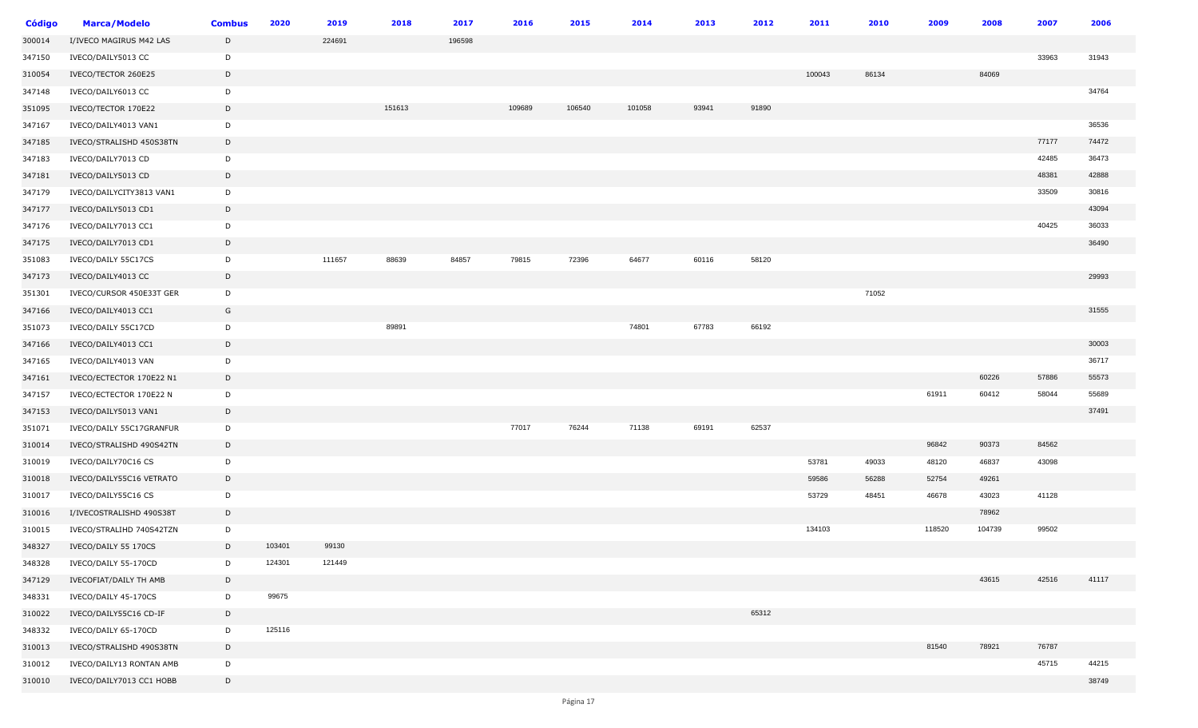| Código | Marca/Modelo | Combus | 2020 | 2019 | 2018 | 2017 | 2016 | 2015 | 2014 | 2013 | 2012 | 2011 | 2010 | 2009 | 2008 | 2007 | 2006 |
|---|---|---|---|---|---|---|---|---|---|---|---|---|---|---|---|---|---|
| 300014 | I/IVECO MAGIRUS M42 LAS | D | | 224691 | | 196598 | | | | | | | | | | | |
| 347150 | IVECO/DAILY5013 CC | D | | | | | | | | | | | | | | 33963 | 31943 |
| 310054 | IVECO/TECTOR 260E25 | D | | | | | | | | | | 100043 | 86134 | | 84069 | | |
| 347148 | IVECO/DAILY6013 CC | D | | | | | | | | | | | | | | | 34764 |
| 351095 | IVECO/TECTOR 170E22 | D | | | 151613 | | 109689 | 106540 | 101058 | 93941 | 91890 | | | | | | |
| 347167 | IVECO/DAILY4013 VAN1 | D | | | | | | | | | | | | | | | 36536 |
| 347185 | IVECO/STRALISHD 450S38TN | D | | | | | | | | | | | | | | 77177 | 74472 |
| 347183 | IVECO/DAILY7013 CD | D | | | | | | | | | | | | | | 42485 | 36473 |
| 347181 | IVECO/DAILY5013 CD | D | | | | | | | | | | | | | | 48381 | 42888 |
| 347179 | IVECO/DAILYCITY3813 VAN1 | D | | | | | | | | | | | | | | 33509 | 30816 |
| 347177 | IVECO/DAILY5013 CD1 | D | | | | | | | | | | | | | | | 43094 |
| 347176 | IVECO/DAILY7013 CC1 | D | | | | | | | | | | | | | | 40425 | 36033 |
| 347175 | IVECO/DAILY7013 CD1 | D | | | | | | | | | | | | | | | 36490 |
| 351083 | IVECO/DAILY 55C17CS | D | | 111657 | 88639 | 84857 | 79815 | 72396 | 64677 | 60116 | 58120 | | | | | | |
| 347173 | IVECO/DAILY4013 CC | D | | | | | | | | | | | | | | | 29993 |
| 351301 | IVECO/CURSOR 450E33T GER | D | | | | | | | | | | | 71052 | | | | |
| 347166 | IVECO/DAILY4013 CC1 | G | | | | | | | | | | | | | | | 31555 |
| 351073 | IVECO/DAILY 55C17CD | D | | | 89891 | | | | 74801 | 67783 | 66192 | | | | | | |
| 347166 | IVECO/DAILY4013 CC1 | D | | | | | | | | | | | | | | | 30003 |
| 347165 | IVECO/DAILY4013 VAN | D | | | | | | | | | | | | | | | 36717 |
| 347161 | IVECO/ECTECTOR 170E22 N1 | D | | | | | | | | | | | | | 60226 | 57886 | 55573 |
| 347157 | IVECO/ECTECTOR 170E22 N | D | | | | | | | | | | | | 61911 | 60412 | 58044 | 55689 |
| 347153 | IVECO/DAILY5013 VAN1 | D | | | | | | | | | | | | | | | 37491 |
| 351071 | IVECO/DAILY 55C17GRANFUR | D | | | | | 77017 | 76244 | 71138 | 69191 | 62537 | | | | | | |
| 310014 | IVECO/STRALISHD 490S42TN | D | | | | | | | | | | | | 96842 | 90373 | 84562 | |
| 310019 | IVECO/DAILY70C16 CS | D | | | | | | | | | | 53781 | 49033 | 48120 | 46837 | 43098 | |
| 310018 | IVECO/DAILY55C16 VETRATO | D | | | | | | | | | | 59586 | 56288 | 52754 | 49261 | | |
| 310017 | IVECO/DAILY55C16 CS | D | | | | | | | | | | 53729 | 48451 | 46678 | 43023 | 41128 | |
| 310016 | I/IVECOSTRALISHD 490S38T | D | | | | | | | | | | | | | 78962 | | |
| 310015 | IVECO/STRALIHD 740S42TZN | D | | | | | | | | | | 134103 | | 118520 | 104739 | 99502 | |
| 348327 | IVECO/DAILY 55 170CS | D | 103401 | 99130 | | | | | | | | | | | | | |
| 348328 | IVECO/DAILY 55-170CD | D | 124301 | 121449 | | | | | | | | | | | | | |
| 347129 | IVECOFIAT/DAILY TH AMB | D | | | | | | | | | | | | | 43615 | 42516 | 41117 |
| 348331 | IVECO/DAILY 45-170CS | D | 99675 | | | | | | | | | | | | | | |
| 310022 | IVECO/DAILY55C16 CD-IF | D | | | | | | | | | 65312 | | | | | | |
| 348332 | IVECO/DAILY 65-170CD | D | 125116 | | | | | | | | | | | | | | |
| 310013 | IVECO/STRALISHD 490S38TN | D | | | | | | | | | | | | 81540 | 78921 | 76787 | |
| 310012 | IVECO/DAILY13 RONTAN AMB | D | | | | | | | | | | | | | | 45715 | 44215 |
| 310010 | IVECO/DAILY7013 CC1 HOBB | D | | | | | | | | | | | | | | | 38749 |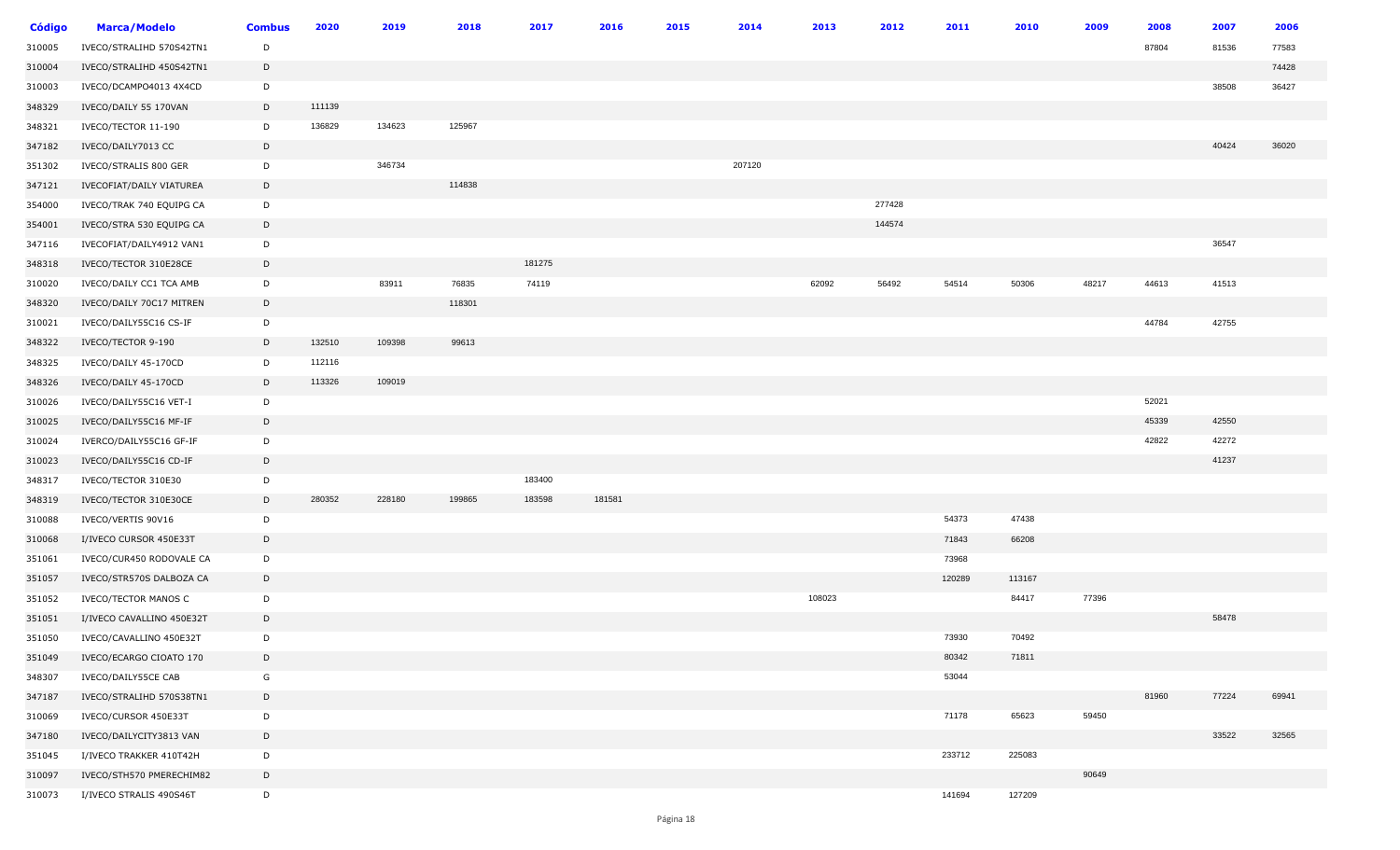| Código | Marca/Modelo | Combus | 2020 | 2019 | 2018 | 2017 | 2016 | 2015 | 2014 | 2013 | 2012 | 2011 | 2010 | 2009 | 2008 | 2007 | 2006 |
|---|---|---|---|---|---|---|---|---|---|---|---|---|---|---|---|---|---|
| 310005 | IVECO/STRALIHD 570S42TN1 | D | | | | | | | | | | | | | 87804 | 81536 | 77583 |
| 310004 | IVECO/STRALIHD 450S42TN1 | D | | | | | | | | | | | | | | | 74428 |
| 310003 | IVECO/DCAMPO4013 4X4CD | D | | | | | | | | | | | | | | 38508 | 36427 |
| 348329 | IVECO/DAILY 55 170VAN | D | 111139 | | | | | | | | | | | | | | |
| 348321 | IVECO/TECTOR 11-190 | D | 136829 | 134623 | 125967 | | | | | | | | | | | | |
| 347182 | IVECO/DAILY7013 CC | D | | | | | | | | | | | | | | 40424 | 36020 |
| 351302 | IVECO/STRALIS 800 GER | D | | 346734 | | | | | 207120 | | | | | | | | |
| 347121 | IVECOFIAT/DAILY VIATUREA | D | | | 114838 | | | | | | | | | | | | |
| 354000 | IVECO/TRAK 740 EQUIPG CA | D | | | | | | | | | 277428 | | | | | | |
| 354001 | IVECO/STRA 530 EQUIPG CA | D | | | | | | | | | 144574 | | | | | | |
| 347116 | IVECOFIAT/DAILY4912 VAN1 | D | | | | | | | | | | | | | | 36547 | |
| 348318 | IVECO/TECTOR 310E28CE | D | | | | 181275 | | | | | | | | | | | |
| 310020 | IVECO/DAILY CC1 TCA AMB | D | | 83911 | 76835 | 74119 | | | | 62092 | 56492 | 54514 | 50306 | 48217 | 44613 | 41513 | |
| 348320 | IVECO/DAILY 70C17 MITREN | D | | | 118301 | | | | | | | | | | | | |
| 310021 | IVECO/DAILY55C16 CS-IF | D | | | | | | | | | | | | | 44784 | 42755 | |
| 348322 | IVECO/TECTOR 9-190 | D | 132510 | 109398 | 99613 | | | | | | | | | | | | |
| 348325 | IVECO/DAILY 45-170CD | D | 112116 | | | | | | | | | | | | | | |
| 348326 | IVECO/DAILY 45-170CD | D | 113326 | 109019 | | | | | | | | | | | | | |
| 310026 | IVECO/DAILY55C16 VET-I | D | | | | | | | | | | | | | 52021 | | |
| 310025 | IVECO/DAILY55C16 MF-IF | D | | | | | | | | | | | | | 45339 | 42550 | |
| 310024 | IVERCO/DAILY55C16 GF-IF | D | | | | | | | | | | | | | 42822 | 42272 | |
| 310023 | IVECO/DAILY55C16 CD-IF | D | | | | | | | | | | | | | | 41237 | |
| 348317 | IVECO/TECTOR 310E30 | D | | | | 183400 | | | | | | | | | | | |
| 348319 | IVECO/TECTOR 310E30CE | D | 280352 | 228180 | 199865 | 183598 | 181581 | | | | | | | | | | |
| 310088 | IVECO/VERTIS 90V16 | D | | | | | | | | | | 54373 | 47438 | | | | |
| 310068 | I/IVECO CURSOR 450E33T | D | | | | | | | | | | 71843 | 66208 | | | | |
| 351061 | IVECO/CUR450 RODOVALE CA | D | | | | | | | | | | 73968 | | | | | |
| 351057 | IVECO/STR570S DALBOZA CA | D | | | | | | | | | | 120289 | 113167 | | | | |
| 351052 | IVECO/TECTOR MANOS C | D | | | | | | | | 108023 | | | 84417 | 77396 | | | |
| 351051 | I/IVECO CAVALLINO 450E32T | D | | | | | | | | | | | | | | 58478 | |
| 351050 | IVECO/CAVALLINO 450E32T | D | | | | | | | | | | 73930 | 70492 | | | | |
| 351049 | IVECO/ECARGO CIOATO 170 | D | | | | | | | | | | 80342 | 71811 | | | | |
| 348307 | IVECO/DAILY55CE CAB | G | | | | | | | | | | 53044 | | | | | |
| 347187 | IVECO/STRALIHD 570S38TN1 | D | | | | | | | | | | | | | 81960 | 77224 | 69941 |
| 310069 | IVECO/CURSOR 450E33T | D | | | | | | | | | | 71178 | 65623 | 59450 | | | |
| 347180 | IVECO/DAILYCITY3813 VAN | D | | | | | | | | | | | | | | 33522 | 32565 |
| 351045 | I/IVECO TRAKKER 410T42H | D | | | | | | | | | | 233712 | 225083 | | | | |
| 310097 | IVECO/STH570 PMERECHIM82 | D | | | | | | | | | | | | 90649 | | | |
| 310073 | I/IVECO STRALIS 490S46T | D | | | | | | | | | | 141694 | 127209 | | | | |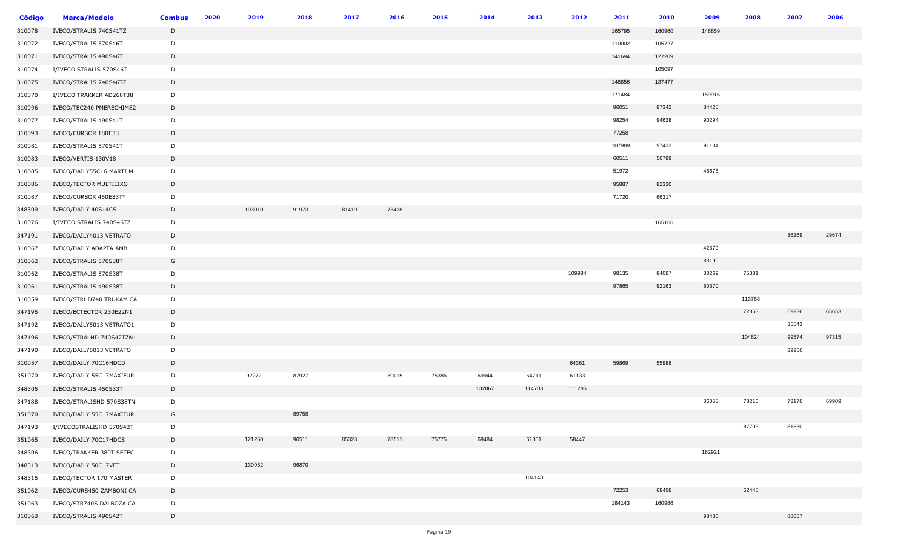| Código | Marca/Modelo | Combus | 2020 | 2019 | 2018 | 2017 | 2016 | 2015 | 2014 | 2013 | 2012 | 2011 | 2010 | 2009 | 2008 | 2007 | 2006 |
|---|---|---|---|---|---|---|---|---|---|---|---|---|---|---|---|---|---|
| 310078 | IVECO/STRALIS 740S41TZ | D | | | | | | | | | | 165795 | 160960 | 148859 | | | |
| 310072 | IVECO/STRALIS 570S46T | D | | | | | | | | | | 110002 | 105727 | | | | |
| 310071 | IVECO/STRALIS 490S46T | D | | | | | | | | | | 141694 | 127209 | | | | |
| 310074 | I/IVECO STRALIS 570S46T | D | | | | | | | | | | | 105097 | | | | |
| 310075 | IVECO/STRALIS 740S46TZ | D | | | | | | | | | | 148856 | 137477 | | | | |
| 310070 | I/IVECO TRAKKER AD260T38 | D | | | | | | | | | | 171484 | | 159915 | | | |
| 310096 | IVECO/TEC240 PMERECHIM82 | D | | | | | | | | | | 96051 | 87342 | 84425 | | | |
| 310077 | IVECO/STRALIS 490S41T | D | | | | | | | | | | 98254 | 94628 | 90294 | | | |
| 310093 | IVECO/CURSOR 180E33 | D | | | | | | | | | | 77258 | | | | | |
| 310081 | IVECO/STRALIS 570S41T | D | | | | | | | | | | 107989 | 97433 | 91134 | | | |
| 310083 | IVECO/VERTIS 130V18 | D | | | | | | | | | | 60511 | 56799 | | | | |
| 310085 | IVECO/DAILY55C16 MARTI M | D | | | | | | | | | | 51972 | | 46676 | | | |
| 310086 | IVECO/TECTOR MULTIEIXO | D | | | | | | | | | | 95887 | 82330 | | | | |
| 310087 | IVECO/CURSOR 450E33TY | D | | | | | | | | | | 71720 | 66317 | | | | |
| 348309 | IVECO/DAILY 40S14CS | D | | 103010 | 91973 | 81419 | 73438 | | | | | | | | | | |
| 310076 | I/IVECO STRALIS 740S46TZ | D | | | | | | | | | | | 165166 | | | | |
| 347191 | IVECO/DAILY4013 VETRATO | D | | | | | | | | | | | | | | 36269 | 29674 |
| 310067 | IVECO/DAILY ADAPTA AMB | D | | | | | | | | | | | | 42379 | | | |
| 310062 | IVECO/STRALIS 570S38T | G | | | | | | | | | | | | 83199 | | | |
| 310062 | IVECO/STRALIS 570S38T | D | | | | | | | | | 109984 | 98135 | 84087 | 83269 | 75331 | | |
| 310061 | IVECO/STRALIS 490S38T | D | | | | | | | | | | 97865 | 92163 | 80370 | | | |
| 310059 | IVECO/STRHD740 TRUKAM CA | D | | | | | | | | | | | | | 113768 | | |
| 347195 | IVECO/ECTECTOR 230E22N1 | D | | | | | | | | | | | | | 72353 | 69236 | 65653 |
| 347192 | IVECO/DAILY5013 VETRATO1 | D | | | | | | | | | | | | | | 35543 | |
| 347196 | IVECO/STRALHD 740S42TZN1 | D | | | | | | | | | | | | | 104824 | 99574 | 97315 |
| 347190 | IVECO/DAILY5013 VETRATO | D | | | | | | | | | | | | | | 39956 | |
| 310057 | IVECO/DAILY 70C16HDCD | D | | | | | | | | | 64361 | 59869 | 55988 | | | | |
| 351070 | IVECO/DAILY 55C17MAXIFUR | D | | 92272 | 87927 | | 80015 | 75386 | 69944 | 64711 | 61133 | | | | | | |
| 348305 | IVECO/STRALIS 450S33T | D | | | | | | | 132867 | 114703 | 111285 | | | | | | |
| 347188 | IVECO/STRALISHD 570S38TN | D | | | | | | | | | | | | 86058 | 78216 | 73176 | 69909 |
| 351070 | IVECO/DAILY 55C17MAXIFUR | G | | | 89758 | | | | | | | | | | | | |
| 347193 | I/IVECOSTRALISHD 570S42T | D | | | | | | | | | | | | | 87793 | 81530 | |
| 351065 | IVECO/DAILY 70C17HDCS | D | | 121260 | 96511 | 85323 | 78511 | 75775 | 69484 | 61301 | 58447 | | | | | | |
| 348306 | IVECO/TRAKKER 380T SETEC | D | | | | | | | | | | | | 182921 | | | |
| 348313 | IVECO/DAILY 50C17VET | D | | 130962 | 96870 | | | | | | | | | | | | |
| 348315 | IVECO/TECTOR 170 MASTER | D | | | | | | | | 104148 | | | | | | | |
| 351062 | IVECO/CURS450 ZAMBONI CA | D | | | | | | | | | | 72253 | 68498 | | 62445 | | |
| 351063 | IVECO/STR740S DALBOZA CA | D | | | | | | | | | | 184143 | 160986 | | | | |
| 310063 | IVECO/STRALIS 490S42T | D | | | | | | | | | | | | 98430 | | 88057 | |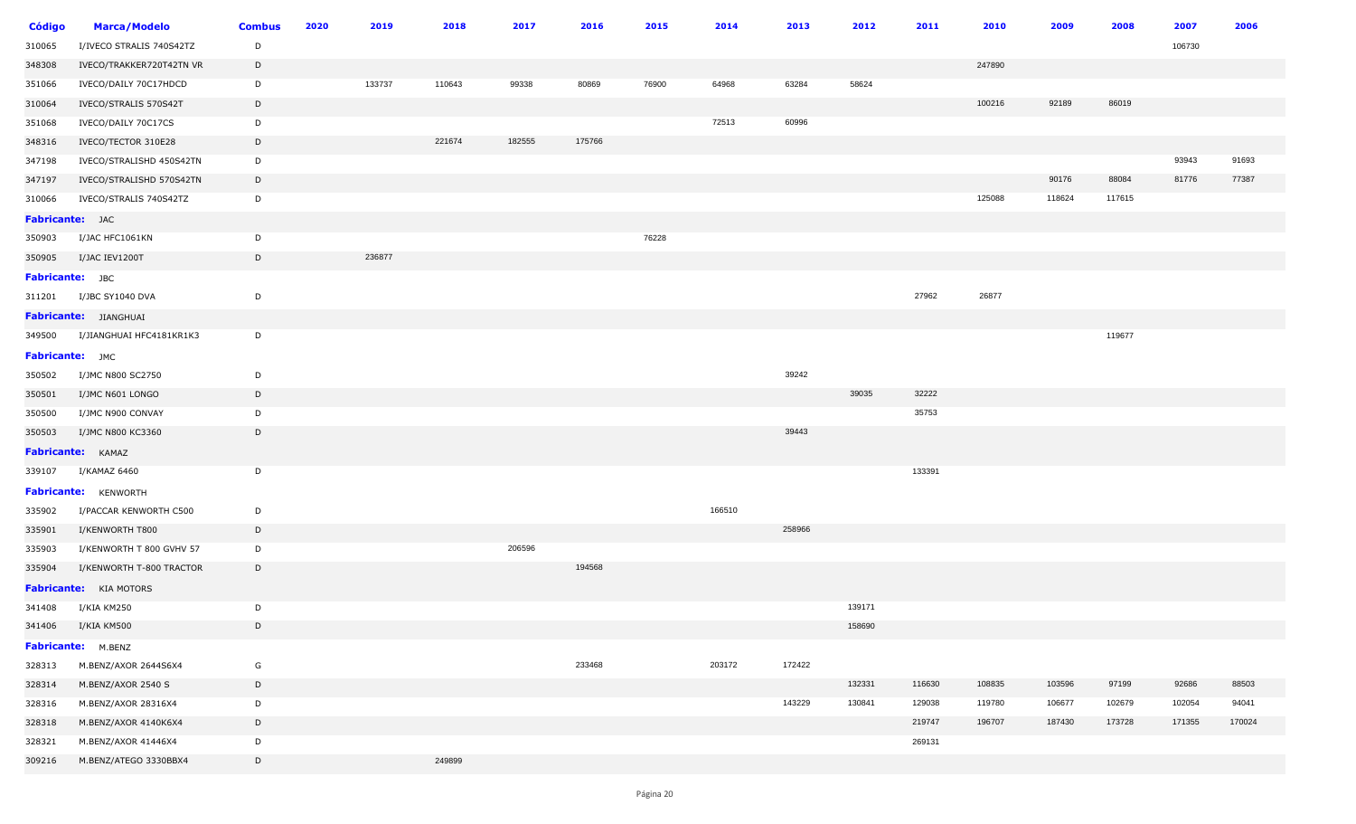| Código | Marca/Modelo | Combus | 2020 | 2019 | 2018 | 2017 | 2016 | 2015 | 2014 | 2013 | 2012 | 2011 | 2010 | 2009 | 2008 | 2007 | 2006 |
|---|---|---|---|---|---|---|---|---|---|---|---|---|---|---|---|---|---|
| 310065 | I/IVECO STRALIS 740S42TZ | D | | | | | | | | | | | | | | 106730 | |
| 348308 | IVECO/TRAKKER720T42TN VR | D | | | | | | | | | | | 247890 | | | | |
| 351066 | IVECO/DAILY 70C17HDCD | D | | 133737 | 110643 | 99338 | 80869 | 76900 | 64968 | 63284 | 58624 | | | | | | |
| 310064 | IVECO/STRALIS 570S42T | D | | | | | | | | | | | 100216 | 92189 | 86019 | | |
| 351068 | IVECO/DAILY 70C17CS | D | | | | | | | 72513 | 60996 | | | | | | | |
| 348316 | IVECO/TECTOR 310E28 | D | | | 221674 | 182555 | 175766 | | | | | | | | | | |
| 347198 | IVECO/STRALISHD 450S42TN | D | | | | | | | | | | | | | | 93943 | 91693 |
| 347197 | IVECO/STRALISHD 570S42TN | D | | | | | | | | | | | | 90176 | 88084 | 81776 | 77387 |
| 310066 | IVECO/STRALIS 740S42TZ | D | | | | | | | | | | | 125088 | 118624 | 117615 | | |
| **Fabricante:** JAC | | | | | | | | | | | | | | | | | |
| 350903 | I/JAC HFC1061KN | D | | | | | | 76228 | | | | | | | | | |
| 350905 | I/JAC IEV1200T | D | | 236877 | | | | | | | | | | | | | |
| **Fabricante:** JBC | | | | | | | | | | | | | | | | | |
| 311201 | I/JBC SY1040 DVA | D | | | | | | | | | | 27962 | 26877 | | | | |
| **Fabricante:** JIANGHUAI | | | | | | | | | | | | | | | | | |
| 349500 | I/JIANGHUAI HFC4181KR1K3 | D | | | | | | | | | | | | | 119677 | | |
| **Fabricante:** JMC | | | | | | | | | | | | | | | | | |
| 350502 | I/JMC N800 SC2750 | D | | | | | | | | 39242 | | | | | | | |
| 350501 | I/JMC N601 LONGO | D | | | | | | | | | 39035 | 32222 | | | | | |
| 350500 | I/JMC N900 CONVAY | D | | | | | | | | | | 35753 | | | | | |
| 350503 | I/JMC N800 KC3360 | D | | | | | | | | 39443 | | | | | | | |
| **Fabricante:** KAMAZ | | | | | | | | | | | | | | | | | |
| 339107 | I/KAMAZ 6460 | D | | | | | | | | | | 133391 | | | | | |
| **Fabricante:** KENWORTH | | | | | | | | | | | | | | | | | |
| 335902 | I/PACCAR KENWORTH C500 | D | | | | | | | 166510 | | | | | | | | |
| 335901 | I/KENWORTH T800 | D | | | | | | | | 258966 | | | | | | | |
| 335903 | I/KENWORTH T 800 GVHV 57 | D | | | | 206596 | | | | | | | | | | | |
| 335904 | I/KENWORTH T-800 TRACTOR | D | | | | | 194568 | | | | | | | | | | |
| **Fabricante:** KIA MOTORS | | | | | | | | | | | | | | | | | |
| 341408 | I/KIA KM250 | D | | | | | | | | | 139171 | | | | | | |
| 341406 | I/KIA KM500 | D | | | | | | | | | 158690 | | | | | | |
| **Fabricante:** M.BENZ | | | | | | | | | | | | | | | | | |
| 328313 | M.BENZ/AXOR 2644S6X4 | G | | | | | 233468 | | 203172 | 172422 | | | | | | | |
| 328314 | M.BENZ/AXOR 2540 S | D | | | | | | | | | 132331 | 116630 | 108835 | 103596 | 97199 | 92686 | 88503 |
| 328316 | M.BENZ/AXOR 28316X4 | D | | | | | | | | 143229 | 130841 | 129038 | 119780 | 106677 | 102679 | 102054 | 94041 |
| 328318 | M.BENZ/AXOR 4140K6X4 | D | | | | | | | | | | 219747 | 196707 | 187430 | 173728 | 171355 | 170024 |
| 328321 | M.BENZ/AXOR 41446X4 | D | | | | | | | | | | 269131 | | | | | |
| 309216 | M.BENZ/ATEGO 3330BBX4 | D | | | 249899 | | | | | | | | | | | | |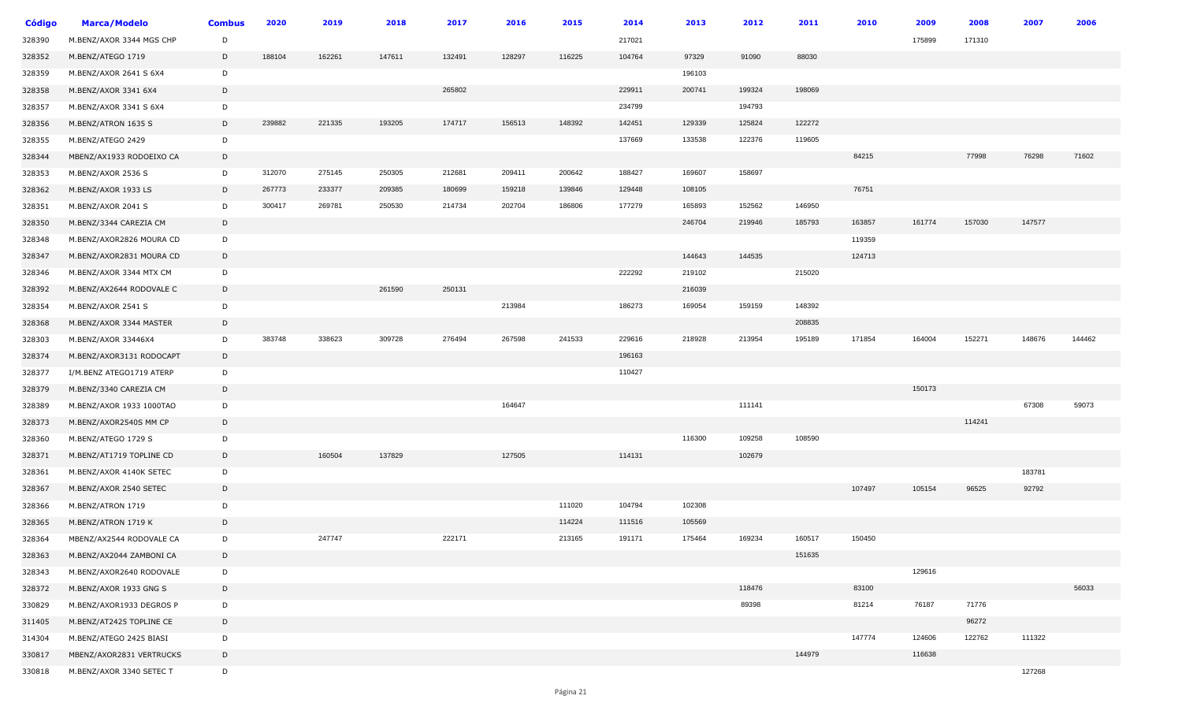| Código | Marca/Modelo | Combus | 2020 | 2019 | 2018 | 2017 | 2016 | 2015 | 2014 | 2013 | 2012 | 2011 | 2010 | 2009 | 2008 | 2007 | 2006 |
|---|---|---|---|---|---|---|---|---|---|---|---|---|---|---|---|---|---|
| 328390 | M.BENZ/AXOR 3344 MGS CHP | D | | | | | | | 217021 | | | | | 175899 | 171310 | | |
| 328352 | M.BENZ/ATEGO 1719 | D | 188104 | 162261 | 147611 | 132491 | 128297 | 116225 | 104764 | 97329 | 91090 | 88030 | | | | | |
| 328359 | M.BENZ/AXOR 2641 S 6X4 | D | | | | | | | | 196103 | | | | | | | |
| 328358 | M.BENZ/AXOR 3341 6X4 | D | | | | 265802 | | | 229911 | 200741 | 199324 | 198069 | | | | | |
| 328357 | M.BENZ/AXOR 3341 S 6X4 | D | | | | | | | 234799 | | 194793 | | | | | | |
| 328356 | M.BENZ/ATRON 1635 S | D | 239882 | 221335 | 193205 | 174717 | 156513 | 148392 | 142451 | 129339 | 125824 | 122272 | | | | | |
| 328355 | M.BENZ/ATEGO 2429 | D | | | | | | | 137669 | 133538 | 122376 | 119605 | | | | | |
| 328344 | MBENZ/AX1933 RODOEIXO CA | D | | | | | | | | | | | 84215 | | 77998 | 76298 | 71602 |
| 328353 | M.BENZ/AXOR 2536 S | D | 312070 | 275145 | 250305 | 212681 | 209411 | 200642 | 188427 | 169607 | 158697 | | | | | | |
| 328362 | M.BENZ/AXOR 1933 LS | D | 267773 | 233377 | 209385 | 180699 | 159218 | 139846 | 129448 | 108105 | | | 76751 | | | | |
| 328351 | M.BENZ/AXOR 2041 S | D | 300417 | 269781 | 250530 | 214734 | 202704 | 186806 | 177279 | 165893 | 152562 | 146950 | | | | | |
| 328350 | M.BENZ/3344 CAREZIA CM | D | | | | | | | | 246704 | 219946 | 185793 | 163857 | 161774 | 157030 | 147577 | |
| 328348 | M.BENZ/AXOR2826 MOURA CD | D | | | | | | | | | | | 119359 | | | | |
| 328347 | M.BENZ/AXOR2831 MOURA CD | D | | | | | | | | 144643 | 144535 | | 124713 | | | | |
| 328346 | M.BENZ/AXOR 3344 MTX CM | D | | | | | | | 222292 | 219102 | | 215020 | | | | | |
| 328392 | M.BENZ/AX2644 RODOVALE C | D | | | 261590 | 250131 | | | | 216039 | | | | | | | |
| 328354 | M.BENZ/AXOR 2541 S | D | | | | | 213984 | | 186273 | 169054 | 159159 | 148392 | | | | | |
| 328368 | M.BENZ/AXOR 3344 MASTER | D | | | | | | | | | | 208835 | | | | | |
| 328303 | M.BENZ/AXOR 33446X4 | D | 383748 | 338623 | 309728 | 276494 | 267598 | 241533 | 229616 | 218928 | 213954 | 195189 | 171854 | 164004 | 152271 | 148676 | 144462 |
| 328374 | M.BENZ/AXOR3131 RODOCAPT | D | | | | | | | 196163 | | | | | | | | |
| 328377 | I/M.BENZ ATEGO1719 ATERP | D | | | | | | | 110427 | | | | | | | | |
| 328379 | M.BENZ/3340 CAREZIA CM | D | | | | | | | | | | | | 150173 | | | |
| 328389 | M.BENZ/AXOR 1933 1000TAO | D | | | | | 164647 | | | | 111141 | | | | | 67308 | 59073 |
| 328373 | M.BENZ/AXOR2540S MM CP | D | | | | | | | | | | | | | 114241 | | |
| 328360 | M.BENZ/ATEGO 1729 S | D | | | | | | | | 116300 | 109258 | 108590 | | | | | |
| 328371 | M.BENZ/AT1719 TOPLINE CD | D | | 160504 | 137829 | | 127505 | | 114131 | | 102679 | | | | | | |
| 328361 | M.BENZ/AXOR 4140K SETEC | D | | | | | | | | | | | | | | 183781 | |
| 328367 | M.BENZ/AXOR 2540 SETEC | D | | | | | | | | | | | 107497 | 105154 | 96525 | 92792 | |
| 328366 | M.BENZ/ATRON 1719 | D | | | | | | 111020 | 104794 | 102308 | | | | | | | |
| 328365 | M.BENZ/ATRON 1719 K | D | | | | | | 114224 | 111516 | 105569 | | | | | | | |
| 328364 | MBENZ/AX2544 RODOVALE CA | D | | 247747 | | 222171 | | 213165 | 191171 | 175464 | 169234 | 160517 | 150450 | | | | |
| 328363 | M.BENZ/AX2044 ZAMBONI CA | D | | | | | | | | | | 151635 | | | | | |
| 328343 | M.BENZ/AXOR2640 RODOVALE | D | | | | | | | | | | | | 129616 | | | |
| 328372 | M.BENZ/AXOR 1933 GNG S | D | | | | | | | | | 118476 | | 83100 | | | | 56033 |
| 330829 | M.BENZ/AXOR1933 DEGROS P | D | | | | | | | | | 89398 | | 81214 | 76187 | 71776 | | |
| 311405 | M.BENZ/AT2425 TOPLINE CE | D | | | | | | | | | | | | | 96272 | | |
| 314304 | M.BENZ/ATEGO 2425 BIASI | D | | | | | | | | | | | 147774 | 124606 | 122762 | 111322 | |
| 330817 | MBENZ/AXOR2831 VERTRUCKS | D | | | | | | | | | | 144979 | | 116638 | | | |
| 330818 | M.BENZ/AXOR 3340 SETEC T | D | | | | | | | | | | | | | | 127268 | |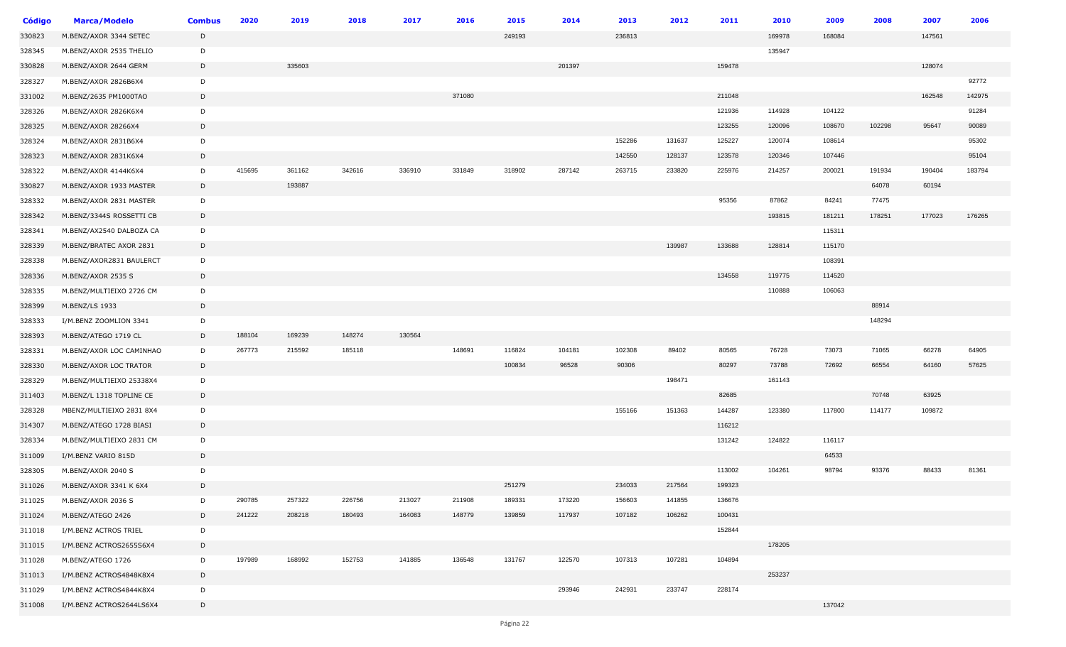| Código | Marca/Modelo | Combus | 2020 | 2019 | 2018 | 2017 | 2016 | 2015 | 2014 | 2013 | 2012 | 2011 | 2010 | 2009 | 2008 | 2007 | 2006 |
|---|---|---|---|---|---|---|---|---|---|---|---|---|---|---|---|---|---|
| 330823 | M.BENZ/AXOR 3344 SETEC | D | | | | | | 249193 | | 236813 | | | 169978 | 168084 | | 147561 | |
| 328345 | M.BENZ/AXOR 2535 THELIO | D | | | | | | | | | | | 135947 | | | | |
| 330828 | M.BENZ/AXOR 2644 GERM | D | | 335603 | | | | | 201397 | | | 159478 | | | | 128074 | |
| 328327 | M.BENZ/AXOR 2826B6X4 | D | | | | | | | | | | | | | | | 92772 |
| 331002 | M.BENZ/2635 PM1000TAO | D | | | | | 371080 | | | | | 211048 | | | | 162548 | 142975 |
| 328326 | M.BENZ/AXOR 2826K6X4 | D | | | | | | | | | | 121936 | 114928 | 104122 | | | 91284 |
| 328325 | M.BENZ/AXOR 28266X4 | D | | | | | | | | | | 123255 | 120096 | 108670 | 102298 | 95647 | 90089 |
| 328324 | M.BENZ/AXOR 2831B6X4 | D | | | | | | | | 152286 | 131637 | 125227 | 120074 | 108614 | | | 95302 |
| 328323 | M.BENZ/AXOR 2831K6X4 | D | | | | | | | | 142550 | 128137 | 123578 | 120346 | 107446 | | | 95104 |
| 328322 | M.BENZ/AXOR 4144K6X4 | D | 415695 | 361162 | 342616 | 336910 | 331849 | 318902 | 287142 | 263715 | 233820 | 225976 | 214257 | 200021 | 191934 | 190404 | 183794 |
| 330827 | M.BENZ/AXOR 1933 MASTER | D | | 193887 | | | | | | | | | | | 64078 | 60194 | |
| 328332 | M.BENZ/AXOR 2831 MASTER | D | | | | | | | | | | 95356 | 87862 | 84241 | 77475 | | |
| 328342 | M.BENZ/3344S ROSSETTI CB | D | | | | | | | | | | | 193815 | 181211 | 178251 | 177023 | 176265 |
| 328341 | M.BENZ/AX2540 DALBOZA CA | D | | | | | | | | | | | | 115311 | | | |
| 328339 | M.BENZ/BRATEC AXOR 2831 | D | | | | | | | | | 139987 | 133688 | 128814 | 115170 | | | |
| 328338 | M.BENZ/AXOR2831 BAULERCT | D | | | | | | | | | | | | 108391 | | | |
| 328336 | M.BENZ/AXOR 2535 S | D | | | | | | | | | | 134558 | 119775 | 114520 | | | |
| 328335 | M.BENZ/MULTIEIXO 2726 CM | D | | | | | | | | | | | 110888 | 106063 | | | |
| 328399 | M.BENZ/LS 1933 | D | | | | | | | | | | | | | 88914 | | |
| 328333 | I/M.BENZ ZOOMLION 3341 | D | | | | | | | | | | | | | 148294 | | |
| 328393 | M.BENZ/ATEGO 1719 CL | D | 188104 | 169239 | 148274 | 130564 | | | | | | | | | | | |
| 328331 | M.BENZ/AXOR LOC CAMINHAO | D | 267773 | 215592 | 185118 | | 148691 | 116824 | 104181 | 102308 | 89402 | 80565 | 76728 | 73073 | 71065 | 66278 | 64905 |
| 328330 | M.BENZ/AXOR LOC TRATOR | D | | | | | | 100834 | 96528 | 90306 | | 80297 | 73788 | 72692 | 66554 | 64160 | 57625 |
| 328329 | M.BENZ/MULTIEIXO 25338X4 | D | | | | | | | | | 198471 | | 161143 | | | | |
| 311403 | M.BENZ/L 1318 TOPLINE CE | D | | | | | | | | | | 82685 | | | 70748 | 63925 | |
| 328328 | MBENZ/MULTIEIXO 2831 8X4 | D | | | | | | | | 155166 | 151363 | 144287 | 123380 | 117800 | 114177 | 109872 | |
| 314307 | M.BENZ/ATEGO 1728 BIASI | D | | | | | | | | | | 116212 | | | | | |
| 328334 | M.BENZ/MULTIEIXO 2831 CM | D | | | | | | | | | | 131242 | 124822 | 116117 | | | |
| 311009 | I/M.BENZ VARIO 815D | D | | | | | | | | | | | | 64533 | | | |
| 328305 | M.BENZ/AXOR 2040 S | D | | | | | | | | | | 113002 | 104261 | 98794 | 93376 | 88433 | 81361 |
| 311026 | M.BENZ/AXOR 3341 K 6X4 | D | | | | | | 251279 | | 234033 | 217564 | 199323 | | | | | |
| 311025 | M.BENZ/AXOR 2036 S | D | 290785 | 257322 | 226756 | 213027 | 211908 | 189331 | 173220 | 156603 | 141855 | 136676 | | | | | |
| 311024 | M.BENZ/ATEGO 2426 | D | 241222 | 208218 | 180493 | 164083 | 148779 | 139859 | 117937 | 107182 | 106262 | 100431 | | | | | |
| 311018 | I/M.BENZ ACTROS TRIEL | D | | | | | | | | | | 152844 | | | | | |
| 311015 | I/M.BENZ ACTROS2655S6X4 | D | | | | | | | | | | | 178205 | | | | |
| 311028 | M.BENZ/ATEGO 1726 | D | 197989 | 168992 | 152753 | 141885 | 136548 | 131767 | 122570 | 107313 | 107281 | 104894 | | | | | |
| 311013 | I/M.BENZ ACTROS4848K8X4 | D | | | | | | | | | | | 253237 | | | | |
| 311029 | I/M.BENZ ACTROS4844K8X4 | D | | | | | | | 293946 | 242931 | 233747 | 228174 | | | | | |
| 311008 | I/M.BENZ ACTROS2644LS6X4 | D | | | | | | | | | | | | 137042 | | | |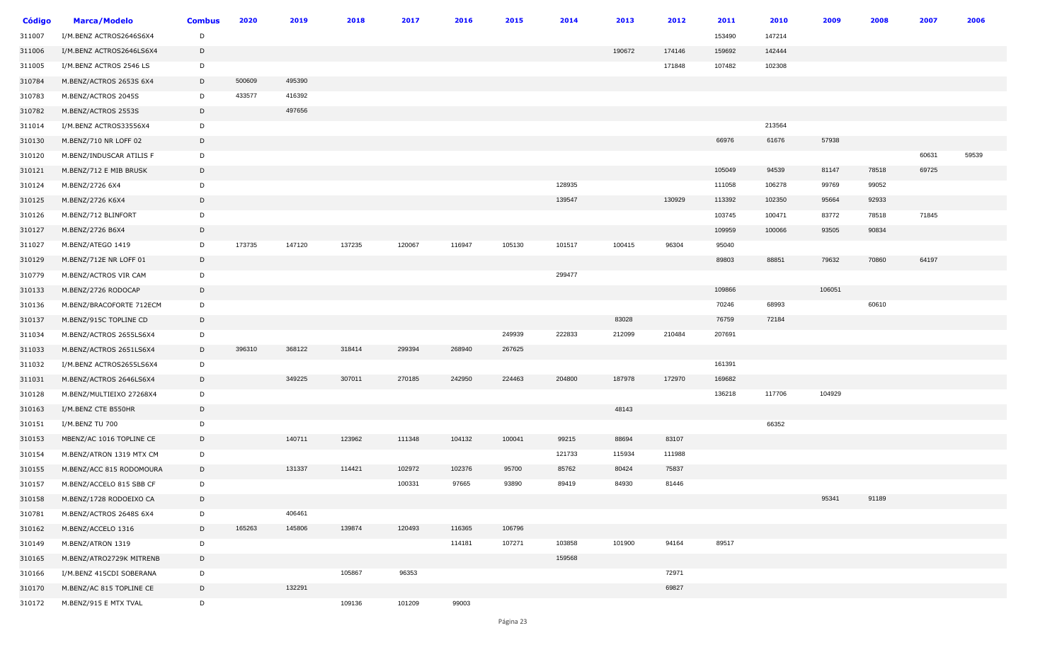| Código | Marca/Modelo | Combus | 2020 | 2019 | 2018 | 2017 | 2016 | 2015 | 2014 | 2013 | 2012 | 2011 | 2010 | 2009 | 2008 | 2007 | 2006 |
|---|---|---|---|---|---|---|---|---|---|---|---|---|---|---|---|---|---|
| 311007 | I/M.BENZ ACTROS2646S6X4 | D | | | | | | | | | | 153490 | 147214 | | | | |
| 311006 | I/M.BENZ ACTROS2646LS6X4 | D | | | | | | | | 190672 | 174146 | 159692 | 142444 | | | | |
| 311005 | I/M.BENZ ACTROS 2546 LS | D | | | | | | | | | 171848 | 107482 | 102308 | | | | |
| 310784 | M.BENZ/ACTROS 2653S 6X4 | D | 500609 | 495390 | | | | | | | | | | | | | |
| 310783 | M.BENZ/ACTROS 2045S | D | 433577 | 416392 | | | | | | | | | | | | | |
| 310782 | M.BENZ/ACTROS 2553S | D | | 497656 | | | | | | | | | | | | | |
| 311014 | I/M.BENZ ACTROS33556X4 | D | | | | | | | | | | | 213564 | | | | |
| 310130 | M.BENZ/710 NR LOFF 02 | D | | | | | | | | | | 66976 | 61676 | 57938 | | | |
| 310120 | M.BENZ/INDUSCAR ATILIS F | D | | | | | | | | | | | | | | 60631 | 59539 |
| 310121 | M.BENZ/712 E MIB BRUSK | D | | | | | | | | | | 105049 | 94539 | 81147 | 78518 | 69725 | |
| 310124 | M.BENZ/2726 6X4 | D | | | | | | | 128935 | | | 111058 | 106278 | 99769 | 99052 | | |
| 310125 | M.BENZ/2726 K6X4 | D | | | | | | | 139547 | | 130929 | 113392 | 102350 | 95664 | 92933 | | |
| 310126 | M.BENZ/712 BLINFORT | D | | | | | | | | | | 103745 | 100471 | 83772 | 78518 | 71845 | |
| 310127 | M.BENZ/2726 B6X4 | D | | | | | | | | | | 109959 | 100066 | 93505 | 90834 | | |
| 311027 | M.BENZ/ATEGO 1419 | D | 173735 | 147120 | 137235 | 120067 | 116947 | 105130 | 101517 | 100415 | 96304 | 95040 | | | | | |
| 310129 | M.BENZ/712E NR LOFF 01 | D | | | | | | | | | | 89803 | 88851 | 79632 | 70860 | 64197 | |
| 310779 | M.BENZ/ACTROS VIR CAM | D | | | | | | | 299477 | | | | | | | | |
| 310133 | M.BENZ/2726 RODOCAP | D | | | | | | | | | | 109866 | | 106051 | | | |
| 310136 | M.BENZ/BRACOFORTE 712ECM | D | | | | | | | | | | 70246 | 68993 | | 60610 | | |
| 310137 | M.BENZ/915C TOPLINE CD | D | | | | | | | | 83028 | | 76759 | 72184 | | | | |
| 311034 | M.BENZ/ACTROS 2655LS6X4 | D | | | | | | 249939 | 222833 | 212099 | 210484 | 207691 | | | | | |
| 311033 | M.BENZ/ACTROS 2651LS6X4 | D | 396310 | 368122 | 318414 | 299394 | 268940 | 267625 | | | | | | | | | |
| 311032 | I/M.BENZ ACTROS2655LS6X4 | D | | | | | | | | | | 161391 | | | | | |
| 311031 | M.BENZ/ACTROS 2646LS6X4 | D | | 349225 | 307011 | 270185 | 242950 | 224463 | 204800 | 187978 | 172970 | 169682 | | | | | |
| 310128 | M.BENZ/MULTIEIXO 27268X4 | D | | | | | | | | | | 136218 | 117706 | 104929 | | | |
| 310163 | I/M.BENZ CTE B550HR | D | | | | | | | | 48143 | | | | | | | |
| 310151 | I/M.BENZ TU 700 | D | | | | | | | | | | | 66352 | | | | |
| 310153 | MBENZ/AC 1016 TOPLINE CE | D | | 140711 | 123962 | 111348 | 104132 | 100041 | 99215 | 88694 | 83107 | | | | | | |
| 310154 | M.BENZ/ATRON 1319 MTX CM | D | | | | | | | 121733 | 115934 | 111988 | | | | | | |
| 310155 | M.BENZ/ACC 815 RODOMOURA | D | | 131337 | 114421 | 102972 | 102376 | 95700 | 85762 | 80424 | 75837 | | | | | | |
| 310157 | M.BENZ/ACCELO 815 SBB CF | D | | | | 100331 | 97665 | 93890 | 89419 | 84930 | 81446 | | | | | | |
| 310158 | M.BENZ/1728 RODOEIXO CA | D | | | | | | | | | | | | 95341 | 91189 | | |
| 310781 | M.BENZ/ACTROS 2648S 6X4 | D | | 406461 | | | | | | | | | | | | | |
| 310162 | M.BENZ/ACCELO 1316 | D | 165263 | 145806 | 139874 | 120493 | 116365 | 106796 | | | | | | | | | |
| 310149 | M.BENZ/ATRON 1319 | D | | | | | 114181 | 107271 | 103858 | 101900 | 94164 | 89517 | | | | | |
| 310165 | M.BENZ/ATRO2729K MITRENB | D | | | | | | | 159568 | | | | | | | | |
| 310166 | I/M.BENZ 415CDI SOBERANA | D | | | 105867 | 96353 | | | | | 72971 | | | | | | |
| 310170 | M.BENZ/AC 815 TOPLINE CE | D | | 132291 | | | | | | | 69827 | | | | | | |
| 310172 | M.BENZ/915 E MTX TVAL | D | | | 109136 | 101209 | 99003 | | | | | | | | | | |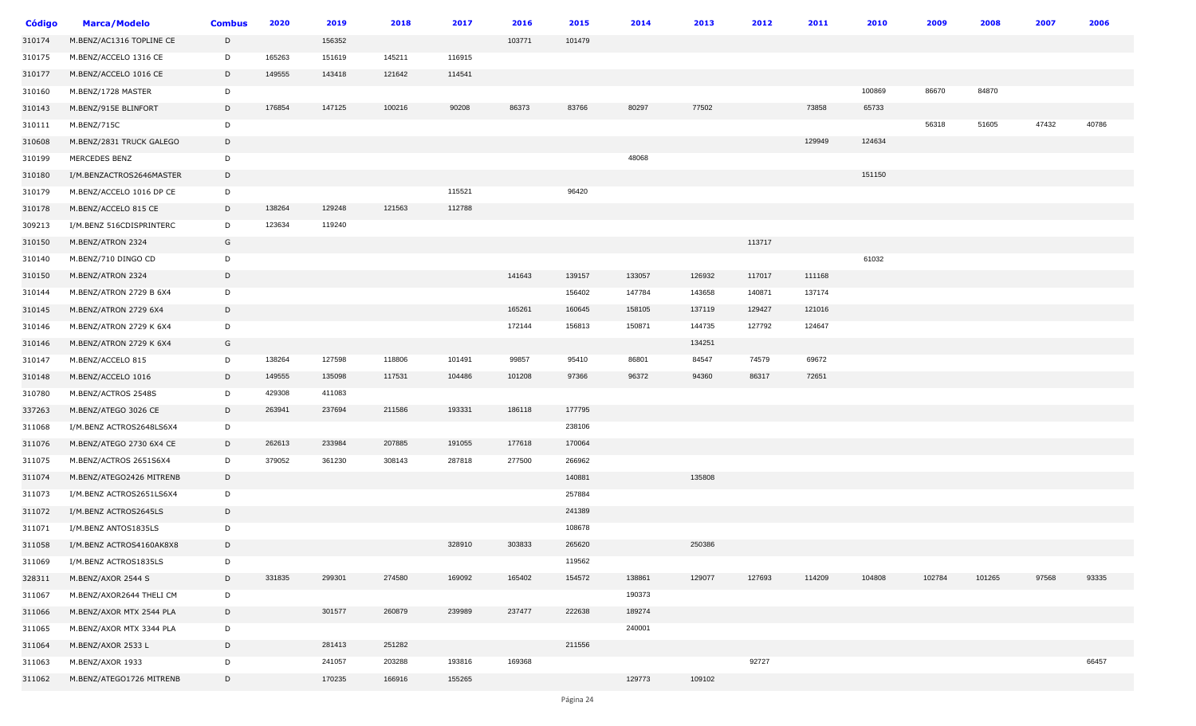| Código | Marca/Modelo | Combus | 2020 | 2019 | 2018 | 2017 | 2016 | 2015 | 2014 | 2013 | 2012 | 2011 | 2010 | 2009 | 2008 | 2007 | 2006 |
|---|---|---|---|---|---|---|---|---|---|---|---|---|---|---|---|---|---|
| 310174 | M.BENZ/AC1316 TOPLINE CE | D | | 156352 | | | 103771 | 101479 | | | | | | | | | |
| 310175 | M.BENZ/ACCELO 1316 CE | D | 165263 | 151619 | 145211 | 116915 | | | | | | | | | | | |
| 310177 | M.BENZ/ACCELO 1016 CE | D | 149555 | 143418 | 121642 | 114541 | | | | | | | | | | | |
| 310160 | M.BENZ/1728 MASTER | D | | | | | | | | | | | 100869 | 86670 | 84870 | | |
| 310143 | M.BENZ/915E BLINFORT | D | 176854 | 147125 | 100216 | 90208 | 86373 | 83766 | 80297 | 77502 | | 73858 | 65733 | | | | |
| 310111 | M.BENZ/715C | D | | | | | | | | | | | | 56318 | 51605 | 47432 | 40786 |
| 310608 | M.BENZ/2831 TRUCK GALEGO | D | | | | | | | | | | 129949 | 124634 | | | | |
| 310199 | MERCEDES BENZ | D | | | | | | | 48068 | | | | | | | | |
| 310180 | I/M.BENZACTROS2646MASTER | D | | | | | | | | | | | 151150 | | | | |
| 310179 | M.BENZ/ACCELO 1016 DP CE | D | | | | 115521 | | 96420 | | | | | | | | | |
| 310178 | M.BENZ/ACCELO 815 CE | D | 138264 | 129248 | 121563 | 112788 | | | | | | | | | | | |
| 309213 | I/M.BENZ 516CDISPRINTERC | D | 123634 | 119240 | | | | | | | | | | | | | |
| 310150 | M.BENZ/ATRON 2324 | G | | | | | | | | | 113717 | | | | | | |
| 310140 | M.BENZ/710 DINGO CD | D | | | | | | | | | | | 61032 | | | | |
| 310150 | M.BENZ/ATRON 2324 | D | | | | | 141643 | 139157 | 133057 | 126932 | 117017 | 111168 | | | | | |
| 310144 | M.BENZ/ATRON 2729 B 6X4 | D | | | | | | 156402 | 147784 | 143658 | 140871 | 137174 | | | | | |
| 310145 | M.BENZ/ATRON 2729 6X4 | D | | | | | 165261 | 160645 | 158105 | 137119 | 129427 | 121016 | | | | | |
| 310146 | M.BENZ/ATRON 2729 K 6X4 | D | | | | | 172144 | 156813 | 150871 | 144735 | 127792 | 124647 | | | | | |
| 310146 | M.BENZ/ATRON 2729 K 6X4 | G | | | | | | | | 134251 | | | | | | | |
| 310147 | M.BENZ/ACCELO 815 | D | 138264 | 127598 | 118806 | 101491 | 99857 | 95410 | 86801 | 84547 | 74579 | 69672 | | | | | |
| 310148 | M.BENZ/ACCELO 1016 | D | 149555 | 135098 | 117531 | 104486 | 101208 | 97366 | 96372 | 94360 | 86317 | 72651 | | | | | |
| 310780 | M.BENZ/ACTROS 2548S | D | 429308 | 411083 | | | | | | | | | | | | | |
| 337263 | M.BENZ/ATEGO 3026 CE | D | 263941 | 237694 | 211586 | 193331 | 186118 | 177795 | | | | | | | | | |
| 311068 | I/M.BENZ ACTROS2648LS6X4 | D | | | | | | 238106 | | | | | | | | | |
| 311076 | M.BENZ/ATEGO 2730 6X4 CE | D | 262613 | 233984 | 207885 | 191055 | 177618 | 170064 | | | | | | | | | |
| 311075 | M.BENZ/ACTROS 2651S6X4 | D | 379052 | 361230 | 308143 | 287818 | 277500 | 266962 | | | | | | | | | |
| 311074 | M.BENZ/ATEGO2426 MITRENB | D | | | | | | 140881 | | 135808 | | | | | | | |
| 311073 | I/M.BENZ ACTROS2651LS6X4 | D | | | | | | 257884 | | | | | | | | | |
| 311072 | I/M.BENZ ACTROS2645LS | D | | | | | | 241389 | | | | | | | | | |
| 311071 | I/M.BENZ ANTOS1835LS | D | | | | | | 108678 | | | | | | | | | |
| 311058 | I/M.BENZ ACTROS4160AK8X8 | D | | | | 328910 | 303833 | 265620 | | 250386 | | | | | | | |
| 311069 | I/M.BENZ ACTROS1835LS | D | | | | | | 119562 | | | | | | | | | |
| 328311 | M.BENZ/AXOR 2544 S | D | 331835 | 299301 | 274580 | 169092 | 165402 | 154572 | 138861 | 129077 | 127693 | 114209 | 104808 | 102784 | 101265 | 97568 | 93335 |
| 311067 | M.BENZ/AXOR2644 THELI CM | D | | | | | | | 190373 | | | | | | | | |
| 311066 | M.BENZ/AXOR MTX 2544 PLA | D | | 301577 | 260879 | 239989 | 237477 | 222638 | 189274 | | | | | | | | |
| 311065 | M.BENZ/AXOR MTX 3344 PLA | D | | | | | | | 240001 | | | | | | | | |
| 311064 | M.BENZ/AXOR 2533 L | D | | 281413 | 251282 | | | 211556 | | | | | | | | | |
| 311063 | M.BENZ/AXOR 1933 | D | | 241057 | 203288 | 193816 | 169368 | | | | 92727 | | | | | | 66457 |
| 311062 | M.BENZ/ATEGO1726 MITRENB | D | | 170235 | 166916 | 155265 | | | 129773 | 109102 | | | | | | | |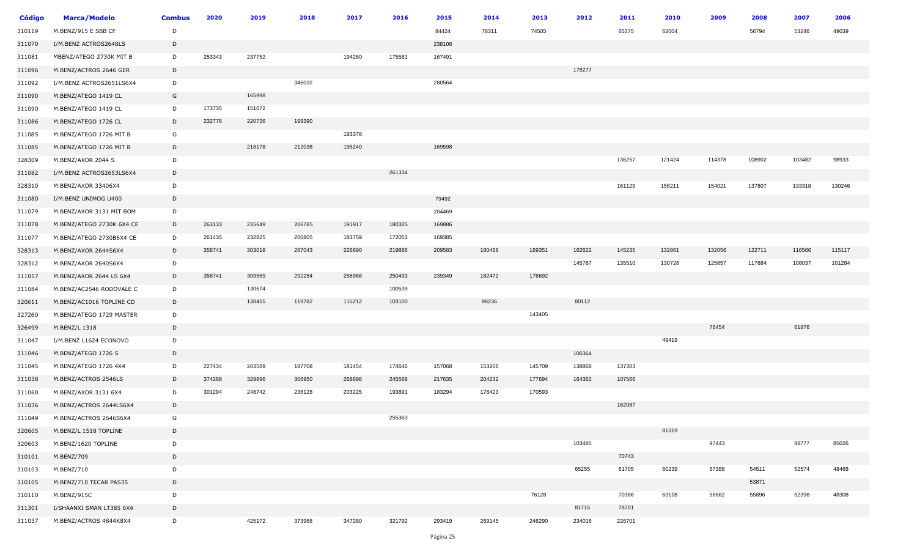| Código | Marca/Modelo | Combus | 2020 | 2019 | 2018 | 2017 | 2016 | 2015 | 2014 | 2013 | 2012 | 2011 | 2010 | 2009 | 2008 | 2007 | 2006 |
|---|---|---|---|---|---|---|---|---|---|---|---|---|---|---|---|---|---|
| 310119 | M.BENZ/915 E SBB CF | D | | | | | | 84424 | 78311 | 74505 | | 65375 | 62004 | | 56794 | 53246 | 49039 |
| 311070 | I/M.BENZ ACTROS2648LS | D | | | | | | 238106 | | | | | | | | | |
| 311081 | MBENZ/ATEGO 2730K MIT B | D | 253343 | 237752 | | 194260 | 175561 | 167491 | | | | | | | | | |
| 311096 | M.BENZ/ACTROS 2646 GER | D | | | | | | | | | 178277 | | | | | | |
| 311092 | I/M.BENZ ACTROS2651LS6X4 | D | | | 346032 | | | 280564 | | | | | | | | | |
| 311090 | M.BENZ/ATEGO 1419 CL | G | | 165998 | | | | | | | | | | | | | |
| 311090 | M.BENZ/ATEGO 1419 CL | D | 173735 | 151072 | | | | | | | | | | | | | |
| 311086 | M.BENZ/ATEGO 1726 CL | D | 232776 | 220736 | 199390 | | | | | | | | | | | | |
| 311085 | M.BENZ/ATEGO 1726 MIT B | G | | | | 193378 | | | | | | | | | | | |
| 311085 | M.BENZ/ATEGO 1726 MIT B | D | | 218178 | 212038 | 195240 | | 169598 | | | | | | | | | |
| 328309 | M.BENZ/AXOR 2044 S | D | | | | | | | | | | 136257 | 121424 | 114378 | 108902 | 103482 | 98933 |
| 311082 | I/M.BENZ ACTROS2653LS6X4 | D | | | | | 261334 | | | | | | | | | | |
| 328310 | M.BENZ/AXOR 33406X4 | D | | | | | | | | | | 161129 | 158211 | 154021 | 137807 | 133318 | 130246 |
| 311080 | I/M.BENZ UNIMOG U400 | D | | | | | | 79492 | | | | | | | | | |
| 311079 | M.BENZ/AXOR 3131 MIT BOM | D | | | | | | 204469 | | | | | | | | | |
| 311078 | M.BENZ/ATEGO 2730K 6X4 CE | D | 263133 | 235649 | 206785 | 191917 | 180325 | 169886 | | | | | | | | | |
| 311077 | M.BENZ/ATEGO 2730B6X4 CE | D | 261435 | 232825 | 200805 | 183759 | 172053 | 169385 | | | | | | | | | |
| 328313 | M.BENZ/AXOR 2644S6X4 | D | 358741 | 303018 | 267043 | 226690 | 219886 | 209583 | 180468 | 169351 | 162622 | 145235 | 132861 | 132056 | 122711 | 116566 | 115117 |
| 328312 | M.BENZ/AXOR 2640S6X4 | D | | | | | | | | | 145787 | 135510 | 130728 | 125657 | 117684 | 108037 | 101284 |
| 311057 | M.BENZ/AXOR 2644 LS 6X4 | D | 358741 | 309569 | 292284 | 256968 | 250493 | 239349 | 182472 | 176692 | | | | | | | |
| 311084 | M.BENZ/AC2546 RODOVALE C | D | | 130674 | | | 100539 | | | | | | | | | | |
| 320611 | M.BENZ/AC1016 TOPLINE CD | D | | 138455 | 119782 | 115212 | 103100 | | 98236 | | 80112 | | | | | | |
| 327260 | M.BENZ/ATEGO 1729 MASTER | D | | | | | | | | 143405 | | | | | | | |
| 326499 | M.BENZ/L 1318 | D | | | | | | | | | | | | 76454 | | 61876 | |
| 311047 | I/M.BENZ L1624 ECONOVO | D | | | | | | | | | | | 49419 | | | | |
| 311046 | M.BENZ/ATEGO 1726 S | D | | | | | | | | | 106364 | | | | | | |
| 311045 | M.BENZ/ATEGO 1726 4X4 | D | 227434 | 203569 | 187708 | 181454 | 174646 | 157068 | 153206 | 145709 | 138868 | 137303 | | | | | |
| 311038 | M.BENZ/ACTROS 2546LS | D | 374268 | 329896 | 306950 | 268698 | 245568 | 217635 | 204232 | 177694 | 164362 | 107566 | | | | | |
| 311060 | M.BENZ/AXOR 3131 6X4 | D | 301294 | 248742 | 236128 | 203225 | 193891 | 183294 | 176423 | 170593 | | | | | | | |
| 311036 | M.BENZ/ACTROS 2644LS6X4 | D | | | | | | | | | | 162087 | | | | | |
| 311049 | M.BENZ/ACTROS 2646S6X4 | G | | | | | 255363 | | | | | | | | | | |
| 320605 | M.BENZ/L 1518 TOPLINE | D | | | | | | | | | | | 81319 | | | | |
| 320603 | M.BENZ/1620 TOPLINE | D | | | | | | | | | 103485 | | | 97443 | | 88777 | 85026 |
| 310101 | M.BENZ/709 | D | | | | | | | | | | 70743 | | | | | |
| 310103 | M.BENZ/710 | D | | | | | | | | | 65255 | 61705 | 60239 | 57388 | 54511 | 52574 | 48468 |
| 310105 | M.BENZ/710 TECAR PAS35 | D | | | | | | | | | | | | | 53871 | | |
| 310110 | M.BENZ/915C | D | | | | | | | | 76128 | | 70386 | 63108 | 56682 | 55896 | 52398 | 48308 |
| 311301 | I/SHAANXI SMAN LT385 6X4 | D | | | | | | | | | 81715 | 78701 | | | | | |
| 311037 | M.BENZ/ACTROS 4844K8X4 | D | | 425172 | 373968 | 347280 | 321792 | 293419 | 269145 | 246290 | 234016 | 226701 | | | | | |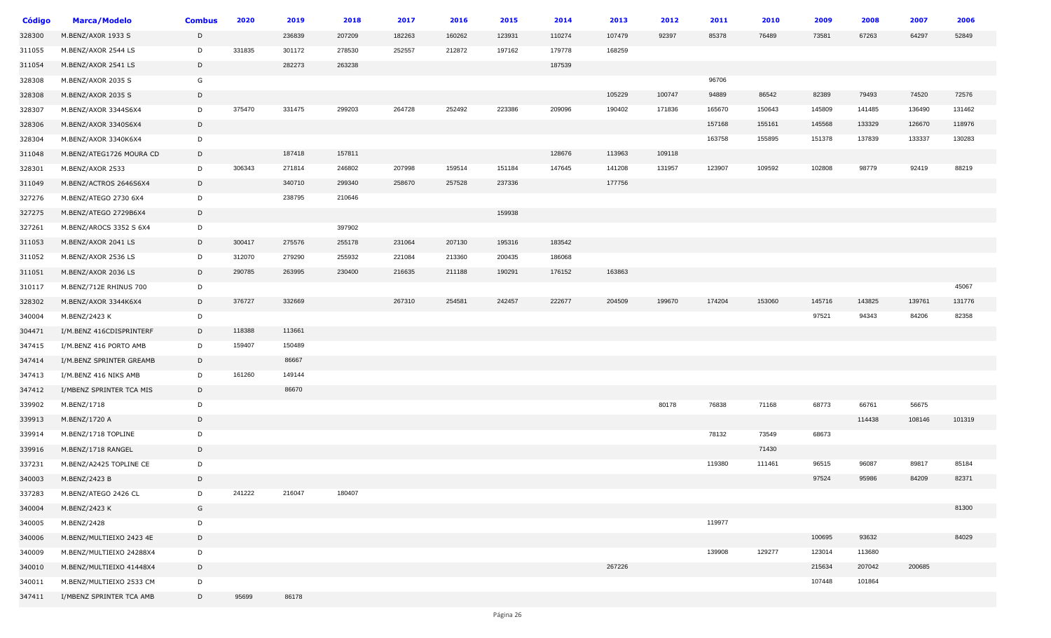| Código | Marca/Modelo | Combus | 2020 | 2019 | 2018 | 2017 | 2016 | 2015 | 2014 | 2013 | 2012 | 2011 | 2010 | 2009 | 2008 | 2007 | 2006 |
|---|---|---|---|---|---|---|---|---|---|---|---|---|---|---|---|---|---|
| 328300 | M.BENZ/AXOR 1933 S | D | | 236839 | 207209 | 182263 | 160262 | 123931 | 110274 | 107479 | 92397 | 85378 | 76489 | 73581 | 67263 | 64297 | 52849 |
| 311055 | M.BENZ/AXOR 2544 LS | D | 331835 | 301172 | 278530 | 252557 | 212872 | 197162 | 179778 | 168259 | | | | | | | |
| 311054 | M.BENZ/AXOR 2541 LS | D | | 282273 | 263238 | | | | 187539 | | | | | | | | |
| 328308 | M.BENZ/AXOR 2035 S | G | | | | | | | | | | 96706 | | | | | |
| 328308 | M.BENZ/AXOR 2035 S | D | | | | | | | | 105229 | 100747 | 94889 | 86542 | 82389 | 79493 | 74520 | 72576 |
| 328307 | M.BENZ/AXOR 3344S6X4 | D | 375470 | 331475 | 299203 | 264728 | 252492 | 223386 | 209096 | 190402 | 171836 | 165670 | 150643 | 145809 | 141485 | 136490 | 131462 |
| 328306 | M.BENZ/AXOR 3340S6X4 | D | | | | | | | | | | 157168 | 155161 | 145568 | 133329 | 126670 | 118976 |
| 328304 | M.BENZ/AXOR 3340K6X4 | D | | | | | | | | | | 163758 | 155895 | 151378 | 137839 | 133337 | 130283 |
| 311048 | M.BENZ/ATEG1726 MOURA CD | D | | 187418 | 157811 | | | | 128676 | 113963 | 109118 | | | | | | |
| 328301 | M.BENZ/AXOR 2533 | D | 306343 | 271814 | 246802 | 207998 | 159514 | 151184 | 147645 | 141208 | 131957 | 123907 | 109592 | 102808 | 98779 | 92419 | 88219 |
| 311049 | M.BENZ/ACTROS 2646S6X4 | D | | 340710 | 299340 | 258670 | 257528 | 237336 | | 177756 | | | | | | | |
| 327276 | M.BENZ/ATEGO 2730 6X4 | D | | 238795 | 210646 | | | | | | | | | | | | |
| 327275 | M.BENZ/ATEGO 2729B6X4 | D | | | | | | 159938 | | | | | | | | | |
| 327261 | M.BENZ/AROCS 3352 S 6X4 | D | | | 397902 | | | | | | | | | | | | |
| 311053 | M.BENZ/AXOR 2041 LS | D | 300417 | 275576 | 255178 | 231064 | 207130 | 195316 | 183542 | | | | | | | | |
| 311052 | M.BENZ/AXOR 2536 LS | D | 312070 | 279290 | 255932 | 221084 | 213360 | 200435 | 186068 | | | | | | | | |
| 311051 | M.BENZ/AXOR 2036 LS | D | 290785 | 263995 | 230400 | 216635 | 211188 | 190291 | 176152 | 163863 | | | | | | | |
| 310117 | M.BENZ/712E RHINUS 700 | D | | | | | | | | | | | | | | | 45067 |
| 328302 | M.BENZ/AXOR 3344K6X4 | D | 376727 | 332669 | | 267310 | 254581 | 242457 | 222677 | 204509 | 199670 | 174204 | 153060 | 145716 | 143825 | 139761 | 131776 |
| 340004 | M.BENZ/2423 K | D | | | | | | | | | | | | 97521 | 94343 | 84206 | 82358 |
| 304471 | I/M.BENZ 416CDISPRINTERF | D | 118388 | 113661 | | | | | | | | | | | | | |
| 347415 | I/M.BENZ 416 PORTO AMB | D | 159407 | 150489 | | | | | | | | | | | | | |
| 347414 | I/M.BENZ SPRINTER GREAMB | D | | 86667 | | | | | | | | | | | | | |
| 347413 | I/M.BENZ 416 NIKS AMB | D | 161260 | 149144 | | | | | | | | | | | | | |
| 347412 | I/MBENZ SPRINTER TCA MIS | D | | 86670 | | | | | | | | | | | | | |
| 339902 | M.BENZ/1718 | D | | | | | | | | | 80178 | 76838 | 71168 | 68773 | 66761 | 56675 | |
| 339913 | M.BENZ/1720 A | D | | | | | | | | | | | | | 114438 | 108146 | 101319 |
| 339914 | M.BENZ/1718 TOPLINE | D | | | | | | | | | | 78132 | 73549 | 68673 | | | |
| 339916 | M.BENZ/1718 RANGEL | D | | | | | | | | | | | 71430 | | | | |
| 337231 | M.BENZ/A2425 TOPLINE CE | D | | | | | | | | | | 119380 | 111461 | 96515 | 96087 | 89817 | 85184 |
| 340003 | M.BENZ/2423 B | D | | | | | | | | | | | | 97524 | 95986 | 84209 | 82371 |
| 337283 | M.BENZ/ATEGO 2426 CL | D | 241222 | 216047 | 180407 | | | | | | | | | | | | |
| 340004 | M.BENZ/2423 K | G | | | | | | | | | | | | | | | 81300 |
| 340005 | M.BENZ/2428 | D | | | | | | | | | | 119977 | | | | | |
| 340006 | M.BENZ/MULTIEIXO 2423 4E | D | | | | | | | | | | | | 100695 | 93632 | | 84029 |
| 340009 | M.BENZ/MULTIEIXO 24288X4 | D | | | | | | | | | | 139908 | 129277 | 123014 | 113680 | | |
| 340010 | M.BENZ/MULTIEIXO 41448X4 | D | | | | | | | | 267226 | | | | 215634 | 207042 | 200685 | |
| 340011 | M.BENZ/MULTIEIXO 2533 CM | D | | | | | | | | | | | | 107448 | 101864 | | |
| 347411 | I/MBENZ SPRINTER TCA AMB | D | 95699 | 86178 | | | | | | | | | | | | | |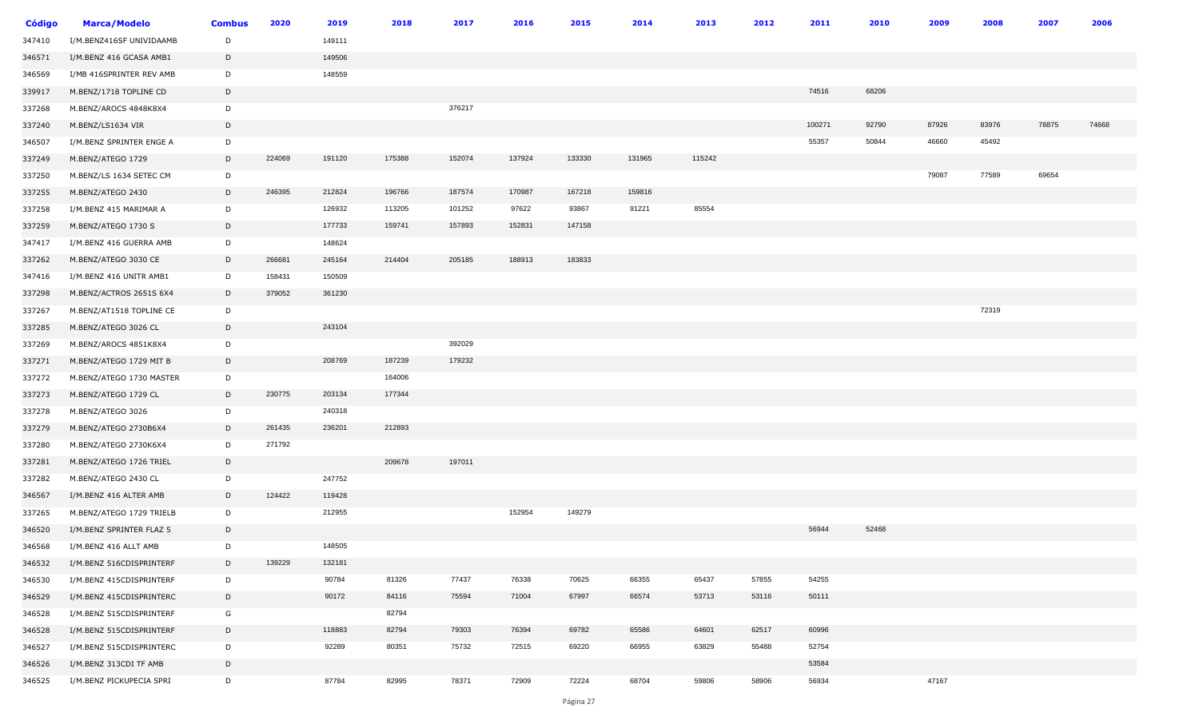| Código | Marca/Modelo | Combus | 2020 | 2019 | 2018 | 2017 | 2016 | 2015 | 2014 | 2013 | 2012 | 2011 | 2010 | 2009 | 2008 | 2007 | 2006 |
|---|---|---|---|---|---|---|---|---|---|---|---|---|---|---|---|---|---|
| 347410 | I/M.BENZ416SF UNIVIDAAMB | D | | 149111 | | | | | | | | | | | | | |
| 346571 | I/M.BENZ 416 GCASA AMB1 | D | | 149506 | | | | | | | | | | | | | |
| 346569 | I/MB 416SPRINTER REV AMB | D | | 148559 | | | | | | | | | | | | | |
| 339917 | M.BENZ/1718 TOPLINE CD | D | | | | | | | | | | 74516 | 68206 | | | | |
| 337268 | M.BENZ/AROCS 4848K8X4 | D | | | | 376217 | | | | | | | | | | | |
| 337240 | M.BENZ/LS1634 VIR | D | | | | | | | | | | 100271 | 92790 | 87926 | 83976 | 78875 | 74668 |
| 346507 | I/M.BENZ SPRINTER ENGE A | D | | | | | | | | | | 55357 | 50844 | 46660 | 45492 | | |
| 337249 | M.BENZ/ATEGO 1729 | D | 224069 | 191120 | 175388 | 152074 | 137924 | 133330 | 131965 | 115242 | | | | | | | |
| 337250 | M.BENZ/LS 1634 SETEC CM | D | | | | | | | | | | | | 79087 | 77589 | 69654 | |
| 337255 | M.BENZ/ATEGO 2430 | D | 246395 | 212824 | 196766 | 187574 | 170987 | 167218 | 159816 | | | | | | | | |
| 337258 | I/M.BENZ 415 MARIMAR A | D | | 126932 | 113205 | 101252 | 97622 | 93867 | 91221 | 85554 | | | | | | | |
| 337259 | M.BENZ/ATEGO 1730 S | D | | 177733 | 159741 | 157893 | 152831 | 147158 | | | | | | | | | |
| 347417 | I/M.BENZ 416 GUERRA AMB | D | | 148624 | | | | | | | | | | | | | |
| 337262 | M.BENZ/ATEGO 3030 CE | D | 266681 | 245164 | 214404 | 205185 | 188913 | 183833 | | | | | | | | | |
| 347416 | I/M.BENZ 416 UNITR AMB1 | D | 158431 | 150509 | | | | | | | | | | | | | |
| 337298 | M.BENZ/ACTROS 2651S 6X4 | D | 379052 | 361230 | | | | | | | | | | | | | |
| 337267 | M.BENZ/AT1518 TOPLINE CE | D | | | | | | | | | | | | | 72319 | | |
| 337285 | M.BENZ/ATEGO 3026 CL | D | | 243104 | | | | | | | | | | | | | |
| 337269 | M.BENZ/AROCS 4851K8X4 | D | | | | 392029 | | | | | | | | | | | |
| 337271 | M.BENZ/ATEGO 1729 MIT B | D | | 208769 | 187239 | 179232 | | | | | | | | | | | |
| 337272 | M.BENZ/ATEGO 1730 MASTER | D | | | 164006 | | | | | | | | | | | | |
| 337273 | M.BENZ/ATEGO 1729 CL | D | 230775 | 203134 | 177344 | | | | | | | | | | | | |
| 337278 | M.BENZ/ATEGO 3026 | D | | 240318 | | | | | | | | | | | | | |
| 337279 | M.BENZ/ATEGO 2730B6X4 | D | 261435 | 236201 | 212893 | | | | | | | | | | | | |
| 337280 | M.BENZ/ATEGO 2730K6X4 | D | 271792 | | | | | | | | | | | | | | |
| 337281 | M.BENZ/ATEGO 1726 TRIEL | D | | | 209678 | 197011 | | | | | | | | | | | |
| 337282 | M.BENZ/ATEGO 2430 CL | D | | 247752 | | | | | | | | | | | | | |
| 346567 | I/M.BENZ 416 ALTER AMB | D | 124422 | 119428 | | | | | | | | | | | | | |
| 337265 | M.BENZ/ATEGO 1729 TRIELB | D | | 212955 | | | 152954 | 149279 | | | | | | | | | |
| 346520 | I/M.BENZ SPRINTER FLAZ 5 | D | | | | | | | | | | 56944 | 52468 | | | | |
| 346568 | I/M.BENZ 416 ALLT AMB | D | | 148505 | | | | | | | | | | | | | |
| 346532 | I/M.BENZ 516CDISPRINTERF | D | 139229 | 132181 | | | | | | | | | | | | | |
| 346530 | I/M.BENZ 415CDISPRINTERF | D | | 90784 | 81326 | 77437 | 76338 | 70625 | 66355 | 65437 | 57855 | 54255 | | | | | |
| 346529 | I/M.BENZ 415CDISPRINTERC | D | | 90172 | 84116 | 75594 | 71004 | 67997 | 66574 | 53713 | 53116 | 50111 | | | | | |
| 346528 | I/M.BENZ 515CDISPRINTERF | G | | | 82794 | | | | | | | | | | | | |
| 346528 | I/M.BENZ 515CDISPRINTERF | D | | 118883 | 82794 | 79303 | 76394 | 69782 | 65586 | 64601 | 62517 | 60996 | | | | | |
| 346527 | I/M.BENZ 515CDISPRINTERC | D | | 92289 | 80351 | 75732 | 72515 | 69220 | 66955 | 63829 | 55488 | 52754 | | | | | |
| 346526 | I/M.BENZ 313CDI TF AMB | D | | | | | | | | | | 53584 | | | | | |
| 346525 | I/M.BENZ PICKUPECIA SPRI | D | | 87784 | 82995 | 78371 | 72909 | 72224 | 68704 | 59806 | 58906 | 56934 | | 47167 | | | |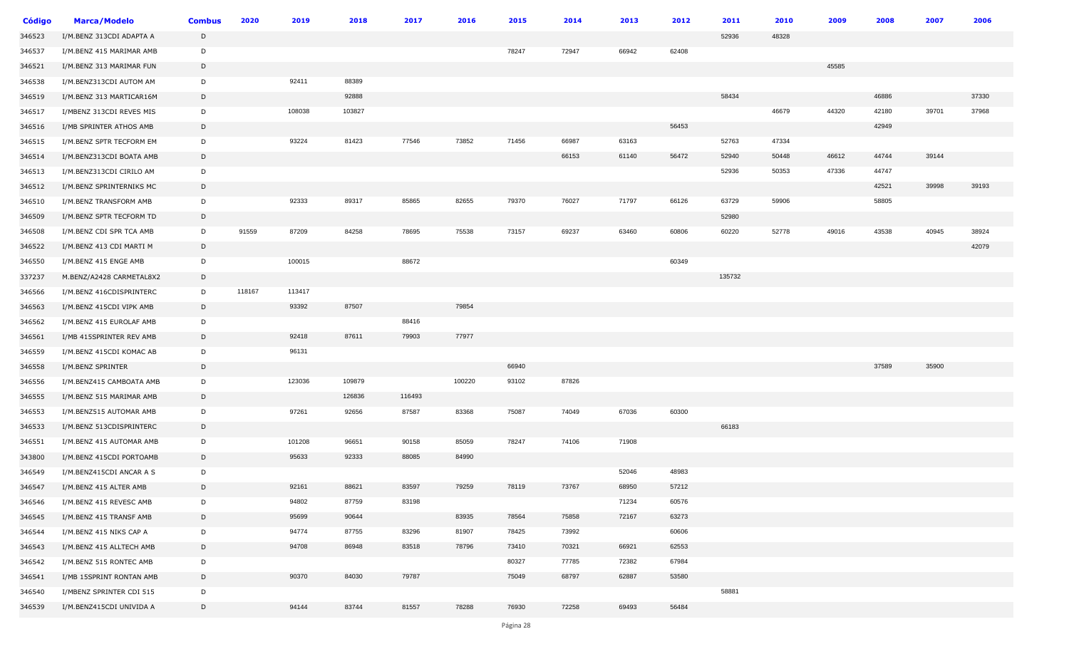| Código | Marca/Modelo | Combus | 2020 | 2019 | 2018 | 2017 | 2016 | 2015 | 2014 | 2013 | 2012 | 2011 | 2010 | 2009 | 2008 | 2007 | 2006 |
|---|---|---|---|---|---|---|---|---|---|---|---|---|---|---|---|---|---|
| 346523 | I/M.BENZ 313CDI ADAPTA A | D | | | | | | | | | | 52936 | 48328 | | | | |
| 346537 | I/M.BENZ 415 MARIMAR AMB | D | | | | | | 78247 | 72947 | 66942 | 62408 | | | | | | |
| 346521 | I/M.BENZ 313 MARIMAR FUN | D | | | | | | | | | | | | 45585 | | | |
| 346538 | I/M.BENZ313CDI AUTOM AM | D | | 92411 | 88389 | | | | | | | | | | | | |
| 346519 | I/M.BENZ 313 MARTICAR16M | D | | | 92888 | | | | | | | 58434 | | | 46886 | | 37330 |
| 346517 | I/MBENZ 313CDI REVES MIS | D | | 108038 | 103827 | | | | | | | | 46679 | 44320 | 42180 | 39701 | 37968 |
| 346516 | I/MB SPRINTER ATHOS AMB | D | | | | | | | | | 56453 | | | | 42949 | | |
| 346515 | I/M.BENZ SPTR TECFORM EM | D | | 93224 | 81423 | 77546 | 73852 | 71456 | 66987 | 63163 | | 52763 | 47334 | | | | |
| 346514 | I/M.BENZ313CDI BOATA AMB | D | | | | | | | 66153 | 61140 | 56472 | 52940 | 50448 | 46612 | 44744 | 39144 | |
| 346513 | I/M.BENZ313CDI CIRILO AM | D | | | | | | | | | | 52936 | 50353 | 47336 | 44747 | | |
| 346512 | I/M.BENZ SPRINTERNIKS MC | D | | | | | | | | | | | | | 42521 | 39998 | 39193 |
| 346510 | I/M.BENZ TRANSFORM AMB | D | | 92333 | 89317 | 85865 | 82655 | 79370 | 76027 | 71797 | 66126 | 63729 | 59906 | | 58805 | | |
| 346509 | I/M.BENZ SPTR TECFORM TD | D | | | | | | | | | | 52980 | | | | | |
| 346508 | I/M.BENZ CDI SPR TCA AMB | D | 91559 | 87209 | 84258 | 78695 | 75538 | 73157 | 69237 | 63460 | 60806 | 60220 | 52778 | 49016 | 43538 | 40945 | 38924 |
| 346522 | I/M.BENZ 413 CDI MARTI M | D | | | | | | | | | | | | | | | 42079 |
| 346550 | I/M.BENZ 415 ENGE AMB | D | | 100015 | | 88672 | | | | | 60349 | | | | | | |
| 337237 | M.BENZ/A2428 CARMETAL8X2 | D | | | | | | | | | | 135732 | | | | | |
| 346566 | I/M.BENZ 416CDISPRINTERC | D | 118167 | 113417 | | | | | | | | | | | | | |
| 346563 | I/M.BENZ 415CDI VIPK AMB | D | | 93392 | 87507 | | 79854 | | | | | | | | | | |
| 346562 | I/M.BENZ 415 EUROLAF AMB | D | | | | 88416 | | | | | | | | | | | |
| 346561 | I/MB 415SPRINTER REV AMB | D | | 92418 | 87611 | 79903 | 77977 | | | | | | | | | | |
| 346559 | I/M.BENZ 415CDI KOMAC AB | D | | 96131 | | | | | | | | | | | | | |
| 346558 | I/M.BENZ SPRINTER | D | | | | | | 66940 | | | | | | | 37589 | 35900 | |
| 346556 | I/M.BENZ415 CAMBOATA AMB | D | | 123036 | 109879 | | 100220 | 93102 | 87826 | | | | | | | | |
| 346555 | I/M.BENZ 515 MARIMAR AMB | D | | | 126836 | 116493 | | | | | | | | | | | |
| 346553 | I/M.BENZ515 AUTOMAR AMB | D | | 97261 | 92656 | 87587 | 83368 | 75087 | 74049 | 67036 | 60300 | | | | | | |
| 346533 | I/M.BENZ 513CDISPRINTERC | D | | | | | | | | | | 66183 | | | | | |
| 346551 | I/M.BENZ 415 AUTOMAR AMB | D | | 101208 | 96651 | 90158 | 85059 | 78247 | 74106 | 71908 | | | | | | | |
| 343800 | I/M.BENZ 415CDI PORTOAMB | D | | 95633 | 92333 | 88085 | 84990 | | | | | | | | | | |
| 346549 | I/M.BENZ415CDI ANCAR A S | D | | | | | | | | 52046 | 48983 | | | | | | |
| 346547 | I/M.BENZ 415 ALTER AMB | D | | 92161 | 88621 | 83597 | 79259 | 78119 | 73767 | 68950 | 57212 | | | | | | |
| 346546 | I/M.BENZ 415 REVESC AMB | D | | 94802 | 87759 | 83198 | | | | 71234 | 60576 | | | | | | |
| 346545 | I/M.BENZ 415 TRANSF AMB | D | | 95699 | 90644 | | 83935 | 78564 | 75858 | 72167 | 63273 | | | | | | |
| 346544 | I/M.BENZ 415 NIKS CAP A | D | | 94774 | 87755 | 83296 | 81907 | 78425 | 73992 | | 60606 | | | | | | |
| 346543 | I/M.BENZ 415 ALLTECH AMB | D | | 94708 | 86948 | 83518 | 78796 | 73410 | 70321 | 66921 | 62553 | | | | | | |
| 346542 | I/M.BENZ 515 RONTEC AMB | D | | | | | | 80327 | 77785 | 72382 | 67984 | | | | | | |
| 346541 | I/MB 15SPRINT RONTAN AMB | D | | 90370 | 84030 | 79787 | | 75049 | 68797 | 62887 | 53580 | | | | | | |
| 346540 | I/MBENZ SPRINTER CDI 515 | D | | | | | | | | | | 58881 | | | | | |
| 346539 | I/M.BENZ415CDI UNIVIDA A | D | | 94144 | 83744 | 81557 | 78288 | 76930 | 72258 | 69493 | 56484 | | | | | | |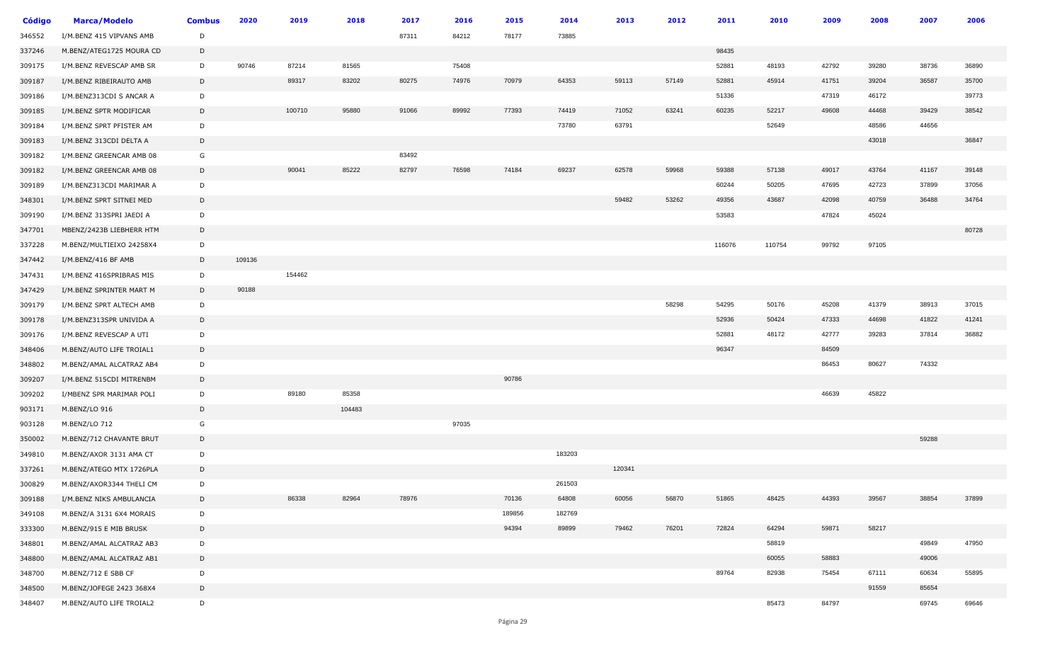| Código | Marca/Modelo | Combus | 2020 | 2019 | 2018 | 2017 | 2016 | 2015 | 2014 | 2013 | 2012 | 2011 | 2010 | 2009 | 2008 | 2007 | 2006 |
|---|---|---|---|---|---|---|---|---|---|---|---|---|---|---|---|---|---|
| 346552 | I/M.BENZ 415 VIPVANS AMB | D | | | | 87311 | 84212 | 78177 | 73885 | | | | | | | | |
| 337246 | M.BENZ/ATEG1725 MOURA CD | D | | | | | | | | | | 98435 | | | | | |
| 309175 | I/M.BENZ REVESCAP AMB SR | D | 90746 | 87214 | 81565 | | 75408 | | | | | 52881 | 48193 | 42792 | 39280 | 38736 | 36890 |
| 309187 | I/M.BENZ RIBEIRAUTO AMB | D | | 89317 | 83202 | 80275 | 74976 | 70979 | 64353 | 59113 | 57149 | 52881 | 45914 | 41751 | 39204 | 36587 | 35700 |
| 309186 | I/M.BENZ313CDI S ANCAR A | D | | | | | | | | | | 51336 | | 47319 | 46172 | | 39773 |
| 309185 | I/M.BENZ SPTR MODIFICAR | D | | 100710 | 95880 | 91066 | 89992 | 77393 | 74419 | 71052 | 63241 | 60235 | 52217 | 49608 | 44468 | 39429 | 38542 |
| 309184 | I/M.BENZ SPRT PFISTER AM | D | | | | | | | 73780 | 63791 | | | 52649 | | 48586 | 44656 | |
| 309183 | I/M.BENZ 313CDI DELTA A | D | | | | | | | | | | | | | 43018 | | 36847 |
| 309182 | I/M.BENZ GREENCAR AMB 08 | G | | | | 83492 | | | | | | | | | | | |
| 309182 | I/M.BENZ GREENCAR AMB 08 | D | | 90041 | 85222 | 82797 | 76598 | 74184 | 69237 | 62578 | 59968 | 59388 | 57138 | 49017 | 43764 | 41167 | 39148 |
| 309189 | I/M.BENZ313CDI MARIMAR A | D | | | | | | | | | | 60244 | 50205 | 47695 | 42723 | 37899 | 37056 |
| 348301 | I/M.BENZ SPRT SITNEI MED | D | | | | | | | | 59482 | 53262 | 49356 | 43687 | 42098 | 40759 | 36488 | 34764 |
| 309190 | I/M.BENZ 313SPRI JAEDI A | D | | | | | | | | | | 53583 | | 47824 | 45024 | | |
| 347701 | MBENZ/2423B LIEBHERR HTM | D | | | | | | | | | | | | | | | 80728 |
| 337228 | M.BENZ/MULTIEIXO 24258X4 | D | | | | | | | | | | 116076 | 110754 | 99792 | 97105 | | |
| 347442 | I/M.BENZ/416 BF AMB | D | 109136 | | | | | | | | | | | | | | |
| 347431 | I/M.BENZ 416SPRIBRAS MIS | D | | 154462 | | | | | | | | | | | | | |
| 347429 | I/M.BENZ SPRINTER MART M | D | 90188 | | | | | | | | | | | | | | |
| 309179 | I/M.BENZ SPRT ALTECH AMB | D | | | | | | | | | 58298 | 54295 | 50176 | 45208 | 41379 | 38913 | 37015 |
| 309178 | I/M.BENZ313SPR UNIVIDA A | D | | | | | | | | | | 52936 | 50424 | 47333 | 44698 | 41822 | 41241 |
| 309176 | I/M.BENZ REVESCAP A UTI | D | | | | | | | | | | 52881 | 48172 | 42777 | 39283 | 37814 | 36882 |
| 348406 | M.BENZ/AUTO LIFE TROIAL1 | D | | | | | | | | | | 96347 | | 84509 | | | |
| 348802 | M.BENZ/AMAL ALCATRAZ AB4 | D | | | | | | | | | | | | 86453 | 80627 | 74332 | |
| 309207 | I/M.BENZ 515CDI MITRENBM | D | | | | | | 90786 | | | | | | | | | |
| 309202 | I/MBENZ SPR MARIMAR POLI | D | | 89180 | 85358 | | | | | | | | | 46639 | 45822 | | |
| 903171 | M.BENZ/LO 916 | D | | | 104483 | | | | | | | | | | | | |
| 903128 | M.BENZ/LO 712 | G | | | | | 97035 | | | | | | | | | | |
| 350002 | M.BENZ/712 CHAVANTE BRUT | D | | | | | | | | | | | | | | 59288 | |
| 349810 | M.BENZ/AXOR 3131 AMA CT | D | | | | | | | 183203 | | | | | | | | |
| 337261 | M.BENZ/ATEGO MTX 1726PLA | D | | | | | | | | 120341 | | | | | | | |
| 300829 | M.BENZ/AXOR3344 THELI CM | D | | | | | | | 261503 | | | | | | | | |
| 309188 | I/M.BENZ NIKS AMBULANCIA | D | | 86338 | 82964 | 78976 | | 70136 | 64808 | 60056 | 56870 | 51865 | 48425 | 44393 | 39567 | 38854 | 37899 |
| 349108 | M.BENZ/A 3131 6X4 MORAIS | D | | | | | | 189856 | 182769 | | | | | | | | |
| 333300 | M.BENZ/915 E MIB BRUSK | D | | | | | | 94394 | 89899 | 79462 | 76201 | 72824 | 64294 | 59871 | 58217 | | |
| 348801 | M.BENZ/AMAL ALCATRAZ AB3 | D | | | | | | | | | | | 58819 | | | 49849 | 47950 |
| 348800 | M.BENZ/AMAL ALCATRAZ AB1 | D | | | | | | | | | | | 60055 | 58883 | | 49006 | |
| 348700 | M.BENZ/712 E SBB CF | D | | | | | | | | | | 89764 | 82938 | 75454 | 67111 | 60634 | 55895 |
| 348500 | M.BENZ/JOFEGE 2423 368X4 | D | | | | | | | | | | | | | 91559 | 85654 | |
| 348407 | M.BENZ/AUTO LIFE TROIAL2 | D | | | | | | | | | | | 85473 | 84797 | | 69745 | 69646 |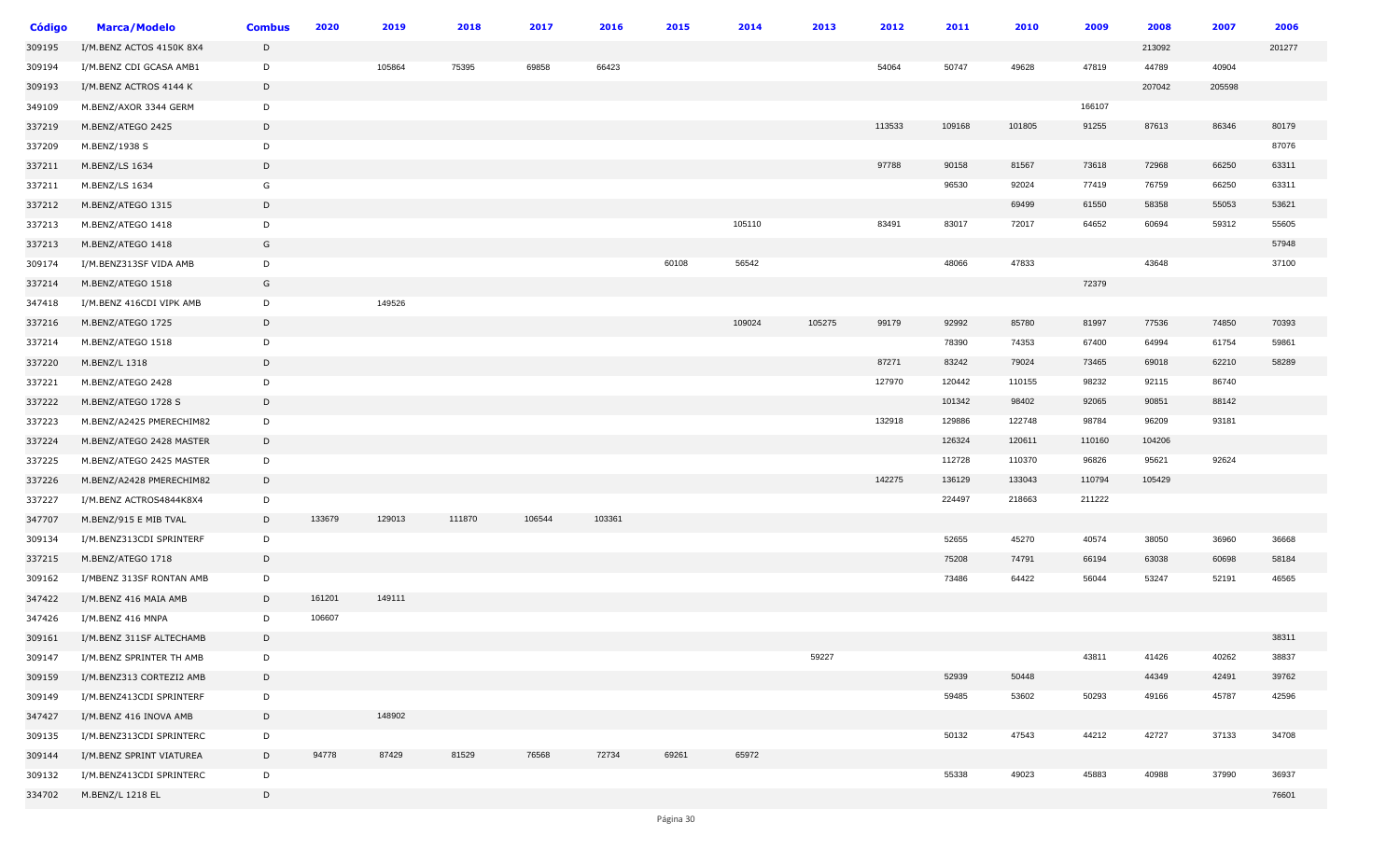| Código | Marca/Modelo | Combus | 2020 | 2019 | 2018 | 2017 | 2016 | 2015 | 2014 | 2013 | 2012 | 2011 | 2010 | 2009 | 2008 | 2007 | 2006 |
|---|---|---|---|---|---|---|---|---|---|---|---|---|---|---|---|---|---|
| 309195 | I/M.BENZ ACTOS 4150K 8X4 | D | | | | | | | | | | | | | 213092 | | 201277 |
| 309194 | I/M.BENZ CDI GCASA AMB1 | D | | 105864 | 75395 | 69858 | 66423 | | | | 54064 | 50747 | 49628 | 47819 | 44789 | 40904 | |
| 309193 | I/M.BENZ ACTROS 4144 K | D | | | | | | | | | | | | | 207042 | 205598 | |
| 349109 | M.BENZ/AXOR 3344 GERM | D | | | | | | | | | | | | 166107 | | | |
| 337219 | M.BENZ/ATEGO 2425 | D | | | | | | | | | 113533 | 109168 | 101805 | 91255 | 87613 | 86346 | 80179 |
| 337209 | M.BENZ/1938 S | D | | | | | | | | | | | | | | | 87076 |
| 337211 | M.BENZ/LS 1634 | D | | | | | | | | | 97788 | 90158 | 81567 | 73618 | 72968 | 66250 | 63311 |
| 337211 | M.BENZ/LS 1634 | G | | | | | | | | | | 96530 | 92024 | 77419 | 76759 | 66250 | 63311 |
| 337212 | M.BENZ/ATEGO 1315 | D | | | | | | | | | | | 69499 | 61550 | 58358 | 55053 | 53621 |
| 337213 | M.BENZ/ATEGO 1418 | D | | | | | | | 105110 | | 83491 | 83017 | 72017 | 64652 | 60694 | 59312 | 55605 |
| 337213 | M.BENZ/ATEGO 1418 | G | | | | | | | | | | | | | | | 57948 |
| 309174 | I/M.BENZ313SF VIDA AMB | D | | | | | | 60108 | 56542 | | | 48066 | 47833 | | 43648 | | 37100 |
| 337214 | M.BENZ/ATEGO 1518 | G | | | | | | | | | | | | 72379 | | | |
| 347418 | I/M.BENZ 416CDI VIPK AMB | D | | 149526 | | | | | | | | | | | | | |
| 337216 | M.BENZ/ATEGO 1725 | D | | | | | | | 109024 | 105275 | 99179 | 92992 | 85780 | 81997 | 77536 | 74850 | 70393 |
| 337214 | M.BENZ/ATEGO 1518 | D | | | | | | | | | | 78390 | 74353 | 67400 | 64994 | 61754 | 59861 |
| 337220 | M.BENZ/L 1318 | D | | | | | | | | | 87271 | 83242 | 79024 | 73465 | 69018 | 62210 | 58289 |
| 337221 | M.BENZ/ATEGO 2428 | D | | | | | | | | | 127970 | 120442 | 110155 | 98232 | 92115 | 86740 | |
| 337222 | M.BENZ/ATEGO 1728 S | D | | | | | | | | | | 101342 | 98402 | 92065 | 90851 | 88142 | |
| 337223 | M.BENZ/A2425 PMERECHIM82 | D | | | | | | | | | 132918 | 129886 | 122748 | 98784 | 96209 | 93181 | |
| 337224 | M.BENZ/ATEGO 2428 MASTER | D | | | | | | | | | | 126324 | 120611 | 110160 | 104206 | | |
| 337225 | M.BENZ/ATEGO 2425 MASTER | D | | | | | | | | | | 112728 | 110370 | 96826 | 95621 | 92624 | |
| 337226 | M.BENZ/A2428 PMERECHIM82 | D | | | | | | | | | 142275 | 136129 | 133043 | 110794 | 105429 | | |
| 337227 | I/M.BENZ ACTROS4844K8X4 | D | | | | | | | | | | 224497 | 218663 | 211222 | | | |
| 347707 | M.BENZ/915 E MIB TVAL | D | 133679 | 129013 | 111870 | 106544 | 103361 | | | | | | | | | | |
| 309134 | I/M.BENZ313CDI SPRINTERF | D | | | | | | | | | | 52655 | 45270 | 40574 | 38050 | 36960 | 36668 |
| 337215 | M.BENZ/ATEGO 1718 | D | | | | | | | | | | 75208 | 74791 | 66194 | 63038 | 60698 | 58184 |
| 309162 | I/MBENZ 313SF RONTAN AMB | D | | | | | | | | | | 73486 | 64422 | 56044 | 53247 | 52191 | 46565 |
| 347422 | I/M.BENZ 416 MAIA AMB | D | 161201 | 149111 | | | | | | | | | | | | | |
| 347426 | I/M.BENZ 416 MNPA | D | 106607 | | | | | | | | | | | | | | |
| 309161 | I/M.BENZ 311SF ALTECHAMB | D | | | | | | | | | | | | | | | 38311 |
| 309147 | I/M.BENZ SPRINTER TH AMB | D | | | | | | | | 59227 | | | | 43811 | 41426 | 40262 | 38837 |
| 309159 | I/M.BENZ313 CORTEZI2 AMB | D | | | | | | | | | | 52939 | 50448 | | 44349 | 42491 | 39762 |
| 309149 | I/M.BENZ413CDI SPRINTERF | D | | | | | | | | | | 59485 | 53602 | 50293 | 49166 | 45787 | 42596 |
| 347427 | I/M.BENZ 416 INOVA AMB | D | | 148902 | | | | | | | | | | | | | |
| 309135 | I/M.BENZ313CDI SPRINTERC | D | | | | | | | | | | 50132 | 47543 | 44212 | 42727 | 37133 | 34708 |
| 309144 | I/M.BENZ SPRINT VIATUREA | D | 94778 | 87429 | 81529 | 76568 | 72734 | 69261 | 65972 | | | | | | | | |
| 309132 | I/M.BENZ413CDI SPRINTERC | D | | | | | | | | | | 55338 | 49023 | 45883 | 40988 | 37990 | 36937 |
| 334702 | M.BENZ/L 1218 EL | D | | | | | | | | | | | | | | | 76601 |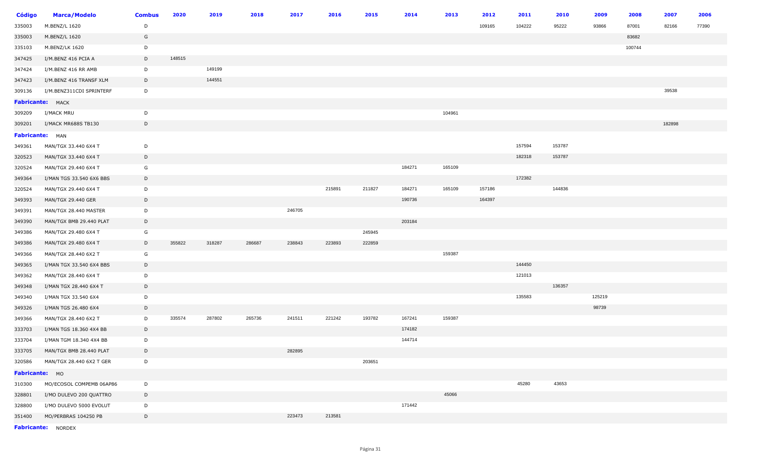| Código | Marca/Modelo | Combus | 2020 | 2019 | 2018 | 2017 | 2016 | 2015 | 2014 | 2013 | 2012 | 2011 | 2010 | 2009 | 2008 | 2007 | 2006 |
|---|---|---|---|---|---|---|---|---|---|---|---|---|---|---|---|---|---|
| 335003 | M.BENZ/L 1620 | D | | | | | | | | | 109165 | 104222 | 95222 | 93866 | 87001 | 82166 | 77390 |
| 335003 | M.BENZ/L 1620 | G | | | | | | | | | | | | | 83682 | | |
| 335103 | M.BENZ/LK 1620 | D | | | | | | | | | | | | | 100744 | | |
| 347425 | I/M.BENZ 416 PCIA A | D | 148515 | | | | | | | | | | | | | | |
| 347424 | I/M.BENZ 416 RR AMB | D | | 149199 | | | | | | | | | | | | | |
| 347423 | I/M.BENZ 416 TRANSF XLM | D | | 144551 | | | | | | | | | | | | | |
| 309136 | I/M.BENZ311CDI SPRINTERF | D | | | | | | | | | | | | | | 39538 | |
| **Fabricante:** MACK | | | | | | | | | | | | | | | | | |
| 309209 | I/MACK MRU | D | | | | | | | | 104961 | | | | | | | |
| 309201 | I/MACK MR688S TB130 | D | | | | | | | | | | | | | | 182898 | |
| **Fabricante:** MAN | | | | | | | | | | | | | | | | | |
| 349361 | MAN/TGX 33.440 6X4 T | D | | | | | | | | | | 157594 | 153787 | | | | |
| 320523 | MAN/TGX 33.440 6X4 T | D | | | | | | | | | | 182318 | 153787 | | | | |
| 320524 | MAN/TGX 29.440 6X4 T | G | | | | | | | 184271 | 165109 | | | | | | | |
| 349364 | I/MAN TGS 33.540 6X6 BBS | D | | | | | | | | | | 172382 | | | | | |
| 320524 | MAN/TGX 29.440 6X4 T | D | | | | | 215891 | 211827 | 184271 | 165109 | 157186 | | 144836 | | | | |
| 349393 | MAN/TGX 29.440 GER | D | | | | | | | 190736 | | 164397 | | | | | | |
| 349391 | MAN/TGX 28.440 MASTER | D | | | | 246705 | | | | | | | | | | | |
| 349390 | MAN/TGX BMB 29.440 PLAT | D | | | | | | | 203184 | | | | | | | | |
| 349386 | MAN/TGX 29.480 6X4 T | G | | | | | | 245945 | | | | | | | | | |
| 349386 | MAN/TGX 29.480 6X4 T | D | 355822 | 318287 | 286687 | 238843 | 223893 | 222859 | | | | | | | | | |
| 349366 | MAN/TGX 28.440 6X2 T | G | | | | | | | | 159387 | | | | | | | |
| 349365 | I/MAN TGX 33.540 6X4 BBS | D | | | | | | | | | | 144450 | | | | | |
| 349362 | MAN/TGX 28.440 6X4 T | D | | | | | | | | | | 121013 | | | | | |
| 349348 | I/MAN TGX 28.440 6X4 T | D | | | | | | | | | | | 136357 | | | | |
| 349340 | I/MAN TGX 33.540 6X4 | D | | | | | | | | | | 135583 | | 125219 | | | |
| 349326 | I/MAN TGS 26.480 6X4 | D | | | | | | | | | | | | 98739 | | | |
| 349366 | MAN/TGX 28.440 6X2 T | D | 335574 | 287802 | 265736 | 241511 | 221242 | 193782 | 167241 | 159387 | | | | | | | |
| 333703 | I/MAN TGS 18.360 4X4 BB | D | | | | | | | 174182 | | | | | | | | |
| 333704 | I/MAN TGM 18.340 4X4 BB | D | | | | | | | 144714 | | | | | | | | |
| 333705 | MAN/TGX BMB 28.440 PLAT | D | | | | 282895 | | | | | | | | | | | |
| 320586 | MAN/TGX 28.440 6X2 T GER | D | | | | | | 203651 | | | | | | | | | |
| **Fabricante:** MO | | | | | | | | | | | | | | | | | |
| 310300 | MO/ECOSOL COMPEMB 06AP86 | D | | | | | | | | | | 45280 | 43653 | | | | |
| 328801 | I/MO DULEVO 200 QUATTRO | D | | | | | | | | 45066 | | | | | | | |
| 328800 | I/MO DULEVO 5000 EVOLUT | D | | | | | | | 171442 | | | | | | | | |
| 351400 | MO/PERBRAS 104250 PB | D | | | | 223473 | 213581 | | | | | | | | | | |
| **Fabricante:** NORDEX | | | | | | | | | | | | | | | | | |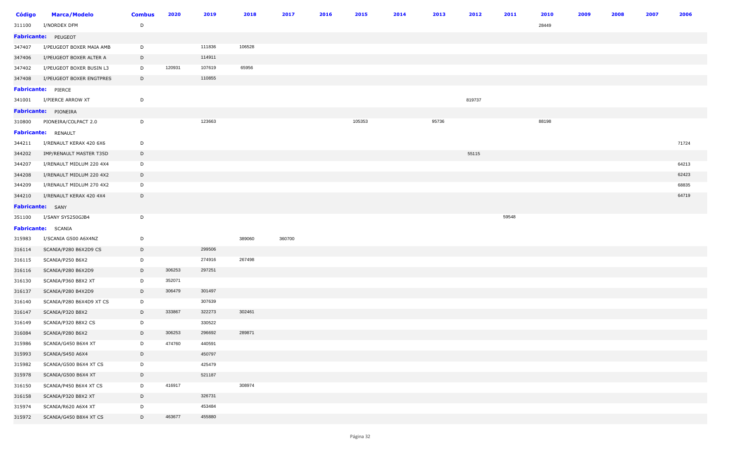| Código | Marca/Modelo | Combus | 2020 | 2019 | 2018 | 2017 | 2016 | 2015 | 2014 | 2013 | 2012 | 2011 | 2010 | 2009 | 2008 | 2007 | 2006 |
|---|---|---|---|---|---|---|---|---|---|---|---|---|---|---|---|---|---|
| 311100 | I/NORDEX DFM | D | | | | | | | | | | | 28449 | | | | |
| **Fabricante:** | PEUGEOT | | | | | | | | | | | | | | | | |
| 347407 | I/PEUGEOT BOXER MAIA AMB | D | | 111836 | 106528 | | | | | | | | | | | | |
| 347406 | I/PEUGEOT BOXER ALTER A | D | | 114911 | | | | | | | | | | | | | |
| 347402 | I/PEUGEOT BOXER BUSIN L3 | D | 120931 | 107619 | 65956 | | | | | | | | | | | | |
| 347408 | I/PEUGEOT BOXER ENGTPRES | D | | 110855 | | | | | | | | | | | | | |
| **Fabricante:** | PIERCE | | | | | | | | | | | | | | | | |
| 341001 | I/PIERCE ARROW XT | D | | | | | | | | | 819737 | | | | | | |
| **Fabricante:** | PIONEIRA | | | | | | | | | | | | | | | | |
| 310800 | PIONEIRA/COLPACT 2.0 | D | | 123663 | | | | 105353 | | 95736 | | | 88198 | | | | |
| **Fabricante:** | RENAULT | | | | | | | | | | | | | | | | |
| 344211 | I/RENAULT KERAX 420 6X6 | D | | | | | | | | | | | | | | | 71724 |
| 344202 | IMP/RENAULT MASTER T35D | D | | | | | | | | | 55115 | | | | | | |
| 344207 | I/RENAULT MIDLUM 220 4X4 | D | | | | | | | | | | | | | | | 64213 |
| 344208 | I/RENAULT MIDLUM 220 4X2 | D | | | | | | | | | | | | | | | 62423 |
| 344209 | I/RENAULT MIDLUM 270 4X2 | D | | | | | | | | | | | | | | | 68835 |
| 344210 | I/RENAULT KERAX 420 4X4 | D | | | | | | | | | | | | | | | 64719 |
| **Fabricante:** | SANY | | | | | | | | | | | | | | | | |
| 351100 | I/SANY SY5250GJB4 | D | | | | | | | | | | 59548 | | | | | |
| **Fabricante:** | SCANIA | | | | | | | | | | | | | | | | |
| 315983 | I/SCANIA G500 A6X4NZ | D | | | 389060 | 360700 | | | | | | | | | | | |
| 316114 | SCANIA/P280 B6X2D9 CS | D | | 299506 | | | | | | | | | | | | | |
| 316115 | SCANIA/P250 B6X2 | D | | 274916 | 267498 | | | | | | | | | | | | |
| 316116 | SCANIA/P280 B6X2D9 | D | 306253 | 297251 | | | | | | | | | | | | | |
| 316130 | SCANIA/P360 B8X2 XT | D | 352071 | | | | | | | | | | | | | | |
| 316137 | SCANIA/P280 B4X2D9 | D | 306479 | 301497 | | | | | | | | | | | | | |
| 316140 | SCANIA/P280 B6X4D9 XT CS | D | | 307639 | | | | | | | | | | | | | |
| 316147 | SCANIA/P320 B8X2 | D | 333867 | 322273 | 302461 | | | | | | | | | | | | |
| 316149 | SCANIA/P320 B8X2 CS | D | | 330522 | | | | | | | | | | | | | |
| 316084 | SCANIA/P280 B6X2 | D | 306253 | 296692 | 289871 | | | | | | | | | | | | |
| 315986 | SCANIA/G450 B6X4 XT | D | 474760 | 440591 | | | | | | | | | | | | | |
| 315993 | SCANIA/S450 A6X4 | D | | 450797 | | | | | | | | | | | | | |
| 315982 | SCANIA/G500 B6X4 XT CS | D | | 425479 | | | | | | | | | | | | | |
| 315978 | SCANIA/G500 B6X4 XT | D | | 521187 | | | | | | | | | | | | | |
| 316150 | SCANIA/P450 B6X4 XT CS | D | 416917 | | 308974 | | | | | | | | | | | | |
| 316158 | SCANIA/P320 B8X2 XT | D | | 326731 | | | | | | | | | | | | | |
| 315974 | SCANIA/R620 A6X4 XT | D | | 453484 | | | | | | | | | | | | | |
| 315972 | SCANIA/G450 B8X4 XT CS | D | 463677 | 455880 | | | | | | | | | | | | | |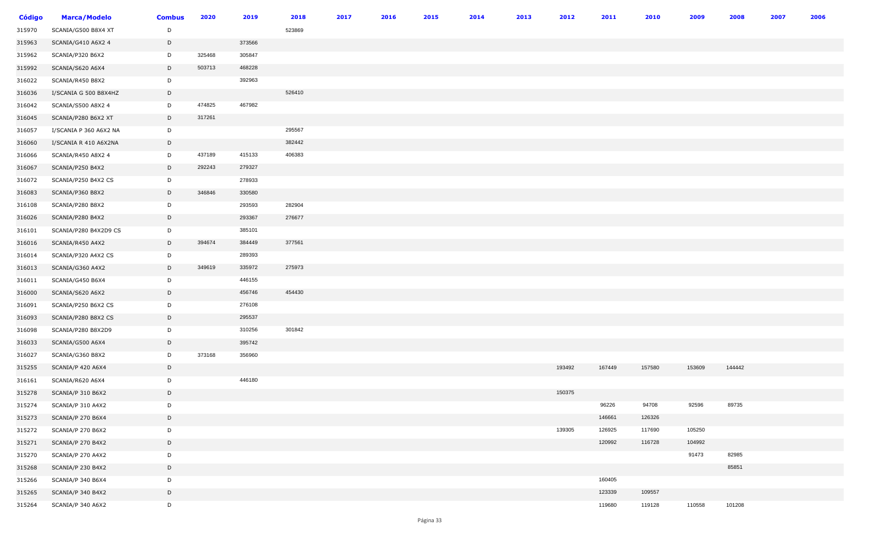| Código | Marca/Modelo | Combus | 2020 | 2019 | 2018 | 2017 | 2016 | 2015 | 2014 | 2013 | 2012 | 2011 | 2010 | 2009 | 2008 | 2007 | 2006 |
|---|---|---|---|---|---|---|---|---|---|---|---|---|---|---|---|---|---|
| 315970 | SCANIA/G500 B8X4 XT | D | | | 523869 | | | | | | | | | | | | |
| 315963 | SCANIA/G410 A6X2 4 | D | | 373566 | | | | | | | | | | | | | |
| 315962 | SCANIA/P320 B6X2 | D | 325468 | 305847 | | | | | | | | | | | | | |
| 315992 | SCANIA/S620 A6X4 | D | 503713 | 468228 | | | | | | | | | | | | | |
| 316022 | SCANIA/R450 B8X2 | D | | 392963 | | | | | | | | | | | | | |
| 316036 | I/SCANIA G 500 B8X4HZ | D | | | 526410 | | | | | | | | | | | | |
| 316042 | SCANIA/S500 A8X2 4 | D | 474825 | 467982 | | | | | | | | | | | | | |
| 316045 | SCANIA/P280 B6X2 XT | D | 317261 | | | | | | | | | | | | | | |
| 316057 | I/SCANIA P 360 A6X2 NA | D | | | 295567 | | | | | | | | | | | | |
| 316060 | I/SCANIA R 410 A6X2NA | D | | | 382442 | | | | | | | | | | | | |
| 316066 | SCANIA/R450 A8X2 4 | D | 437189 | 415133 | 406383 | | | | | | | | | | | | |
| 316067 | SCANIA/P250 B4X2 | D | 292243 | 279327 | | | | | | | | | | | | | |
| 316072 | SCANIA/P250 B4X2 CS | D | | 278933 | | | | | | | | | | | | | |
| 316083 | SCANIA/P360 B8X2 | D | 346846 | 330580 | | | | | | | | | | | | | |
| 316108 | SCANIA/P280 B8X2 | D | | 293593 | 282904 | | | | | | | | | | | | |
| 316026 | SCANIA/P280 B4X2 | D | | 293367 | 276677 | | | | | | | | | | | | |
| 316101 | SCANIA/P280 B4X2D9 CS | D | | 385101 | | | | | | | | | | | | | |
| 316016 | SCANIA/R450 A4X2 | D | 394674 | 384449 | 377561 | | | | | | | | | | | | |
| 316014 | SCANIA/P320 A4X2 CS | D | | 289393 | | | | | | | | | | | | | |
| 316013 | SCANIA/G360 A4X2 | D | 349619 | 335972 | 275973 | | | | | | | | | | | | |
| 316011 | SCANIA/G450 B6X4 | D | | 446155 | | | | | | | | | | | | | |
| 316000 | SCANIA/S620 A6X2 | D | | 456746 | 454430 | | | | | | | | | | | | |
| 316091 | SCANIA/P250 B6X2 CS | D | | 276108 | | | | | | | | | | | | | |
| 316093 | SCANIA/P280 B8X2 CS | D | | 295537 | | | | | | | | | | | | | |
| 316098 | SCANIA/P280 B8X2D9 | D | | 310256 | 301842 | | | | | | | | | | | | |
| 316033 | SCANIA/G500 A6X4 | D | | 395742 | | | | | | | | | | | | | |
| 316027 | SCANIA/G360 B8X2 | D | 373168 | 356960 | | | | | | | | | | | | | |
| 315255 | SCANIA/P 420 A6X4 | D | | | | | | | | | 193492 | 167449 | 157580 | 153609 | 144442 | | |
| 316161 | SCANIA/R620 A6X4 | D | | 446180 | | | | | | | | | | | | | |
| 315278 | SCANIA/P 310 B6X2 | D | | | | | | | | | 150375 | | | | | | |
| 315274 | SCANIA/P 310 A4X2 | D | | | | | | | | | | 96226 | 94708 | 92596 | 89735 | | |
| 315273 | SCANIA/P 270 B6X4 | D | | | | | | | | | | 146661 | 126326 | | | | |
| 315272 | SCANIA/P 270 B6X2 | D | | | | | | | | | 139305 | 126925 | 117690 | 105250 | | | |
| 315271 | SCANIA/P 270 B4X2 | D | | | | | | | | | | 120992 | 116728 | 104992 | | | |
| 315270 | SCANIA/P 270 A4X2 | D | | | | | | | | | | | | 91473 | 82985 | | |
| 315268 | SCANIA/P 230 B4X2 | D | | | | | | | | | | | | | 85851 | | |
| 315266 | SCANIA/P 340 B6X4 | D | | | | | | | | | | 160405 | | | | | |
| 315265 | SCANIA/P 340 B4X2 | D | | | | | | | | | | 123339 | 109557 | | | | |
| 315264 | SCANIA/P 340 A6X2 | D | | | | | | | | | | 119680 | 119128 | 110558 | 101208 | | |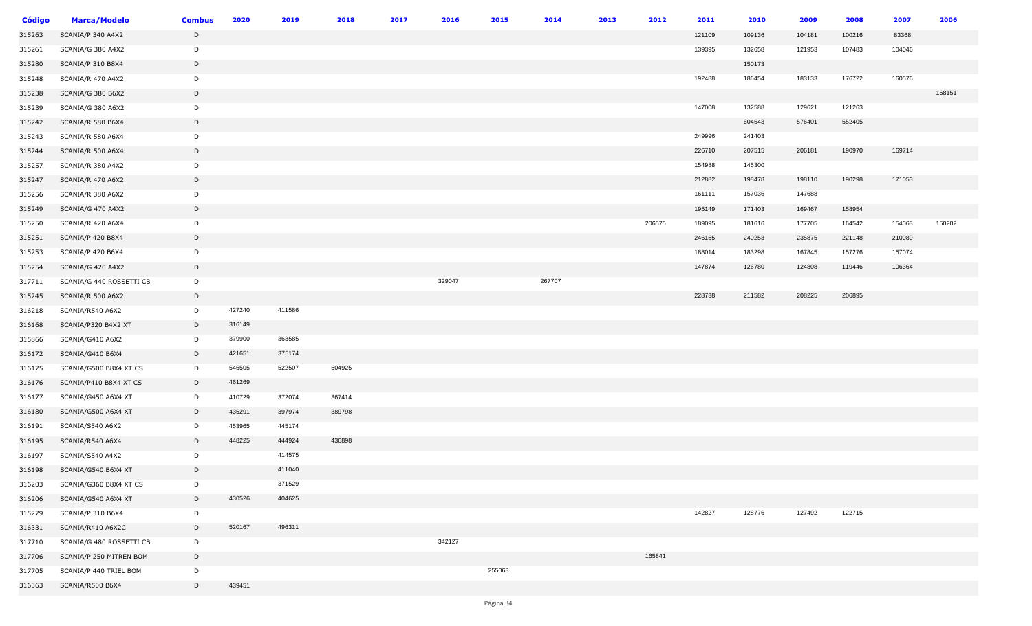| Código | Marca/Modelo | Combus | 2020 | 2019 | 2018 | 2017 | 2016 | 2015 | 2014 | 2013 | 2012 | 2011 | 2010 | 2009 | 2008 | 2007 | 2006 |
|---|---|---|---|---|---|---|---|---|---|---|---|---|---|---|---|---|---|
| 315263 | SCANIA/P 340 A4X2 | D | | | | | | | | | | 121109 | 109136 | 104181 | 100216 | 83368 | |
| 315261 | SCANIA/G 380 A4X2 | D | | | | | | | | | | 139395 | 132658 | 121953 | 107483 | 104046 | |
| 315280 | SCANIA/P 310 B8X4 | D | | | | | | | | | | | 150173 | | | | |
| 315248 | SCANIA/R 470 A4X2 | D | | | | | | | | | | 192488 | 186454 | 183133 | 176722 | 160576 | |
| 315238 | SCANIA/G 380 B6X2 | D | | | | | | | | | | | | | | | 168151 |
| 315239 | SCANIA/G 380 A6X2 | D | | | | | | | | | | 147008 | 132588 | 129621 | 121263 | | |
| 315242 | SCANIA/R 580 B6X4 | D | | | | | | | | | | | 604543 | 576401 | 552405 | | |
| 315243 | SCANIA/R 580 A6X4 | D | | | | | | | | | | 249996 | 241403 | | | | |
| 315244 | SCANIA/R 500 A6X4 | D | | | | | | | | | | 226710 | 207515 | 206181 | 190970 | 169714 | |
| 315257 | SCANIA/R 380 A4X2 | D | | | | | | | | | | 154988 | 145300 | | | | |
| 315247 | SCANIA/R 470 A6X2 | D | | | | | | | | | | 212882 | 198478 | 198110 | 190298 | 171053 | |
| 315256 | SCANIA/R 380 A6X2 | D | | | | | | | | | | 161111 | 157036 | 147688 | | | |
| 315249 | SCANIA/G 470 A4X2 | D | | | | | | | | | | 195149 | 171403 | 169467 | 158954 | | |
| 315250 | SCANIA/R 420 A6X4 | D | | | | | | | | | 206575 | 189095 | 181616 | 177705 | 164542 | 154063 | 150202 |
| 315251 | SCANIA/P 420 B8X4 | D | | | | | | | | | | 246155 | 240253 | 235875 | 221148 | 210089 | |
| 315253 | SCANIA/P 420 B6X4 | D | | | | | | | | | | 188014 | 183298 | 167845 | 157276 | 157074 | |
| 315254 | SCANIA/G 420 A4X2 | D | | | | | | | | | | 147874 | 126780 | 124808 | 119446 | 106364 | |
| 317711 | SCANIA/G 440 ROSSETTI CB | D | | | | | 329047 | | 267707 | | | | | | | | |
| 315245 | SCANIA/R 500 A6X2 | D | | | | | | | | | | 228738 | 211582 | 208225 | 206895 | | |
| 316218 | SCANIA/R540 A6X2 | D | 427240 | 411586 | | | | | | | | | | | | | |
| 316168 | SCANIA/P320 B4X2 XT | D | 316149 | | | | | | | | | | | | | | |
| 315866 | SCANIA/G410 A6X2 | D | 379900 | 363585 | | | | | | | | | | | | | |
| 316172 | SCANIA/G410 B6X4 | D | 421651 | 375174 | | | | | | | | | | | | | |
| 316175 | SCANIA/G500 B8X4 XT CS | D | 545505 | 522507 | 504925 | | | | | | | | | | | | |
| 316176 | SCANIA/P410 B8X4 XT CS | D | 461269 | | | | | | | | | | | | | | |
| 316177 | SCANIA/G450 A6X4 XT | D | 410729 | 372074 | 367414 | | | | | | | | | | | | |
| 316180 | SCANIA/G500 A6X4 XT | D | 435291 | 397974 | 389798 | | | | | | | | | | | | |
| 316191 | SCANIA/S540 A6X2 | D | 453965 | 445174 | | | | | | | | | | | | | |
| 316195 | SCANIA/R540 A6X4 | D | 448225 | 444924 | 436898 | | | | | | | | | | | | |
| 316197 | SCANIA/S540 A4X2 | D | | 414575 | | | | | | | | | | | | | |
| 316198 | SCANIA/G540 B6X4 XT | D | | 411040 | | | | | | | | | | | | | |
| 316203 | SCANIA/G360 B8X4 XT CS | D | | 371529 | | | | | | | | | | | | | |
| 316206 | SCANIA/G540 A6X4 XT | D | 430526 | 404625 | | | | | | | | | | | | | |
| 315279 | SCANIA/P 310 B6X4 | D | | | | | | | | | | 142827 | 128776 | 127492 | 122715 | | |
| 316331 | SCANIA/R410 A6X2C | D | 520167 | 496311 | | | | | | | | | | | | | |
| 317710 | SCANIA/G 480 ROSSETTI CB | D | | | | | 342127 | | | | | | | | | | |
| 317706 | SCANIA/P 250 MITREN BOM | D | | | | | | | | | 165841 | | | | | | |
| 317705 | SCANIA/P 440 TRIEL BOM | D | | | | | | 255063 | | | | | | | | | |
| 316363 | SCANIA/R500 B6X4 | D | 439451 | | | | | | | | | | | | | | |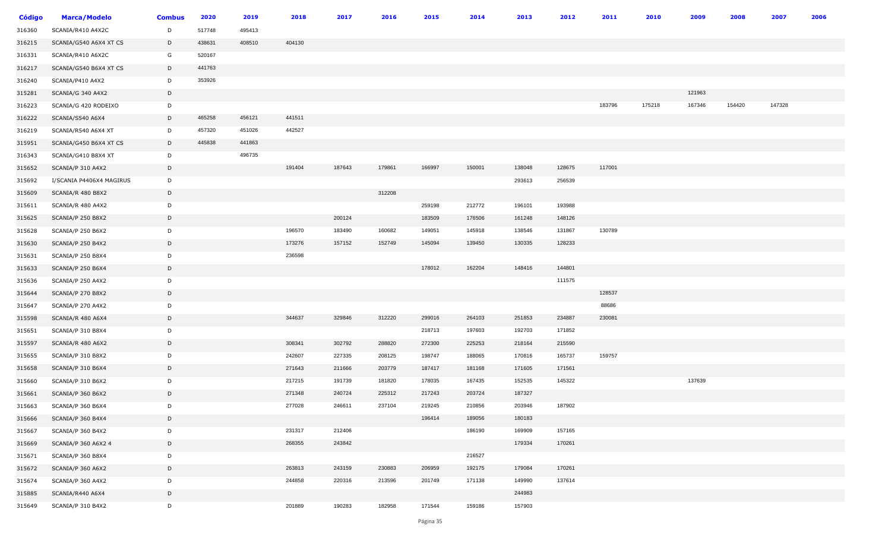| Código | Marca/Modelo | Combus | 2020 | 2019 | 2018 | 2017 | 2016 | 2015 | 2014 | 2013 | 2012 | 2011 | 2010 | 2009 | 2008 | 2007 | 2006 |
|---|---|---|---|---|---|---|---|---|---|---|---|---|---|---|---|---|---|
| 316360 | SCANIA/R410 A4X2C | D | 517748 | 495413 | | | | | | | | | | | | | |
| 316215 | SCANIA/G540 A6X4 XT CS | D | 438631 | 408510 | 404130 | | | | | | | | | | | | |
| 316331 | SCANIA/R410 A6X2C | G | 520167 | | | | | | | | | | | | | | |
| 316217 | SCANIA/G540 B6X4 XT CS | D | 441763 | | | | | | | | | | | | | | |
| 316240 | SCANIA/P410 A4X2 | D | 353926 | | | | | | | | | | | | | | |
| 315281 | SCANIA/G 340 A4X2 | D | | | | | | | | | | | | 121963 | | | |
| 316223 | SCANIA/G 420 RODEIXO | D | | | | | | | | | | 183796 | 175218 | 167346 | 154420 | 147328 | |
| 316222 | SCANIA/S540 A6X4 | D | 465258 | 456121 | 441511 | | | | | | | | | | | | |
| 316219 | SCANIA/R540 A6X4 XT | D | 457320 | 451026 | 442527 | | | | | | | | | | | | |
| 315951 | SCANIA/G450 B6X4 XT CS | D | 445838 | 441863 | | | | | | | | | | | | | |
| 316343 | SCANIA/G410 B8X4 XT | D | | 496735 | | | | | | | | | | | | | |
| 315652 | SCANIA/P 310 A4X2 | D | | | 191404 | 187643 | 179861 | 166997 | 150001 | 138048 | 128675 | 117001 | | | | | |
| 315692 | I/SCANIA P4406X4 MAGIRUS | D | | | | | | | | 293613 | 256539 | | | | | | |
| 315609 | SCANIA/R 480 B8X2 | D | | | | | 312208 | | | | | | | | | | |
| 315611 | SCANIA/R 480 A4X2 | D | | | | | | 259198 | 212772 | 196101 | 193988 | | | | | | |
| 315625 | SCANIA/P 250 B8X2 | D | | | | 200124 | | 183509 | 176506 | 161248 | 148126 | | | | | | |
| 315628 | SCANIA/P 250 B6X2 | D | | | 196570 | 183490 | 160682 | 149051 | 145918 | 138546 | 131867 | 130789 | | | | | |
| 315630 | SCANIA/P 250 B4X2 | D | | | 173276 | 157152 | 152749 | 145094 | 139450 | 130335 | 128233 | | | | | | |
| 315631 | SCANIA/P 250 B8X4 | D | | | 236598 | | | | | | | | | | | | |
| 315633 | SCANIA/P 250 B6X4 | D | | | | | | 178012 | 162204 | 148416 | 144801 | | | | | | |
| 315636 | SCANIA/P 250 A4X2 | D | | | | | | | | | 111575 | | | | | | |
| 315644 | SCANIA/P 270 B8X2 | D | | | | | | | | | | 128537 | | | | | |
| 315647 | SCANIA/P 270 A4X2 | D | | | | | | | | | | 88686 | | | | | |
| 315598 | SCANIA/R 480 A6X4 | D | | | 344637 | 329846 | 312220 | 299016 | 264103 | 251853 | 234887 | 230081 | | | | | |
| 315651 | SCANIA/P 310 B8X4 | D | | | | | | 218713 | 197603 | 192703 | 171852 | | | | | | |
| 315597 | SCANIA/R 480 A6X2 | D | | | 308341 | 302792 | 288820 | 272300 | 225253 | 218164 | 215590 | | | | | | |
| 315655 | SCANIA/P 310 B8X2 | D | | | 242607 | 227335 | 208125 | 198747 | 188065 | 170816 | 165737 | 159757 | | | | | |
| 315658 | SCANIA/P 310 B6X4 | D | | | 271643 | 211666 | 203779 | 187417 | 181168 | 171605 | 171561 | | | | | | |
| 315660 | SCANIA/P 310 B6X2 | D | | | 217215 | 191739 | 181820 | 178035 | 167435 | 152535 | 145322 | | | 137639 | | | |
| 315661 | SCANIA/P 360 B6X2 | D | | | 271348 | 240724 | 225312 | 217243 | 203724 | 187327 | | | | | | | |
| 315663 | SCANIA/P 360 B6X4 | D | | | 277028 | 246611 | 237104 | 219245 | 210856 | 203946 | 187902 | | | | | | |
| 315666 | SCANIA/P 360 B4X4 | D | | | | | | 196414 | 189056 | 180183 | | | | | | | |
| 315667 | SCANIA/P 360 B4X2 | D | | | 231317 | 212406 | | | 186190 | 169909 | 157165 | | | | | | |
| 315669 | SCANIA/P 360 A6X2 4 | D | | | 268355 | 243842 | | | | 179334 | 170261 | | | | | | |
| 315671 | SCANIA/P 360 B8X4 | D | | | | | | | 216527 | | | | | | | | |
| 315672 | SCANIA/P 360 A6X2 | D | | | 263813 | 243159 | 230883 | 206959 | 192175 | 179084 | 170261 | | | | | | |
| 315674 | SCANIA/P 360 A4X2 | D | | | 244858 | 220316 | 213596 | 201749 | 171138 | 149990 | 137614 | | | | | | |
| 315885 | SCANIA/R440 A6X4 | D | | | | | | | | 244983 | | | | | | | |
| 315649 | SCANIA/P 310 B4X2 | D | | | 201889 | 190283 | 182958 | 171544 | 159186 | 157903 | | | | | | | |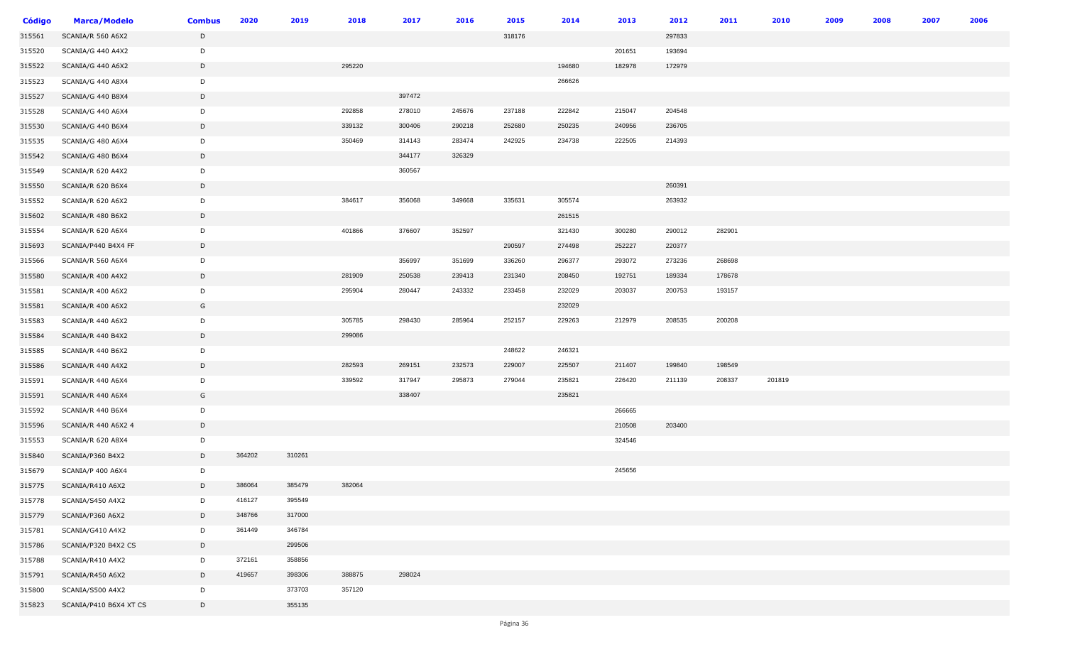| Código | Marca/Modelo | Combus | 2020 | 2019 | 2018 | 2017 | 2016 | 2015 | 2014 | 2013 | 2012 | 2011 | 2010 | 2009 | 2008 | 2007 | 2006 |
|---|---|---|---|---|---|---|---|---|---|---|---|---|---|---|---|---|---|
| 315561 | SCANIA/R 560 A6X2 | D | | | | | | 318176 | | | 297833 | | | | | | |
| 315520 | SCANIA/G 440 A4X2 | D | | | | | | | | 201651 | 193694 | | | | | | |
| 315522 | SCANIA/G 440 A6X2 | D | | | 295220 | | | | 194680 | 182978 | 172979 | | | | | | |
| 315523 | SCANIA/G 440 A8X4 | D | | | | | | | 266626 | | | | | | | | |
| 315527 | SCANIA/G 440 B8X4 | D | | | | 397472 | | | | | | | | | | | |
| 315528 | SCANIA/G 440 A6X4 | D | | | 292858 | 278010 | 245676 | 237188 | 222842 | 215047 | 204548 | | | | | | |
| 315530 | SCANIA/G 440 B6X4 | D | | | 339132 | 300406 | 290218 | 252680 | 250235 | 240956 | 236705 | | | | | | |
| 315535 | SCANIA/G 480 A6X4 | D | | | 350469 | 314143 | 283474 | 242925 | 234738 | 222505 | 214393 | | | | | | |
| 315542 | SCANIA/G 480 B6X4 | D | | | | 344177 | 326329 | | | | | | | | | | |
| 315549 | SCANIA/R 620 A4X2 | D | | | | 360567 | | | | | | | | | | | |
| 315550 | SCANIA/R 620 B6X4 | D | | | | | | | | | 260391 | | | | | | |
| 315552 | SCANIA/R 620 A6X2 | D | | | 384617 | 356068 | 349668 | 335631 | 305574 | | 263932 | | | | | | |
| 315602 | SCANIA/R 480 B6X2 | D | | | | | | | 261515 | | | | | | | | |
| 315554 | SCANIA/R 620 A6X4 | D | | | 401866 | 376607 | 352597 | | 321430 | 300280 | 290012 | 282901 | | | | | |
| 315693 | SCANIA/P440 B4X4 FF | D | | | | | | 290597 | 274498 | 252227 | 220377 | | | | | | |
| 315566 | SCANIA/R 560 A6X4 | D | | | | 356997 | 351699 | 336260 | 296377 | 293072 | 273236 | 268698 | | | | | |
| 315580 | SCANIA/R 400 A4X2 | D | | | 281909 | 250538 | 239413 | 231340 | 208450 | 192751 | 189334 | 178678 | | | | | |
| 315581 | SCANIA/R 400 A6X2 | D | | | 295904 | 280447 | 243332 | 233458 | 232029 | 203037 | 200753 | 193157 | | | | | |
| 315581 | SCANIA/R 400 A6X2 | G | | | | | | | 232029 | | | | | | | | |
| 315583 | SCANIA/R 440 A6X2 | D | | | 305785 | 298430 | 285964 | 252157 | 229263 | 212979 | 208535 | 200208 | | | | | |
| 315584 | SCANIA/R 440 B4X2 | D | | | 299086 | | | | | | | | | | | | |
| 315585 | SCANIA/R 440 B6X2 | D | | | | | | 248622 | 246321 | | | | | | | | |
| 315586 | SCANIA/R 440 A4X2 | D | | | 282593 | 269151 | 232573 | 229007 | 225507 | 211407 | 199840 | 198549 | | | | | |
| 315591 | SCANIA/R 440 A6X4 | D | | | 339592 | 317947 | 295873 | 279044 | 235821 | 226420 | 211139 | 208337 | 201819 | | | | |
| 315591 | SCANIA/R 440 A6X4 | G | | | | 338407 | | | 235821 | | | | | | | | |
| 315592 | SCANIA/R 440 B6X4 | D | | | | | | | | 266665 | | | | | | | |
| 315596 | SCANIA/R 440 A6X2 4 | D | | | | | | | | 210508 | 203400 | | | | | | |
| 315553 | SCANIA/R 620 A8X4 | D | | | | | | | | 324546 | | | | | | | |
| 315840 | SCANIA/P360 B4X2 | D | 364202 | 310261 | | | | | | | | | | | | | |
| 315679 | SCANIA/P 400 A6X4 | D | | | | | | | | 245656 | | | | | | | |
| 315775 | SCANIA/R410 A6X2 | D | 386064 | 385479 | 382064 | | | | | | | | | | | | |
| 315778 | SCANIA/S450 A4X2 | D | 416127 | 395549 | | | | | | | | | | | | | |
| 315779 | SCANIA/P360 A6X2 | D | 348766 | 317000 | | | | | | | | | | | | | |
| 315781 | SCANIA/G410 A4X2 | D | 361449 | 346784 | | | | | | | | | | | | | |
| 315786 | SCANIA/P320 B4X2 CS | D | | 299506 | | | | | | | | | | | | | |
| 315788 | SCANIA/R410 A4X2 | D | 372161 | 358856 | | | | | | | | | | | | | |
| 315791 | SCANIA/R450 A6X2 | D | 419657 | 398306 | 388875 | 298024 | | | | | | | | | | | |
| 315800 | SCANIA/S500 A4X2 | D | | 373703 | 357120 | | | | | | | | | | | | |
| 315823 | SCANIA/P410 B6X4 XT CS | D | | 355135 | | | | | | | | | | | | | |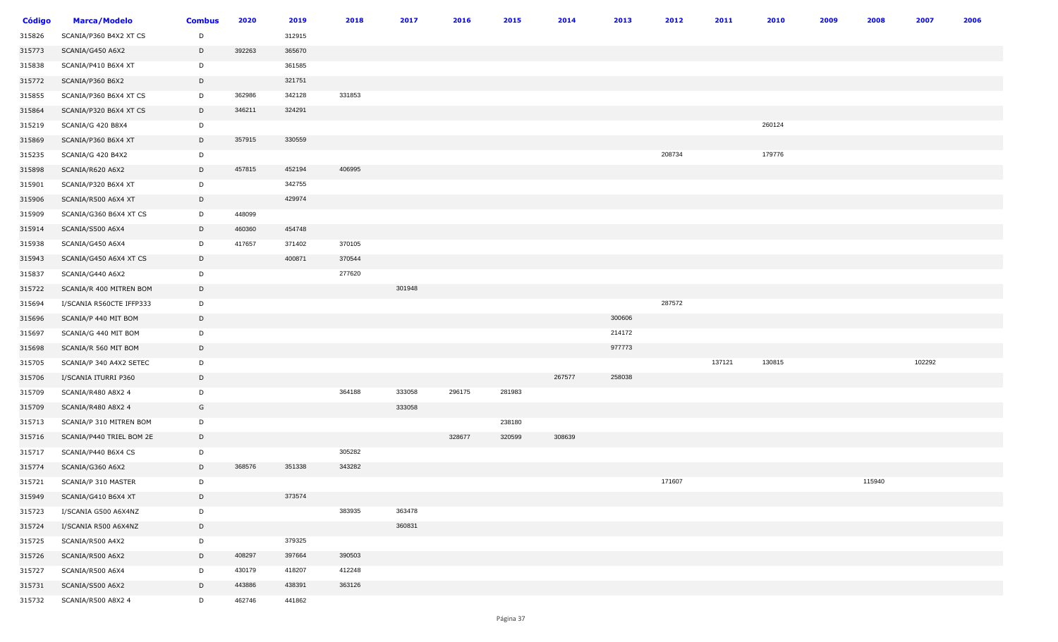| Código | Marca/Modelo | Combus | 2020 | 2019 | 2018 | 2017 | 2016 | 2015 | 2014 | 2013 | 2012 | 2011 | 2010 | 2009 | 2008 | 2007 | 2006 |
|---|---|---|---|---|---|---|---|---|---|---|---|---|---|---|---|---|---|
| 315826 | SCANIA/P360 B4X2 XT CS | D | | 312915 | | | | | | | | | | | | | |
| 315773 | SCANIA/G450 A6X2 | D | 392263 | 365670 | | | | | | | | | | | | | |
| 315838 | SCANIA/P410 B6X4 XT | D | | 361585 | | | | | | | | | | | | | |
| 315772 | SCANIA/P360 B6X2 | D | | 321751 | | | | | | | | | | | | | |
| 315855 | SCANIA/P360 B6X4 XT CS | D | 362986 | 342128 | 331853 | | | | | | | | | | | | |
| 315864 | SCANIA/P320 B6X4 XT CS | D | 346211 | 324291 | | | | | | | | | | | | | |
| 315219 | SCANIA/G 420 B8X4 | D | | | | | | | | | | | 260124 | | | | |
| 315869 | SCANIA/P360 B6X4 XT | D | 357915 | 330559 | | | | | | | | | | | | | |
| 315235 | SCANIA/G 420 B4X2 | D | | | | | | | | | 208734 | | 179776 | | | | |
| 315898 | SCANIA/R620 A6X2 | D | 457815 | 452194 | 406995 | | | | | | | | | | | | |
| 315901 | SCANIA/P320 B6X4 XT | D | | 342755 | | | | | | | | | | | | | |
| 315906 | SCANIA/R500 A6X4 XT | D | | 429974 | | | | | | | | | | | | | |
| 315909 | SCANIA/G360 B6X4 XT CS | D | 448099 | | | | | | | | | | | | | | |
| 315914 | SCANIA/S500 A6X4 | D | 460360 | 454748 | | | | | | | | | | | | | |
| 315938 | SCANIA/G450 A6X4 | D | 417657 | 371402 | 370105 | | | | | | | | | | | | |
| 315943 | SCANIA/G450 A6X4 XT CS | D | | 400871 | 370544 | | | | | | | | | | | | |
| 315837 | SCANIA/G440 A6X2 | D | | | 277620 | | | | | | | | | | | | |
| 315722 | SCANIA/R 400 MITREN BOM | D | | | | 301948 | | | | | | | | | | | |
| 315694 | I/SCANIA R560CTE IFFP333 | D | | | | | | | | | 287572 | | | | | | |
| 315696 | SCANIA/P 440 MIT BOM | D | | | | | | | | 300606 | | | | | | | |
| 315697 | SCANIA/G 440 MIT BOM | D | | | | | | | | 214172 | | | | | | | |
| 315698 | SCANIA/R 560 MIT BOM | D | | | | | | | | 977773 | | | | | | | |
| 315705 | SCANIA/P 340 A4X2 SETEC | D | | | | | | | | | | 137121 | 130815 | | | 102292 | |
| 315706 | I/SCANIA ITURRI P360 | D | | | | | | | 267577 | 258038 | | | | | | | |
| 315709 | SCANIA/R480 A8X2 4 | D | | | 364188 | 333058 | 296175 | 281983 | | | | | | | | | |
| 315709 | SCANIA/R480 A8X2 4 | G | | | | 333058 | | | | | | | | | | | |
| 315713 | SCANIA/P 310 MITREN BOM | D | | | | | | 238180 | | | | | | | | | |
| 315716 | SCANIA/P440 TRIEL BOM 2E | D | | | | | 328677 | 320599 | 308639 | | | | | | | | |
| 315717 | SCANIA/P440 B6X4 CS | D | | | 305282 | | | | | | | | | | | | |
| 315774 | SCANIA/G360 A6X2 | D | 368576 | 351338 | 343282 | | | | | | | | | | | | |
| 315721 | SCANIA/P 310 MASTER | D | | | | | | | | | 171607 | | | | 115940 | | |
| 315949 | SCANIA/G410 B6X4 XT | D | | 373574 | | | | | | | | | | | | | |
| 315723 | I/SCANIA G500 A6X4NZ | D | | | 383935 | 363478 | | | | | | | | | | | |
| 315724 | I/SCANIA R500 A6X4NZ | D | | | | 360831 | | | | | | | | | | | |
| 315725 | SCANIA/R500 A4X2 | D | | 379325 | | | | | | | | | | | | | |
| 315726 | SCANIA/R500 A6X2 | D | 408297 | 397664 | 390503 | | | | | | | | | | | | |
| 315727 | SCANIA/R500 A6X4 | D | 430179 | 418207 | 412248 | | | | | | | | | | | | |
| 315731 | SCANIA/S500 A6X2 | D | 443886 | 438391 | 363126 | | | | | | | | | | | | |
| 315732 | SCANIA/R500 A8X2 4 | D | 462746 | 441862 | | | | | | | | | | | | | |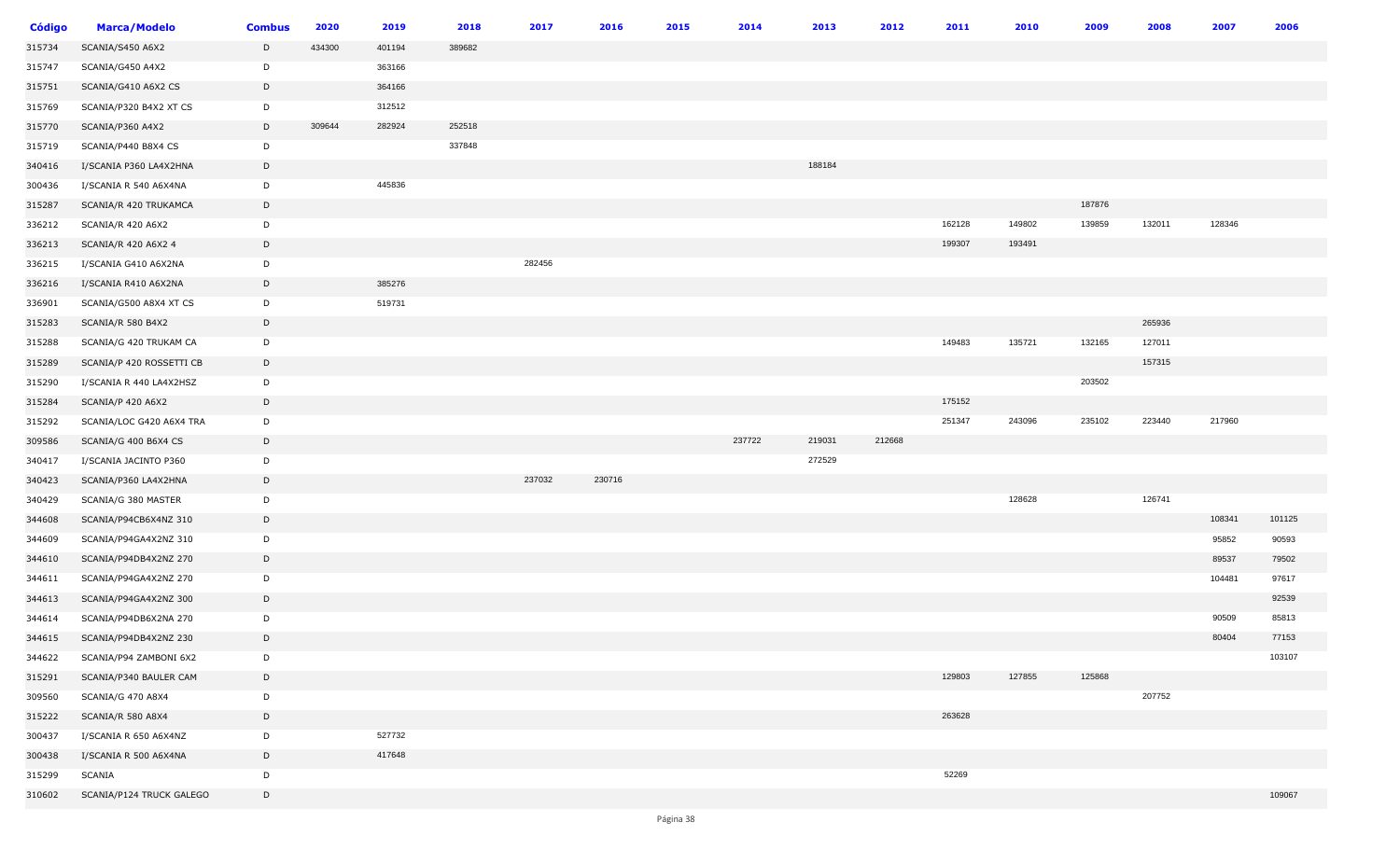| Código | Marca/Modelo | Combus | 2020 | 2019 | 2018 | 2017 | 2016 | 2015 | 2014 | 2013 | 2012 | 2011 | 2010 | 2009 | 2008 | 2007 | 2006 |
|---|---|---|---|---|---|---|---|---|---|---|---|---|---|---|---|---|---|
| 315734 | SCANIA/S450 A6X2 | D | 434300 | 401194 | 389682 | | | | | | | | | | | | |
| 315747 | SCANIA/G450 A4X2 | D | | 363166 | | | | | | | | | | | | | |
| 315751 | SCANIA/G410 A6X2 CS | D | | 364166 | | | | | | | | | | | | | |
| 315769 | SCANIA/P320 B4X2 XT CS | D | | 312512 | | | | | | | | | | | | | |
| 315770 | SCANIA/P360 A4X2 | D | 309644 | 282924 | 252518 | | | | | | | | | | | | |
| 315719 | SCANIA/P440 B8X4 CS | D | | | 337848 | | | | | | | | | | | | |
| 340416 | I/SCANIA P360 LA4X2HNA | D | | | | | | | | 188184 | | | | | | | |
| 300436 | I/SCANIA R 540 A6X4NA | D | | 445836 | | | | | | | | | | | | | |
| 315287 | SCANIA/R 420 TRUKAMCA | D | | | | | | | | | | | | 187876 | | | |
| 336212 | SCANIA/R 420 A6X2 | D | | | | | | | | | | 162128 | 149802 | 139859 | 132011 | 128346 | |
| 336213 | SCANIA/R 420 A6X2 4 | D | | | | | | | | | | 199307 | 193491 | | | | |
| 336215 | I/SCANIA G410 A6X2NA | D | | | | 282456 | | | | | | | | | | | |
| 336216 | I/SCANIA R410 A6X2NA | D | | 385276 | | | | | | | | | | | | | |
| 336901 | SCANIA/G500 A8X4 XT CS | D | | 519731 | | | | | | | | | | | | | |
| 315283 | SCANIA/R 580 B4X2 | D | | | | | | | | | | | | | 265936 | | |
| 315288 | SCANIA/G 420 TRUKAM CA | D | | | | | | | | | | 149483 | 135721 | 132165 | 127011 | | |
| 315289 | SCANIA/P 420 ROSSETTI CB | D | | | | | | | | | | | | | 157315 | | |
| 315290 | I/SCANIA R 440 LA4X2HSZ | D | | | | | | | | | | | | 203502 | | | |
| 315284 | SCANIA/P 420 A6X2 | D | | | | | | | | | | 175152 | | | | | |
| 315292 | SCANIA/LOC G420 A6X4 TRA | D | | | | | | | | | | 251347 | 243096 | 235102 | 223440 | 217960 | |
| 309586 | SCANIA/G 400 B6X4 CS | D | | | | | | | 237722 | 219031 | 212668 | | | | | | |
| 340417 | I/SCANIA JACINTO P360 | D | | | | | | | | 272529 | | | | | | | |
| 340423 | SCANIA/P360 LA4X2HNA | D | | | | 237032 | 230716 | | | | | | | | | | |
| 340429 | SCANIA/G 380 MASTER | D | | | | | | | | | | | 128628 | | 126741 | | |
| 344608 | SCANIA/P94CB6X4NZ 310 | D | | | | | | | | | | | | | | 108341 | 101125 |
| 344609 | SCANIA/P94GA4X2NZ 310 | D | | | | | | | | | | | | | | 95852 | 90593 |
| 344610 | SCANIA/P94DB4X2NZ 270 | D | | | | | | | | | | | | | | 89537 | 79502 |
| 344611 | SCANIA/P94GA4X2NZ 270 | D | | | | | | | | | | | | | | 104481 | 97617 |
| 344613 | SCANIA/P94GA4X2NZ 300 | D | | | | | | | | | | | | | | | 92539 |
| 344614 | SCANIA/P94DB6X2NA 270 | D | | | | | | | | | | | | | | 90509 | 85813 |
| 344615 | SCANIA/P94DB4X2NZ 230 | D | | | | | | | | | | | | | | 80404 | 77153 |
| 344622 | SCANIA/P94 ZAMBONI 6X2 | D | | | | | | | | | | | | | | | 103107 |
| 315291 | SCANIA/P340 BAULER CAM | D | | | | | | | | | | 129803 | 127855 | 125868 | | | |
| 309560 | SCANIA/G 470 A8X4 | D | | | | | | | | | | | | | 207752 | | |
| 315222 | SCANIA/R 580 A8X4 | D | | | | | | | | | | 263628 | | | | | |
| 300437 | I/SCANIA R 650 A6X4NZ | D | | 527732 | | | | | | | | | | | | | |
| 300438 | I/SCANIA R 500 A6X4NA | D | | 417648 | | | | | | | | | | | | | |
| 315299 | SCANIA | D | | | | | | | | | | 52269 | | | | | |
| 310602 | SCANIA/P124 TRUCK GALEGO | D | | | | | | | | | | | | | | | 109067 |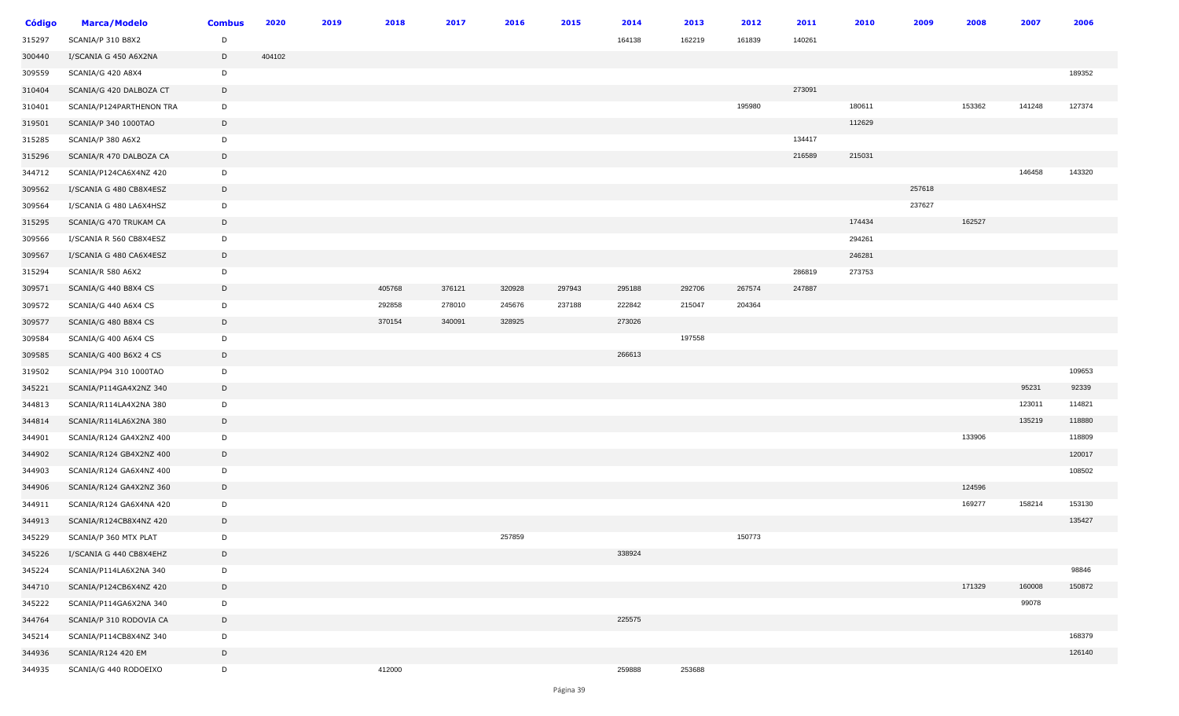| Código | Marca/Modelo | Combus | 2020 | 2019 | 2018 | 2017 | 2016 | 2015 | 2014 | 2013 | 2012 | 2011 | 2010 | 2009 | 2008 | 2007 | 2006 |
|---|---|---|---|---|---|---|---|---|---|---|---|---|---|---|---|---|---|
| 315297 | SCANIA/P 310 B8X2 | D | | | | | | | 164138 | 162219 | 161839 | 140261 | | | | | |
| 300440 | I/SCANIA G 450 A6X2NA | D | 404102 | | | | | | | | | | | | | | |
| 309559 | SCANIA/G 420 A8X4 | D | | | | | | | | | | | | | | | 189352 |
| 310404 | SCANIA/G 420 DALBOZA CT | D | | | | | | | | | | 273091 | | | | | |
| 310401 | SCANIA/P124PARTHENON TRA | D | | | | | | | | | 195980 | | 180611 | | 153362 | 141248 | 127374 |
| 319501 | SCANIA/P 340 1000TAO | D | | | | | | | | | | | 112629 | | | | |
| 315285 | SCANIA/P 380 A6X2 | D | | | | | | | | | | 134417 | | | | | |
| 315296 | SCANIA/R 470 DALBOZA CA | D | | | | | | | | | | 216589 | 215031 | | | | |
| 344712 | SCANIA/P124CA6X4NZ 420 | D | | | | | | | | | | | | | | 146458 | 143320 |
| 309562 | I/SCANIA G 480 CB8X4ESZ | D | | | | | | | | | | | | 257618 | | | |
| 309564 | I/SCANIA G 480 LA6X4HSZ | D | | | | | | | | | | | | 237627 | | | |
| 315295 | SCANIA/G 470 TRUKAM CA | D | | | | | | | | | | | 174434 | | 162527 | | |
| 309566 | I/SCANIA R 560 CB8X4ESZ | D | | | | | | | | | | | 294261 | | | | |
| 309567 | I/SCANIA G 480 CA6X4ESZ | D | | | | | | | | | | | 246281 | | | | |
| 315294 | SCANIA/R 580 A6X2 | D | | | | | | | | | | 286819 | 273753 | | | | |
| 309571 | SCANIA/G 440 B8X4 CS | D | | | 405768 | 376121 | 320928 | 297943 | 295188 | 292706 | 267574 | 247887 | | | | | |
| 309572 | SCANIA/G 440 A6X4 CS | D | | | 292858 | 278010 | 245676 | 237188 | 222842 | 215047 | 204364 | | | | | | |
| 309577 | SCANIA/G 480 B8X4 CS | D | | | 370154 | 340091 | 328925 | | 273026 | | | | | | | | |
| 309584 | SCANIA/G 400 A6X4 CS | D | | | | | | | | 197558 | | | | | | | |
| 309585 | SCANIA/G 400 B6X2 4 CS | D | | | | | | | 266613 | | | | | | | | |
| 319502 | SCANIA/P94 310 1000TAO | D | | | | | | | | | | | | | | | 109653 |
| 345221 | SCANIA/P114GA4X2NZ 340 | D | | | | | | | | | | | | | | 95231 | 92339 |
| 344813 | SCANIA/R114LA4X2NA 380 | D | | | | | | | | | | | | | | 123011 | 114821 |
| 344814 | SCANIA/R114LA6X2NA 380 | D | | | | | | | | | | | | | | 135219 | 118880 |
| 344901 | SCANIA/R124 GA4X2NZ 400 | D | | | | | | | | | | | | | 133906 | | 118809 |
| 344902 | SCANIA/R124 GB4X2NZ 400 | D | | | | | | | | | | | | | | | 120017 |
| 344903 | SCANIA/R124 GA6X4NZ 400 | D | | | | | | | | | | | | | | | 108502 |
| 344906 | SCANIA/R124 GA4X2NZ 360 | D | | | | | | | | | | | | | 124596 | | |
| 344911 | SCANIA/R124 GA6X4NA 420 | D | | | | | | | | | | | | | 169277 | 158214 | 153130 |
| 344913 | SCANIA/R124CB8X4NZ 420 | D | | | | | | | | | | | | | | | 135427 |
| 345229 | SCANIA/P 360 MTX PLAT | D | | | | | 257859 | | | | 150773 | | | | | | |
| 345226 | I/SCANIA G 440 CB8X4EHZ | D | | | | | | | 338924 | | | | | | | | |
| 345224 | SCANIA/P114LA6X2NA 340 | D | | | | | | | | | | | | | | | 98846 |
| 344710 | SCANIA/P124CB6X4NZ 420 | D | | | | | | | | | | | | | 171329 | 160008 | 150872 |
| 345222 | SCANIA/P114GA6X2NA 340 | D | | | | | | | | | | | | | | 99078 | |
| 344764 | SCANIA/P 310 RODOVIA CA | D | | | | | | | 225575 | | | | | | | | |
| 345214 | SCANIA/P114CB8X4NZ 340 | D | | | | | | | | | | | | | | | 168379 |
| 344936 | SCANIA/R124 420 EM | D | | | | | | | | | | | | | | | 126140 |
| 344935 | SCANIA/G 440 RODOEIXO | D | | | 412000 | | | | 259888 | 253688 | | | | | | | |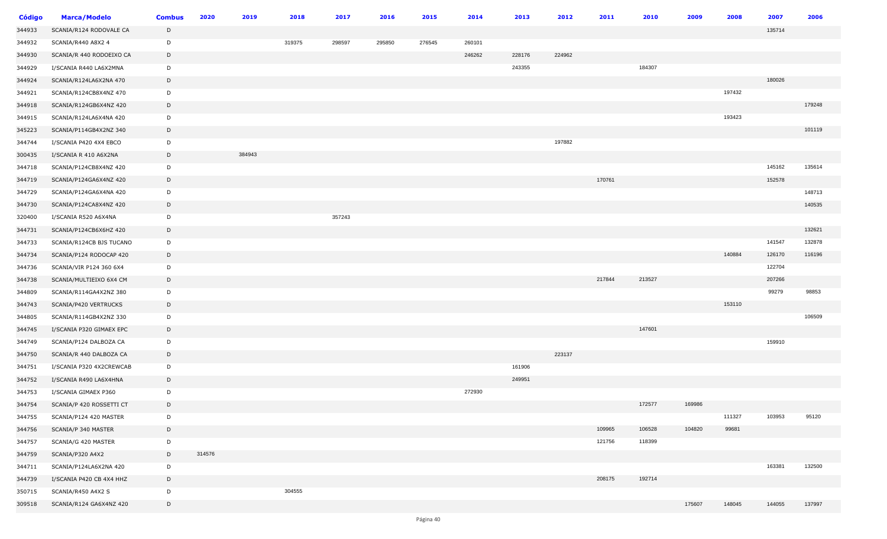| Código | Marca/Modelo | Combus | 2020 | 2019 | 2018 | 2017 | 2016 | 2015 | 2014 | 2013 | 2012 | 2011 | 2010 | 2009 | 2008 | 2007 | 2006 |
|---|---|---|---|---|---|---|---|---|---|---|---|---|---|---|---|---|---|
| 344933 | SCANIA/R124 RODOVALE CA | D | | | | | | | | | | | | | | 135714 | |
| 344932 | SCANIA/R440 A8X2 4 | D | | | 319375 | 298597 | 295850 | 276545 | 260101 | | | | | | | | |
| 344930 | SCANIA/R 440 RODOEIXO CA | D | | | | | | | 246262 | 228176 | 224962 | | | | | | |
| 344929 | I/SCANIA R440 LA6X2MNA | D | | | | | | | | 243355 | | | 184307 | | | | |
| 344924 | SCANIA/R124LA6X2NA 470 | D | | | | | | | | | | | | | | 180026 | |
| 344921 | SCANIA/R124CB8X4NZ 470 | D | | | | | | | | | | | | | 197432 | | |
| 344918 | SCANIA/R124GB6X4NZ 420 | D | | | | | | | | | | | | | | | 179248 |
| 344915 | SCANIA/R124LA6X4NA 420 | D | | | | | | | | | | | | | 193423 | | |
| 345223 | SCANIA/P114GB4X2NZ 340 | D | | | | | | | | | | | | | | | 101119 |
| 344744 | I/SCANIA P420 4X4 EBCO | D | | | | | | | | | 197882 | | | | | | |
| 300435 | I/SCANIA R 410 A6X2NA | D | | 384943 | | | | | | | | | | | | | |
| 344718 | SCANIA/P124CB8X4NZ 420 | D | | | | | | | | | | | | | | 145162 | 135614 |
| 344719 | SCANIA/P124GA6X4NZ 420 | D | | | | | | | | | | 170761 | | | | 152578 | |
| 344729 | SCANIA/P124GA6X4NA 420 | D | | | | | | | | | | | | | | | 148713 |
| 344730 | SCANIA/P124CA8X4NZ 420 | D | | | | | | | | | | | | | | | 140535 |
| 320400 | I/SCANIA R520 A6X4NA | D | | | | 357243 | | | | | | | | | | | |
| 344731 | SCANIA/P124CB6X6HZ 420 | D | | | | | | | | | | | | | | | 132621 |
| 344733 | SCANIA/R124CB BJS TUCANO | D | | | | | | | | | | | | | | 141547 | 132878 |
| 344734 | SCANIA/P124 RODOCAP 420 | D | | | | | | | | | | | | | 140884 | 126170 | 116196 |
| 344736 | SCANIA/VIR P124 360 6X4 | D | | | | | | | | | | | | | | 122704 | |
| 344738 | SCANIA/MULTIEIXO 6X4 CM | D | | | | | | | | | | 217844 | 213527 | | | 207266 | |
| 344809 | SCANIA/R114GA4X2NZ 380 | D | | | | | | | | | | | | | | 99279 | 98853 |
| 344743 | SCANIA/P420 VERTRUCKS | D | | | | | | | | | | | | | 153110 | | |
| 344805 | SCANIA/R114GB4X2NZ 330 | D | | | | | | | | | | | | | | | 106509 |
| 344745 | I/SCANIA P320 GIMAEX EPC | D | | | | | | | | | | | 147601 | | | | |
| 344749 | SCANIA/P124 DALBOZA CA | D | | | | | | | | | | | | | | 159910 | |
| 344750 | SCANIA/R 440 DALBOZA CA | D | | | | | | | | | 223137 | | | | | | |
| 344751 | I/SCANIA P320 4X2CREWCAB | D | | | | | | | | 161906 | | | | | | | |
| 344752 | I/SCANIA R490 LA6X4HNA | D | | | | | | | | 249951 | | | | | | | |
| 344753 | I/SCANIA GIMAEX P360 | D | | | | | | | 272930 | | | | | | | | |
| 344754 | SCANIA/P 420 ROSSETTI CT | D | | | | | | | | | | | 172577 | 169986 | | | |
| 344755 | SCANIA/P124 420 MASTER | D | | | | | | | | | | | | | 111327 | 103953 | 95120 |
| 344756 | SCANIA/P 340 MASTER | D | | | | | | | | | | 109965 | 106528 | 104820 | 99681 | | |
| 344757 | SCANIA/G 420 MASTER | D | | | | | | | | | | 121756 | 118399 | | | | |
| 344759 | SCANIA/P320 A4X2 | D | 314576 | | | | | | | | | | | | | | |
| 344711 | SCANIA/P124LA6X2NA 420 | D | | | | | | | | | | | | | | 163381 | 132500 |
| 344739 | I/SCANIA P420 CB 4X4 HHZ | D | | | | | | | | | | 208175 | 192714 | | | | |
| 350715 | SCANIA/R450 A4X2 S | D | | | 304555 | | | | | | | | | | | | |
| 309518 | SCANIA/R124 GA6X4NZ 420 | D | | | | | | | | | | | | 175607 | 148045 | 144055 | 137997 |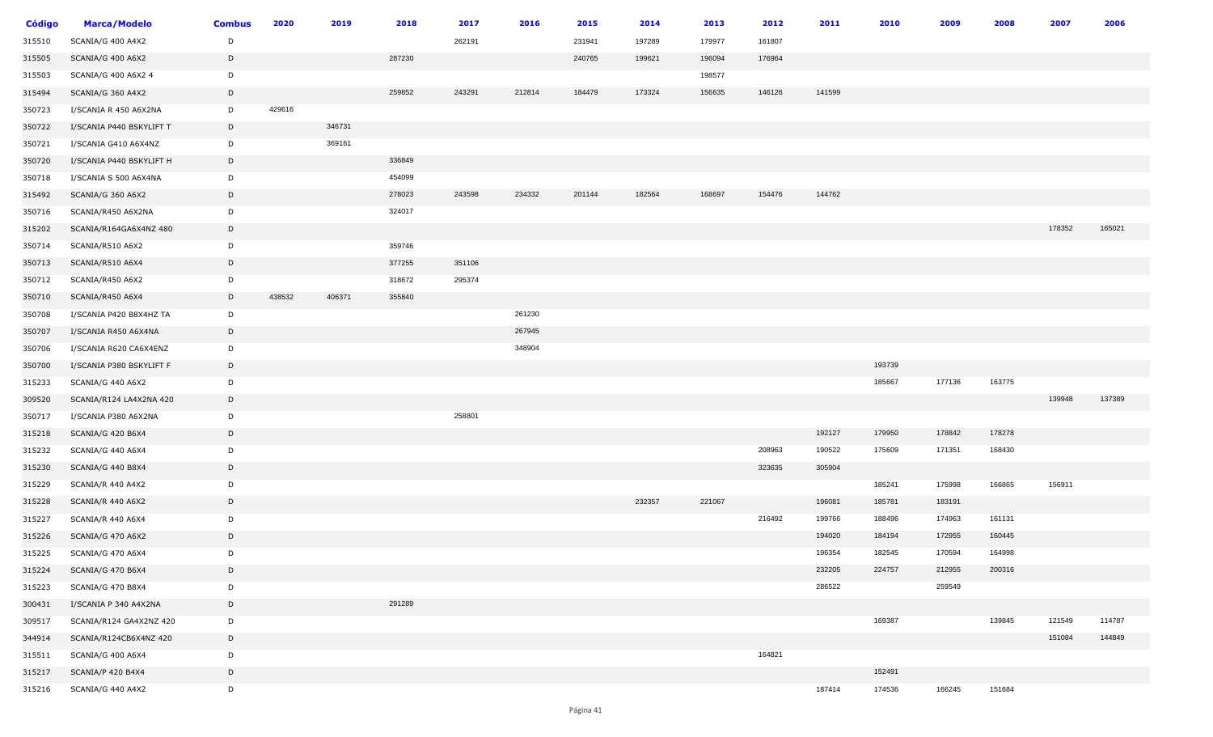| Código | Marca/Modelo | Combus | 2020 | 2019 | 2018 | 2017 | 2016 | 2015 | 2014 | 2013 | 2012 | 2011 | 2010 | 2009 | 2008 | 2007 | 2006 |
|---|---|---|---|---|---|---|---|---|---|---|---|---|---|---|---|---|---|
| 315510 | SCANIA/G 400 A4X2 | D | | | | 262191 | | 231941 | 197289 | 179977 | 161807 | | | | | | |
| 315505 | SCANIA/G 400 A6X2 | D | | | 287230 | | | 240765 | 199621 | 196094 | 176964 | | | | | | |
| 315503 | SCANIA/G 400 A6X2 4 | D | | | | | | | | 198577 | | | | | | | |
| 315494 | SCANIA/G 360 A4X2 | D | | | 259852 | 243291 | 212814 | 184479 | 173324 | 156635 | 146126 | 141599 | | | | | |
| 350723 | I/SCANIA R 450 A6X2NA | D | 429616 | | | | | | | | | | | | | | |
| 350722 | I/SCANIA P440 BSKYLIFT T | D | | 346731 | | | | | | | | | | | | | |
| 350721 | I/SCANIA G410 A6X4NZ | D | | 369161 | | | | | | | | | | | | | |
| 350720 | I/SCANIA P440 BSKYLIFT H | D | | | 336849 | | | | | | | | | | | | |
| 350718 | I/SCANIA S 500 A6X4NA | D | | | 454099 | | | | | | | | | | | | |
| 315492 | SCANIA/G 360 A6X2 | D | | | 278023 | 243598 | 234332 | 201144 | 182564 | 168697 | 154476 | 144762 | | | | | |
| 350716 | SCANIA/R450 A6X2NA | D | | | 324017 | | | | | | | | | | | | |
| 315202 | SCANIA/R164GA6X4NZ 480 | D | | | | | | | | | | | | | | 178352 | 165021 |
| 350714 | SCANIA/R510 A6X2 | D | | | 359746 | | | | | | | | | | | | |
| 350713 | SCANIA/R510 A6X4 | D | | | 377255 | 351106 | | | | | | | | | | | |
| 350712 | SCANIA/R450 A6X2 | D | | | 318672 | 295374 | | | | | | | | | | | |
| 350710 | SCANIA/R450 A6X4 | D | 438532 | 406371 | 355840 | | | | | | | | | | | | |
| 350708 | I/SCANIA P420 B8X4HZ TA | D | | | | | 261230 | | | | | | | | | | |
| 350707 | I/SCANIA R450 A6X4NA | D | | | | | 267945 | | | | | | | | | | |
| 350706 | I/SCANIA R620 CA6X4ENZ | D | | | | | 348904 | | | | | | | | | | |
| 350700 | I/SCANIA P380 BSKYLIFT F | D | | | | | | | | | | | 193739 | | | | |
| 315233 | SCANIA/G 440 A6X2 | D | | | | | | | | | | | 185667 | 177136 | 163775 | | |
| 309520 | SCANIA/R124 LA4X2NA 420 | D | | | | | | | | | | | | | | 139948 | 137389 |
| 350717 | I/SCANIA P380 A6X2NA | D | | | | 258801 | | | | | | | | | | | |
| 315218 | SCANIA/G 420 B6X4 | D | | | | | | | | | | 192127 | 179950 | 178842 | 178278 | | |
| 315232 | SCANIA/G 440 A6X4 | D | | | | | | | | | 208963 | 190522 | 175609 | 171351 | 168430 | | |
| 315230 | SCANIA/G 440 B8X4 | D | | | | | | | | | 323635 | 305904 | | | | | |
| 315229 | SCANIA/R 440 A4X2 | D | | | | | | | | | | | 185241 | 175998 | 166865 | 156911 | |
| 315228 | SCANIA/R 440 A6X2 | D | | | | | | | 232357 | 221067 | | 196081 | 185781 | 183191 | | | |
| 315227 | SCANIA/R 440 A6X4 | D | | | | | | | | | 216492 | 199766 | 188496 | 174963 | 161131 | | |
| 315226 | SCANIA/G 470 A6X2 | D | | | | | | | | | | 194020 | 184194 | 172955 | 160445 | | |
| 315225 | SCANIA/G 470 A6X4 | D | | | | | | | | | | 196354 | 182545 | 170594 | 164998 | | |
| 315224 | SCANIA/G 470 B6X4 | D | | | | | | | | | | 232205 | 224757 | 212955 | 200316 | | |
| 315223 | SCANIA/G 470 B8X4 | D | | | | | | | | | | 286522 | | 259549 | | | |
| 300431 | I/SCANIA P 340 A4X2NA | D | | | 291289 | | | | | | | | | | | | |
| 309517 | SCANIA/R124 GA4X2NZ 420 | D | | | | | | | | | | | 169387 | | 139845 | 121549 | 114787 |
| 344914 | SCANIA/R124CB6X4NZ 420 | D | | | | | | | | | | | | | | 151084 | 144849 |
| 315511 | SCANIA/G 400 A6X4 | D | | | | | | | | | 164821 | | | | | | |
| 315217 | SCANIA/P 420 B4X4 | D | | | | | | | | | | | 152491 | | | | |
| 315216 | SCANIA/G 440 A4X2 | D | | | | | | | | | | 187414 | 174536 | 166245 | 151684 | | |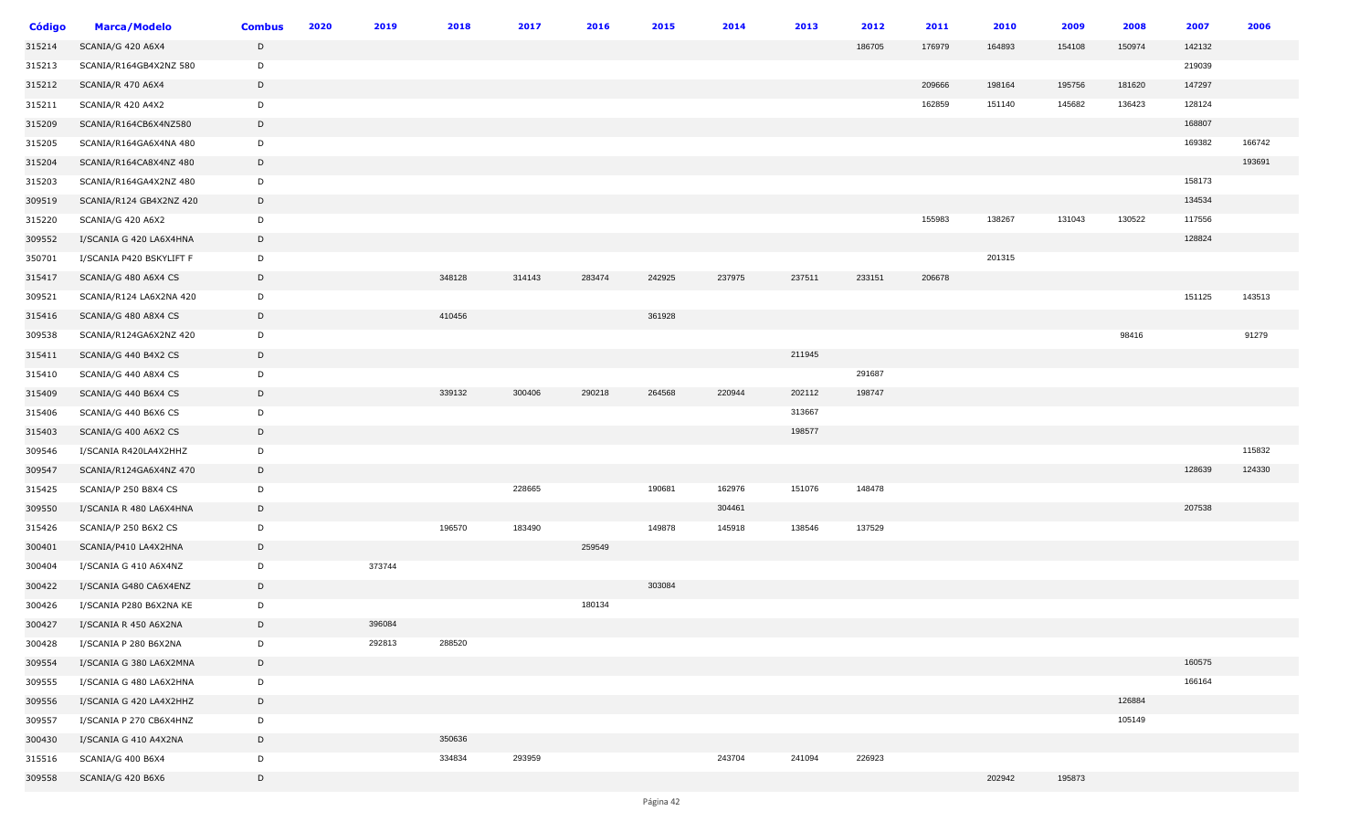| Código | Marca/Modelo | Combus | 2020 | 2019 | 2018 | 2017 | 2016 | 2015 | 2014 | 2013 | 2012 | 2011 | 2010 | 2009 | 2008 | 2007 | 2006 |
|---|---|---|---|---|---|---|---|---|---|---|---|---|---|---|---|---|---|
| 315214 | SCANIA/G 420 A6X4 | D | | | | | | | | | 186705 | 176979 | 164893 | 154108 | 150974 | 142132 | |
| 315213 | SCANIA/R164GB4X2NZ 580 | D | | | | | | | | | | | | | | 219039 | |
| 315212 | SCANIA/R 470 A6X4 | D | | | | | | | | | | 209666 | 198164 | 195756 | 181620 | 147297 | |
| 315211 | SCANIA/R 420 A4X2 | D | | | | | | | | | | 162859 | 151140 | 145682 | 136423 | 128124 | |
| 315209 | SCANIA/R164CB6X4NZ580 | D | | | | | | | | | | | | | | 168807 | |
| 315205 | SCANIA/R164GA6X4NA 480 | D | | | | | | | | | | | | | | 169382 | 166742 |
| 315204 | SCANIA/R164CA8X4NZ 480 | D | | | | | | | | | | | | | | | 193691 |
| 315203 | SCANIA/R164GA4X2NZ 480 | D | | | | | | | | | | | | | | 158173 | |
| 309519 | SCANIA/R124 GB4X2NZ 420 | D | | | | | | | | | | | | | | 134534 | |
| 315220 | SCANIA/G 420 A6X2 | D | | | | | | | | | | 155983 | 138267 | 131043 | 130522 | 117556 | |
| 309552 | I/SCANIA G 420 LA6X4HNA | D | | | | | | | | | | | | | | 128824 | |
| 350701 | I/SCANIA P420 BSKYLIFT F | D | | | | | | | | | | | 201315 | | | | |
| 315417 | SCANIA/G 480 A6X4 CS | D | | | 348128 | 314143 | 283474 | 242925 | 237975 | 237511 | 233151 | 206678 | | | | | |
| 309521 | SCANIA/R124 LA6X2NA 420 | D | | | | | | | | | | | | | | 151125 | 143513 |
| 315416 | SCANIA/G 480 A8X4 CS | D | | | 410456 | | | 361928 | | | | | | | | | |
| 309538 | SCANIA/R124GA6X2NZ 420 | D | | | | | | | | | | | | | 98416 | | 91279 |
| 315411 | SCANIA/G 440 B4X2 CS | D | | | | | | | | 211945 | | | | | | | |
| 315410 | SCANIA/G 440 A8X4 CS | D | | | | | | | | | 291687 | | | | | | |
| 315409 | SCANIA/G 440 B6X4 CS | D | | | 339132 | 300406 | 290218 | 264568 | 220944 | 202112 | 198747 | | | | | | |
| 315406 | SCANIA/G 440 B6X6 CS | D | | | | | | | | 313667 | | | | | | | |
| 315403 | SCANIA/G 400 A6X2 CS | D | | | | | | | | 198577 | | | | | | | |
| 309546 | I/SCANIA R420LA4X2HHZ | D | | | | | | | | | | | | | | | 115832 |
| 309547 | SCANIA/R124GA6X4NZ 470 | D | | | | | | | | | | | | | | 128639 | 124330 |
| 315425 | SCANIA/P 250 B8X4 CS | D | | | | 228665 | | 190681 | 162976 | 151076 | 148478 | | | | | | |
| 309550 | I/SCANIA R 480 LA6X4HNA | D | | | | | | | 304461 | | | | | | | 207538 | |
| 315426 | SCANIA/P 250 B6X2 CS | D | | | 196570 | 183490 | | 149878 | 145918 | 138546 | 137529 | | | | | | |
| 300401 | SCANIA/P410 LA4X2HNA | D | | | | | 259549 | | | | | | | | | | |
| 300404 | I/SCANIA G 410 A6X4NZ | D | | 373744 | | | | | | | | | | | | | |
| 300422 | I/SCANIA G480 CA6X4ENZ | D | | | | | | 303084 | | | | | | | | | |
| 300426 | I/SCANIA P280 B6X2NA KE | D | | | | | 180134 | | | | | | | | | | |
| 300427 | I/SCANIA R 450 A6X2NA | D | | 396084 | | | | | | | | | | | | | |
| 300428 | I/SCANIA P 280 B6X2NA | D | | 292813 | 288520 | | | | | | | | | | | | |
| 309554 | I/SCANIA G 380 LA6X2MNA | D | | | | | | | | | | | | | | 160575 | |
| 309555 | I/SCANIA G 480 LA6X2HNA | D | | | | | | | | | | | | | | 166164 | |
| 309556 | I/SCANIA G 420 LA4X2HHZ | D | | | | | | | | | | | | | 126884 | | |
| 309557 | I/SCANIA P 270 CB6X4HNZ | D | | | | | | | | | | | | | 105149 | | |
| 300430 | I/SCANIA G 410 A4X2NA | D | | | 350636 | | | | | | | | | | | | |
| 315516 | SCANIA/G 400 B6X4 | D | | | 334834 | 293959 | | | 243704 | 241094 | 226923 | | | | | | |
| 309558 | SCANIA/G 420 B6X6 | D | | | | | | | | | | | 202942 | 195873 | | | |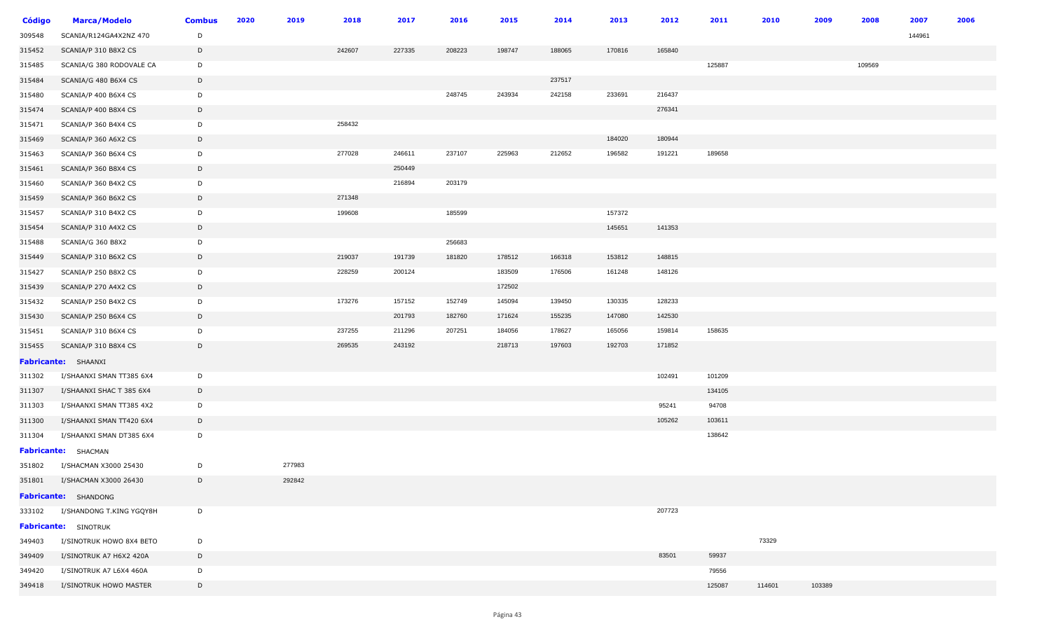| Código | Marca/Modelo | Combus | 2020 | 2019 | 2018 | 2017 | 2016 | 2015 | 2014 | 2013 | 2012 | 2011 | 2010 | 2009 | 2008 | 2007 | 2006 |
|---|---|---|---|---|---|---|---|---|---|---|---|---|---|---|---|---|---|
| 309548 | SCANIA/R124GA4X2NZ 470 | D | | | | | | | | | | | | | | 144961 | |
| 315452 | SCANIA/P 310 B8X2 CS | D | | | 242607 | 227335 | 208223 | 198747 | 188065 | 170816 | 165840 | | | | | | |
| 315485 | SCANIA/G 380 RODOVALE CA | D | | | | | | | | | | 125887 | | | 109569 | | |
| 315484 | SCANIA/G 480 B6X4 CS | D | | | | | | | 237517 | | | | | | | | |
| 315480 | SCANIA/P 400 B6X4 CS | D | | | | | 248745 | 243934 | 242158 | 233691 | 216437 | | | | | | |
| 315474 | SCANIA/P 400 B8X4 CS | D | | | | | | | | | 276341 | | | | | | |
| 315471 | SCANIA/P 360 B4X4 CS | D | | | 258432 | | | | | | | | | | | | |
| 315469 | SCANIA/P 360 A6X2 CS | D | | | | | | | | 184020 | 180944 | | | | | | |
| 315463 | SCANIA/P 360 B6X4 CS | D | | | 277028 | 246611 | 237107 | 225963 | 212652 | 196582 | 191221 | 189658 | | | | | |
| 315461 | SCANIA/P 360 B8X4 CS | D | | | | 250449 | | | | | | | | | | | |
| 315460 | SCANIA/P 360 B4X2 CS | D | | | | 216894 | 203179 | | | | | | | | | | |
| 315459 | SCANIA/P 360 B6X2 CS | D | | | 271348 | | | | | | | | | | | | |
| 315457 | SCANIA/P 310 B4X2 CS | D | | | 199608 | | 185599 | | | 157372 | | | | | | | |
| 315454 | SCANIA/P 310 A4X2 CS | D | | | | | | | | 145651 | 141353 | | | | | | |
| 315488 | SCANIA/G 360 B8X2 | D | | | | | 256683 | | | | | | | | | | |
| 315449 | SCANIA/P 310 B6X2 CS | D | | | 219037 | 191739 | 181820 | 178512 | 166318 | 153812 | 148815 | | | | | | |
| 315427 | SCANIA/P 250 B8X2 CS | D | | | 228259 | 200124 | | 183509 | 176506 | 161248 | 148126 | | | | | | |
| 315439 | SCANIA/P 270 A4X2 CS | D | | | | | | 172502 | | | | | | | | | |
| 315432 | SCANIA/P 250 B4X2 CS | D | | | 173276 | 157152 | 152749 | 145094 | 139450 | 130335 | 128233 | | | | | | |
| 315430 | SCANIA/P 250 B6X4 CS | D | | | | 201793 | 182760 | 171624 | 155235 | 147080 | 142530 | | | | | | |
| 315451 | SCANIA/P 310 B6X4 CS | D | | | 237255 | 211296 | 207251 | 184056 | 178627 | 165056 | 159814 | 158635 | | | | | |
| 315455 | SCANIA/P 310 B8X4 CS | D | | | 269535 | 243192 | | 218713 | 197603 | 192703 | 171852 | | | | | | |
| **Fabricante:** | SHAANXI | | | | | | | | | | | | | | | | |
| 311302 | I/SHAANXI SMAN TT385 6X4 | D | | | | | | | | | 102491 | 101209 | | | | | |
| 311307 | I/SHAANXI SHAC T 385 6X4 | D | | | | | | | | | | 134105 | | | | | |
| 311303 | I/SHAANXI SMAN TT385 4X2 | D | | | | | | | | | 95241 | 94708 | | | | | |
| 311300 | I/SHAANXI SMAN TT420 6X4 | D | | | | | | | | | 105262 | 103611 | | | | | |
| 311304 | I/SHAANXI SMAN DT385 6X4 | D | | | | | | | | | | 138642 | | | | | |
| **Fabricante:** | SHACMAN | | | | | | | | | | | | | | | | |
| 351802 | I/SHACMAN X3000 25430 | D | | 277983 | | | | | | | | | | | | | |
| 351801 | I/SHACMAN X3000 26430 | D | | 292842 | | | | | | | | | | | | | |
| **Fabricante:** | SHANDONG | | | | | | | | | | | | | | | | |
| 333102 | I/SHANDONG T.KING YGQY8H | D | | | | | | | | | 207723 | | | | | | |
| **Fabricante:** | SINOTRUK | | | | | | | | | | | | | | | | |
| 349403 | I/SINOTRUK HOWO 8X4 BETO | D | | | | | | | | | | | 73329 | | | | |
| 349409 | I/SINOTRUK A7 H6X2 420A | D | | | | | | | | | 83501 | 59937 | | | | | |
| 349420 | I/SINOTRUK A7 L6X4 460A | D | | | | | | | | | | 79556 | | | | | |
| 349418 | I/SINOTRUK HOWO MASTER | D | | | | | | | | | | 125087 | 114601 | 103389 | | | |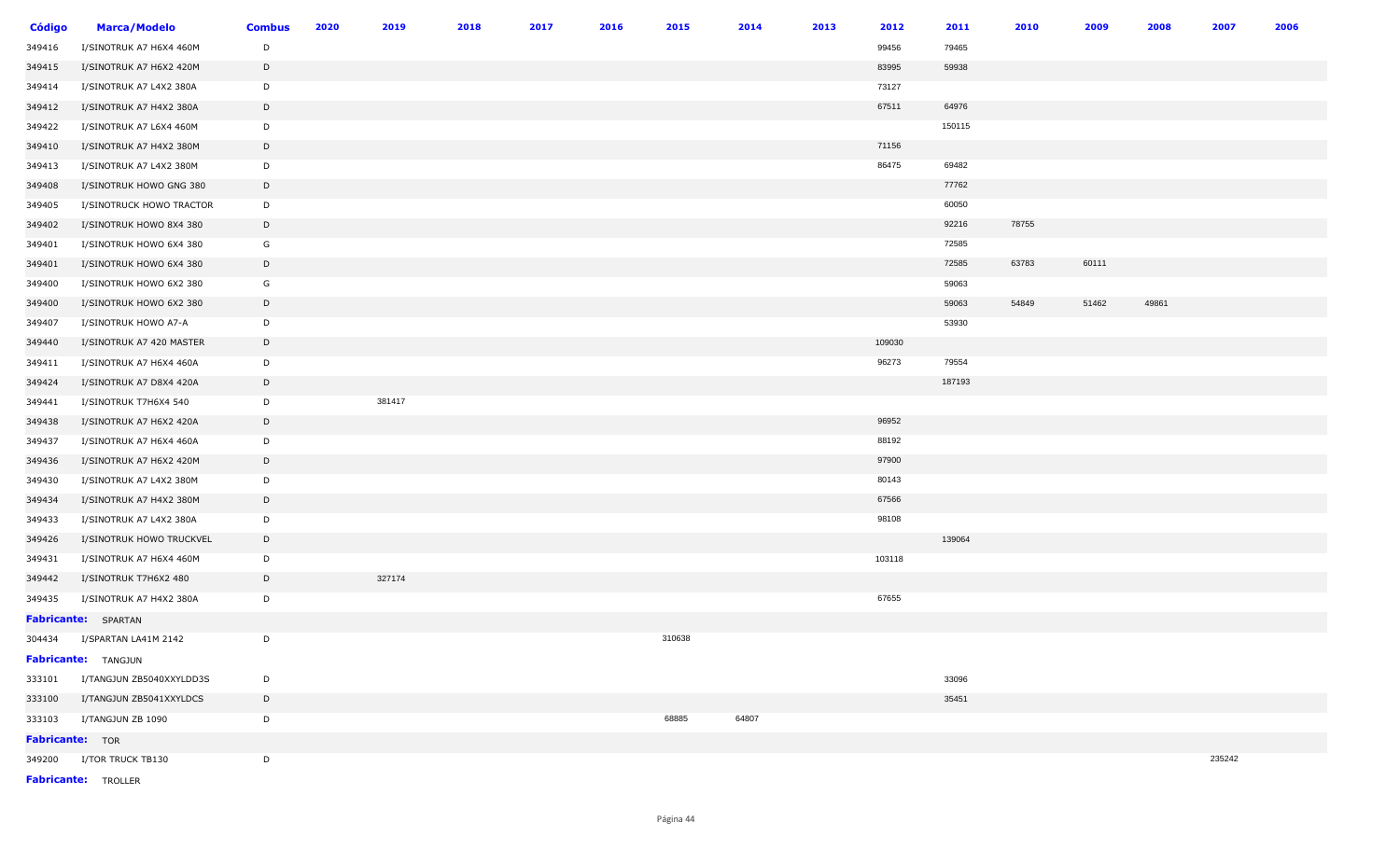| Código | Marca/Modelo | Combus | 2020 | 2019 | 2018 | 2017 | 2016 | 2015 | 2014 | 2013 | 2012 | 2011 | 2010 | 2009 | 2008 | 2007 | 2006 |
|---|---|---|---|---|---|---|---|---|---|---|---|---|---|---|---|---|---|
| 349416 | I/SINOTRUK A7 H6X4 460M | D | | | | | | | | | 99456 | 79465 | | | | | |
| 349415 | I/SINOTRUK A7 H6X2 420M | D | | | | | | | | | 83995 | 59938 | | | | | |
| 349414 | I/SINOTRUK A7 L4X2 380A | D | | | | | | | | | 73127 | | | | | | |
| 349412 | I/SINOTRUK A7 H4X2 380A | D | | | | | | | | | 67511 | 64976 | | | | | |
| 349422 | I/SINOTRUK A7 L6X4 460M | D | | | | | | | | | | 150115 | | | | | |
| 349410 | I/SINOTRUK A7 H4X2 380M | D | | | | | | | | | 71156 | | | | | | |
| 349413 | I/SINOTRUK A7 L4X2 380M | D | | | | | | | | | 86475 | 69482 | | | | | |
| 349408 | I/SINOTRUK HOWO GNG 380 | D | | | | | | | | | | 77762 | | | | | |
| 349405 | I/SINOTRUCK HOWO TRACTOR | D | | | | | | | | | | 60050 | | | | | |
| 349402 | I/SINOTRUK HOWO 8X4 380 | D | | | | | | | | | | 92216 | 78755 | | | | |
| 349401 | I/SINOTRUK HOWO 6X4 380 | G | | | | | | | | | | 72585 | | | | | |
| 349401 | I/SINOTRUK HOWO 6X4 380 | D | | | | | | | | | | 72585 | 63783 | 60111 | | | |
| 349400 | I/SINOTRUK HOWO 6X2 380 | G | | | | | | | | | | 59063 | | | | | |
| 349400 | I/SINOTRUK HOWO 6X2 380 | D | | | | | | | | | | 59063 | 54849 | 51462 | 49861 | | |
| 349407 | I/SINOTRUK HOWO A7-A | D | | | | | | | | | | 53930 | | | | | |
| 349440 | I/SINOTRUK A7 420 MASTER | D | | | | | | | | | 109030 | | | | | | |
| 349411 | I/SINOTRUK A7 H6X4 460A | D | | | | | | | | | 96273 | 79554 | | | | | |
| 349424 | I/SINOTRUK A7 D8X4 420A | D | | | | | | | | | | 187193 | | | | | |
| 349441 | I/SINOTRUK T7H6X4 540 | D | | 381417 | | | | | | | | | | | | | |
| 349438 | I/SINOTRUK A7 H6X2 420A | D | | | | | | | | | 96952 | | | | | | |
| 349437 | I/SINOTRUK A7 H6X4 460A | D | | | | | | | | | 88192 | | | | | | |
| 349436 | I/SINOTRUK A7 H6X2 420M | D | | | | | | | | | 97900 | | | | | | |
| 349430 | I/SINOTRUK A7 L4X2 380M | D | | | | | | | | | 80143 | | | | | | |
| 349434 | I/SINOTRUK A7 H4X2 380M | D | | | | | | | | | 67566 | | | | | | |
| 349433 | I/SINOTRUK A7 L4X2 380A | D | | | | | | | | | 98108 | | | | | | |
| 349426 | I/SINOTRUK HOWO TRUCKVEL | D | | | | | | | | | | 139064 | | | | | |
| 349431 | I/SINOTRUK A7 H6X4 460M | D | | | | | | | | | 103118 | | | | | | |
| 349442 | I/SINOTRUK T7H6X2 480 | D | | 327174 | | | | | | | | | | | | | |
| 349435 | I/SINOTRUK A7 H4X2 380A | D | | | | | | | | | 67655 | | | | | | |
| **Fabricante:** SPARTAN | | | | | | | | | | | | | | | | | |
| 304434 | I/SPARTAN LA41M 2142 | D | | | | | | 310638 | | | | | | | | | |
| **Fabricante:** TANGJUN | | | | | | | | | | | | | | | | | |
| 333101 | I/TANGJUN ZB5040XXYLDD3S | D | | | | | | | | | | 33096 | | | | | |
| 333100 | I/TANGJUN ZB5041XXYLDCS | D | | | | | | | | | | 35451 | | | | | |
| 333103 | I/TANGJUN ZB 1090 | D | | | | | | 68885 | 64807 | | | | | | | | |
| **Fabricante:** TOR | | | | | | | | | | | | | | | | | |
| 349200 | I/TOR TRUCK TB130 | D | | | | | | | | | | | | | | 235242 | |
| **Fabricante:** TROLLER | | | | | | | | | | | | | | | | | |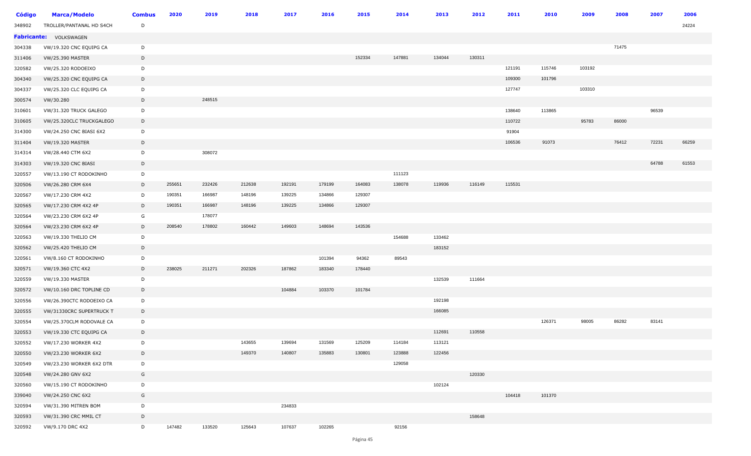| Código | Marca/Modelo | Combus | 2020 | 2019 | 2018 | 2017 | 2016 | 2015 | 2014 | 2013 | 2012 | 2011 | 2010 | 2009 | 2008 | 2007 | 2006 |
|---|---|---|---|---|---|---|---|---|---|---|---|---|---|---|---|---|---|
| 348902 | TROLLER/PANTANAL HD S4CH | D | | | | | | | | | | | | | | | 24224 |
| **Fabricante:** | VOLKSWAGEN | | | | | | | | | | | | | | | | |
| 304338 | VW/19.320 CNC EQUIPG CA | D | | | | | | | | | | | | | 71475 | | |
| 311406 | VW/25.390 MASTER | D | | | | | | 152334 | 147881 | 134044 | 130311 | | | | | | |
| 320582 | VW/25.320 RODOEIXO | D | | | | | | | | | | 121191 | 115746 | 103192 | | | |
| 304340 | VW/25.320 CNC EQUIPG CA | D | | | | | | | | | | 109300 | 101796 | | | | |
| 304337 | VW/25.320 CLC EQUIPG CA | D | | | | | | | | | | 127747 | | 103310 | | | |
| 300574 | VW/30.280 | D | | 248515 | | | | | | | | | | | | | |
| 310601 | VW/31.320 TRUCK GALEGO | D | | | | | | | | | | 138640 | 113865 | | | 96539 | |
| 310605 | VW/25.320CLC TRUCKGALEGO | D | | | | | | | | | | 110722 | | 95783 | 86000 | | |
| 314300 | VW/24.250 CNC BIASI 6X2 | D | | | | | | | | | | 91904 | | | | | |
| 311404 | VW/19.320 MASTER | D | | | | | | | | | | 106536 | 91073 | | 76412 | 72231 | 66259 |
| 314314 | VW/28.440 CTM 6X2 | D | | 308072 | | | | | | | | | | | | | |
| 314303 | VW/19.320 CNC BIASI | D | | | | | | | | | | | | | | 64788 | 61553 |
| 320557 | VW/13.190 CT RODOKINHO | D | | | | | | | 111123 | | | | | | | | |
| 320506 | VW/26.280 CRM 6X4 | D | 255651 | 232426 | 212638 | 192191 | 179199 | 164083 | 138078 | 119936 | 116149 | 115531 | | | | | |
| 320567 | VW/17.230 CRM 4X2 | D | 190351 | 166987 | 148196 | 139225 | 134866 | 129307 | | | | | | | | | |
| 320565 | VW/17.230 CRM 4X2 4P | D | 190351 | 166987 | 148196 | 139225 | 134866 | 129307 | | | | | | | | | |
| 320564 | VW/23.230 CRM 6X2 4P | G | | 178077 | | | | | | | | | | | | | |
| 320564 | VW/23.230 CRM 6X2 4P | D | 208540 | 178802 | 160442 | 149603 | 148694 | 143536 | | | | | | | | | |
| 320563 | VW/19.330 THELIO CM | D | | | | | | | 154688 | 133462 | | | | | | | |
| 320562 | VW/25.420 THELIO CM | D | | | | | | | | 183152 | | | | | | | |
| 320561 | VW/8.160 CT RODOKINHO | D | | | | | 101394 | 94362 | 89543 | | | | | | | | |
| 320571 | VW/19.360 CTC 4X2 | D | 238025 | 211271 | 202326 | 187862 | 183340 | 178440 | | | | | | | | | |
| 320559 | VW/19.330 MASTER | D | | | | | | | | 132539 | 111664 | | | | | | |
| 320572 | VW/10.160 DRC TOPLINE CD | D | | | | 104884 | 103370 | 101784 | | | | | | | | | |
| 320556 | VW/26.390CTC RODOEIXO CA | D | | | | | | | | 192198 | | | | | | | |
| 320555 | VW/31330CRC SUPERTRUCK T | D | | | | | | | | 166085 | | | | | | | |
| 320554 | VW/25.370CLM RODOVALE CA | D | | | | | | | | | | | 126371 | 98005 | 86282 | 83141 | |
| 320553 | VW/19.330 CTC EQUIPG CA | D | | | | | | | | 112691 | 110558 | | | | | | |
| 320552 | VW/17.230 WORKER 4X2 | D | | | 143655 | 139694 | 131569 | 125209 | 114184 | 113121 | | | | | | | |
| 320550 | VW/23.230 WORKER 6X2 | D | | | 149370 | 140807 | 135883 | 130801 | 123888 | 122456 | | | | | | | |
| 320549 | VW/23.230 WORKER 6X2 DTR | D | | | | | | | 129058 | | | | | | | | |
| 320548 | VW/24.280 GNV 6X2 | G | | | | | | | | | 120330 | | | | | | |
| 320560 | VW/15.190 CT RODOKINHO | D | | | | | | | | 102124 | | | | | | | |
| 339040 | VW/24.250 CNC 6X2 | G | | | | | | | | | | 104418 | 101370 | | | | |
| 320594 | VW/31.390 MITREN BOM | D | | | | 234833 | | | | | | | | | | | |
| 320593 | VW/31.390 CRC MMIL CT | D | | | | | | | | | 158648 | | | | | | |
| 320592 | VW/9.170 DRC 4X2 | D | 147482 | 133520 | 125643 | 107637 | 102265 | | 92156 | | | | | | | | |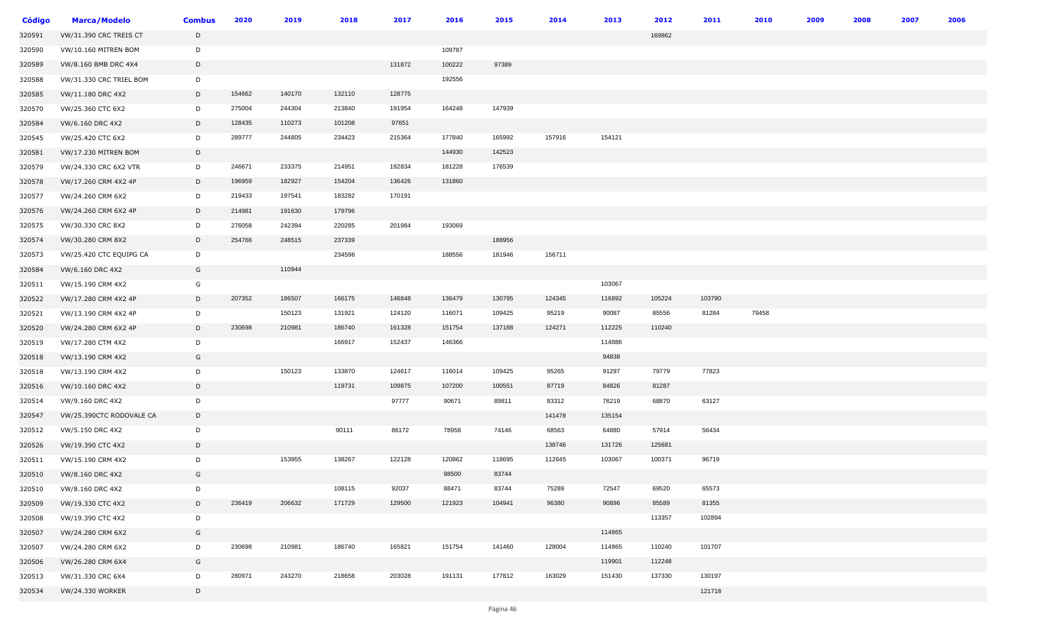| Código | Marca/Modelo | Combus | 2020 | 2019 | 2018 | 2017 | 2016 | 2015 | 2014 | 2013 | 2012 | 2011 | 2010 | 2009 | 2008 | 2007 | 2006 |
|---|---|---|---|---|---|---|---|---|---|---|---|---|---|---|---|---|---|
| 320591 | VW/31.390 CRC TREIS CT | D | | | | | | | | | 169862 | | | | | | |
| 320590 | VW/10.160 MITREN BOM | D | | | | | 109787 | | | | | | | | | | |
| 320589 | VW/8.160 BMB DRC 4X4 | D | | | | 131872 | 100222 | 97389 | | | | | | | | | |
| 320588 | VW/31.330 CRC TRIEL BOM | D | | | | | 192556 | | | | | | | | | | |
| 320585 | VW/11.180 DRC 4X2 | D | 154662 | 140170 | 132110 | 128775 | | | | | | | | | | | |
| 320570 | VW/25.360 CTC 6X2 | D | 275004 | 244304 | 213840 | 191954 | 164248 | 147939 | | | | | | | | | |
| 320584 | VW/6.160 DRC 4X2 | D | 128435 | 110273 | 101208 | 97651 | | | | | | | | | | | |
| 320545 | VW/25.420 CTC 6X2 | D | 289777 | 244805 | 234423 | 215364 | 177840 | 165992 | 157916 | 154121 | | | | | | | |
| 320581 | VW/17.230 MITREN BOM | D | | | | | 144930 | 142523 | | | | | | | | | |
| 320579 | VW/24.330 CRC 6X2 VTR | D | 246671 | 233375 | 214951 | 192834 | 181228 | 176539 | | | | | | | | | |
| 320578 | VW/17.260 CRM 4X2 4P | D | 196959 | 182927 | 154204 | 136426 | 131860 | | | | | | | | | | |
| 320577 | VW/24.260 CRM 6X2 | D | 219433 | 197541 | 183282 | 170191 | | | | | | | | | | | |
| 320576 | VW/24.260 CRM 6X2 4P | D | 214981 | 191630 | 179796 | | | | | | | | | | | | |
| 320575 | VW/30.330 CRC 8X2 | D | 276058 | 242394 | 220285 | 201984 | 193069 | | | | | | | | | | |
| 320574 | VW/30.280 CRM 8X2 | D | 254766 | 248515 | 237339 | | | 188956 | | | | | | | | | |
| 320573 | VW/25.420 CTC EQUIPG CA | D | | | 234596 | | 188556 | 181946 | 156711 | | | | | | | | |
| 320584 | VW/6.160 DRC 4X2 | G | | 110944 | | | | | | | | | | | | | |
| 320511 | VW/15.190 CRM 4X2 | G | | | | | | | | 103067 | | | | | | | |
| 320522 | VW/17.280 CRM 4X2 4P | D | 207352 | 186507 | 166175 | 146848 | 136479 | 130795 | 124345 | 116892 | 105224 | 103790 | | | | | |
| 320521 | VW/13.190 CRM 4X2 4P | D | | 150123 | 131921 | 124120 | 116071 | 109425 | 95219 | 90087 | 85556 | 81284 | 79458 | | | | |
| 320520 | VW/24.280 CRM 6X2 4P | D | 230698 | 210981 | 186740 | 161328 | 151754 | 137188 | 124271 | 112225 | 110240 | | | | | | |
| 320519 | VW/17.280 CTM 4X2 | D | | | 166917 | 152437 | 146366 | | | 114886 | | | | | | | |
| 320518 | VW/13.190 CRM 4X2 | G | | | | | | | | 94838 | | | | | | | |
| 320518 | VW/13.190 CRM 4X2 | D | | 150123 | 133870 | 124617 | 116014 | 109425 | 95265 | 91297 | 79779 | 77823 | | | | | |
| 320516 | VW/10.160 DRC 4X2 | D | | | 119731 | 109875 | 107200 | 100551 | 87719 | 84826 | 81287 | | | | | | |
| 320514 | VW/9.160 DRC 4X2 | D | | | | 97777 | 90671 | 89811 | 83312 | 76219 | 68870 | 63127 | | | | | |
| 320547 | VW/25.390CTC RODOVALE CA | D | | | | | | | 141478 | 135154 | | | | | | | |
| 320512 | VW/5.150 DRC 4X2 | D | | | 90111 | 86172 | 78958 | 74146 | 68563 | 64880 | 57914 | 56434 | | | | | |
| 320526 | VW/19.390 CTC 4X2 | D | | | | | | | 138746 | 131726 | 125681 | | | | | | |
| 320511 | VW/15.190 CRM 4X2 | D | | 153955 | 138267 | 122128 | 120862 | 118695 | 112645 | 103067 | 100371 | 96719 | | | | | |
| 320510 | VW/8.160 DRC 4X2 | G | | | | | 98500 | 83744 | | | | | | | | | |
| 320510 | VW/8.160 DRC 4X2 | D | | | 108115 | 92037 | 88471 | 83744 | 75289 | 72547 | 69520 | 65573 | | | | | |
| 320509 | VW/19.330 CTC 4X2 | D | 236419 | 206632 | 171729 | 129500 | 121923 | 104941 | 96380 | 90896 | 85589 | 81355 | | | | | |
| 320508 | VW/19.390 CTC 4X2 | D | | | | | | | | | 113357 | 102894 | | | | | |
| 320507 | VW/24.280 CRM 6X2 | G | | | | | | | | 114865 | | | | | | | |
| 320507 | VW/24.280 CRM 6X2 | D | 230698 | 210981 | 186740 | 165821 | 151754 | 141460 | 128004 | 114865 | 110240 | 101707 | | | | | |
| 320506 | VW/26.280 CRM 6X4 | G | | | | | | | | 119901 | 112248 | | | | | | |
| 320513 | VW/31.330 CRC 6X4 | D | 280971 | 243270 | 218658 | 203028 | 191131 | 177812 | 163029 | 151430 | 137330 | 130197 | | | | | |
| 320534 | VW/24.330 WORKER | D | | | | | | | | | | 121718 | | | | | |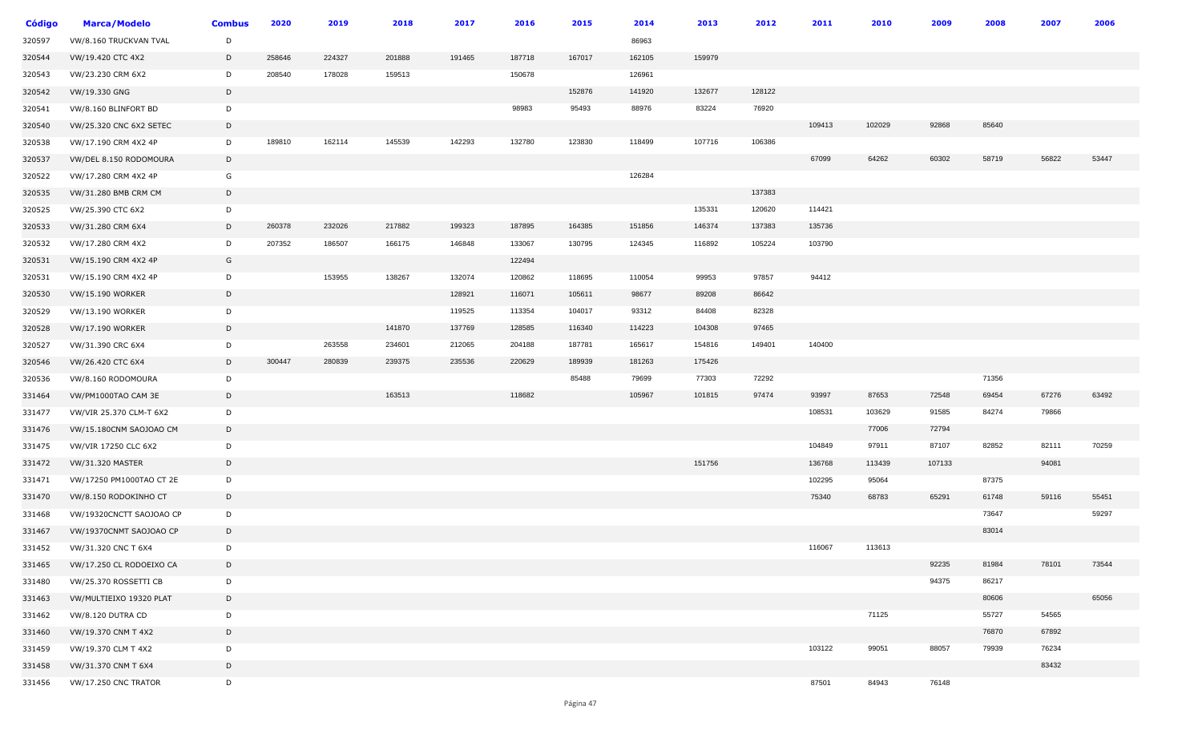| Código | Marca/Modelo | Combus | 2020 | 2019 | 2018 | 2017 | 2016 | 2015 | 2014 | 2013 | 2012 | 2011 | 2010 | 2009 | 2008 | 2007 | 2006 |
|---|---|---|---|---|---|---|---|---|---|---|---|---|---|---|---|---|---|
| 320597 | VW/8.160 TRUCKVAN TVAL | D | | | | | | | 86963 | | | | | | | | |
| 320544 | VW/19.420 CTC 4X2 | D | 258646 | 224327 | 201888 | 191465 | 187718 | 167017 | 162105 | 159979 | | | | | | | |
| 320543 | VW/23.230 CRM 6X2 | D | 208540 | 178028 | 159513 | | 150678 | | 126961 | | | | | | | | |
| 320542 | VW/19.330 GNG | D | | | | | | 152876 | 141920 | 132677 | 128122 | | | | | | |
| 320541 | VW/8.160 BLINFORT BD | D | | | | | 98983 | 95493 | 88976 | 83224 | 76920 | | | | | | |
| 320540 | VW/25.320 CNC 6X2 SETEC | D | | | | | | | | | | 109413 | 102029 | 92868 | 85640 | | |
| 320538 | VW/17.190 CRM 4X2 4P | D | 189810 | 162114 | 145539 | 142293 | 132780 | 123830 | 118499 | 107716 | 106386 | | | | | | |
| 320537 | VW/DEL 8.150 RODOMOURA | D | | | | | | | | | | 67099 | 64262 | 60302 | 58719 | 56822 | 53447 |
| 320522 | VW/17.280 CRM 4X2 4P | G | | | | | | | 126284 | | | | | | | | |
| 320535 | VW/31.280 BMB CRM CM | D | | | | | | | | | 137383 | | | | | | |
| 320525 | VW/25.390 CTC 6X2 | D | | | | | | | | 135331 | 120620 | 114421 | | | | | |
| 320533 | VW/31.280 CRM 6X4 | D | 260378 | 232026 | 217882 | 199323 | 187895 | 164385 | 151856 | 146374 | 137383 | 135736 | | | | | |
| 320532 | VW/17.280 CRM 4X2 | D | 207352 | 186507 | 166175 | 146848 | 133067 | 130795 | 124345 | 116892 | 105224 | 103790 | | | | | |
| 320531 | VW/15.190 CRM 4X2 4P | G | | | | | 122494 | | | | | | | | | | |
| 320531 | VW/15.190 CRM 4X2 4P | D | | 153955 | 138267 | 132074 | 120862 | 118695 | 110054 | 99953 | 97857 | 94412 | | | | | |
| 320530 | VW/15.190 WORKER | D | | | | 128921 | 116071 | 105611 | 98677 | 89208 | 86642 | | | | | | |
| 320529 | VW/13.190 WORKER | D | | | | 119525 | 113354 | 104017 | 93312 | 84408 | 82328 | | | | | | |
| 320528 | VW/17.190 WORKER | D | | | 141870 | 137769 | 128585 | 116340 | 114223 | 104308 | 97465 | | | | | | |
| 320527 | VW/31.390 CRC 6X4 | D | | 263558 | 234601 | 212065 | 204188 | 187781 | 165617 | 154816 | 149401 | 140400 | | | | | |
| 320546 | VW/26.420 CTC 6X4 | D | 300447 | 280839 | 239375 | 235536 | 220629 | 189939 | 181263 | 175426 | | | | | | | |
| 320536 | VW/8.160 RODOMOURA | D | | | | | | 85488 | 79699 | 77303 | 72292 | | | | 71356 | | |
| 331464 | VW/PM1000TAO CAM 3E | D | | | 163513 | | 118682 | | 105967 | 101815 | 97474 | 93997 | 87653 | 72548 | 69454 | 67276 | 63492 |
| 331477 | VW/VIR 25.370 CLM-T 6X2 | D | | | | | | | | | | 108531 | 103629 | 91585 | 84274 | 79866 | |
| 331476 | VW/15.180CNM SAOJOAO CM | D | | | | | | | | | | | 77006 | 72794 | | | |
| 331475 | VW/VIR 17250 CLC 6X2 | D | | | | | | | | | | 104849 | 97911 | 87107 | 82852 | 82111 | 70259 |
| 331472 | VW/31.320 MASTER | D | | | | | | | | 151756 | | 136768 | 113439 | 107133 | | 94081 | |
| 331471 | VW/17250 PM1000TAO CT 2E | D | | | | | | | | | | 102295 | 95064 | | 87375 | | |
| 331470 | VW/8.150 RODOKINHO CT | D | | | | | | | | | | 75340 | 68783 | 65291 | 61748 | 59116 | 55451 |
| 331468 | VW/19320CNCTT SAOJOAO CP | D | | | | | | | | | | | | | 73647 | | 59297 |
| 331467 | VW/19370CNMT SAOJOAO CP | D | | | | | | | | | | | | | 83014 | | |
| 331452 | VW/31.320 CNC T 6X4 | D | | | | | | | | | | 116067 | 113613 | | | | |
| 331465 | VW/17.250 CL RODOEIXO CA | D | | | | | | | | | | | | 92235 | 81984 | 78101 | 73544 |
| 331480 | VW/25.370 ROSSETTI CB | D | | | | | | | | | | | | 94375 | 86217 | | |
| 331463 | VW/MULTIEIXO 19320 PLAT | D | | | | | | | | | | | | | 80606 | | 65056 |
| 331462 | VW/8.120 DUTRA CD | D | | | | | | | | | | | 71125 | | 55727 | 54565 | |
| 331460 | VW/19.370 CNM T 4X2 | D | | | | | | | | | | | | | 76870 | 67892 | |
| 331459 | VW/19.370 CLM T 4X2 | D | | | | | | | | | | 103122 | 99051 | 88057 | 79939 | 76234 | |
| 331458 | VW/31.370 CNM T 6X4 | D | | | | | | | | | | | | | | 83432 | |
| 331456 | VW/17.250 CNC TRATOR | D | | | | | | | | | | 87501 | 84943 | 76148 | | | |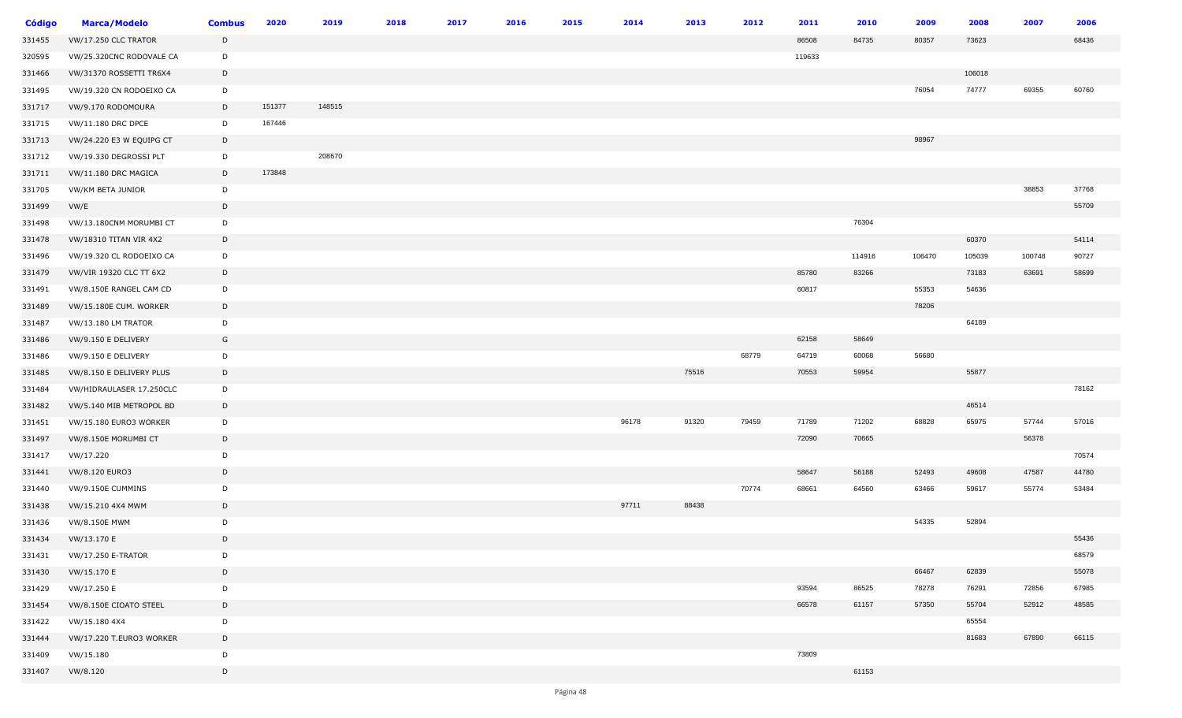| Código | Marca/Modelo | Combus | 2020 | 2019 | 2018 | 2017 | 2016 | 2015 | 2014 | 2013 | 2012 | 2011 | 2010 | 2009 | 2008 | 2007 | 2006 |
|---|---|---|---|---|---|---|---|---|---|---|---|---|---|---|---|---|---|
| 331455 | VW/17.250 CLC TRATOR | D | | | | | | | | | | 86508 | 84735 | 80357 | 73623 | | 68436 |
| 320595 | VW/25.320CNC RODOVALE CA | D | | | | | | | | | | 119633 | | | | | |
| 331466 | VW/31370 ROSSETTI TR6X4 | D | | | | | | | | | | | | | 106018 | | |
| 331495 | VW/19.320 CN RODOEIXO CA | D | | | | | | | | | | | | 76054 | 74777 | 69355 | 60760 |
| 331717 | VW/9.170 RODOMOURA | D | 151377 | 148515 | | | | | | | | | | | | | |
| 331715 | VW/11.180 DRC DPCE | D | 167446 | | | | | | | | | | | | | | |
| 331713 | VW/24.220 E3 W EQUIPG CT | D | | | | | | | | | | | | 98967 | | | |
| 331712 | VW/19.330 DEGROSSI PLT | D | | 208670 | | | | | | | | | | | | | |
| 331711 | VW/11.180 DRC MAGICA | D | 173848 | | | | | | | | | | | | | | |
| 331705 | VW/KM BETA JUNIOR | D | | | | | | | | | | | | | | 38853 | 37768 |
| 331499 | VW/E | D | | | | | | | | | | | | | | | 55709 |
| 331498 | VW/13.180CNM MORUMBI CT | D | | | | | | | | | | | 76304 | | | | |
| 331478 | VW/18310 TITAN VIR 4X2 | D | | | | | | | | | | | | | 60370 | | 54114 |
| 331496 | VW/19.320 CL RODOEIXO CA | D | | | | | | | | | | | 114916 | 106470 | 105039 | 100748 | 90727 |
| 331479 | VW/VIR 19320 CLC TT 6X2 | D | | | | | | | | | | 85780 | 83266 | | 73183 | 63691 | 58699 |
| 331491 | VW/8.150E RANGEL CAM CD | D | | | | | | | | | | 60817 | | 55353 | 54636 | | |
| 331489 | VW/15.180E CUM. WORKER | D | | | | | | | | | | | | 78206 | | | |
| 331487 | VW/13.180 LM TRATOR | D | | | | | | | | | | | | | 64189 | | |
| 331486 | VW/9.150 E DELIVERY | G | | | | | | | | | | 62158 | 58649 | | | | |
| 331486 | VW/9.150 E DELIVERY | D | | | | | | | | | 68779 | 64719 | 60068 | 56680 | | | |
| 331485 | VW/8.150 E DELIVERY PLUS | D | | | | | | | | 75516 | | 70553 | 59954 | | 55877 | | |
| 331484 | VW/HIDRAULASER 17.250CLC | D | | | | | | | | | | | | | | | 78162 |
| 331482 | VW/5.140 MIB METROPOL BD | D | | | | | | | | | | | | | 46514 | | |
| 331451 | VW/15.180 EURO3 WORKER | D | | | | | | | 96178 | 91320 | 79459 | 71789 | 71202 | 68828 | 65975 | 57744 | 57016 |
| 331497 | VW/8.150E MORUMBI CT | D | | | | | | | | | | 72090 | 70665 | | | 56378 | |
| 331417 | VW/17.220 | D | | | | | | | | | | | | | | | 70574 |
| 331441 | VW/8.120 EURO3 | D | | | | | | | | | | 58647 | 56188 | 52493 | 49608 | 47587 | 44780 |
| 331440 | VW/9.150E CUMMINS | D | | | | | | | | | 70774 | 68661 | 64560 | 63466 | 59617 | 55774 | 53484 |
| 331438 | VW/15.210 4X4 MWM | D | | | | | | | 97711 | 88438 | | | | | | | |
| 331436 | VW/8.150E MWM | D | | | | | | | | | | | | 54335 | 52894 | | |
| 331434 | VW/13.170 E | D | | | | | | | | | | | | | | | 55436 |
| 331431 | VW/17.250 E-TRATOR | D | | | | | | | | | | | | | | | 68579 |
| 331430 | VW/15.170 E | D | | | | | | | | | | | | 66467 | 62839 | | 55078 |
| 331429 | VW/17.250 E | D | | | | | | | | | | 93594 | 86525 | 78278 | 76291 | 72856 | 67985 |
| 331454 | VW/8.150E CIOATO STEEL | D | | | | | | | | | | 66578 | 61157 | 57350 | 55704 | 52912 | 48585 |
| 331422 | VW/15.180 4X4 | D | | | | | | | | | | | | | 65554 | | |
| 331444 | VW/17.220 T.EURO3 WORKER | D | | | | | | | | | | | | | 81683 | 67890 | 66115 |
| 331409 | VW/15.180 | D | | | | | | | | | | 73809 | | | | | |
| 331407 | VW/8.120 | D | | | | | | | | | | | 61153 | | | | |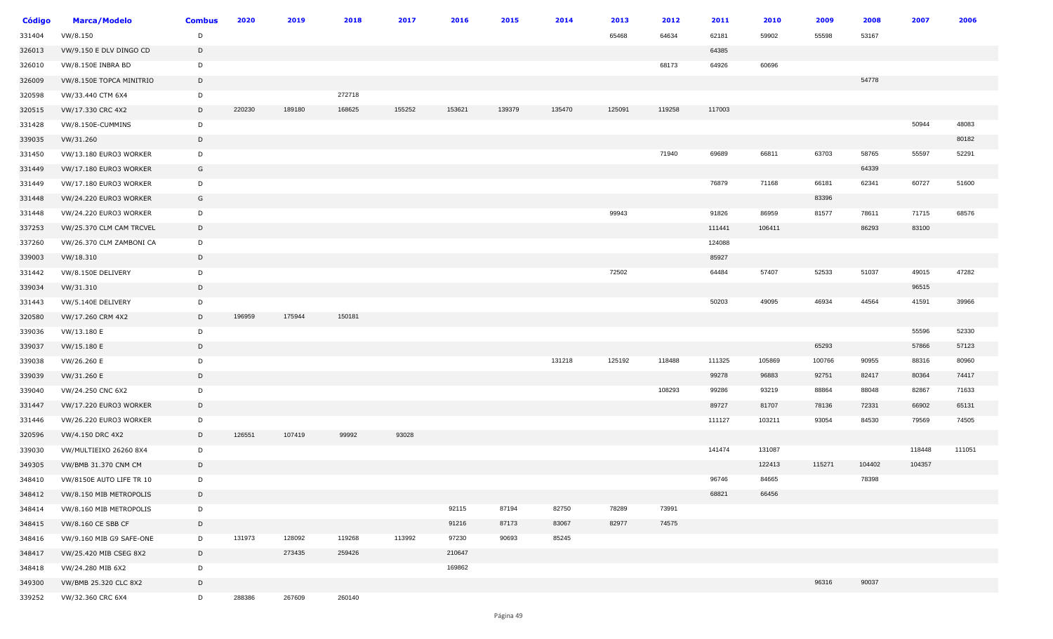| Código | Marca/Modelo | Combus | 2020 | 2019 | 2018 | 2017 | 2016 | 2015 | 2014 | 2013 | 2012 | 2011 | 2010 | 2009 | 2008 | 2007 | 2006 |
|---|---|---|---|---|---|---|---|---|---|---|---|---|---|---|---|---|---|
| 331404 | VW/8.150 | D | | | | | | | | 65468 | 64634 | 62181 | 59902 | 55598 | 53167 | | |
| 326013 | VW/9.150 E DLV DINGO CD | D | | | | | | | | | | 64385 | | | | | |
| 326010 | VW/8.150E INBRA BD | D | | | | | | | | | 68173 | 64926 | 60696 | | | | |
| 326009 | VW/8.150E TOPCA MINITRIO | D | | | | | | | | | | | | | 54778 | | |
| 320598 | VW/33.440 CTM 6X4 | D | | | 272718 | | | | | | | | | | | | |
| 320515 | VW/17.330 CRC 4X2 | D | 220230 | 189180 | 168625 | 155252 | 153621 | 139379 | 135470 | 125091 | 119258 | 117003 | | | | | |
| 331428 | VW/8.150E-CUMMINS | D | | | | | | | | | | | | | | 50944 | 48083 |
| 339035 | VW/31.260 | D | | | | | | | | | | | | | | | 80182 |
| 331450 | VW/13.180 EURO3 WORKER | D | | | | | | | | | 71940 | 69689 | 66811 | 63703 | 58765 | 55597 | 52291 |
| 331449 | VW/17.180 EURO3 WORKER | G | | | | | | | | | | | | | 64339 | | |
| 331449 | VW/17.180 EURO3 WORKER | D | | | | | | | | | | 76879 | 71168 | 66181 | 62341 | 60727 | 51600 |
| 331448 | VW/24.220 EURO3 WORKER | G | | | | | | | | | | | | 83396 | | | |
| 331448 | VW/24.220 EURO3 WORKER | D | | | | | | | | 99943 | | 91826 | 86959 | 81577 | 78611 | 71715 | 68576 |
| 337253 | VW/25.370 CLM CAM TRCVEL | D | | | | | | | | | | 111441 | 106411 | | 86293 | 83100 | |
| 337260 | VW/26.370 CLM ZAMBONI CA | D | | | | | | | | | | 124088 | | | | | |
| 339003 | VW/18.310 | D | | | | | | | | | | 85927 | | | | | |
| 331442 | VW/8.150E DELIVERY | D | | | | | | | | 72502 | | 64484 | 57407 | 52533 | 51037 | 49015 | 47282 |
| 339034 | VW/31.310 | D | | | | | | | | | | | | | | 96515 | |
| 331443 | VW/5.140E DELIVERY | D | | | | | | | | | | 50203 | 49095 | 46934 | 44564 | 41591 | 39966 |
| 320580 | VW/17.260 CRM 4X2 | D | 196959 | 175944 | 150181 | | | | | | | | | | | | |
| 339036 | VW/13.180 E | D | | | | | | | | | | | | | | 55596 | 52330 |
| 339037 | VW/15.180 E | D | | | | | | | | | | | | 65293 | | 57866 | 57123 |
| 339038 | VW/26.260 E | D | | | | | | | 131218 | 125192 | 118488 | 111325 | 105869 | 100766 | 90955 | 88316 | 80960 |
| 339039 | VW/31.260 E | D | | | | | | | | | | 99278 | 96883 | 92751 | 82417 | 80364 | 74417 |
| 339040 | VW/24.250 CNC 6X2 | D | | | | | | | | | 108293 | 99286 | 93219 | 88864 | 88048 | 82867 | 71633 |
| 331447 | VW/17.220 EURO3 WORKER | D | | | | | | | | | | 89727 | 81707 | 78136 | 72331 | 66902 | 65131 |
| 331446 | VW/26.220 EURO3 WORKER | D | | | | | | | | | | 111127 | 103211 | 93054 | 84530 | 79569 | 74505 |
| 320596 | VW/4.150 DRC 4X2 | D | 126551 | 107419 | 99992 | 93028 | | | | | | | | | | | |
| 339030 | VW/MULTIEIXO 26260 8X4 | D | | | | | | | | | | 141474 | 131087 | | | 118448 | 111051 |
| 349305 | VW/BMB 31.370 CNM CM | D | | | | | | | | | | | 122413 | 115271 | 104402 | 104357 | |
| 348410 | VW/8150E AUTO LIFE TR 10 | D | | | | | | | | | | 96746 | 84665 | | 78398 | | |
| 348412 | VW/8.150 MIB METROPOLIS | D | | | | | | | | | | 68821 | 66456 | | | | |
| 348414 | VW/8.160 MIB METROPOLIS | D | | | | | 92115 | 87194 | 82750 | 78289 | 73991 | | | | | | |
| 348415 | VW/8.160 CE SBB CF | D | | | | | 91216 | 87173 | 83067 | 82977 | 74575 | | | | | | |
| 348416 | VW/9.160 MIB G9 SAFE-ONE | D | 131973 | 128092 | 119268 | 113992 | 97230 | 90693 | 85245 | | | | | | | | |
| 348417 | VW/25.420 MIB CSEG 8X2 | D | | 273435 | 259426 | | 210647 | | | | | | | | | | |
| 348418 | VW/24.280 MIB 6X2 | D | | | | | 169862 | | | | | | | | | | |
| 349300 | VW/BMB 25.320 CLC 8X2 | D | | | | | | | | | | | | 96316 | 90037 | | |
| 339252 | VW/32.360 CRC 6X4 | D | 288386 | 267609 | 260140 | | | | | | | | | | | | |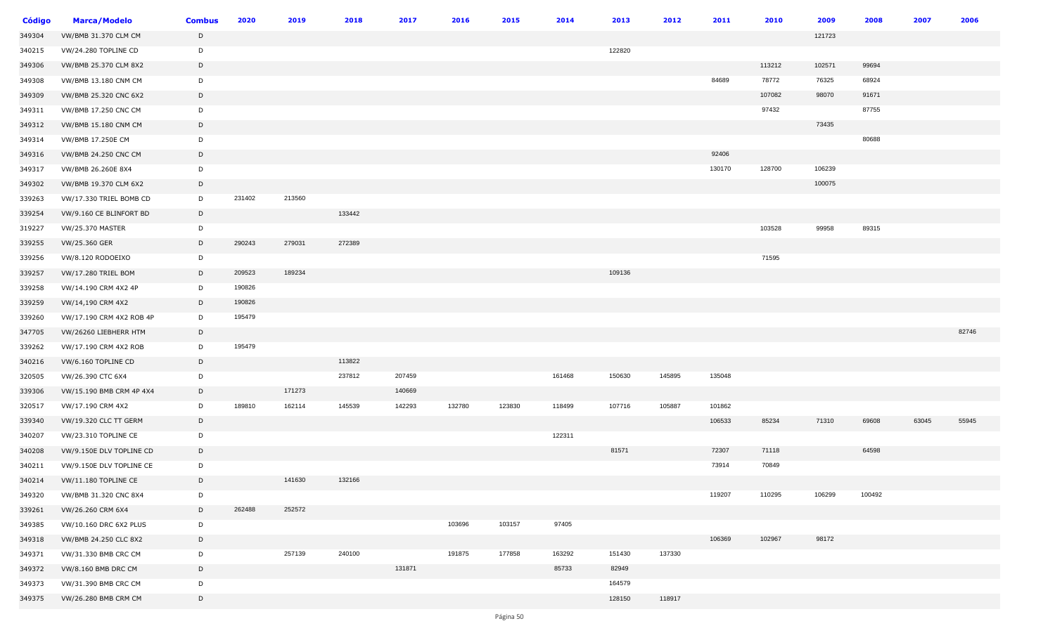| Código | Marca/Modelo | Combus | 2020 | 2019 | 2018 | 2017 | 2016 | 2015 | 2014 | 2013 | 2012 | 2011 | 2010 | 2009 | 2008 | 2007 | 2006 |
|---|---|---|---|---|---|---|---|---|---|---|---|---|---|---|---|---|---|
| 349304 | VW/BMB 31.370 CLM CM | D | | | | | | | | | | | | 121723 | | | |
| 340215 | VW/24.280 TOPLINE CD | D | | | | | | | | 122820 | | | | | | | |
| 349306 | VW/BMB 25.370 CLM 8X2 | D | | | | | | | | | | | 113212 | 102571 | 99694 | | |
| 349308 | VW/BMB 13.180 CNM CM | D | | | | | | | | | | 84689 | 78772 | 76325 | 68924 | | |
| 349309 | VW/BMB 25.320 CNC 6X2 | D | | | | | | | | | | | 107082 | 98070 | 91671 | | |
| 349311 | VW/BMB 17.250 CNC CM | D | | | | | | | | | | | 97432 | | 87755 | | |
| 349312 | VW/BMB 15.180 CNM CM | D | | | | | | | | | | | | 73435 | | | |
| 349314 | VW/BMB 17.250E CM | D | | | | | | | | | | | | | 80688 | | |
| 349316 | VW/BMB 24.250 CNC CM | D | | | | | | | | | | 92406 | | | | | |
| 349317 | VW/BMB 26.260E 8X4 | D | | | | | | | | | | 130170 | 128700 | 106239 | | | |
| 349302 | VW/BMB 19.370 CLM 6X2 | D | | | | | | | | | | | | 100075 | | | |
| 339263 | VW/17.330 TRIEL BOMB CD | D | 231402 | 213560 | | | | | | | | | | | | | |
| 339254 | VW/9.160 CE BLINFORT BD | D | | | 133442 | | | | | | | | | | | | |
| 319227 | VW/25.370 MASTER | D | | | | | | | | | | | 103528 | 99958 | 89315 | | |
| 339255 | VW/25.360 GER | D | 290243 | 279031 | 272389 | | | | | | | | | | | | |
| 339256 | VW/8.120 RODOEIXO | D | | | | | | | | | | | 71595 | | | | |
| 339257 | VW/17.280 TRIEL BOM | D | 209523 | 189234 | | | | | | 109136 | | | | | | | |
| 339258 | VW/14.190 CRM 4X2 4P | D | 190826 | | | | | | | | | | | | | | |
| 339259 | VW/14,190 CRM 4X2 | D | 190826 | | | | | | | | | | | | | | |
| 339260 | VW/17.190 CRM 4X2 ROB 4P | D | 195479 | | | | | | | | | | | | | | |
| 347705 | VW/26260 LIEBHERR HTM | D | | | | | | | | | | | | | | | 82746 |
| 339262 | VW/17.190 CRM 4X2 ROB | D | 195479 | | | | | | | | | | | | | | |
| 340216 | VW/6.160 TOPLINE CD | D | | | 113822 | | | | | | | | | | | | |
| 320505 | VW/26.390 CTC 6X4 | D | | | 237812 | 207459 | | | 161468 | 150630 | 145895 | 135048 | | | | | |
| 339306 | VW/15.190 BMB CRM 4P 4X4 | D | | 171273 | | 140669 | | | | | | | | | | | |
| 320517 | VW/17.190 CRM 4X2 | D | 189810 | 162114 | 145539 | 142293 | 132780 | 123830 | 118499 | 107716 | 105887 | 101862 | | | | | |
| 339340 | VW/19.320 CLC TT GERM | D | | | | | | | | | | 106533 | 85234 | 71310 | 69608 | 63045 | 55945 |
| 340207 | VW/23.310 TOPLINE CE | D | | | | | | | 122311 | | | | | | | | |
| 340208 | VW/9.150E DLV TOPLINE CD | D | | | | | | | | 81571 | | 72307 | 71118 | | 64598 | | |
| 340211 | VW/9.150E DLV TOPLINE CE | D | | | | | | | | | | 73914 | 70849 | | | | |
| 340214 | VW/11.180 TOPLINE CE | D | | 141630 | 132166 | | | | | | | | | | | | |
| 349320 | VW/BMB 31.320 CNC 8X4 | D | | | | | | | | | | 119207 | 110295 | 106299 | 100492 | | |
| 339261 | VW/26.260 CRM 6X4 | D | 262488 | 252572 | | | | | | | | | | | | | |
| 349385 | VW/10.160 DRC 6X2 PLUS | D | | | | | 103696 | 103157 | 97405 | | | | | | | | |
| 349318 | VW/BMB 24.250 CLC 8X2 | D | | | | | | | | | | 106369 | 102967 | 98172 | | | |
| 349371 | VW/31.330 BMB CRC CM | D | | 257139 | 240100 | | 191875 | 177858 | 163292 | 151430 | 137330 | | | | | | |
| 349372 | VW/8.160 BMB DRC CM | D | | | | 131871 | | | 85733 | 82949 | | | | | | | |
| 349373 | VW/31.390 BMB CRC CM | D | | | | | | | | 164579 | | | | | | | |
| 349375 | VW/26.280 BMB CRM CM | D | | | | | | | | 128150 | 118917 | | | | | | |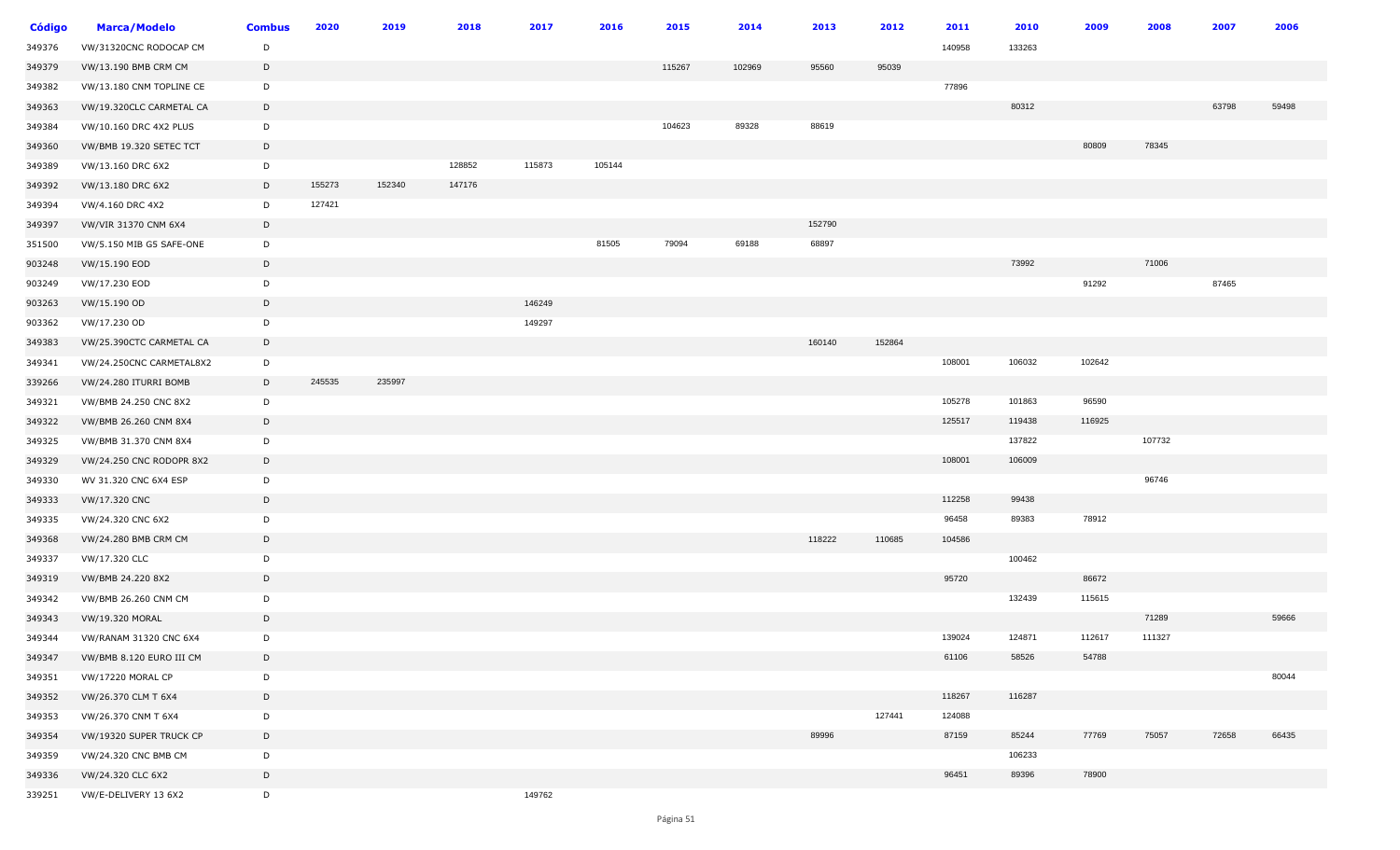| Código | Marca/Modelo | Combus | 2020 | 2019 | 2018 | 2017 | 2016 | 2015 | 2014 | 2013 | 2012 | 2011 | 2010 | 2009 | 2008 | 2007 | 2006 |
|---|---|---|---|---|---|---|---|---|---|---|---|---|---|---|---|---|---|
| 349376 | VW/31320CNC RODOCAP CM | D | | | | | | | | | | 140958 | 133263 | | | | |
| 349379 | VW/13.190 BMB CRM CM | D | | | | | | 115267 | 102969 | 95560 | 95039 | | | | | | |
| 349382 | VW/13.180 CNM TOPLINE CE | D | | | | | | | | | | 77896 | | | | | |
| 349363 | VW/19.320CLC CARMETAL CA | D | | | | | | | | | | | 80312 | | | 63798 | 59498 |
| 349384 | VW/10.160 DRC 4X2 PLUS | D | | | | | | 104623 | 89328 | 88619 | | | | | | | |
| 349360 | VW/BMB 19.320 SETEC TCT | D | | | | | | | | | | | | 80809 | 78345 | | |
| 349389 | VW/13.160 DRC 6X2 | D | | | 128852 | 115873 | 105144 | | | | | | | | | | |
| 349392 | VW/13.180 DRC 6X2 | D | 155273 | 152340 | 147176 | | | | | | | | | | | | |
| 349394 | VW/4.160 DRC 4X2 | D | 127421 | | | | | | | | | | | | | | |
| 349397 | VW/VIR 31370 CNM 6X4 | D | | | | | | | | 152790 | | | | | | | |
| 351500 | VW/5.150 MIB G5 SAFE-ONE | D | | | | | 81505 | 79094 | 69188 | 68897 | | | | | | | |
| 903248 | VW/15.190 EOD | D | | | | | | | | | | | 73992 | | 71006 | | |
| 903249 | VW/17.230 EOD | D | | | | | | | | | | | | 91292 | | 87465 | |
| 903263 | VW/15.190 OD | D | | | | 146249 | | | | | | | | | | | |
| 903362 | VW/17.230 OD | D | | | | 149297 | | | | | | | | | | | |
| 349383 | VW/25.390CTC CARMETAL CA | D | | | | | | | | 160140 | 152864 | | | | | | |
| 349341 | VW/24.250CNC CARMETAL8X2 | D | | | | | | | | | | 108001 | 106032 | 102642 | | | |
| 339266 | VW/24.280 ITURRI BOMB | D | 245535 | 235997 | | | | | | | | | | | | | |
| 349321 | VW/BMB 24.250 CNC 8X2 | D | | | | | | | | | | 105278 | 101863 | 96590 | | | |
| 349322 | VW/BMB 26.260 CNM 8X4 | D | | | | | | | | | | 125517 | 119438 | 116925 | | | |
| 349325 | VW/BMB 31.370 CNM 8X4 | D | | | | | | | | | | | 137822 | | 107732 | | |
| 349329 | VW/24.250 CNC RODOPR 8X2 | D | | | | | | | | | | 108001 | 106009 | | | | |
| 349330 | WV 31.320 CNC 6X4 ESP | D | | | | | | | | | | | | | 96746 | | |
| 349333 | VW/17.320 CNC | D | | | | | | | | | | 112258 | 99438 | | | | |
| 349335 | VW/24.320 CNC 6X2 | D | | | | | | | | | | 96458 | 89383 | 78912 | | | |
| 349368 | VW/24.280 BMB CRM CM | D | | | | | | | | 118222 | 110685 | 104586 | | | | | |
| 349337 | VW/17.320 CLC | D | | | | | | | | | | | 100462 | | | | |
| 349319 | VW/BMB 24.220 8X2 | D | | | | | | | | | | 95720 | | 86672 | | | |
| 349342 | VW/BMB 26.260 CNM CM | D | | | | | | | | | | | 132439 | 115615 | | | |
| 349343 | VW/19.320 MORAL | D | | | | | | | | | | | | | 71289 | | 59666 |
| 349344 | VW/RANAM 31320 CNC 6X4 | D | | | | | | | | | | 139024 | 124871 | 112617 | 111327 | | |
| 349347 | VW/BMB 8.120 EURO III CM | D | | | | | | | | | | 61106 | 58526 | 54788 | | | |
| 349351 | VW/17220 MORAL CP | D | | | | | | | | | | | | | | | 80044 |
| 349352 | VW/26.370 CLM T 6X4 | D | | | | | | | | | | 118267 | 116287 | | | | |
| 349353 | VW/26.370 CNM T 6X4 | D | | | | | | | | | 127441 | 124088 | | | | | |
| 349354 | VW/19320 SUPER TRUCK CP | D | | | | | | | | 89996 | | 87159 | 85244 | 77769 | 75057 | 72658 | 66435 |
| 349359 | VW/24.320 CNC BMB CM | D | | | | | | | | | | | 106233 | | | | |
| 349336 | VW/24.320 CLC 6X2 | D | | | | | | | | | | 96451 | 89396 | 78900 | | | |
| 339251 | VW/E-DELIVERY 13 6X2 | D | | | | 149762 | | | | | | | | | | | |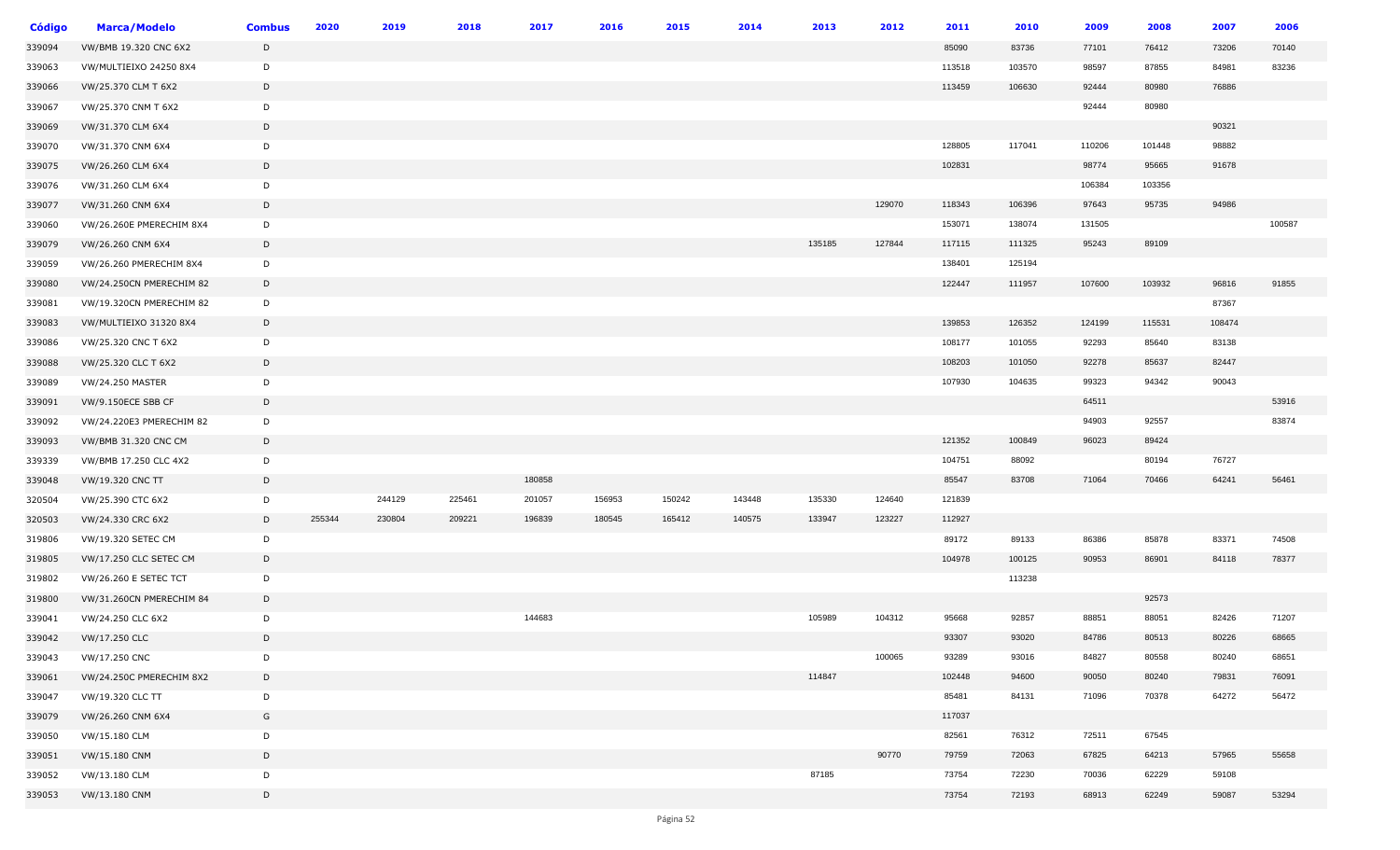| Código | Marca/Modelo | Combus | 2020 | 2019 | 2018 | 2017 | 2016 | 2015 | 2014 | 2013 | 2012 | 2011 | 2010 | 2009 | 2008 | 2007 | 2006 |
|---|---|---|---|---|---|---|---|---|---|---|---|---|---|---|---|---|---|
| 339094 | VW/BMB 19.320 CNC 6X2 | D | | | | | | | | | | 85090 | 83736 | 77101 | 76412 | 73206 | 70140 |
| 339063 | VW/MULTIEIXO 24250 8X4 | D | | | | | | | | | | 113518 | 103570 | 98597 | 87855 | 84981 | 83236 |
| 339066 | VW/25.370 CLM T 6X2 | D | | | | | | | | | | 113459 | 106630 | 92444 | 80980 | 76886 | |
| 339067 | VW/25.370 CNM T 6X2 | D | | | | | | | | | | | | 92444 | 80980 | | |
| 339069 | VW/31.370 CLM 6X4 | D | | | | | | | | | | | | | | 90321 | |
| 339070 | VW/31.370 CNM 6X4 | D | | | | | | | | | | 128805 | 117041 | 110206 | 101448 | 98882 | |
| 339075 | VW/26.260 CLM 6X4 | D | | | | | | | | | | 102831 | | 98774 | 95665 | 91678 | |
| 339076 | VW/31.260 CLM 6X4 | D | | | | | | | | | | | | 106384 | 103356 | | |
| 339077 | VW/31.260 CNM 6X4 | D | | | | | | | | | 129070 | 118343 | 106396 | 97643 | 95735 | 94986 | |
| 339060 | VW/26.260E PMERECHIM 8X4 | D | | | | | | | | | | 153071 | 138074 | 131505 | | | 100587 |
| 339079 | VW/26.260 CNM 6X4 | D | | | | | | | | 135185 | 127844 | 117115 | 111325 | 95243 | 89109 | | |
| 339059 | VW/26.260 PMERECHIM 8X4 | D | | | | | | | | | | 138401 | 125194 | | | | |
| 339080 | VW/24.250CN PMERECHIM 82 | D | | | | | | | | | | 122447 | 111957 | 107600 | 103932 | 96816 | 91855 |
| 339081 | VW/19.320CN PMERECHIM 82 | D | | | | | | | | | | | | | | 87367 | |
| 339083 | VW/MULTIEIXO 31320 8X4 | D | | | | | | | | | | 139853 | 126352 | 124199 | 115531 | 108474 | |
| 339086 | VW/25.320 CNC T 6X2 | D | | | | | | | | | | 108177 | 101055 | 92293 | 85640 | 83138 | |
| 339088 | VW/25.320 CLC T 6X2 | D | | | | | | | | | | 108203 | 101050 | 92278 | 85637 | 82447 | |
| 339089 | VW/24.250 MASTER | D | | | | | | | | | | 107930 | 104635 | 99323 | 94342 | 90043 | |
| 339091 | VW/9.150ECE SBB CF | D | | | | | | | | | | | | 64511 | | | 53916 |
| 339092 | VW/24.220E3 PMERECHIM 82 | D | | | | | | | | | | | | 94903 | 92557 | | 83874 |
| 339093 | VW/BMB 31.320 CNC CM | D | | | | | | | | | | 121352 | 100849 | 96023 | 89424 | | |
| 339339 | VW/BMB 17.250 CLC 4X2 | D | | | | | | | | | | 104751 | 88092 | | 80194 | 76727 | |
| 339048 | VW/19.320 CNC TT | D | | | | 180858 | | | | | | 85547 | 83708 | 71064 | 70466 | 64241 | 56461 |
| 320504 | VW/25.390 CTC 6X2 | D | | 244129 | 225461 | 201057 | 156953 | 150242 | 143448 | 135330 | 124640 | 121839 | | | | | |
| 320503 | VW/24.330 CRC 6X2 | D | 255344 | 230804 | 209221 | 196839 | 180545 | 165412 | 140575 | 133947 | 123227 | 112927 | | | | | |
| 319806 | VW/19.320 SETEC CM | D | | | | | | | | | | 89172 | 89133 | 86386 | 85878 | 83371 | 74508 |
| 319805 | VW/17.250 CLC SETEC CM | D | | | | | | | | | | 104978 | 100125 | 90953 | 86901 | 84118 | 78377 |
| 319802 | VW/26.260 E SETEC TCT | D | | | | | | | | | | | 113238 | | | | |
| 319800 | VW/31.260CN PMERECHIM 84 | D | | | | | | | | | | | | | 92573 | | |
| 339041 | VW/24.250 CLC 6X2 | D | | | | 144683 | | | | 105989 | 104312 | 95668 | 92857 | 88851 | 88051 | 82426 | 71207 |
| 339042 | VW/17.250 CLC | D | | | | | | | | | | 93307 | 93020 | 84786 | 80513 | 80226 | 68665 |
| 339043 | VW/17.250 CNC | D | | | | | | | | | 100065 | 93289 | 93016 | 84827 | 80558 | 80240 | 68651 |
| 339061 | VW/24.250C PMERECHIM 8X2 | D | | | | | | | | 114847 | | 102448 | 94600 | 90050 | 80240 | 79831 | 76091 |
| 339047 | VW/19.320 CLC TT | D | | | | | | | | | | 85481 | 84131 | 71096 | 70378 | 64272 | 56472 |
| 339079 | VW/26.260 CNM 6X4 | G | | | | | | | | | | 117037 | | | | | |
| 339050 | VW/15.180 CLM | D | | | | | | | | | | 82561 | 76312 | 72511 | 67545 | | |
| 339051 | VW/15.180 CNM | D | | | | | | | | | 90770 | 79759 | 72063 | 67825 | 64213 | 57965 | 55658 |
| 339052 | VW/13.180 CLM | D | | | | | | | | 87185 | | 73754 | 72230 | 70036 | 62229 | 59108 | |
| 339053 | VW/13.180 CNM | D | | | | | | | | | | 73754 | 72193 | 68913 | 62249 | 59087 | 53294 |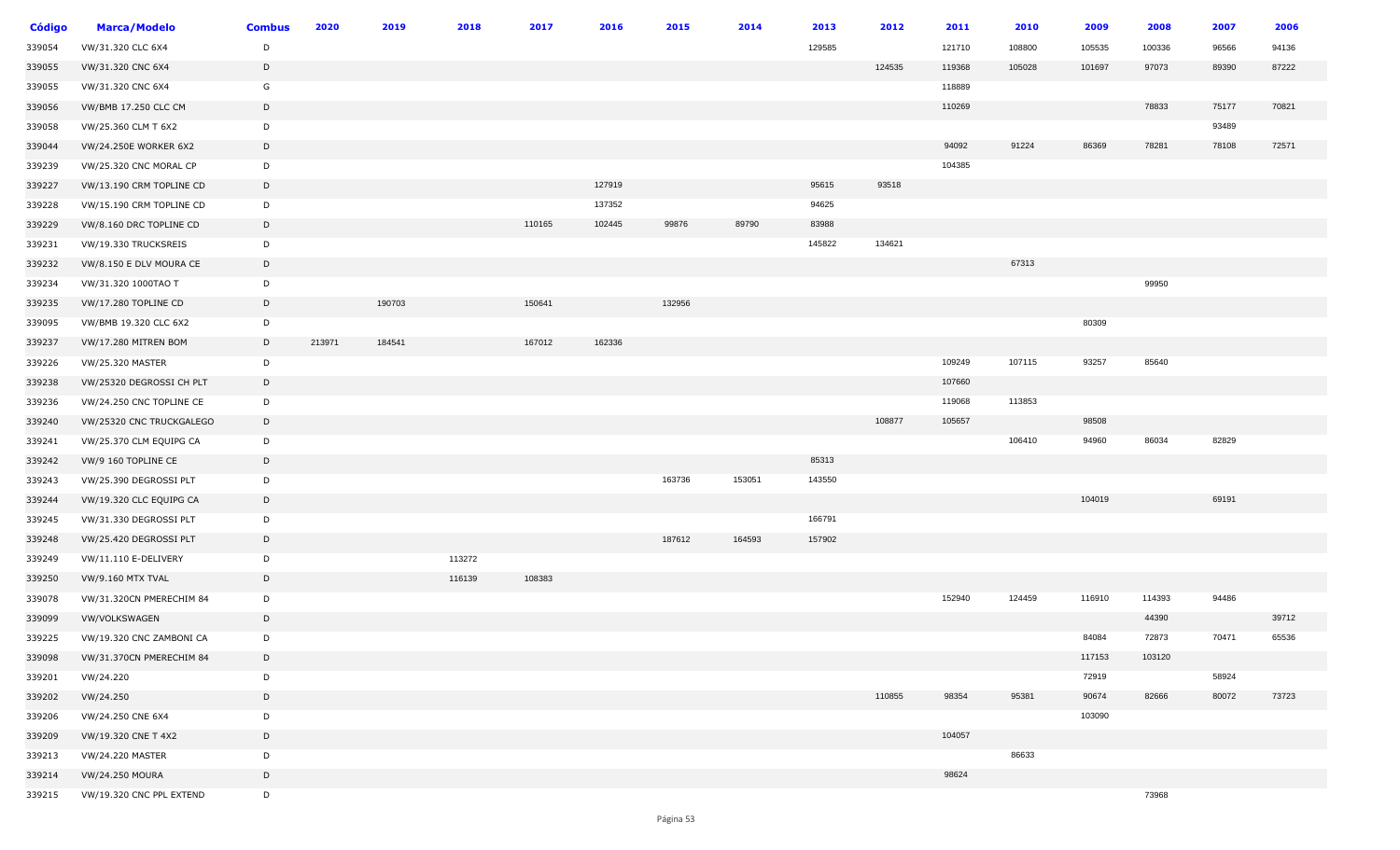| Código | Marca/Modelo | Combus | 2020 | 2019 | 2018 | 2017 | 2016 | 2015 | 2014 | 2013 | 2012 | 2011 | 2010 | 2009 | 2008 | 2007 | 2006 |
|---|---|---|---|---|---|---|---|---|---|---|---|---|---|---|---|---|---|
| 339054 | VW/31.320 CLC 6X4 | D | | | | | | | | 129585 | | 121710 | 108800 | 105535 | 100336 | 96566 | 94136 |
| 339055 | VW/31.320 CNC 6X4 | D | | | | | | | | | 124535 | 119368 | 105028 | 101697 | 97073 | 89390 | 87222 |
| 339055 | VW/31.320 CNC 6X4 | G | | | | | | | | | | 118889 | | | | | |
| 339056 | VW/BMB 17.250 CLC CM | D | | | | | | | | | | 110269 | | | 78833 | 75177 | 70821 |
| 339058 | VW/25.360 CLM T 6X2 | D | | | | | | | | | | | | | | 93489 | |
| 339044 | VW/24.250E WORKER 6X2 | D | | | | | | | | | | 94092 | 91224 | 86369 | 78281 | 78108 | 72571 |
| 339239 | VW/25.320 CNC MORAL CP | D | | | | | | | | | | 104385 | | | | | |
| 339227 | VW/13.190 CRM TOPLINE CD | D | | | | | 127919 | | | 95615 | 93518 | | | | | | |
| 339228 | VW/15.190 CRM TOPLINE CD | D | | | | | 137352 | | | 94625 | | | | | | | |
| 339229 | VW/8.160 DRC TOPLINE CD | D | | | | 110165 | 102445 | 99876 | 89790 | 83988 | | | | | | | |
| 339231 | VW/19.330 TRUCKSREIS | D | | | | | | | | 145822 | 134621 | | | | | | |
| 339232 | VW/8.150 E DLV MOURA CE | D | | | | | | | | | | | 67313 | | | | |
| 339234 | VW/31.320 1000TAO T | D | | | | | | | | | | | | | 99950 | | |
| 339235 | VW/17.280 TOPLINE CD | D | | 190703 | | 150641 | | 132956 | | | | | | | | | |
| 339095 | VW/BMB 19.320 CLC 6X2 | D | | | | | | | | | | | | 80309 | | | |
| 339237 | VW/17.280 MITREN BOM | D | 213971 | 184541 | | 167012 | 162336 | | | | | | | | | | |
| 339226 | VW/25.320 MASTER | D | | | | | | | | | | 109249 | 107115 | 93257 | 85640 | | |
| 339238 | VW25320 DEGROSSI CH PLT | D | | | | | | | | | | 107660 | | | | | |
| 339236 | VW/24.250 CNC TOPLINE CE | D | | | | | | | | | | 119068 | 113853 | | | | |
| 339240 | VW25320 CNC TRUCKGALEGO | D | | | | | | | | | 108877 | 105657 | | 98508 | | | |
| 339241 | VW/25.370 CLM EQUIPG CA | D | | | | | | | | | | | 106410 | 94960 | 86034 | 82829 | |
| 339242 | VW/9 160 TOPLINE CE | D | | | | | | | | 85313 | | | | | | | |
| 339243 | VW/25.390 DEGROSSI PLT | D | | | | | | 163736 | 153051 | 143550 | | | | | | | |
| 339244 | VW/19.320 CLC EQUIPG CA | D | | | | | | | | | | | | 104019 | | 69191 | |
| 339245 | VW/31.330 DEGROSSI PLT | D | | | | | | | | 166791 | | | | | | | |
| 339248 | VW/25.420 DEGROSSI PLT | D | | | | | | 187612 | 164593 | 157902 | | | | | | | |
| 339249 | VW/11.110 E-DELIVERY | D | | | 113272 | | | | | | | | | | | | |
| 339250 | VW/9.160 MTX TVAL | D | | | 116139 | 108383 | | | | | | | | | | | |
| 339078 | VW/31.320CN PMERECHIM 84 | D | | | | | | | | | | 152940 | 124459 | 116910 | 114393 | 94486 | |
| 339099 | VW/VOLKSWAGEN | D | | | | | | | | | | | | | 44390 | | 39712 |
| 339225 | VW/19.320 CNC ZAMBONI CA | D | | | | | | | | | | | | 84084 | 72873 | 70471 | 65536 |
| 339098 | VW/31.370CN PMERECHIM 84 | D | | | | | | | | | | | | 117153 | 103120 | | |
| 339201 | VW/24.220 | D | | | | | | | | | | | | 72919 | | 58924 | |
| 339202 | VW/24.250 | D | | | | | | | | | 110855 | 98354 | 95381 | 90674 | 82666 | 80072 | 73723 |
| 339206 | VW/24.250 CNE 6X4 | D | | | | | | | | | | | | 103090 | | | |
| 339209 | VW/19.320 CNE T 4X2 | D | | | | | | | | | | 104057 | | | | | |
| 339213 | VW/24.220 MASTER | D | | | | | | | | | | | 86633 | | | | |
| 339214 | VW/24.250 MOURA | D | | | | | | | | | | 98624 | | | | | |
| 339215 | VW/19.320 CNC PPL EXTEND | D | | | | | | | | | | | | | 73968 | | |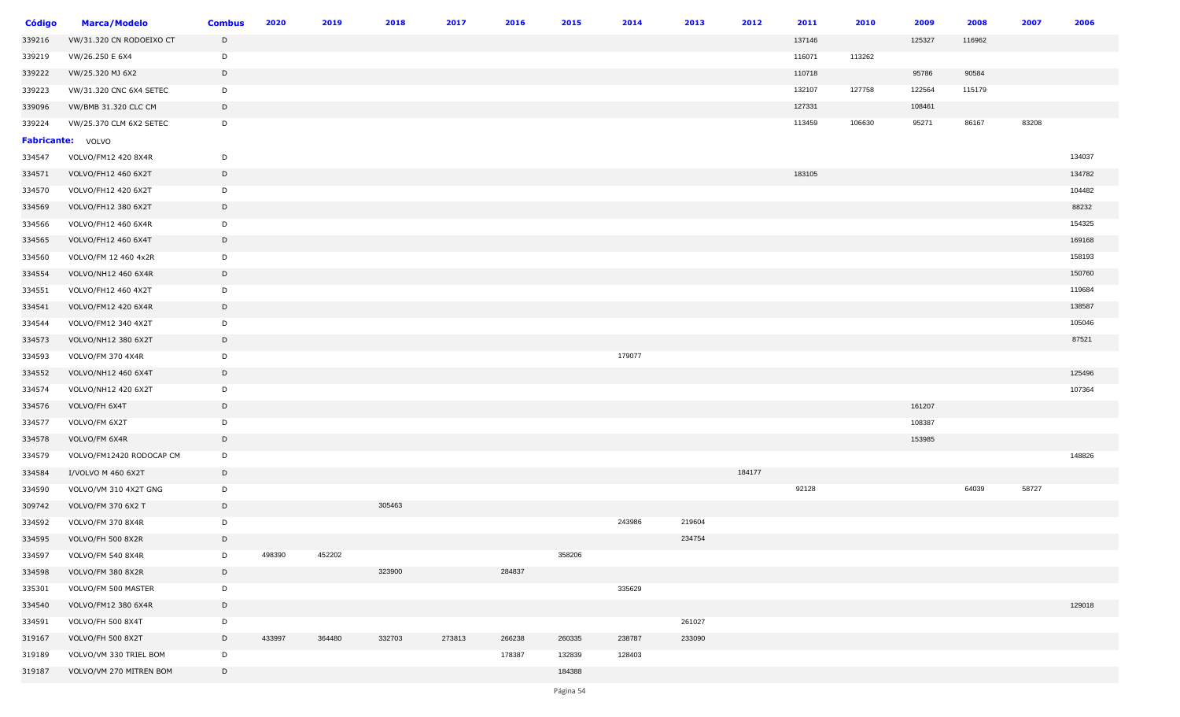| Código | Marca/Modelo | Combus | 2020 | 2019 | 2018 | 2017 | 2016 | 2015 | 2014 | 2013 | 2012 | 2011 | 2010 | 2009 | 2008 | 2007 | 2006 |
|---|---|---|---|---|---|---|---|---|---|---|---|---|---|---|---|---|---|
| 339216 | VW/31.320 CN RODOEIXO CT | D | | | | | | | | | | 137146 | | 125327 | 116962 | | |
| 339219 | VW/26.250 E 6X4 | D | | | | | | | | | | 116071 | 113262 | | | | |
| 339222 | VW/25.320 MJ 6X2 | D | | | | | | | | | | 110718 | | 95786 | 90584 | | |
| 339223 | VW/31.320 CNC 6X4 SETEC | D | | | | | | | | | | 132107 | 127758 | 122564 | 115179 | | |
| 339096 | VW/BMB 31.320 CLC CM | D | | | | | | | | | | 127331 | | 108461 | | | |
| 339224 | VW/25.370 CLM 6X2 SETEC | D | | | | | | | | | | 113459 | 106630 | 95271 | 86167 | 83208 | |
| **Fabricante:** | VOLVO | | | | | | | | | | | | | | | | |
| 334547 | VOLVO/FM12 420 8X4R | D | | | | | | | | | | | | | | | 134037 |
| 334571 | VOLVO/FH12 460 6X2T | D | | | | | | | | | | 183105 | | | | | 134782 |
| 334570 | VOLVO/FH12 420 6X2T | D | | | | | | | | | | | | | | | 104482 |
| 334569 | VOLVO/FH12 380 6X2T | D | | | | | | | | | | | | | | | 88232 |
| 334566 | VOLVO/FH12 460 6X4R | D | | | | | | | | | | | | | | | 154325 |
| 334565 | VOLVO/FH12 460 6X4T | D | | | | | | | | | | | | | | | 169168 |
| 334560 | VOLVO/FM 12 460 4x2R | D | | | | | | | | | | | | | | | 158193 |
| 334554 | VOLVO/NH12 460 6X4R | D | | | | | | | | | | | | | | | 150760 |
| 334551 | VOLVO/FH12 460 4X2T | D | | | | | | | | | | | | | | | 119684 |
| 334541 | VOLVO/FM12 420 6X4R | D | | | | | | | | | | | | | | | 138587 |
| 334544 | VOLVO/FM12 340 4X2T | D | | | | | | | | | | | | | | | 105046 |
| 334573 | VOLVO/NH12 380 6X2T | D | | | | | | | | | | | | | | | 87521 |
| 334593 | VOLVO/FM 370 4X4R | D | | | | | | | 179077 | | | | | | | | |
| 334552 | VOLVO/NH12 460 6X4T | D | | | | | | | | | | | | | | | 125496 |
| 334574 | VOLVO/NH12 420 6X2T | D | | | | | | | | | | | | | | | 107364 |
| 334576 | VOLVO/FH 6X4T | D | | | | | | | | | | | | 161207 | | | |
| 334577 | VOLVO/FM 6X2T | D | | | | | | | | | | | | 108387 | | | |
| 334578 | VOLVO/FM 6X4R | D | | | | | | | | | | | | 153985 | | | |
| 334579 | VOLVO/FM12420 RODOCAP CM | D | | | | | | | | | | | | | | | 148826 |
| 334584 | I/VOLVO M 460 6X2T | D | | | | | | | | | 184177 | | | | | | |
| 334590 | VOLVO/VM 310 4X2T GNG | D | | | | | | | | | | 92128 | | | 64039 | 58727 | |
| 309742 | VOLVO/FM 370 6X2 T | D | | | 305463 | | | | | | | | | | | | |
| 334592 | VOLVO/FM 370 8X4R | D | | | | | | | 243986 | 219604 | | | | | | | |
| 334595 | VOLVO/FH 500 8X2R | D | | | | | | | | 234754 | | | | | | | |
| 334597 | VOLVO/FM 540 8X4R | D | 498390 | 452202 | | | | 358206 | | | | | | | | | |
| 334598 | VOLVO/FM 380 8X2R | D | | | 323900 | | 284837 | | | | | | | | | | |
| 335301 | VOLVO/FM 500 MASTER | D | | | | | | | 335629 | | | | | | | | |
| 334540 | VOLVO/FM12 380 6X4R | D | | | | | | | | | | | | | | | 129018 |
| 334591 | VOLVO/FH 500 8X4T | D | | | | | | | | 261027 | | | | | | | |
| 319167 | VOLVO/FH 500 8X2T | D | 433997 | 364480 | 332703 | 273813 | 266238 | 260335 | 238787 | 233090 | | | | | | | |
| 319189 | VOLVO/VM 330 TRIEL BOM | D | | | | | 178387 | 132839 | 128403 | | | | | | | | |
| 319187 | VOLVO/VM 270 MITREN BOM | D | | | | | | 184388 | | | | | | | | | |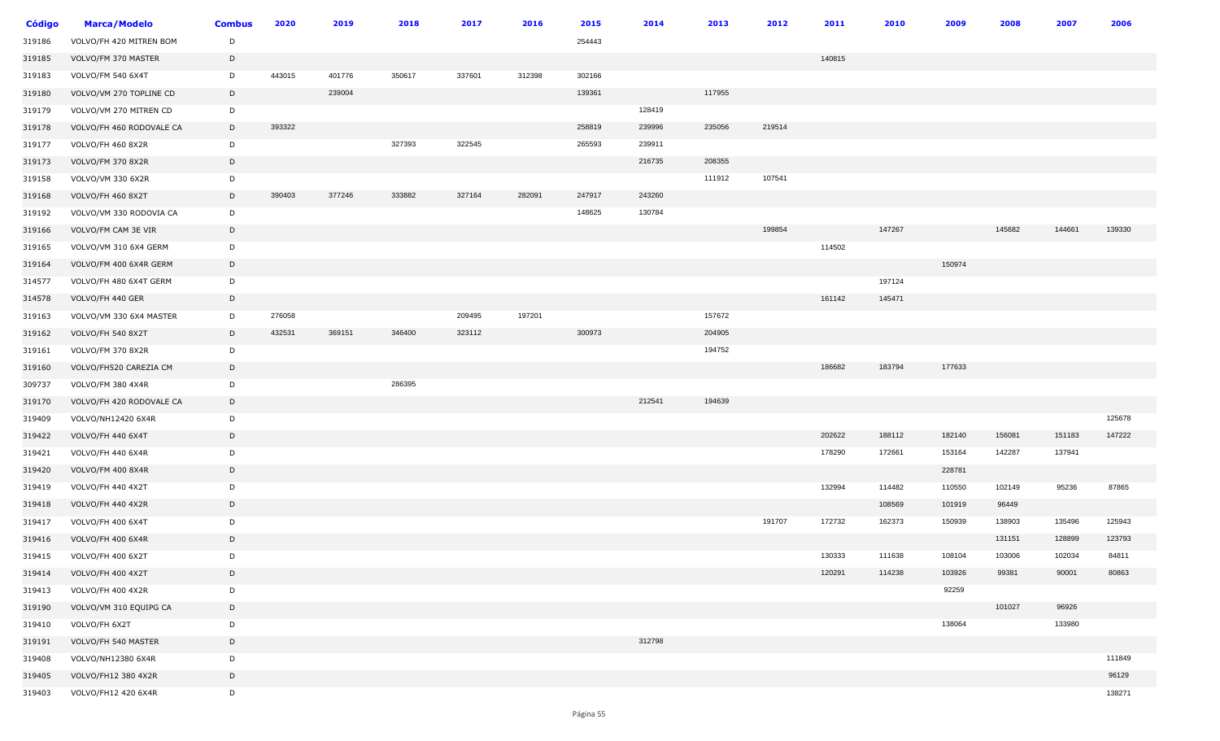| Código | Marca/Modelo | Combus | 2020 | 2019 | 2018 | 2017 | 2016 | 2015 | 2014 | 2013 | 2012 | 2011 | 2010 | 2009 | 2008 | 2007 | 2006 |
|---|---|---|---|---|---|---|---|---|---|---|---|---|---|---|---|---|---|
| 319186 | VOLVO/FH 420 MITREN BOM | D | | | | | | 254443 | | | | | | | | | |
| 319185 | VOLVO/FM 370 MASTER | D | | | | | | | | | | 140815 | | | | | |
| 319183 | VOLVO/FM 540 6X4T | D | 443015 | 401776 | 350617 | 337601 | 312398 | 302166 | | | | | | | | | |
| 319180 | VOLVO/VM 270 TOPLINE CD | D | | 239004 | | | | 139361 | | 117955 | | | | | | | |
| 319179 | VOLVO/VM 270 MITREN CD | D | | | | | | | 128419 | | | | | | | | |
| 319178 | VOLVO/FH 460 RODOVALE CA | D | 393322 | | | | | 258819 | 239996 | 235056 | 219514 | | | | | | |
| 319177 | VOLVO/FH 460 8X2R | D | | | 327393 | 322545 | | 265593 | 239911 | | | | | | | | |
| 319173 | VOLVO/FM 370 8X2R | D | | | | | | | 216735 | 208355 | | | | | | | |
| 319158 | VOLVO/VM 330 6X2R | D | | | | | | | | 111912 | 107541 | | | | | | |
| 319168 | VOLVO/FH 460 8X2T | D | 390403 | 377246 | 333882 | 327164 | 282091 | 247917 | 243260 | | | | | | | | |
| 319192 | VOLVO/VM 330 RODOVIA CA | D | | | | | | 148625 | 130784 | | | | | | | | |
| 319166 | VOLVO/FM CAM 3E VIR | D | | | | | | | | | 199854 | | 147267 | | 145682 | 144661 | 139330 |
| 319165 | VOLVO/VM 310 6X4 GERM | D | | | | | | | | | | 114502 | | | | | |
| 319164 | VOLVO/FM 400 6X4R GERM | D | | | | | | | | | | | | 150974 | | | |
| 314577 | VOLVO/FH 480 6X4T GERM | D | | | | | | | | | | | 197124 | | | | |
| 314578 | VOLVO/FH 440 GER | D | | | | | | | | | | 161142 | 145471 | | | | |
| 319163 | VOLVO/VM 330 6X4 MASTER | D | 276058 | | | 209495 | 197201 | | | 157672 | | | | | | | |
| 319162 | VOLVO/FH 540 8X2T | D | 432531 | 369151 | 346400 | 323112 | | 300973 | | 204905 | | | | | | | |
| 319161 | VOLVO/FM 370 8X2R | D | | | | | | | | 194752 | | | | | | | |
| 319160 | VOLVO/FH520 CAREZIA CM | D | | | | | | | | | | 186682 | 183794 | 177633 | | | |
| 309737 | VOLVO/FM 380 4X4R | D | | | 286395 | | | | | | | | | | | | |
| 319170 | VOLVO/FH 420 RODOVALE CA | D | | | | | | | 212541 | 194639 | | | | | | | |
| 319409 | VOLVO/NH12420 6X4R | D | | | | | | | | | | | | | | | 125678 |
| 319422 | VOLVO/FH 440 6X4T | D | | | | | | | | | | 202622 | 188112 | 182140 | 156081 | 151183 | 147222 |
| 319421 | VOLVO/FH 440 6X4R | D | | | | | | | | | | 178290 | 172661 | 153164 | 142287 | 137941 | |
| 319420 | VOLVO/FM 400 8X4R | D | | | | | | | | | | | | 228781 | | | |
| 319419 | VOLVO/FH 440 4X2T | D | | | | | | | | | | 132994 | 114482 | 110550 | 102149 | 95236 | 87865 |
| 319418 | VOLVO/FH 440 4X2R | D | | | | | | | | | | | 108569 | 101919 | 96449 | | |
| 319417 | VOLVO/FH 400 6X4T | D | | | | | | | | | 191707 | 172732 | 162373 | 150939 | 138903 | 135496 | 125943 |
| 319416 | VOLVO/FH 400 6X4R | D | | | | | | | | | | | | | 131151 | 128899 | 123793 |
| 319415 | VOLVO/FH 400 6X2T | D | | | | | | | | | | 130333 | 111638 | 108104 | 103006 | 102034 | 84811 |
| 319414 | VOLVO/FH 400 4X2T | D | | | | | | | | | | 120291 | 114238 | 103926 | 99381 | 90001 | 80863 |
| 319413 | VOLVO/FH 400 4X2R | D | | | | | | | | | | | | 92259 | | | |
| 319190 | VOLVO/VM 310 EQUIPG CA | D | | | | | | | | | | | | | 101027 | 96926 | |
| 319410 | VOLVO/FH 6X2T | D | | | | | | | | | | | | 138064 | | 133980 | |
| 319191 | VOLVO/FH 540 MASTER | D | | | | | | | 312798 | | | | | | | | |
| 319408 | VOLVO/NH12380 6X4R | D | | | | | | | | | | | | | | | 111849 |
| 319405 | VOLVO/FH12 380 4X2R | D | | | | | | | | | | | | | | | 96129 |
| 319403 | VOLVO/FH12 420 6X4R | D | | | | | | | | | | | | | | | 138271 |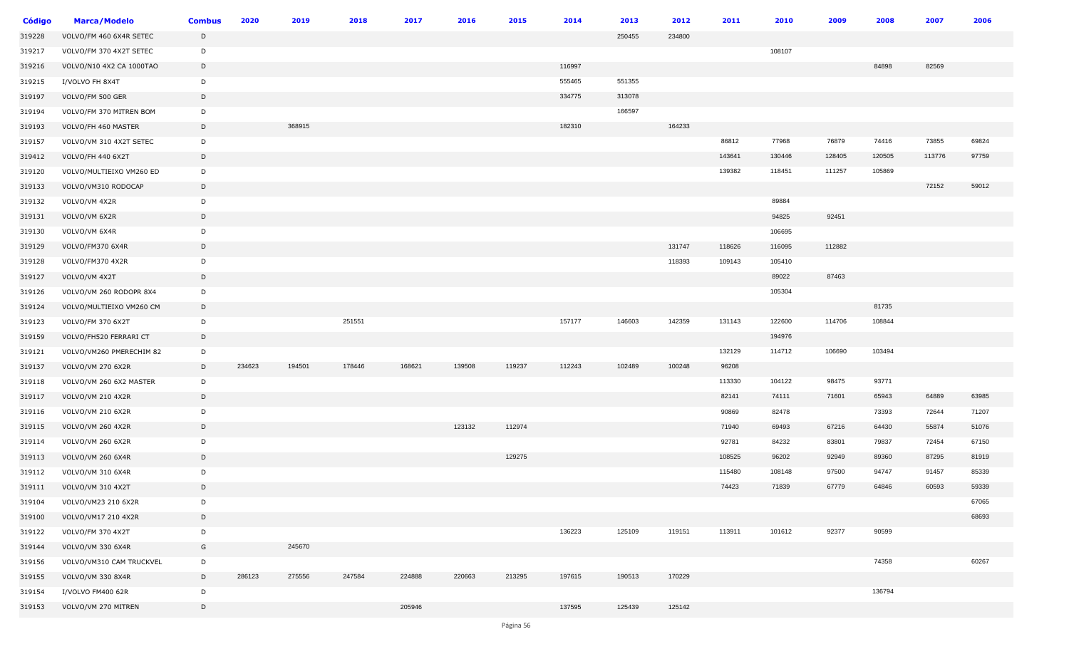| Código | Marca/Modelo | Combus | 2020 | 2019 | 2018 | 2017 | 2016 | 2015 | 2014 | 2013 | 2012 | 2011 | 2010 | 2009 | 2008 | 2007 | 2006 |
|---|---|---|---|---|---|---|---|---|---|---|---|---|---|---|---|---|---|
| 319228 | VOLVO/FM 460 6X4R SETEC | D | | | | | | | | 250455 | 234800 | | | | | | |
| 319217 | VOLVO/FM 370 4X2T SETEC | D | | | | | | | | | | | 108107 | | | | |
| 319216 | VOLVO/N10 4X2 CA 1000TAO | D | | | | | | | 116997 | | | | | | 84898 | 82569 | |
| 319215 | I/VOLVO FH 8X4T | D | | | | | | | 555465 | 551355 | | | | | | | |
| 319197 | VOLVO/FM 500 GER | D | | | | | | | 334775 | 313078 | | | | | | | |
| 319194 | VOLVO/FM 370 MITREN BOM | D | | | | | | | | 166597 | | | | | | | |
| 319193 | VOLVO/FH 460 MASTER | D | | 368915 | | | | | 182310 | | 164233 | | | | | | |
| 319157 | VOLVO/VM 310 4X2T SETEC | D | | | | | | | | | | 86812 | 77968 | 76879 | 74416 | 73855 | 69824 |
| 319412 | VOLVO/FH 440 6X2T | D | | | | | | | | | | 143641 | 130446 | 128405 | 120505 | 113776 | 97759 |
| 319120 | VOLVO/MULTIEIXO VM260 ED | D | | | | | | | | | | 139382 | 118451 | 111257 | 105869 | | |
| 319133 | VOLVO/VM310 RODOCAP | D | | | | | | | | | | | | | | 72152 | 59012 |
| 319132 | VOLVO/VM 4X2R | D | | | | | | | | | | | 89884 | | | | |
| 319131 | VOLVO/VM 6X2R | D | | | | | | | | | | | 94825 | 92451 | | | |
| 319130 | VOLVO/VM 6X4R | D | | | | | | | | | | | 106695 | | | | |
| 319129 | VOLVO/FM370 6X4R | D | | | | | | | | | 131747 | 118626 | 116095 | 112882 | | | |
| 319128 | VOLVO/FM370 4X2R | D | | | | | | | | | 118393 | 109143 | 105410 | | | | |
| 319127 | VOLVO/VM 4X2T | D | | | | | | | | | | | 89022 | 87463 | | | |
| 319126 | VOLVO/VM 260 RODOPR 8X4 | D | | | | | | | | | | | 105304 | | | | |
| 319124 | VOLVO/MULTIEIXO VM260 CM | D | | | | | | | | | | | | | 81735 | | |
| 319123 | VOLVO/FM 370 6X2T | D | | | 251551 | | | | 157177 | 146603 | 142359 | 131143 | 122600 | 114706 | 108844 | | |
| 319159 | VOLVO/FH520 FERRARI CT | D | | | | | | | | | | | 194976 | | | | |
| 319121 | VOLVO/VM260 PMERECHIM 82 | D | | | | | | | | | | 132129 | 114712 | 106690 | 103494 | | |
| 319137 | VOLVO/VM 270 6X2R | D | 234623 | 194501 | 178446 | 168621 | 139508 | 119237 | 112243 | 102489 | 100248 | 96208 | | | | | |
| 319118 | VOLVO/VM 260 6X2 MASTER | D | | | | | | | | | | 113330 | 104122 | 98475 | 93771 | | |
| 319117 | VOLVO/VM 210 4X2R | D | | | | | | | | | | 82141 | 74111 | 71601 | 65943 | 64889 | 63985 |
| 319116 | VOLVO/VM 210 6X2R | D | | | | | | | | | | 90869 | 82478 | | 73393 | 72644 | 71207 |
| 319115 | VOLVO/VM 260 4X2R | D | | | | | 123132 | 112974 | | | | 71940 | 69493 | 67216 | 64430 | 55874 | 51076 |
| 319114 | VOLVO/VM 260 6X2R | D | | | | | | | | | | 92781 | 84232 | 83801 | 79837 | 72454 | 67150 |
| 319113 | VOLVO/VM 260 6X4R | D | | | | | | 129275 | | | | 108525 | 96202 | 92949 | 89360 | 87295 | 81919 |
| 319112 | VOLVO/VM 310 6X4R | D | | | | | | | | | | 115480 | 108148 | 97500 | 94747 | 91457 | 85339 |
| 319111 | VOLVO/VM 310 4X2T | D | | | | | | | | | | 74423 | 71839 | 67779 | 64846 | 60593 | 59339 |
| 319104 | VOLVO/VM23 210 6X2R | D | | | | | | | | | | | | | | | 67065 |
| 319100 | VOLVO/VM17 210 4X2R | D | | | | | | | | | | | | | | | 68693 |
| 319122 | VOLVO/FM 370 4X2T | D | | | | | | | 136223 | 125109 | 119151 | 113911 | 101612 | 92377 | 90599 | | |
| 319144 | VOLVO/VM 330 6X4R | G | | 245670 | | | | | | | | | | | | | |
| 319156 | VOLVO/VM310 CAM TRUCKVEL | D | | | | | | | | | | | | | 74358 | | 60267 |
| 319155 | VOLVO/VM 330 8X4R | D | 286123 | 275556 | 247584 | 224888 | 220663 | 213295 | 197615 | 190513 | 170229 | | | | | | |
| 319154 | I/VOLVO FM400 62R | D | | | | | | | | | | | | | 136794 | | |
| 319153 | VOLVO/VM 270 MITREN | D | | | | 205946 | | | 137595 | 125439 | 125142 | | | | | | |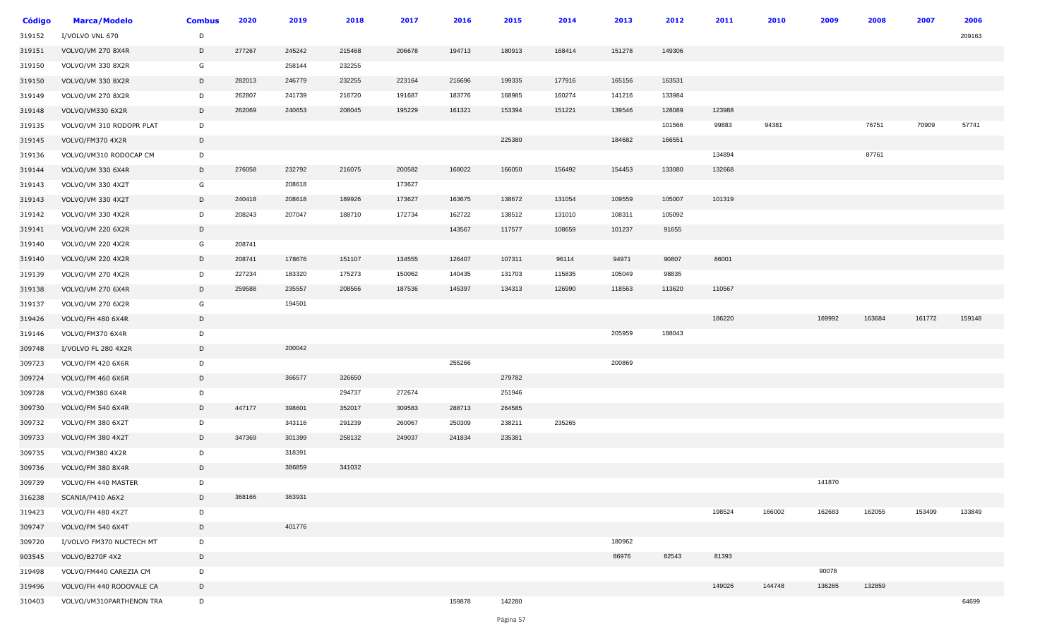| Código | Marca/Modelo | Combus | 2020 | 2019 | 2018 | 2017 | 2016 | 2015 | 2014 | 2013 | 2012 | 2011 | 2010 | 2009 | 2008 | 2007 | 2006 |
|---|---|---|---|---|---|---|---|---|---|---|---|---|---|---|---|---|---|
| 319152 | I/VOLVO VNL 670 | D | | | | | | | | | | | | | | | 209163 |
| 319151 | VOLVO/VM 270 8X4R | D | 277267 | 245242 | 215468 | 206678 | 194713 | 180913 | 168414 | 151278 | 149306 | | | | | | |
| 319150 | VOLVO/VM 330 8X2R | G | | 258144 | 232255 | | | | | | | | | | | | |
| 319150 | VOLVO/VM 330 8X2R | D | 282013 | 246779 | 232255 | 223164 | 216696 | 199335 | 177916 | 165156 | 163531 | | | | | | |
| 319149 | VOLVO/VM 270 8X2R | D | 262807 | 241739 | 216720 | 191687 | 183776 | 168985 | 160274 | 141216 | 133984 | | | | | | |
| 319148 | VOLVO/VM330 6X2R | D | 262069 | 240653 | 208045 | 195229 | 161321 | 153394 | 151221 | 139546 | 128089 | 123988 | | | | | |
| 319135 | VOLVO/VM 310 RODOPR PLAT | D | | | | | | | | | 101566 | 99883 | 94381 | | 76751 | 70909 | 57741 |
| 319145 | VOLVO/FM370 4X2R | D | | | | | | 225380 | | 184682 | 166551 | | | | | | |
| 319136 | VOLVO/VM310 RODOCAP CM | D | | | | | | | | | | 134894 | | | 87761 | | |
| 319144 | VOLVO/VM 330 6X4R | D | 276058 | 232792 | 216075 | 200582 | 168022 | 166050 | 156492 | 154453 | 133080 | 132668 | | | | | |
| 319143 | VOLVO/VM 330 4X2T | G | | 208618 | | 173627 | | | | | | | | | | | |
| 319143 | VOLVO/VM 330 4X2T | D | 240418 | 208618 | 189926 | 173627 | 163675 | 138672 | 131054 | 109559 | 105007 | 101319 | | | | | |
| 319142 | VOLVO/VM 330 4X2R | D | 208243 | 207047 | 188710 | 172734 | 162722 | 138512 | 131010 | 108311 | 105092 | | | | | | |
| 319141 | VOLVO/VM 220 6X2R | D | | | | | 143567 | 117577 | 108659 | 101237 | 91655 | | | | | | |
| 319140 | VOLVO/VM 220 4X2R | G | 208741 | | | | | | | | | | | | | | |
| 319140 | VOLVO/VM 220 4X2R | D | 208741 | 178676 | 151107 | 134555 | 126407 | 107311 | 96114 | 94971 | 90807 | 86001 | | | | | |
| 319139 | VOLVO/VM 270 4X2R | D | 227234 | 183320 | 175273 | 150062 | 140435 | 131703 | 115835 | 105049 | 98835 | | | | | | |
| 319138 | VOLVO/VM 270 6X4R | D | 259588 | 235557 | 208566 | 187536 | 145397 | 134313 | 126990 | 118563 | 113620 | 110567 | | | | | |
| 319137 | VOLVO/VM 270 6X2R | G | | 194501 | | | | | | | | | | | | | |
| 319426 | VOLVO/FH 480 6X4R | D | | | | | | | | | | 186220 | | 169992 | 163684 | 161772 | 159148 |
| 319146 | VOLVO/FM370 6X4R | D | | | | | | | | 205959 | 188043 | | | | | | |
| 309748 | I/VOLVO FL 280 4X2R | D | | 200042 | | | | | | | | | | | | | |
| 309723 | VOLVO/FM 420 6X6R | D | | | | | 255266 | | | 200869 | | | | | | | |
| 309724 | VOLVO/FM 460 6X6R | D | | 366577 | 326650 | | | 279782 | | | | | | | | | |
| 309728 | VOLVO/FM380 6X4R | D | | | 294737 | 272674 | | 251946 | | | | | | | | | |
| 309730 | VOLVO/FM 540 6X4R | D | 447177 | 398601 | 352017 | 309583 | 288713 | 264585 | | | | | | | | | |
| 309732 | VOLVO/FM 380 6X2T | D | | 343116 | 291239 | 260067 | 250309 | 238211 | 235265 | | | | | | | | |
| 309733 | VOLVO/FM 380 4X2T | D | 347369 | 301399 | 258132 | 249037 | 241834 | 235381 | | | | | | | | | |
| 309735 | VOLVO/FM380 4X2R | D | | 318391 | | | | | | | | | | | | | |
| 309736 | VOLVO/FM 380 8X4R | D | | 386859 | 341032 | | | | | | | | | | | | |
| 309739 | VOLVO/FH 440 MASTER | D | | | | | | | | | | | | 141870 | | | |
| 316238 | SCANIA/P410 A6X2 | D | 368166 | 363931 | | | | | | | | | | | | | |
| 319423 | VOLVO/FH 480 4X2T | D | | | | | | | | | | 198524 | 166002 | 162683 | 162055 | 153499 | 133849 |
| 309747 | VOLVO/FM 540 6X4T | D | | 401776 | | | | | | | | | | | | | |
| 309720 | I/VOLVO FM370 NUCTECH MT | D | | | | | | | | 180962 | | | | | | | |
| 903545 | VOLVO/B270F 4X2 | D | | | | | | | | 86976 | 82543 | 81393 | | | | | |
| 319498 | VOLVO/FM440 CAREZIA CM | D | | | | | | | | | | | | 90078 | | | |
| 319496 | VOLVO/FH 440 RODOVALE CA | D | | | | | | | | | | 149026 | 144748 | 136265 | 132859 | | |
| 310403 | VOLVO/VM310PARTHENON TRA | D | | | | | 159878 | 142280 | | | | | | | | | 64699 |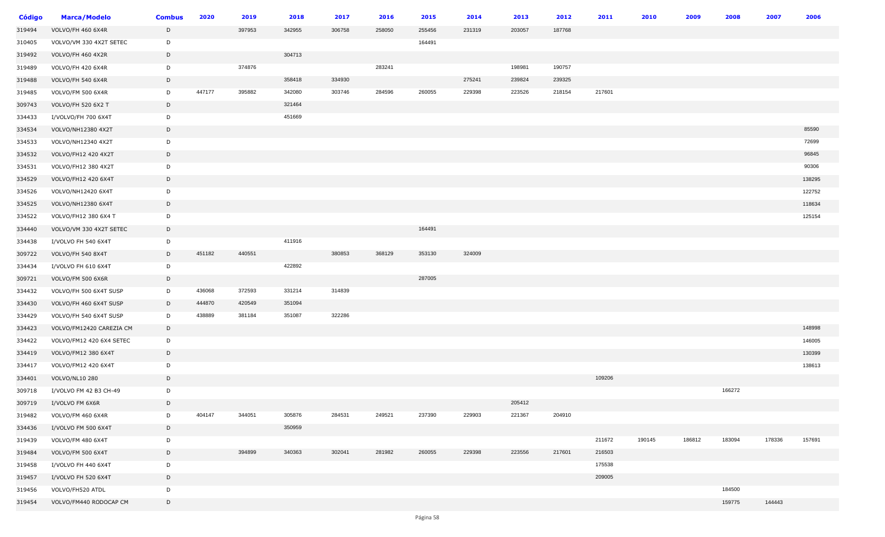| Código | Marca/Modelo | Combus | 2020 | 2019 | 2018 | 2017 | 2016 | 2015 | 2014 | 2013 | 2012 | 2011 | 2010 | 2009 | 2008 | 2007 | 2006 |
|---|---|---|---|---|---|---|---|---|---|---|---|---|---|---|---|---|---|
| 319494 | VOLVO/FH 460 6X4R | D | | 397953 | 342955 | 306758 | 258050 | 255456 | 231319 | 203057 | 187768 | | | | | | |
| 310405 | VOLVO/VM 330 4X2T SETEC | D | | | | | | 164491 | | | | | | | | | |
| 319492 | VOLVO/FH 460 4X2R | D | | | 304713 | | | | | | | | | | | | |
| 319489 | VOLVO/FH 420 6X4R | D | | 374876 | | | 283241 | | | 198981 | 190757 | | | | | | |
| 319488 | VOLVO/FH 540 6X4R | D | | | 358418 | 334930 | | | 275241 | 239824 | 239325 | | | | | | |
| 319485 | VOLVO/FM 500 6X4R | D | 447177 | 395882 | 342080 | 303746 | 284596 | 260055 | 229398 | 223526 | 218154 | 217601 | | | | | |
| 309743 | VOLVO/FH 520 6X2 T | D | | | 321464 | | | | | | | | | | | | |
| 334433 | I/VOLVO/FH 700 6X4T | D | | | 451669 | | | | | | | | | | | | |
| 334534 | VOLVO/NH12380 4X2T | D | | | | | | | | | | | | | | | 85590 |
| 334533 | VOLVO/NH12340 4X2T | D | | | | | | | | | | | | | | | 72699 |
| 334532 | VOLVO/FH12 420 4X2T | D | | | | | | | | | | | | | | | 96845 |
| 334531 | VOLVO/FH12 380 4X2T | D | | | | | | | | | | | | | | | 90306 |
| 334529 | VOLVO/FH12 420 6X4T | D | | | | | | | | | | | | | | | 138295 |
| 334526 | VOLVO/NH12420 6X4T | D | | | | | | | | | | | | | | | 122752 |
| 334525 | VOLVO/NH12380 6X4T | D | | | | | | | | | | | | | | | 118634 |
| 334522 | VOLVO/FH12 380 6X4 T | D | | | | | | | | | | | | | | | 125154 |
| 334440 | VOLVO/VM 330 4X2T SETEC | D | | | | | | 164491 | | | | | | | | | |
| 334438 | I/VOLVO FH 540 6X4T | D | | | 411916 | | | | | | | | | | | | |
| 309722 | VOLVO/FH 540 8X4T | D | 451182 | 440551 | | 380853 | 368129 | 353130 | 324009 | | | | | | | | |
| 334434 | I/VOLVO FH 610 6X4T | D | | | 422892 | | | | | | | | | | | | |
| 309721 | VOLVO/FM 500 6X6R | D | | | | | | 287005 | | | | | | | | | |
| 334432 | VOLVO/FM 500 6X4T SUSP | D | 436068 | 372593 | 331214 | 314839 | | | | | | | | | | | |
| 334430 | VOLVO/FH 460 6X4T SUSP | D | 444870 | 420549 | 351094 | | | | | | | | | | | | |
| 334429 | VOLVO/FH 540 6X4T SUSP | D | 438889 | 381184 | 351087 | 322286 | | | | | | | | | | | |
| 334423 | VOLVO/FM12420 CAREZIA CM | D | | | | | | | | | | | | | | | 148998 |
| 334422 | VOLVO/FM12 420 6X4 SETEC | D | | | | | | | | | | | | | | | 146005 |
| 334419 | VOLVO/FM12 380 6X4T | D | | | | | | | | | | | | | | | 130399 |
| 334417 | VOLVO/FM12 420 6X4T | D | | | | | | | | | | | | | | | 138613 |
| 334401 | VOLVO/NL10 280 | D | | | | | | | | | | 109206 | | | | | |
| 309718 | I/VOLVO FM 42 B3 CH-49 | D | | | | | | | | | | | | | 166272 | | |
| 309719 | I/VOLVO FM 6X6R | D | | | | | | | | 205412 | | | | | | | |
| 319482 | VOLVO/FM 460 6X4R | D | 404147 | 344051 | 305876 | 284531 | 249521 | 237390 | 229903 | 221367 | 204910 | | | | | | |
| 334436 | I/VOLVO FM 500 6X4T | D | | | 350959 | | | | | | | | | | | | |
| 319439 | VOLVO/FM 480 6X4T | D | | | | | | | | | | 211672 | 190145 | 186812 | 183094 | 178336 | 157691 |
| 319484 | VOLVO/FM 500 6X4T | D | | 394899 | 340363 | 302041 | 281982 | 260055 | 229398 | 223556 | 217601 | 216503 | | | | | |
| 319458 | I/VOLVO FH 440 6X4T | D | | | | | | | | | | 175538 | | | | | |
| 319457 | I/VOLVO FH 520 6X4T | D | | | | | | | | | | 209005 | | | | | |
| 319456 | VOLVO/FH520 ATDL | D | | | | | | | | | | | | | 184500 | | |
| 319454 | VOLVO/FM440 RODOCAP CM | D | | | | | | | | | | | | | 159775 | 144443 | |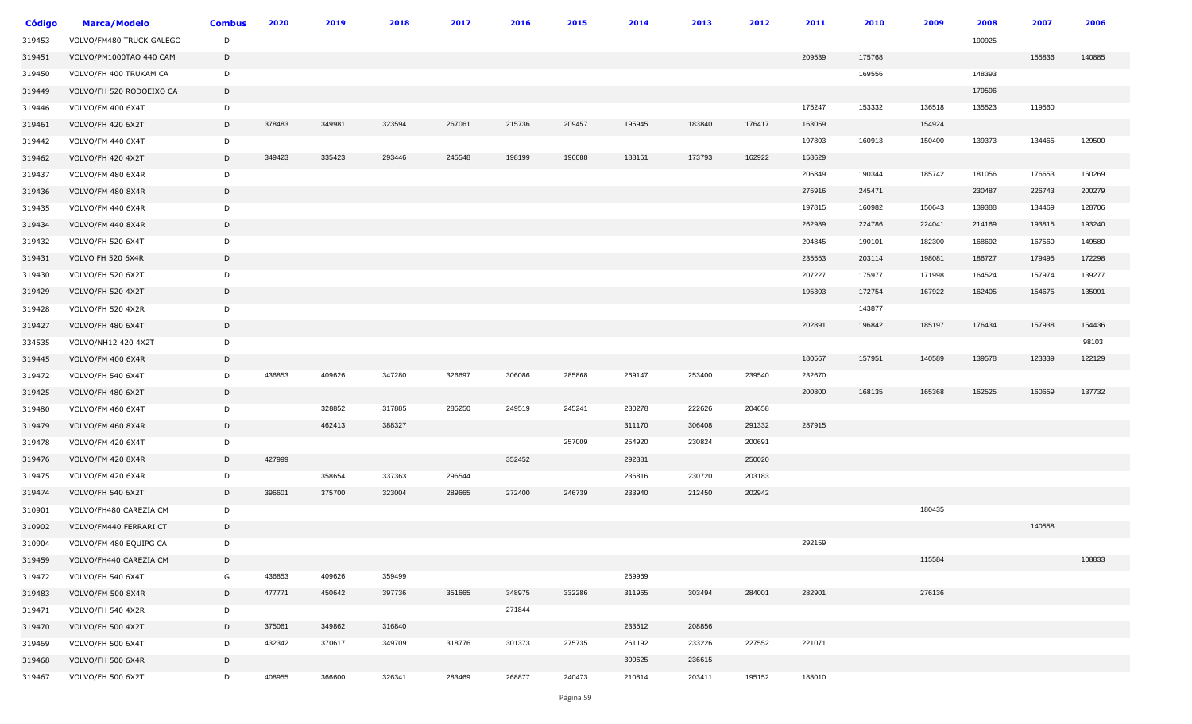| Código | Marca/Modelo | Combus | 2020 | 2019 | 2018 | 2017 | 2016 | 2015 | 2014 | 2013 | 2012 | 2011 | 2010 | 2009 | 2008 | 2007 | 2006 |
|---|---|---|---|---|---|---|---|---|---|---|---|---|---|---|---|---|---|
| 319453 | VOLVO/FM480 TRUCK GALEGO | D | | | | | | | | | | | | | 190925 | | |
| 319451 | VOLVO/PM1000TAO 440 CAM | D | | | | | | | | | | 209539 | 175768 | | | 155836 | 140885 |
| 319450 | VOLVO/FH 400 TRUKAM CA | D | | | | | | | | | | | 169556 | | 148393 | | |
| 319449 | VOLVO/FH 520 RODOEIXO CA | D | | | | | | | | | | | | | 179596 | | |
| 319446 | VOLVO/FM 400 6X4T | D | | | | | | | | | | 175247 | 153332 | 136518 | 135523 | 119560 | |
| 319461 | VOLVO/FH 420 6X2T | D | 378483 | 349981 | 323594 | 267061 | 215736 | 209457 | 195945 | 183840 | 176417 | 163059 | | 154924 | | | |
| 319442 | VOLVO/FM 440 6X4T | D | | | | | | | | | | 197803 | 160913 | 150400 | 139373 | 134465 | 129500 |
| 319462 | VOLVO/FH 420 4X2T | D | 349423 | 335423 | 293446 | 245548 | 198199 | 196088 | 188151 | 173793 | 162922 | 158629 | | | | | |
| 319437 | VOLVO/FM 480 6X4R | D | | | | | | | | | | 206849 | 190344 | 185742 | 181056 | 176653 | 160269 |
| 319436 | VOLVO/FM 480 8X4R | D | | | | | | | | | | 275916 | 245471 | | 230487 | 226743 | 200279 |
| 319435 | VOLVO/FM 440 6X4R | D | | | | | | | | | | 197815 | 160982 | 150643 | 139388 | 134469 | 128706 |
| 319434 | VOLVO/FM 440 8X4R | D | | | | | | | | | | 262989 | 224786 | 224041 | 214169 | 193815 | 193240 |
| 319432 | VOLVO/FH 520 6X4T | D | | | | | | | | | | 204845 | 190101 | 182300 | 168692 | 167560 | 149580 |
| 319431 | VOLVO FH 520 6X4R | D | | | | | | | | | | 235553 | 203114 | 198081 | 186727 | 179495 | 172298 |
| 319430 | VOLVO/FH 520 6X2T | D | | | | | | | | | | 207227 | 175977 | 171998 | 164524 | 157974 | 139277 |
| 319429 | VOLVO/FH 520 4X2T | D | | | | | | | | | | 195303 | 172754 | 167922 | 162405 | 154675 | 135091 |
| 319428 | VOLVO/FH 520 4X2R | D | | | | | | | | | | | 143877 | | | | |
| 319427 | VOLVO/FH 480 6X4T | D | | | | | | | | | | 202891 | 196842 | 185197 | 176434 | 157938 | 154436 |
| 334535 | VOLVO/NH12 420 4X2T | D | | | | | | | | | | | | | | | 98103 |
| 319445 | VOLVO/FM 400 6X4R | D | | | | | | | | | | 180567 | 157951 | 140589 | 139578 | 123339 | 122129 |
| 319472 | VOLVO/FH 540 6X4T | D | 436853 | 409626 | 347280 | 326697 | 306086 | 285868 | 269147 | 253400 | 239540 | 232670 | | | | | |
| 319425 | VOLVO/FH 480 6X2T | D | | | | | | | | | | 200800 | 168135 | 165368 | 162525 | 160659 | 137732 |
| 319480 | VOLVO/FM 460 6X4T | D | | 328852 | 317885 | 285250 | 249519 | 245241 | 230278 | 222626 | 204658 | | | | | | |
| 319479 | VOLVO/FM 460 8X4R | D | | 462413 | 388327 | | | | 311170 | 306408 | 291332 | 287915 | | | | | |
| 319478 | VOLVO/FM 420 6X4T | D | | | | | | 257009 | 254920 | 230824 | 200691 | | | | | | |
| 319476 | VOLVO/FM 420 8X4R | D | 427999 | | | | 352452 | | 292381 | | 250020 | | | | | | |
| 319475 | VOLVO/FM 420 6X4R | D | | 358654 | 337363 | 296544 | | | 236816 | 230720 | 203183 | | | | | | |
| 319474 | VOLVO/FH 540 6X2T | D | 396601 | 375700 | 323004 | 289665 | 272400 | 246739 | 233940 | 212450 | 202942 | | | | | | |
| 310901 | VOLVO/FH480 CAREZIA CM | D | | | | | | | | | | | | 180435 | | | |
| 310902 | VOLVO/FM440 FERRARI CT | D | | | | | | | | | | | | | | 140558 | |
| 310904 | VOLVO/FM 480 EQUIPG CA | D | | | | | | | | | | 292159 | | | | | |
| 319459 | VOLVO/FH440 CAREZIA CM | D | | | | | | | | | | | | 115584 | | | 108833 |
| 319472 | VOLVO/FH 540 6X4T | G | 436853 | 409626 | 359499 | | | | 259969 | | | | | | | | |
| 319483 | VOLVO/FM 500 8X4R | D | 477771 | 450642 | 397736 | 351665 | 348975 | 332286 | 311965 | 303494 | 284001 | 282901 | | 276136 | | | |
| 319471 | VOLVO/FH 540 4X2R | D | | | | | 271844 | | | | | | | | | | |
| 319470 | VOLVO/FH 500 4X2T | D | 375061 | 349862 | 316840 | | | | 233512 | 208856 | | | | | | | |
| 319469 | VOLVO/FH 500 6X4T | D | 432342 | 370617 | 349709 | 318776 | 301373 | 275735 | 261192 | 233226 | 227552 | 221071 | | | | | |
| 319468 | VOLVO/FH 500 6X4R | D | | | | | | | 300625 | 236615 | | | | | | | |
| 319467 | VOLVO/FH 500 6X2T | D | 408955 | 366600 | 326341 | 283469 | 268877 | 240473 | 210814 | 203411 | 195152 | 188010 | | | | | |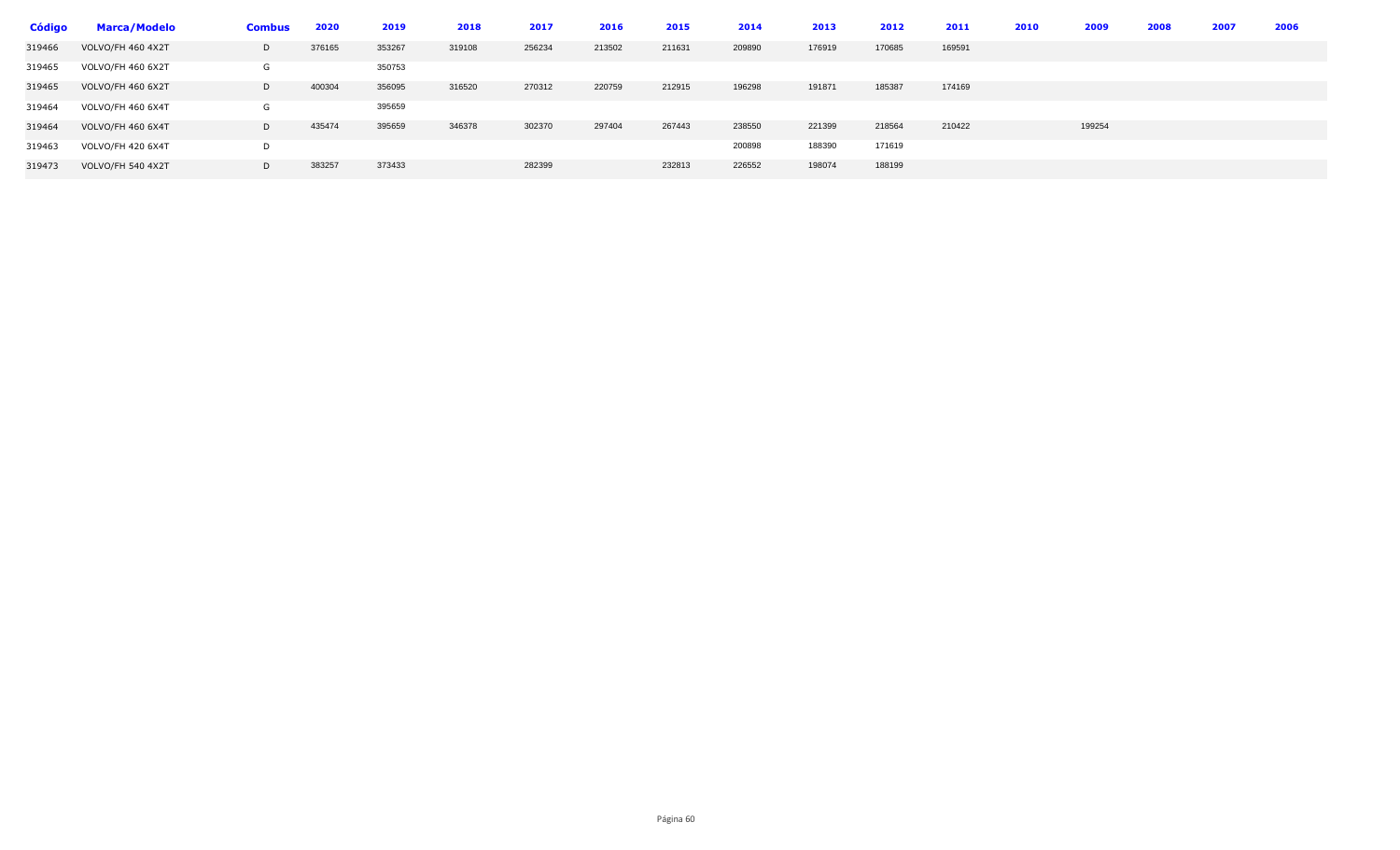| Código | Marca/Modelo | Combus | 2020 | 2019 | 2018 | 2017 | 2016 | 2015 | 2014 | 2013 | 2012 | 2011 | 2010 | 2009 | 2008 | 2007 | 2006 |
|---|---|---|---|---|---|---|---|---|---|---|---|---|---|---|---|---|---|
| 319466 | VOLVO/FH 460 4X2T | D | 376165 | 353267 | 319108 | 256234 | 213502 | 211631 | 209890 | 176919 | 170685 | 169591 | | | | | |
| 319465 | VOLVO/FH 460 6X2T | G | | 350753 | | | | | | | | | | | | | |
| 319465 | VOLVO/FH 460 6X2T | D | 400304 | 356095 | 316520 | 270312 | 220759 | 212915 | 196298 | 191871 | 185387 | 174169 | | | | | |
| 319464 | VOLVO/FH 460 6X4T | G | | 395659 | | | | | | | | | | | | | |
| 319464 | VOLVO/FH 460 6X4T | D | 435474 | 395659 | 346378 | 302370 | 297404 | 267443 | 238550 | 221399 | 218564 | 210422 | | 199254 | | | |
| 319463 | VOLVO/FH 420 6X4T | D | | | | | | | 200898 | 188390 | 171619 | | | | | | |
| 319473 | VOLVO/FH 540 4X2T | D | 383257 | 373433 | | 282399 | | 232813 | 226552 | 198074 | 188199 | | | | | | |